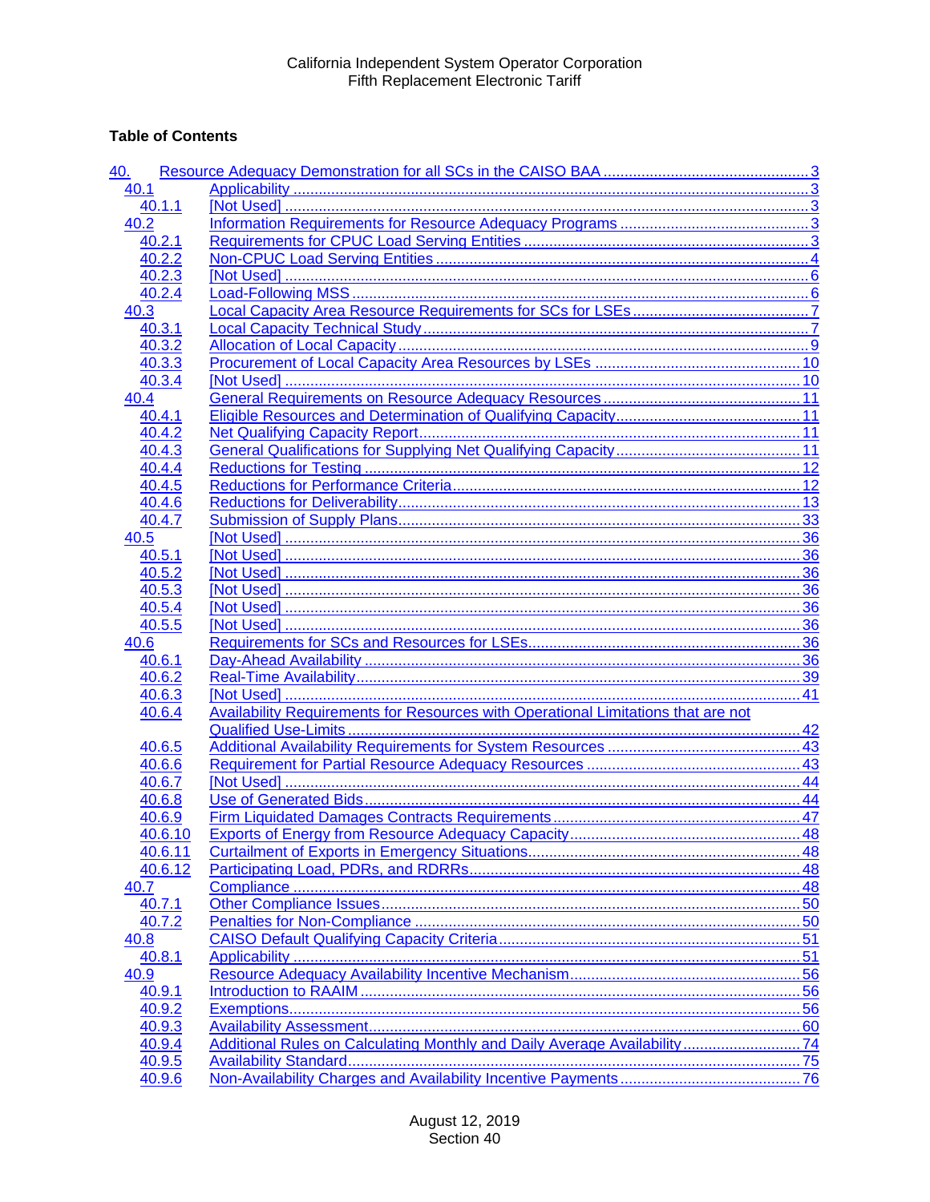California Independent System Operator Corporation
Fifth Replacement Electronic Tariff

**Table of Contents**

| | | |
|---|---|---|
| 40. | Resource Adequacy Demonstration for all SCs in the CAISO BAA | 3 |
| 40.1 | Applicability | 3 |
| 40.1.1 | [Not Used] | 3 |
| 40.2 | Information Requirements for Resource Adequacy Programs | 3 |
| 40.2.1 | Requirements for CPUC Load Serving Entities | 3 |
| 40.2.2 | Non-CPUC Load Serving Entities | 4 |
| 40.2.3 | [Not Used] | 6 |
| 40.2.4 | Load-Following MSS | 6 |
| 40.3 | Local Capacity Area Resource Requirements for SCs for LSEs | 7 |
| 40.3.1 | Local Capacity Technical Study | 7 |
| 40.3.2 | Allocation of Local Capacity | 9 |
| 40.3.3 | Procurement of Local Capacity Area Resources by LSEs | 10 |
| 40.3.4 | [Not Used] | 10 |
| 40.4 | General Requirements on Resource Adequacy Resources | 11 |
| 40.4.1 | Eligible Resources and Determination of Qualifying Capacity | 11 |
| 40.4.2 | Net Qualifying Capacity Report | 11 |
| 40.4.3 | General Qualifications for Supplying Net Qualifying Capacity | 11 |
| 40.4.4 | Reductions for Testing | 12 |
| 40.4.5 | Reductions for Performance Criteria | 12 |
| 40.4.6 | Reductions for Deliverability | 13 |
| 40.4.7 | Submission of Supply Plans | 33 |
| 40.5 | [Not Used] | 36 |
| 40.5.1 | [Not Used] | 36 |
| 40.5.2 | [Not Used] | 36 |
| 40.5.3 | [Not Used] | 36 |
| 40.5.4 | [Not Used] | 36 |
| 40.5.5 | [Not Used] | 36 |
| 40.6 | Requirements for SCs and Resources for LSEs | 36 |
| 40.6.1 | Day-Ahead Availability | 36 |
| 40.6.2 | Real-Time Availability | 39 |
| 40.6.3 | [Not Used] | 41 |
| 40.6.4 | Availability Requirements for Resources with Operational Limitations that are not Qualified Use-Limits | 42 |
| 40.6.5 | Additional Availability Requirements for System Resources | 43 |
| 40.6.6 | Requirement for Partial Resource Adequacy Resources | 43 |
| 40.6.7 | [Not Used] | 44 |
| 40.6.8 | Use of Generated Bids | 44 |
| 40.6.9 | Firm Liquidated Damages Contracts Requirements | 47 |
| 40.6.10 | Exports of Energy from Resource Adequacy Capacity | 48 |
| 40.6.11 | Curtailment of Exports in Emergency Situations | 48 |
| 40.6.12 | Participating Load, PDRs, and RDRRs | 48 |
| 40.7 | Compliance | 48 |
| 40.7.1 | Other Compliance Issues | 50 |
| 40.7.2 | Penalties for Non-Compliance | 50 |
| 40.8 | CAISO Default Qualifying Capacity Criteria | 51 |
| 40.8.1 | Applicability | 51 |
| 40.9 | Resource Adequacy Availability Incentive Mechanism | 56 |
| 40.9.1 | Introduction to RAAIM | 56 |
| 40.9.2 | Exemptions | 56 |
| 40.9.3 | Availability Assessment | 60 |
| 40.9.4 | Additional Rules on Calculating Monthly and Daily Average Availability | 74 |
| 40.9.5 | Availability Standard | 75 |
| 40.9.6 | Non-Availability Charges and Availability Incentive Payments | 76 |

August 12, 2019
Section 40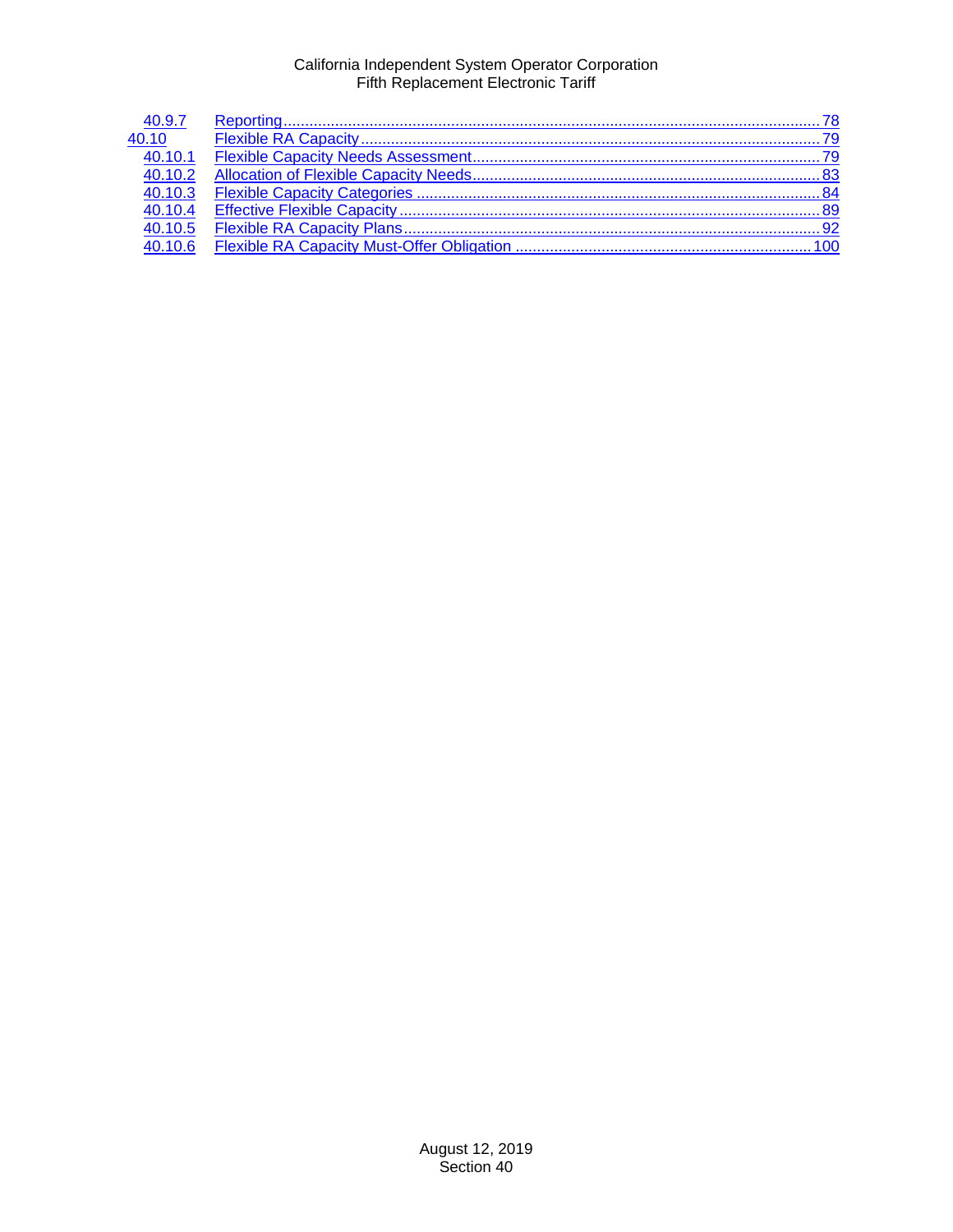| | | |
|---|---|---|
| 40.9.7 | Reporting | 78 |
| 40.10 | Flexible RA Capacity | 79 |
| 40.10.1 | Flexible Capacity Needs Assessment | 79 |
| 40.10.2 | Allocation of Flexible Capacity Needs | 83 |
| 40.10.3 | Flexible Capacity Categories | 84 |
| 40.10.4 | Effective Flexible Capacity | 89 |
| 40.10.5 | Flexible RA Capacity Plans | 92 |
| 40.10.6 | Flexible RA Capacity Must-Offer Obligation | 100 |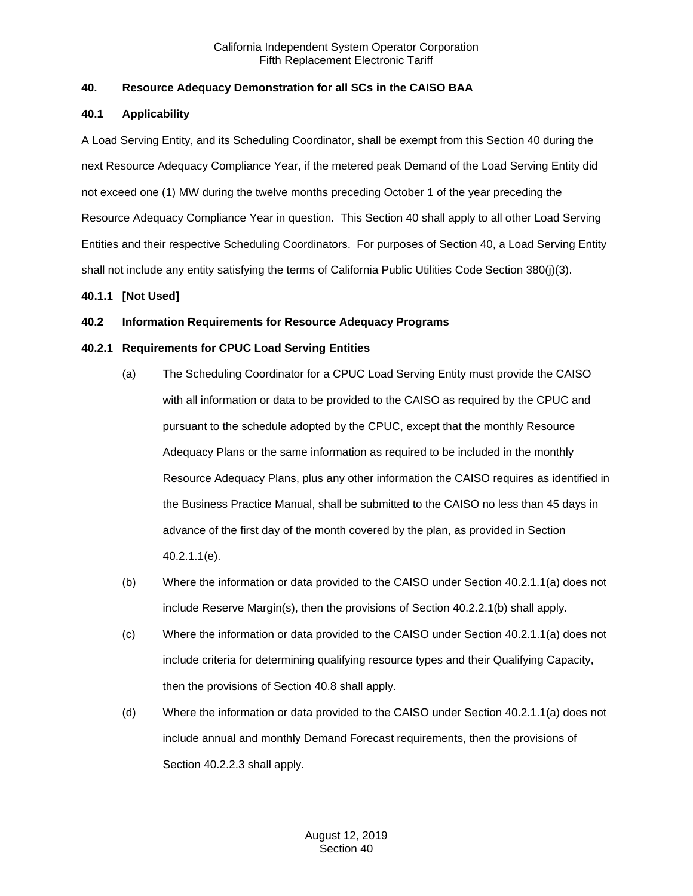## 40. Resource Adequacy Demonstration for all SCs in the CAISO BAA

### 40.1 Applicability

A Load Serving Entity, and its Scheduling Coordinator, shall be exempt from this Section 40 during the next Resource Adequacy Compliance Year, if the metered peak Demand of the Load Serving Entity did not exceed one (1) MW during the twelve months preceding October 1 of the year preceding the Resource Adequacy Compliance Year in question. This Section 40 shall apply to all other Load Serving Entities and their respective Scheduling Coordinators. For purposes of Section 40, a Load Serving Entity shall not include any entity satisfying the terms of California Public Utilities Code Section 380(j)(3).

#### 40.1.1 [Not Used]

### 40.2 Information Requirements for Resource Adequacy Programs

#### 40.2.1 Requirements for CPUC Load Serving Entities

(a) The Scheduling Coordinator for a CPUC Load Serving Entity must provide the CAISO with all information or data to be provided to the CAISO as required by the CPUC and pursuant to the schedule adopted by the CPUC, except that the monthly Resource Adequacy Plans or the same information as required to be included in the monthly Resource Adequacy Plans, plus any other information the CAISO requires as identified in the Business Practice Manual, shall be submitted to the CAISO no less than 45 days in advance of the first day of the month covered by the plan, as provided in Section 40.2.1.1(e).

(b) Where the information or data provided to the CAISO under Section 40.2.1.1(a) does not include Reserve Margin(s), then the provisions of Section 40.2.2.1(b) shall apply.

(c) Where the information or data provided to the CAISO under Section 40.2.1.1(a) does not include criteria for determining qualifying resource types and their Qualifying Capacity, then the provisions of Section 40.8 shall apply.

(d) Where the information or data provided to the CAISO under Section 40.2.1.1(a) does not include annual and monthly Demand Forecast requirements, then the provisions of Section 40.2.2.3 shall apply.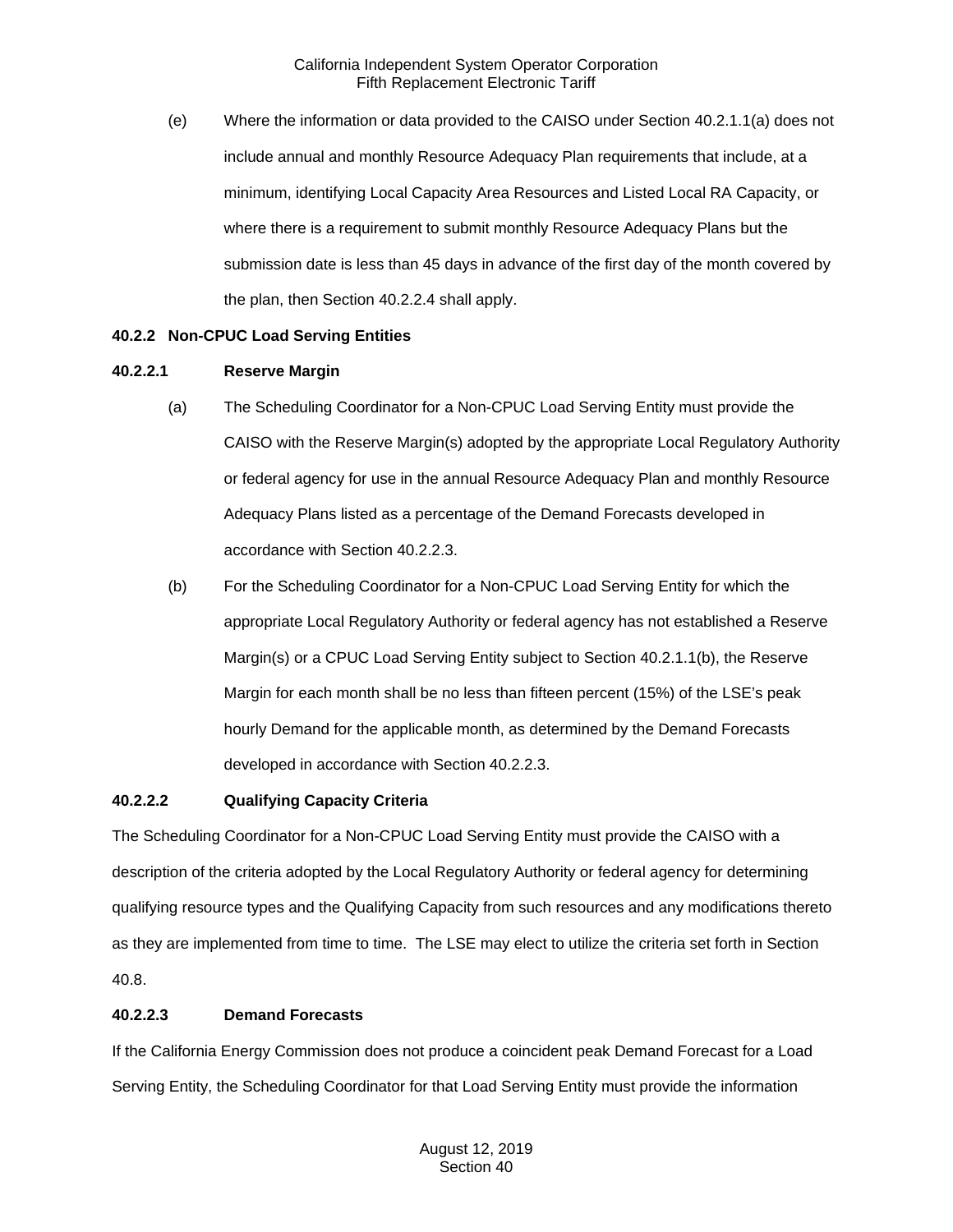(e) Where the information or data provided to the CAISO under Section 40.2.1.1(a) does not include annual and monthly Resource Adequacy Plan requirements that include, at a minimum, identifying Local Capacity Area Resources and Listed Local RA Capacity, or where there is a requirement to submit monthly Resource Adequacy Plans but the submission date is less than 45 days in advance of the first day of the month covered by the plan, then Section 40.2.2.4 shall apply.

### 40.2.2 Non-CPUC Load Serving Entities

#### 40.2.2.1 Reserve Margin

(a) The Scheduling Coordinator for a Non-CPUC Load Serving Entity must provide the CAISO with the Reserve Margin(s) adopted by the appropriate Local Regulatory Authority or federal agency for use in the annual Resource Adequacy Plan and monthly Resource Adequacy Plans listed as a percentage of the Demand Forecasts developed in accordance with Section 40.2.2.3.

(b) For the Scheduling Coordinator for a Non-CPUC Load Serving Entity for which the appropriate Local Regulatory Authority or federal agency has not established a Reserve Margin(s) or a CPUC Load Serving Entity subject to Section 40.2.1.1(b), the Reserve Margin for each month shall be no less than fifteen percent (15%) of the LSE's peak hourly Demand for the applicable month, as determined by the Demand Forecasts developed in accordance with Section 40.2.2.3.

#### 40.2.2.2 Qualifying Capacity Criteria

The Scheduling Coordinator for a Non-CPUC Load Serving Entity must provide the CAISO with a description of the criteria adopted by the Local Regulatory Authority or federal agency for determining qualifying resource types and the Qualifying Capacity from such resources and any modifications thereto as they are implemented from time to time. The LSE may elect to utilize the criteria set forth in Section 40.8.

#### 40.2.2.3 Demand Forecasts

If the California Energy Commission does not produce a coincident peak Demand Forecast for a Load Serving Entity, the Scheduling Coordinator for that Load Serving Entity must provide the information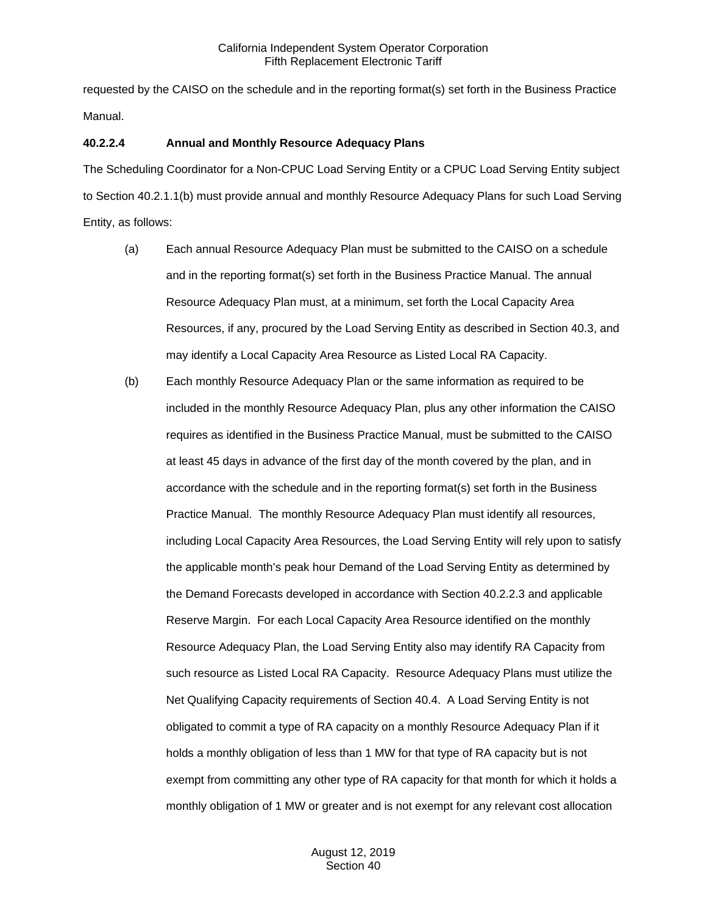requested by the CAISO on the schedule and in the reporting format(s) set forth in the Business Practice Manual.

**40.2.2.4 Annual and Monthly Resource Adequacy Plans**

The Scheduling Coordinator for a Non-CPUC Load Serving Entity or a CPUC Load Serving Entity subject to Section 40.2.1.1(b) must provide annual and monthly Resource Adequacy Plans for such Load Serving Entity, as follows:

(a) Each annual Resource Adequacy Plan must be submitted to the CAISO on a schedule and in the reporting format(s) set forth in the Business Practice Manual. The annual Resource Adequacy Plan must, at a minimum, set forth the Local Capacity Area Resources, if any, procured by the Load Serving Entity as described in Section 40.3, and may identify a Local Capacity Area Resource as Listed Local RA Capacity.

(b) Each monthly Resource Adequacy Plan or the same information as required to be included in the monthly Resource Adequacy Plan, plus any other information the CAISO requires as identified in the Business Practice Manual, must be submitted to the CAISO at least 45 days in advance of the first day of the month covered by the plan, and in accordance with the schedule and in the reporting format(s) set forth in the Business Practice Manual. The monthly Resource Adequacy Plan must identify all resources, including Local Capacity Area Resources, the Load Serving Entity will rely upon to satisfy the applicable month's peak hour Demand of the Load Serving Entity as determined by the Demand Forecasts developed in accordance with Section 40.2.2.3 and applicable Reserve Margin. For each Local Capacity Area Resource identified on the monthly Resource Adequacy Plan, the Load Serving Entity also may identify RA Capacity from such resource as Listed Local RA Capacity. Resource Adequacy Plans must utilize the Net Qualifying Capacity requirements of Section 40.4. A Load Serving Entity is not obligated to commit a type of RA capacity on a monthly Resource Adequacy Plan if it holds a monthly obligation of less than 1 MW for that type of RA capacity but is not exempt from committing any other type of RA capacity for that month for which it holds a monthly obligation of 1 MW or greater and is not exempt for any relevant cost allocation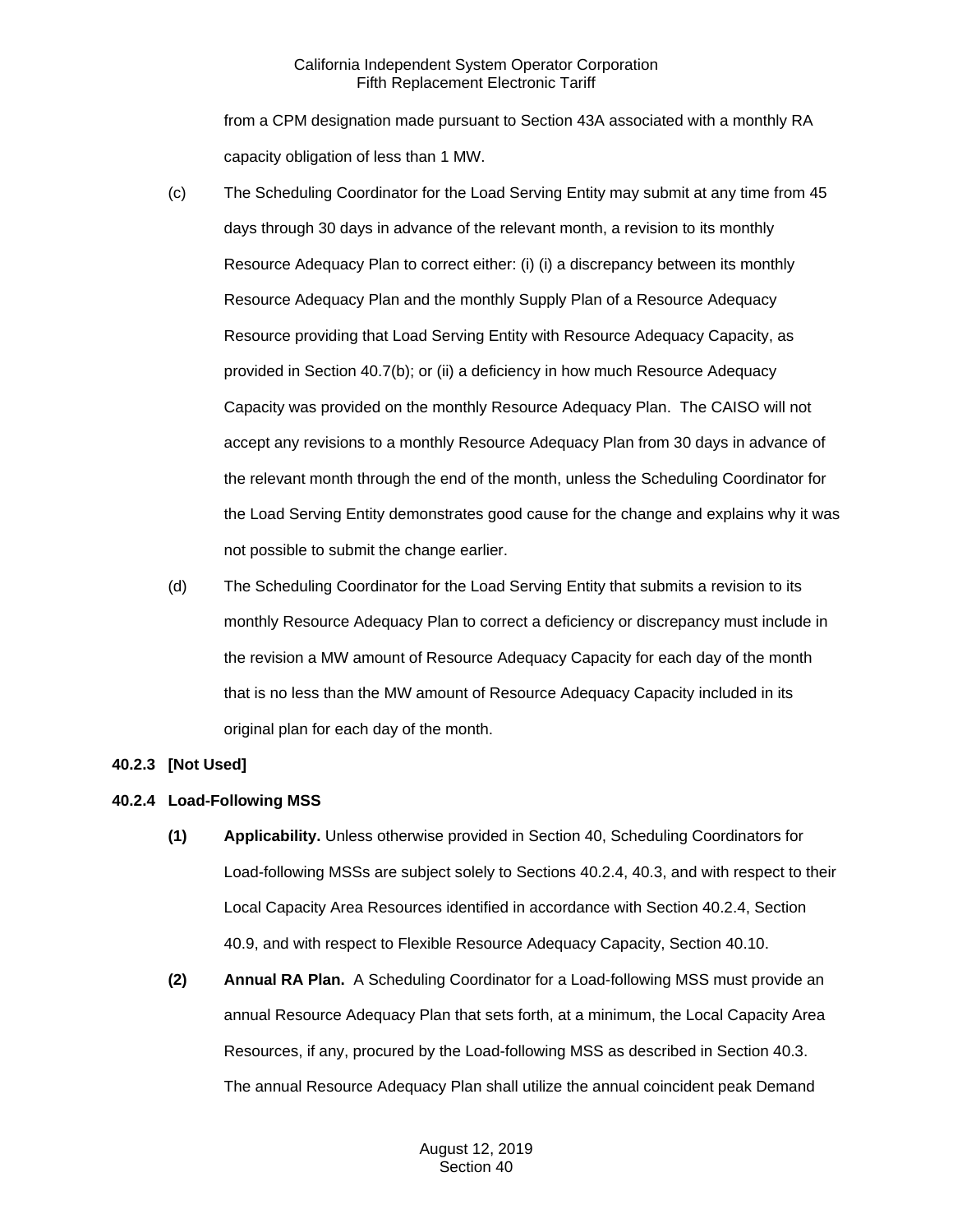from a CPM designation made pursuant to Section 43A associated with a monthly RA capacity obligation of less than 1 MW.

(c) The Scheduling Coordinator for the Load Serving Entity may submit at any time from 45 days through 30 days in advance of the relevant month, a revision to its monthly Resource Adequacy Plan to correct either: (i) (i) a discrepancy between its monthly Resource Adequacy Plan and the monthly Supply Plan of a Resource Adequacy Resource providing that Load Serving Entity with Resource Adequacy Capacity, as provided in Section 40.7(b); or (ii) a deficiency in how much Resource Adequacy Capacity was provided on the monthly Resource Adequacy Plan. The CAISO will not accept any revisions to a monthly Resource Adequacy Plan from 30 days in advance of the relevant month through the end of the month, unless the Scheduling Coordinator for the Load Serving Entity demonstrates good cause for the change and explains why it was not possible to submit the change earlier.

(d) The Scheduling Coordinator for the Load Serving Entity that submits a revision to its monthly Resource Adequacy Plan to correct a deficiency or discrepancy must include in the revision a MW amount of Resource Adequacy Capacity for each day of the month that is no less than the MW amount of Resource Adequacy Capacity included in its original plan for each day of the month.

**40.2.3 [Not Used]**

**40.2.4 Load-Following MSS**

**(1) Applicability.** Unless otherwise provided in Section 40, Scheduling Coordinators for Load-following MSSs are subject solely to Sections 40.2.4, 40.3, and with respect to their Local Capacity Area Resources identified in accordance with Section 40.2.4, Section 40.9, and with respect to Flexible Resource Adequacy Capacity, Section 40.10.

**(2) Annual RA Plan.** A Scheduling Coordinator for a Load-following MSS must provide an annual Resource Adequacy Plan that sets forth, at a minimum, the Local Capacity Area Resources, if any, procured by the Load-following MSS as described in Section 40.3. The annual Resource Adequacy Plan shall utilize the annual coincident peak Demand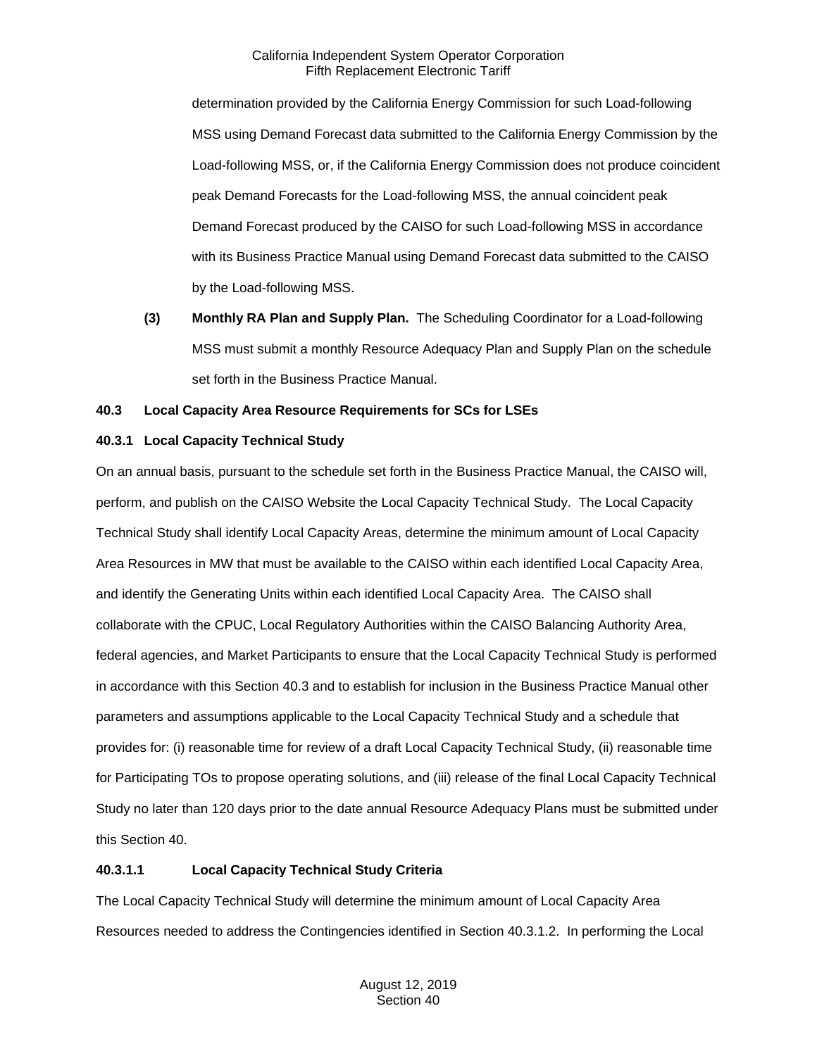determination provided by the California Energy Commission for such Load-following MSS using Demand Forecast data submitted to the California Energy Commission by the Load-following MSS, or, if the California Energy Commission does not produce coincident peak Demand Forecasts for the Load-following MSS, the annual coincident peak Demand Forecast produced by the CAISO for such Load-following MSS in accordance with its Business Practice Manual using Demand Forecast data submitted to the CAISO by the Load-following MSS.

**(3) Monthly RA Plan and Supply Plan.** The Scheduling Coordinator for a Load-following MSS must submit a monthly Resource Adequacy Plan and Supply Plan on the schedule set forth in the Business Practice Manual.

### 40.3 Local Capacity Area Resource Requirements for SCs for LSEs

#### 40.3.1 Local Capacity Technical Study

On an annual basis, pursuant to the schedule set forth in the Business Practice Manual, the CAISO will, perform, and publish on the CAISO Website the Local Capacity Technical Study. The Local Capacity Technical Study shall identify Local Capacity Areas, determine the minimum amount of Local Capacity Area Resources in MW that must be available to the CAISO within each identified Local Capacity Area, and identify the Generating Units within each identified Local Capacity Area. The CAISO shall collaborate with the CPUC, Local Regulatory Authorities within the CAISO Balancing Authority Area, federal agencies, and Market Participants to ensure that the Local Capacity Technical Study is performed in accordance with this Section 40.3 and to establish for inclusion in the Business Practice Manual other parameters and assumptions applicable to the Local Capacity Technical Study and a schedule that provides for: (i) reasonable time for review of a draft Local Capacity Technical Study, (ii) reasonable time for Participating TOs to propose operating solutions, and (iii) release of the final Local Capacity Technical Study no later than 120 days prior to the date annual Resource Adequacy Plans must be submitted under this Section 40.

##### 40.3.1.1 Local Capacity Technical Study Criteria

The Local Capacity Technical Study will determine the minimum amount of Local Capacity Area Resources needed to address the Contingencies identified in Section 40.3.1.2. In performing the Local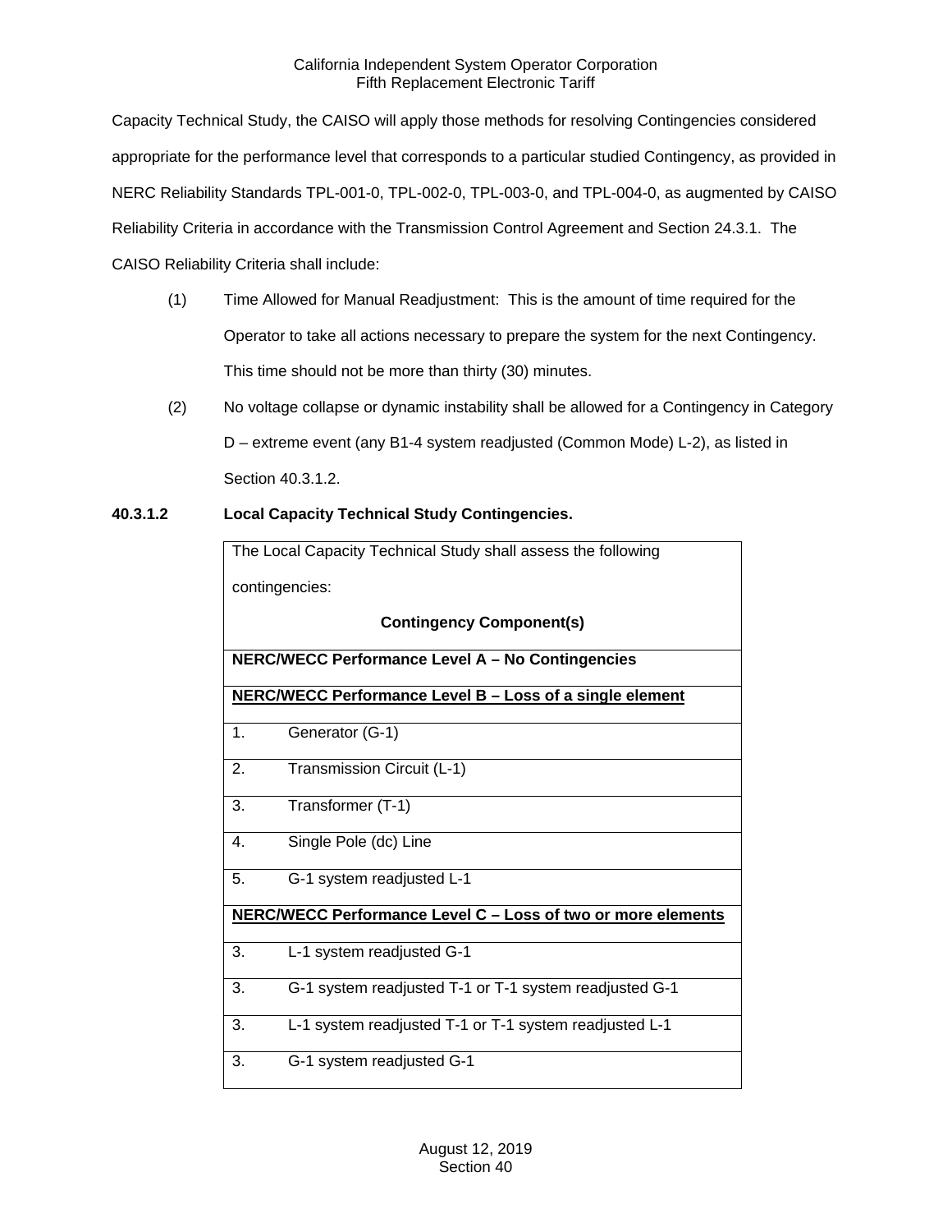Capacity Technical Study, the CAISO will apply those methods for resolving Contingencies considered appropriate for the performance level that corresponds to a particular studied Contingency, as provided in NERC Reliability Standards TPL-001-0, TPL-002-0, TPL-003-0, and TPL-004-0, as augmented by CAISO Reliability Criteria in accordance with the Transmission Control Agreement and Section 24.3.1. The CAISO Reliability Criteria shall include:

(1) Time Allowed for Manual Readjustment: This is the amount of time required for the Operator to take all actions necessary to prepare the system for the next Contingency. This time should not be more than thirty (30) minutes.

(2) No voltage collapse or dynamic instability shall be allowed for a Contingency in Category D – extreme event (any B1-4 system readjusted (Common Mode) L-2), as listed in Section 40.3.1.2.

**40.3.1.2 Local Capacity Technical Study Contingencies.**

| The Local Capacity Technical Study shall assess the following contingencies: **Contingency Component(s)** |
|---|
| **NERC/WECC Performance Level A – No Contingencies** |
| **NERC/WECC Performance Level B – Loss of a single element** |
| 1. Generator (G-1) |
| 2. Transmission Circuit (L-1) |
| 3. Transformer (T-1) |
| 4. Single Pole (dc) Line |
| 5. G-1 system readjusted L-1 |
| **NERC/WECC Performance Level C – Loss of two or more elements** |
| 3. L-1 system readjusted G-1 |
| 3. G-1 system readjusted T-1 or T-1 system readjusted G-1 |
| 3. L-1 system readjusted T-1 or T-1 system readjusted L-1 |
| 3. G-1 system readjusted G-1 |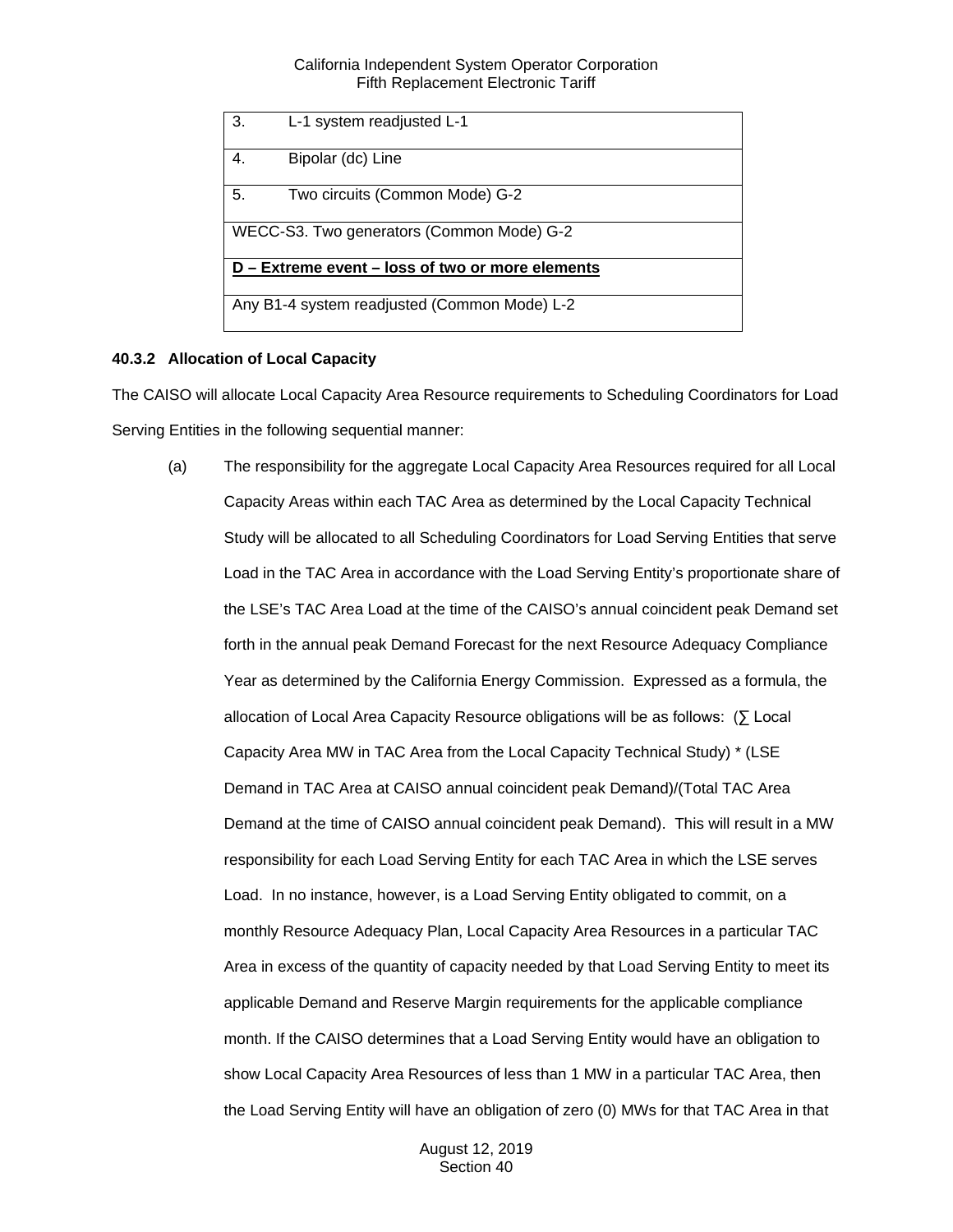| |
|---|
| 3. L-1 system readjusted L-1 |
| 4. Bipolar (dc) Line |
| 5. Two circuits (Common Mode) G-2 |
| WECC-S3. Two generators (Common Mode) G-2 |
| **D – Extreme event – loss of two or more elements** |
| Any B1-4 system readjusted (Common Mode) L-2 |

### 40.3.2 Allocation of Local Capacity

The CAISO will allocate Local Capacity Area Resource requirements to Scheduling Coordinators for Load Serving Entities in the following sequential manner:

(a) The responsibility for the aggregate Local Capacity Area Resources required for all Local Capacity Areas within each TAC Area as determined by the Local Capacity Technical Study will be allocated to all Scheduling Coordinators for Load Serving Entities that serve Load in the TAC Area in accordance with the Load Serving Entity's proportionate share of the LSE's TAC Area Load at the time of the CAISO's annual coincident peak Demand set forth in the annual peak Demand Forecast for the next Resource Adequacy Compliance Year as determined by the California Energy Commission. Expressed as a formula, the allocation of Local Area Capacity Resource obligations will be as follows: (∑ Local Capacity Area MW in TAC Area from the Local Capacity Technical Study) * (LSE Demand in TAC Area at CAISO annual coincident peak Demand)/(Total TAC Area Demand at the time of CAISO annual coincident peak Demand). This will result in a MW responsibility for each Load Serving Entity for each TAC Area in which the LSE serves Load. In no instance, however, is a Load Serving Entity obligated to commit, on a monthly Resource Adequacy Plan, Local Capacity Area Resources in a particular TAC Area in excess of the quantity of capacity needed by that Load Serving Entity to meet its applicable Demand and Reserve Margin requirements for the applicable compliance month. If the CAISO determines that a Load Serving Entity would have an obligation to show Local Capacity Area Resources of less than 1 MW in a particular TAC Area, then the Load Serving Entity will have an obligation of zero (0) MWs for that TAC Area in that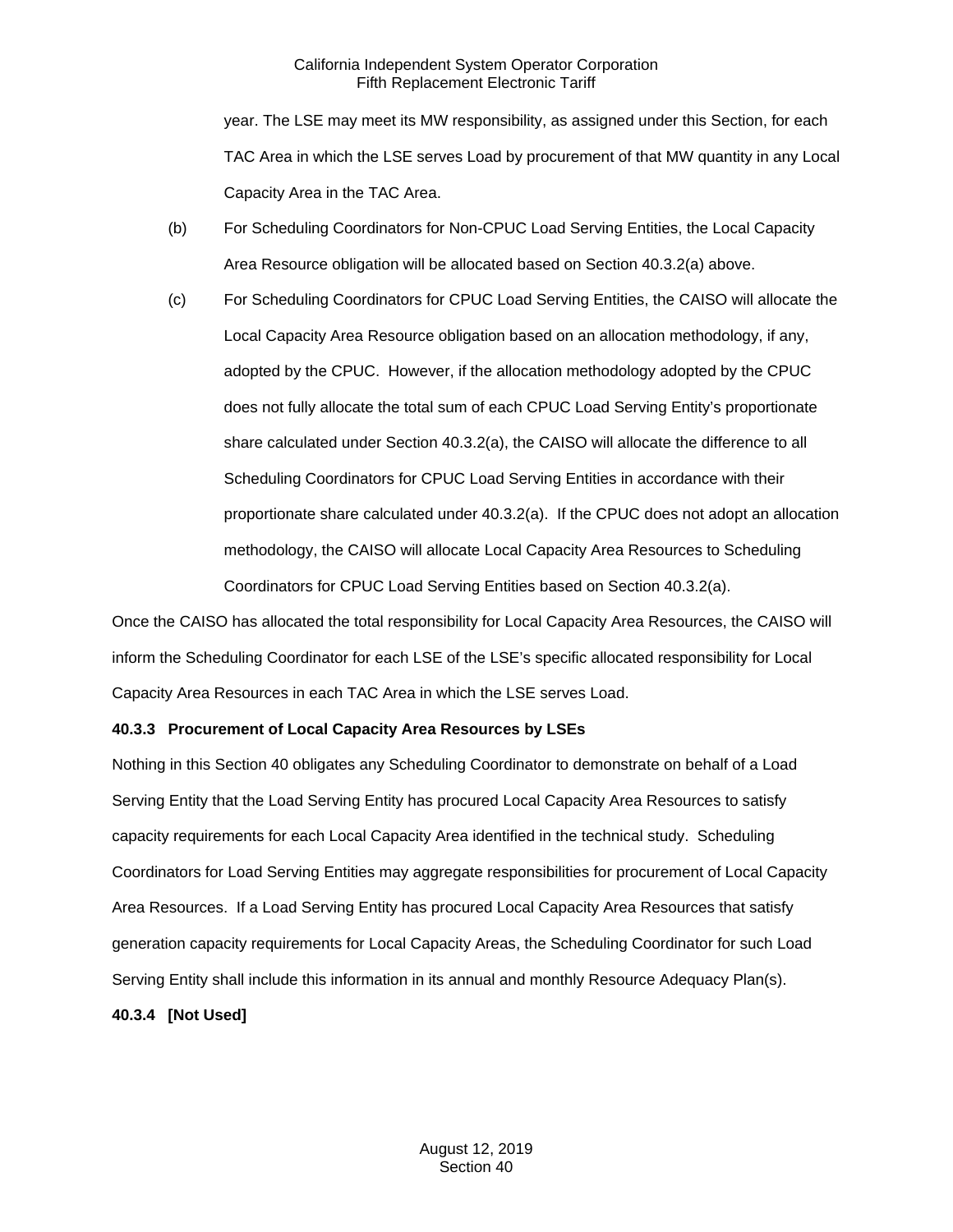year. The LSE may meet its MW responsibility, as assigned under this Section, for each TAC Area in which the LSE serves Load by procurement of that MW quantity in any Local Capacity Area in the TAC Area.

(b) For Scheduling Coordinators for Non-CPUC Load Serving Entities, the Local Capacity Area Resource obligation will be allocated based on Section 40.3.2(a) above.

(c) For Scheduling Coordinators for CPUC Load Serving Entities, the CAISO will allocate the Local Capacity Area Resource obligation based on an allocation methodology, if any, adopted by the CPUC. However, if the allocation methodology adopted by the CPUC does not fully allocate the total sum of each CPUC Load Serving Entity's proportionate share calculated under Section 40.3.2(a), the CAISO will allocate the difference to all Scheduling Coordinators for CPUC Load Serving Entities in accordance with their proportionate share calculated under 40.3.2(a). If the CPUC does not adopt an allocation methodology, the CAISO will allocate Local Capacity Area Resources to Scheduling Coordinators for CPUC Load Serving Entities based on Section 40.3.2(a).

Once the CAISO has allocated the total responsibility for Local Capacity Area Resources, the CAISO will inform the Scheduling Coordinator for each LSE of the LSE's specific allocated responsibility for Local Capacity Area Resources in each TAC Area in which the LSE serves Load.

**40.3.3 Procurement of Local Capacity Area Resources by LSEs**

Nothing in this Section 40 obligates any Scheduling Coordinator to demonstrate on behalf of a Load Serving Entity that the Load Serving Entity has procured Local Capacity Area Resources to satisfy capacity requirements for each Local Capacity Area identified in the technical study. Scheduling Coordinators for Load Serving Entities may aggregate responsibilities for procurement of Local Capacity Area Resources. If a Load Serving Entity has procured Local Capacity Area Resources that satisfy generation capacity requirements for Local Capacity Areas, the Scheduling Coordinator for such Load Serving Entity shall include this information in its annual and monthly Resource Adequacy Plan(s).

**40.3.4 [Not Used]**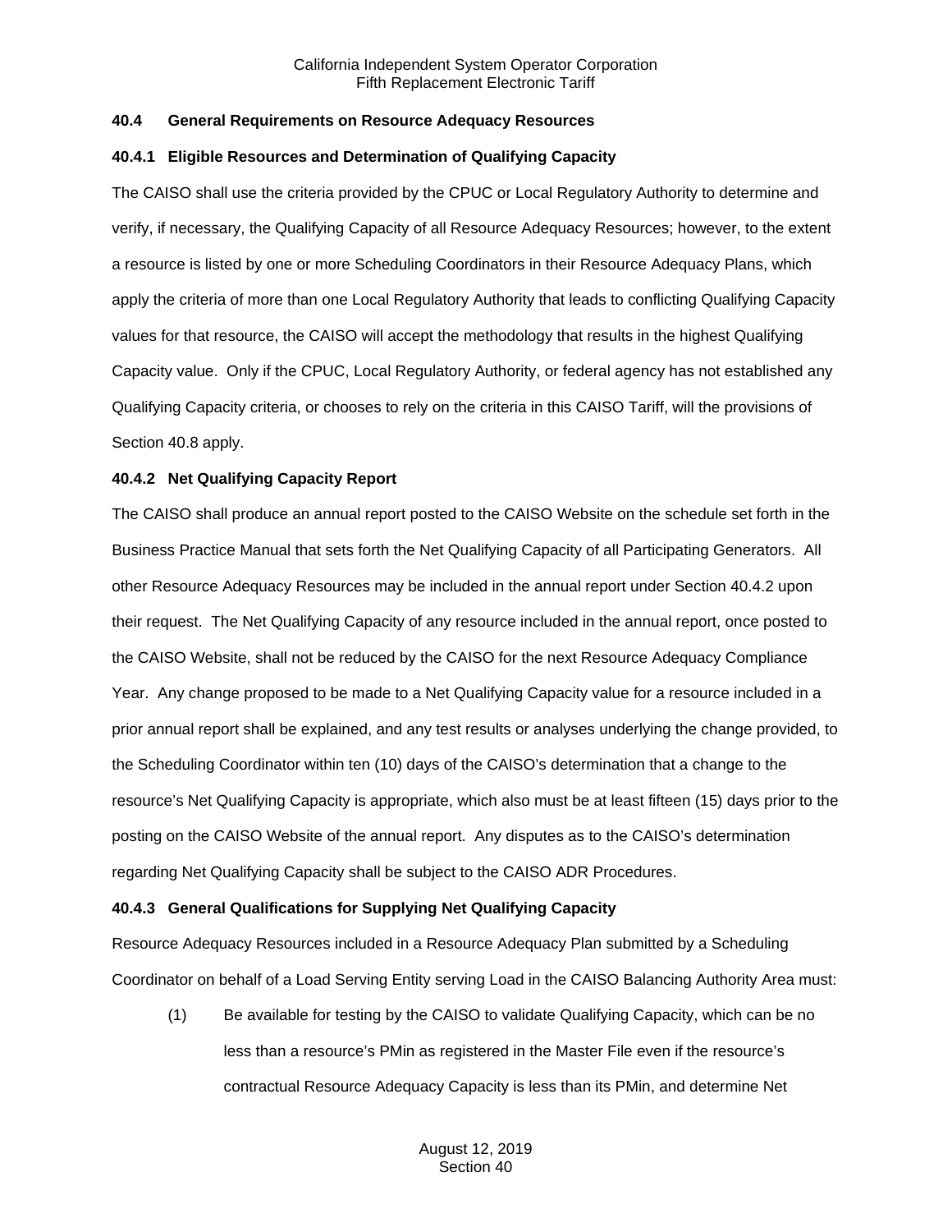### 40.4 General Requirements on Resource Adequacy Resources

#### 40.4.1 Eligible Resources and Determination of Qualifying Capacity

The CAISO shall use the criteria provided by the CPUC or Local Regulatory Authority to determine and verify, if necessary, the Qualifying Capacity of all Resource Adequacy Resources; however, to the extent a resource is listed by one or more Scheduling Coordinators in their Resource Adequacy Plans, which apply the criteria of more than one Local Regulatory Authority that leads to conflicting Qualifying Capacity values for that resource, the CAISO will accept the methodology that results in the highest Qualifying Capacity value. Only if the CPUC, Local Regulatory Authority, or federal agency has not established any Qualifying Capacity criteria, or chooses to rely on the criteria in this CAISO Tariff, will the provisions of Section 40.8 apply.

#### 40.4.2 Net Qualifying Capacity Report

The CAISO shall produce an annual report posted to the CAISO Website on the schedule set forth in the Business Practice Manual that sets forth the Net Qualifying Capacity of all Participating Generators. All other Resource Adequacy Resources may be included in the annual report under Section 40.4.2 upon their request. The Net Qualifying Capacity of any resource included in the annual report, once posted to the CAISO Website, shall not be reduced by the CAISO for the next Resource Adequacy Compliance Year. Any change proposed to be made to a Net Qualifying Capacity value for a resource included in a prior annual report shall be explained, and any test results or analyses underlying the change provided, to the Scheduling Coordinator within ten (10) days of the CAISO's determination that a change to the resource's Net Qualifying Capacity is appropriate, which also must be at least fifteen (15) days prior to the posting on the CAISO Website of the annual report. Any disputes as to the CAISO's determination regarding Net Qualifying Capacity shall be subject to the CAISO ADR Procedures.

#### 40.4.3 General Qualifications for Supplying Net Qualifying Capacity

Resource Adequacy Resources included in a Resource Adequacy Plan submitted by a Scheduling Coordinator on behalf of a Load Serving Entity serving Load in the CAISO Balancing Authority Area must:

(1) Be available for testing by the CAISO to validate Qualifying Capacity, which can be no less than a resource's PMin as registered in the Master File even if the resource's contractual Resource Adequacy Capacity is less than its PMin, and determine Net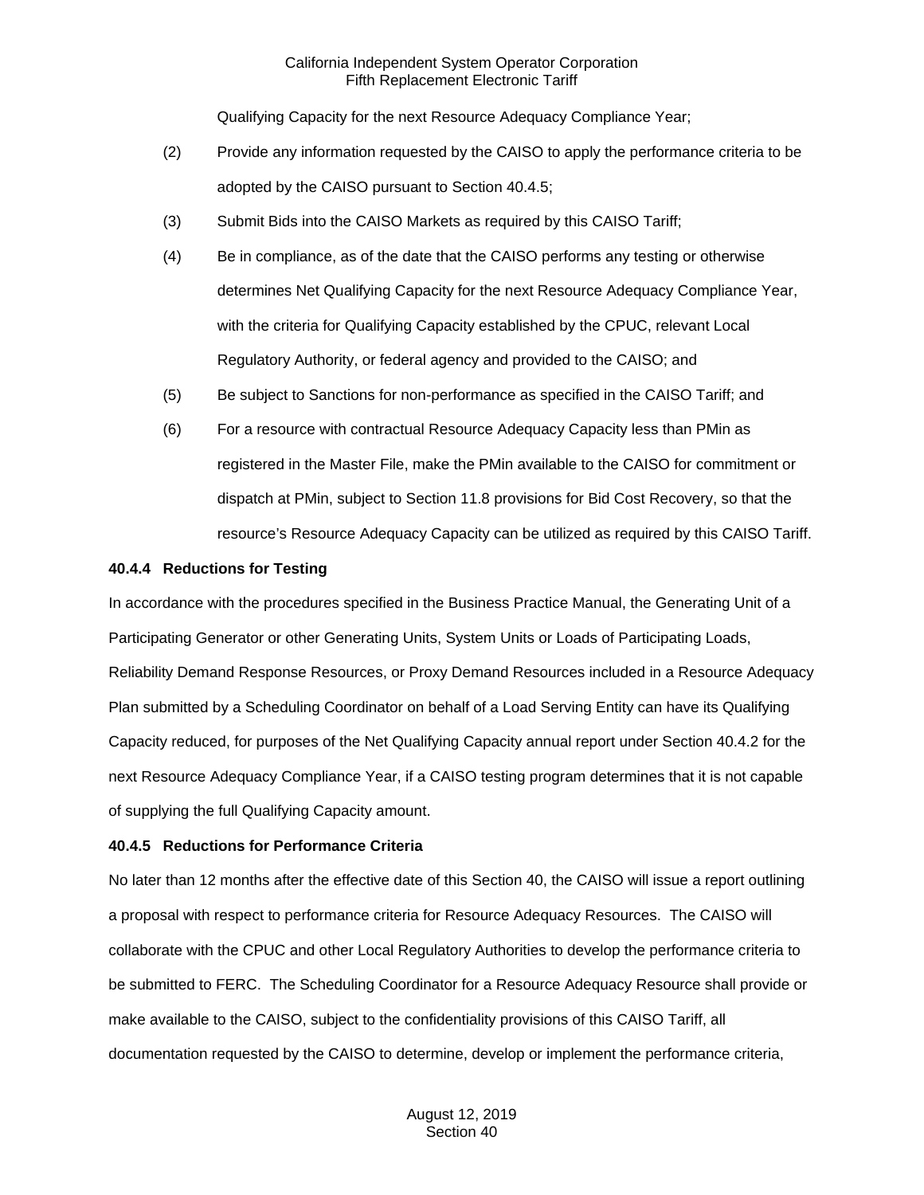Qualifying Capacity for the next Resource Adequacy Compliance Year;

(2) Provide any information requested by the CAISO to apply the performance criteria to be adopted by the CAISO pursuant to Section 40.4.5;

(3) Submit Bids into the CAISO Markets as required by this CAISO Tariff;

(4) Be in compliance, as of the date that the CAISO performs any testing or otherwise determines Net Qualifying Capacity for the next Resource Adequacy Compliance Year, with the criteria for Qualifying Capacity established by the CPUC, relevant Local Regulatory Authority, or federal agency and provided to the CAISO; and

(5) Be subject to Sanctions for non-performance as specified in the CAISO Tariff; and

(6) For a resource with contractual Resource Adequacy Capacity less than PMin as registered in the Master File, make the PMin available to the CAISO for commitment or dispatch at PMin, subject to Section 11.8 provisions for Bid Cost Recovery, so that the resource's Resource Adequacy Capacity can be utilized as required by this CAISO Tariff.

**40.4.4 Reductions for Testing**

In accordance with the procedures specified in the Business Practice Manual, the Generating Unit of a Participating Generator or other Generating Units, System Units or Loads of Participating Loads, Reliability Demand Response Resources, or Proxy Demand Resources included in a Resource Adequacy Plan submitted by a Scheduling Coordinator on behalf of a Load Serving Entity can have its Qualifying Capacity reduced, for purposes of the Net Qualifying Capacity annual report under Section 40.4.2 for the next Resource Adequacy Compliance Year, if a CAISO testing program determines that it is not capable of supplying the full Qualifying Capacity amount.

**40.4.5 Reductions for Performance Criteria**

No later than 12 months after the effective date of this Section 40, the CAISO will issue a report outlining a proposal with respect to performance criteria for Resource Adequacy Resources. The CAISO will collaborate with the CPUC and other Local Regulatory Authorities to develop the performance criteria to be submitted to FERC. The Scheduling Coordinator for a Resource Adequacy Resource shall provide or make available to the CAISO, subject to the confidentiality provisions of this CAISO Tariff, all documentation requested by the CAISO to determine, develop or implement the performance criteria,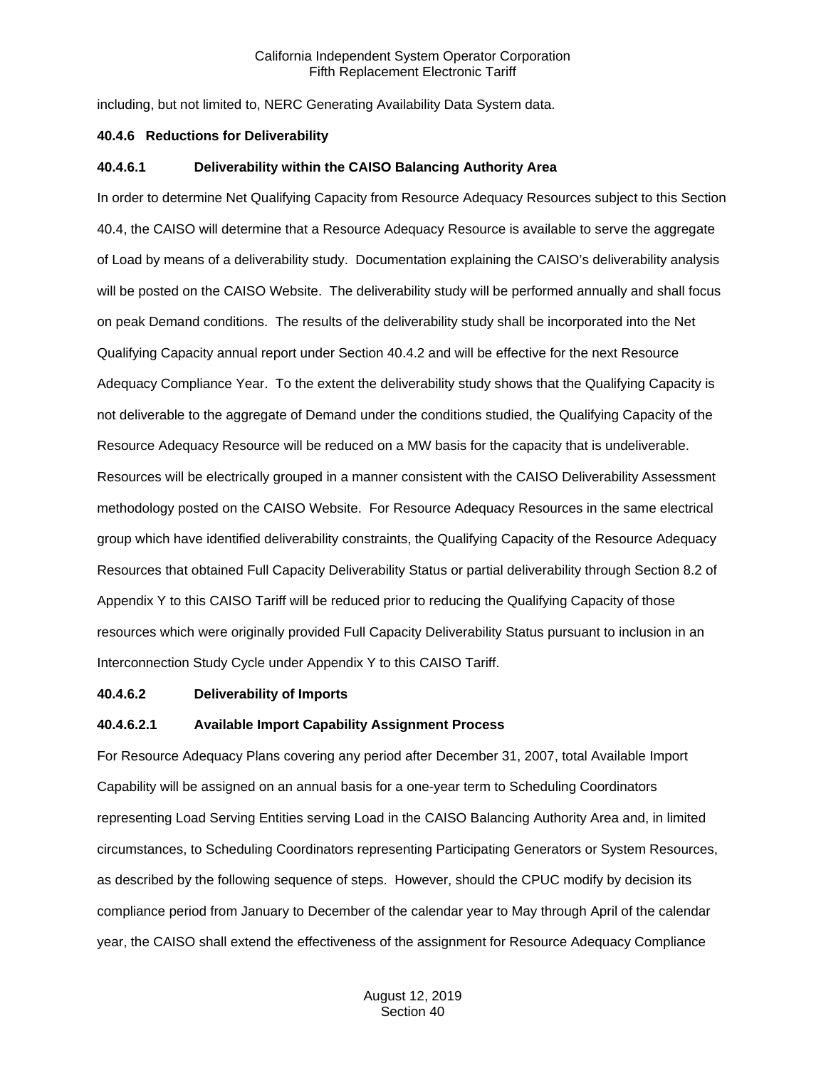including, but not limited to, NERC Generating Availability Data System data.

### 40.4.6 Reductions for Deliverability

#### 40.4.6.1 Deliverability within the CAISO Balancing Authority Area

In order to determine Net Qualifying Capacity from Resource Adequacy Resources subject to this Section 40.4, the CAISO will determine that a Resource Adequacy Resource is available to serve the aggregate of Load by means of a deliverability study. Documentation explaining the CAISO's deliverability analysis will be posted on the CAISO Website. The deliverability study will be performed annually and shall focus on peak Demand conditions. The results of the deliverability study shall be incorporated into the Net Qualifying Capacity annual report under Section 40.4.2 and will be effective for the next Resource Adequacy Compliance Year. To the extent the deliverability study shows that the Qualifying Capacity is not deliverable to the aggregate of Demand under the conditions studied, the Qualifying Capacity of the Resource Adequacy Resource will be reduced on a MW basis for the capacity that is undeliverable. Resources will be electrically grouped in a manner consistent with the CAISO Deliverability Assessment methodology posted on the CAISO Website. For Resource Adequacy Resources in the same electrical group which have identified deliverability constraints, the Qualifying Capacity of the Resource Adequacy Resources that obtained Full Capacity Deliverability Status or partial deliverability through Section 8.2 of Appendix Y to this CAISO Tariff will be reduced prior to reducing the Qualifying Capacity of those resources which were originally provided Full Capacity Deliverability Status pursuant to inclusion in an Interconnection Study Cycle under Appendix Y to this CAISO Tariff.

#### 40.4.6.2 Deliverability of Imports

##### 40.4.6.2.1 Available Import Capability Assignment Process

For Resource Adequacy Plans covering any period after December 31, 2007, total Available Import Capability will be assigned on an annual basis for a one-year term to Scheduling Coordinators representing Load Serving Entities serving Load in the CAISO Balancing Authority Area and, in limited circumstances, to Scheduling Coordinators representing Participating Generators or System Resources, as described by the following sequence of steps. However, should the CPUC modify by decision its compliance period from January to December of the calendar year to May through April of the calendar year, the CAISO shall extend the effectiveness of the assignment for Resource Adequacy Compliance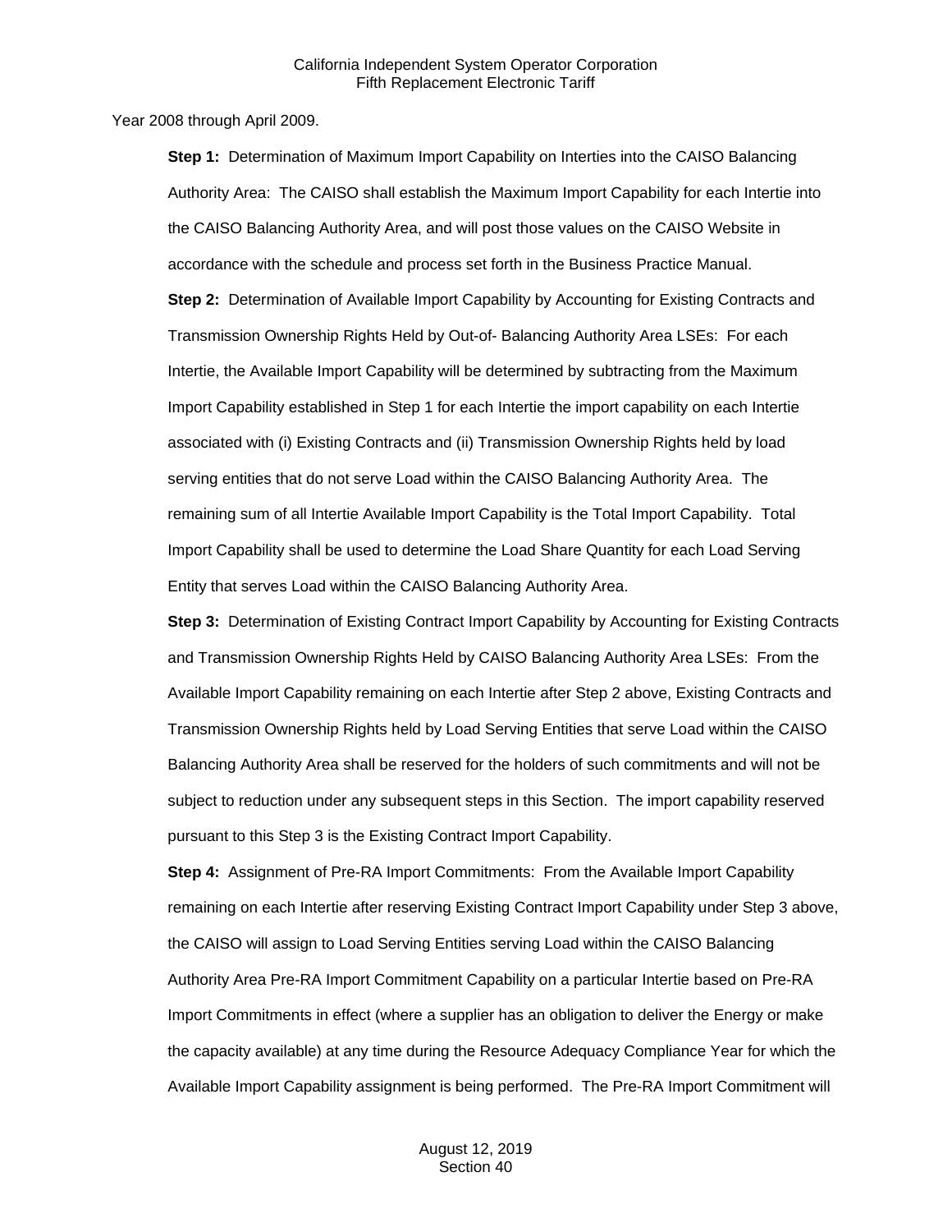Year 2008 through April 2009.

**Step 1:** Determination of Maximum Import Capability on Interties into the CAISO Balancing Authority Area: The CAISO shall establish the Maximum Import Capability for each Intertie into the CAISO Balancing Authority Area, and will post those values on the CAISO Website in accordance with the schedule and process set forth in the Business Practice Manual.

**Step 2:** Determination of Available Import Capability by Accounting for Existing Contracts and Transmission Ownership Rights Held by Out-of- Balancing Authority Area LSEs: For each Intertie, the Available Import Capability will be determined by subtracting from the Maximum Import Capability established in Step 1 for each Intertie the import capability on each Intertie associated with (i) Existing Contracts and (ii) Transmission Ownership Rights held by load serving entities that do not serve Load within the CAISO Balancing Authority Area. The remaining sum of all Intertie Available Import Capability is the Total Import Capability. Total Import Capability shall be used to determine the Load Share Quantity for each Load Serving Entity that serves Load within the CAISO Balancing Authority Area.

**Step 3:** Determination of Existing Contract Import Capability by Accounting for Existing Contracts and Transmission Ownership Rights Held by CAISO Balancing Authority Area LSEs: From the Available Import Capability remaining on each Intertie after Step 2 above, Existing Contracts and Transmission Ownership Rights held by Load Serving Entities that serve Load within the CAISO Balancing Authority Area shall be reserved for the holders of such commitments and will not be subject to reduction under any subsequent steps in this Section. The import capability reserved pursuant to this Step 3 is the Existing Contract Import Capability.

**Step 4:** Assignment of Pre-RA Import Commitments: From the Available Import Capability remaining on each Intertie after reserving Existing Contract Import Capability under Step 3 above, the CAISO will assign to Load Serving Entities serving Load within the CAISO Balancing Authority Area Pre-RA Import Commitment Capability on a particular Intertie based on Pre-RA Import Commitments in effect (where a supplier has an obligation to deliver the Energy or make the capacity available) at any time during the Resource Adequacy Compliance Year for which the Available Import Capability assignment is being performed. The Pre-RA Import Commitment will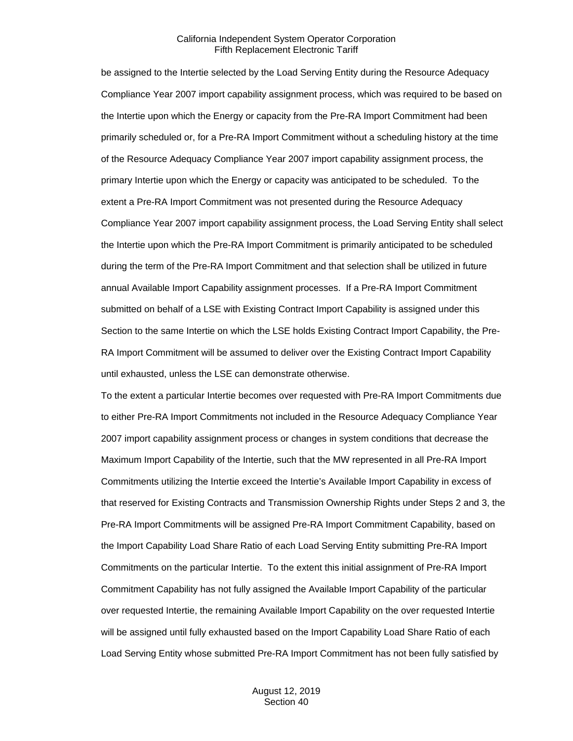be assigned to the Intertie selected by the Load Serving Entity during the Resource Adequacy Compliance Year 2007 import capability assignment process, which was required to be based on the Intertie upon which the Energy or capacity from the Pre-RA Import Commitment had been primarily scheduled or, for a Pre-RA Import Commitment without a scheduling history at the time of the Resource Adequacy Compliance Year 2007 import capability assignment process, the primary Intertie upon which the Energy or capacity was anticipated to be scheduled. To the extent a Pre-RA Import Commitment was not presented during the Resource Adequacy Compliance Year 2007 import capability assignment process, the Load Serving Entity shall select the Intertie upon which the Pre-RA Import Commitment is primarily anticipated to be scheduled during the term of the Pre-RA Import Commitment and that selection shall be utilized in future annual Available Import Capability assignment processes. If a Pre-RA Import Commitment submitted on behalf of a LSE with Existing Contract Import Capability is assigned under this Section to the same Intertie on which the LSE holds Existing Contract Import Capability, the Pre-RA Import Commitment will be assumed to deliver over the Existing Contract Import Capability until exhausted, unless the LSE can demonstrate otherwise.

To the extent a particular Intertie becomes over requested with Pre-RA Import Commitments due to either Pre-RA Import Commitments not included in the Resource Adequacy Compliance Year 2007 import capability assignment process or changes in system conditions that decrease the Maximum Import Capability of the Intertie, such that the MW represented in all Pre-RA Import Commitments utilizing the Intertie exceed the Intertie's Available Import Capability in excess of that reserved for Existing Contracts and Transmission Ownership Rights under Steps 2 and 3, the Pre-RA Import Commitments will be assigned Pre-RA Import Commitment Capability, based on the Import Capability Load Share Ratio of each Load Serving Entity submitting Pre-RA Import Commitments on the particular Intertie. To the extent this initial assignment of Pre-RA Import Commitment Capability has not fully assigned the Available Import Capability of the particular over requested Intertie, the remaining Available Import Capability on the over requested Intertie will be assigned until fully exhausted based on the Import Capability Load Share Ratio of each Load Serving Entity whose submitted Pre-RA Import Commitment has not been fully satisfied by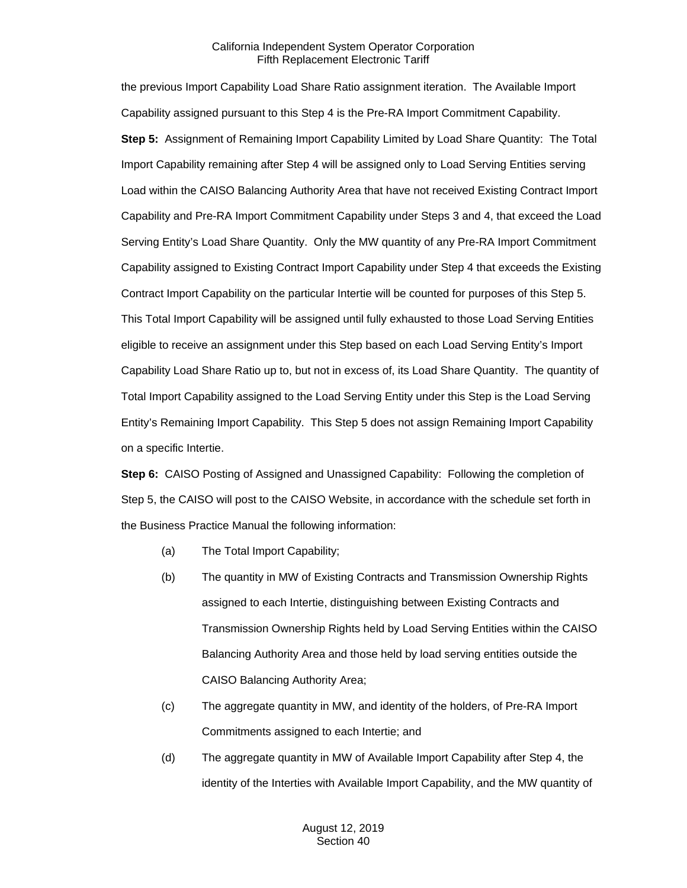the previous Import Capability Load Share Ratio assignment iteration. The Available Import Capability assigned pursuant to this Step 4 is the Pre-RA Import Commitment Capability.

**Step 5:** Assignment of Remaining Import Capability Limited by Load Share Quantity: The Total Import Capability remaining after Step 4 will be assigned only to Load Serving Entities serving Load within the CAISO Balancing Authority Area that have not received Existing Contract Import Capability and Pre-RA Import Commitment Capability under Steps 3 and 4, that exceed the Load Serving Entity's Load Share Quantity. Only the MW quantity of any Pre-RA Import Commitment Capability assigned to Existing Contract Import Capability under Step 4 that exceeds the Existing Contract Import Capability on the particular Intertie will be counted for purposes of this Step 5. This Total Import Capability will be assigned until fully exhausted to those Load Serving Entities eligible to receive an assignment under this Step based on each Load Serving Entity's Import Capability Load Share Ratio up to, but not in excess of, its Load Share Quantity. The quantity of Total Import Capability assigned to the Load Serving Entity under this Step is the Load Serving Entity's Remaining Import Capability. This Step 5 does not assign Remaining Import Capability on a specific Intertie.

**Step 6:** CAISO Posting of Assigned and Unassigned Capability: Following the completion of Step 5, the CAISO will post to the CAISO Website, in accordance with the schedule set forth in the Business Practice Manual the following information:

(a) The Total Import Capability;

(b) The quantity in MW of Existing Contracts and Transmission Ownership Rights assigned to each Intertie, distinguishing between Existing Contracts and Transmission Ownership Rights held by Load Serving Entities within the CAISO Balancing Authority Area and those held by load serving entities outside the CAISO Balancing Authority Area;

(c) The aggregate quantity in MW, and identity of the holders, of Pre-RA Import Commitments assigned to each Intertie; and

(d) The aggregate quantity in MW of Available Import Capability after Step 4, the identity of the Interties with Available Import Capability, and the MW quantity of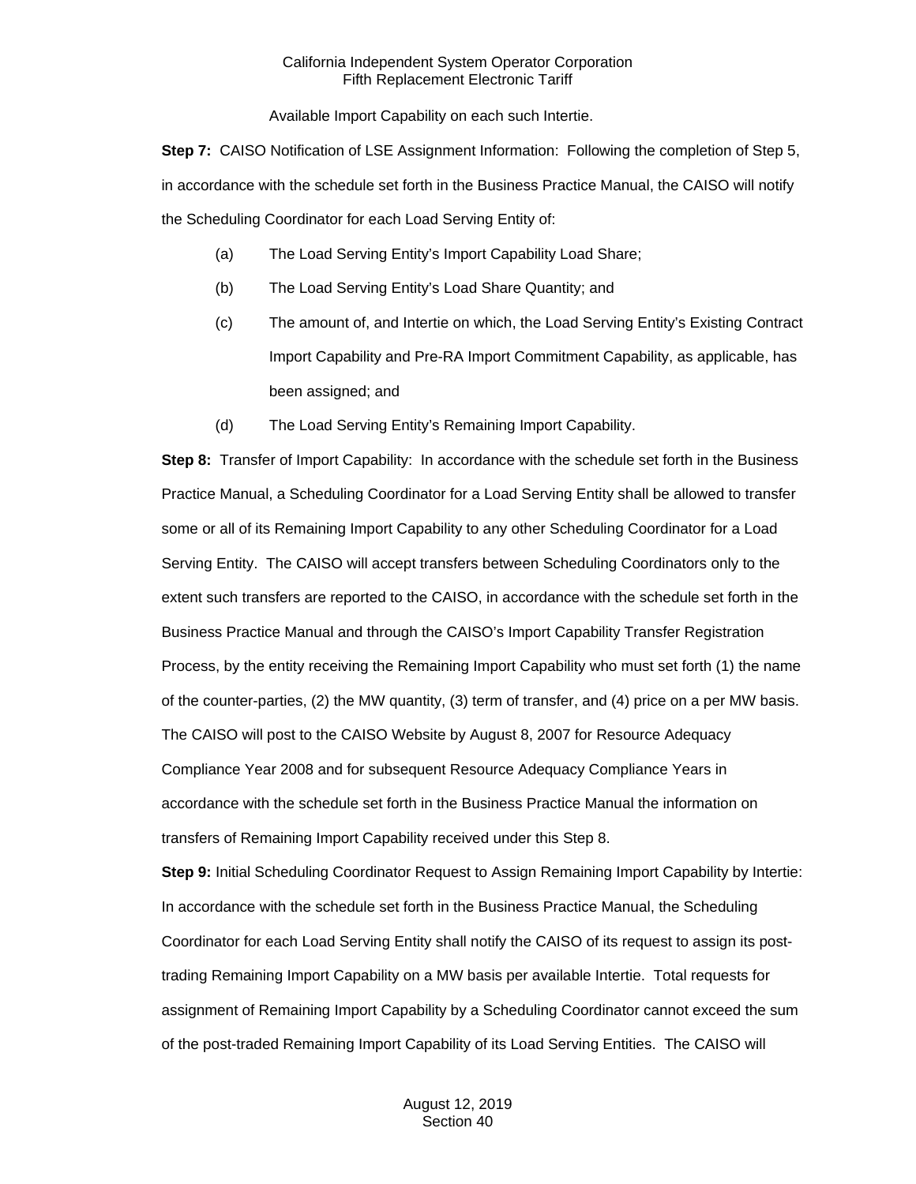Available Import Capability on each such Intertie.

**Step 7:** CAISO Notification of LSE Assignment Information: Following the completion of Step 5, in accordance with the schedule set forth in the Business Practice Manual, the CAISO will notify the Scheduling Coordinator for each Load Serving Entity of:

(a) The Load Serving Entity's Import Capability Load Share;

(b) The Load Serving Entity's Load Share Quantity; and

(c) The amount of, and Intertie on which, the Load Serving Entity's Existing Contract Import Capability and Pre-RA Import Commitment Capability, as applicable, has been assigned; and

(d) The Load Serving Entity's Remaining Import Capability.

**Step 8:** Transfer of Import Capability: In accordance with the schedule set forth in the Business Practice Manual, a Scheduling Coordinator for a Load Serving Entity shall be allowed to transfer some or all of its Remaining Import Capability to any other Scheduling Coordinator for a Load Serving Entity. The CAISO will accept transfers between Scheduling Coordinators only to the extent such transfers are reported to the CAISO, in accordance with the schedule set forth in the Business Practice Manual and through the CAISO's Import Capability Transfer Registration Process, by the entity receiving the Remaining Import Capability who must set forth (1) the name of the counter-parties, (2) the MW quantity, (3) term of transfer, and (4) price on a per MW basis. The CAISO will post to the CAISO Website by August 8, 2007 for Resource Adequacy Compliance Year 2008 and for subsequent Resource Adequacy Compliance Years in accordance with the schedule set forth in the Business Practice Manual the information on transfers of Remaining Import Capability received under this Step 8.

**Step 9:** Initial Scheduling Coordinator Request to Assign Remaining Import Capability by Intertie: In accordance with the schedule set forth in the Business Practice Manual, the Scheduling Coordinator for each Load Serving Entity shall notify the CAISO of its request to assign its post-trading Remaining Import Capability on a MW basis per available Intertie. Total requests for assignment of Remaining Import Capability by a Scheduling Coordinator cannot exceed the sum of the post-traded Remaining Import Capability of its Load Serving Entities. The CAISO will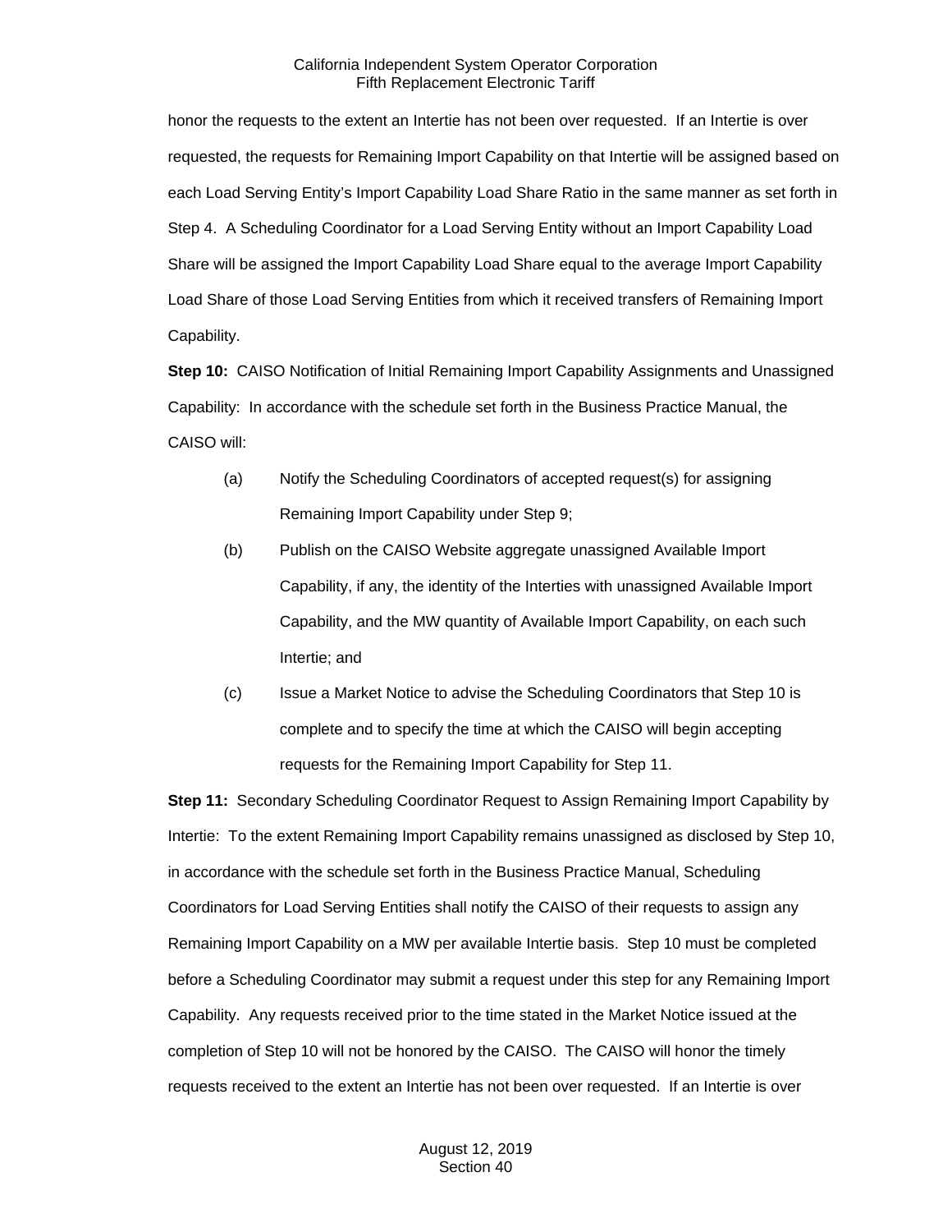honor the requests to the extent an Intertie has not been over requested. If an Intertie is over requested, the requests for Remaining Import Capability on that Intertie will be assigned based on each Load Serving Entity's Import Capability Load Share Ratio in the same manner as set forth in Step 4. A Scheduling Coordinator for a Load Serving Entity without an Import Capability Load Share will be assigned the Import Capability Load Share equal to the average Import Capability Load Share of those Load Serving Entities from which it received transfers of Remaining Import Capability.

**Step 10:** CAISO Notification of Initial Remaining Import Capability Assignments and Unassigned Capability: In accordance with the schedule set forth in the Business Practice Manual, the CAISO will:

(a) Notify the Scheduling Coordinators of accepted request(s) for assigning Remaining Import Capability under Step 9;

(b) Publish on the CAISO Website aggregate unassigned Available Import Capability, if any, the identity of the Interties with unassigned Available Import Capability, and the MW quantity of Available Import Capability, on each such Intertie; and

(c) Issue a Market Notice to advise the Scheduling Coordinators that Step 10 is complete and to specify the time at which the CAISO will begin accepting requests for the Remaining Import Capability for Step 11.

**Step 11:** Secondary Scheduling Coordinator Request to Assign Remaining Import Capability by Intertie: To the extent Remaining Import Capability remains unassigned as disclosed by Step 10, in accordance with the schedule set forth in the Business Practice Manual, Scheduling Coordinators for Load Serving Entities shall notify the CAISO of their requests to assign any Remaining Import Capability on a MW per available Intertie basis. Step 10 must be completed before a Scheduling Coordinator may submit a request under this step for any Remaining Import Capability. Any requests received prior to the time stated in the Market Notice issued at the completion of Step 10 will not be honored by the CAISO. The CAISO will honor the timely requests received to the extent an Intertie has not been over requested. If an Intertie is over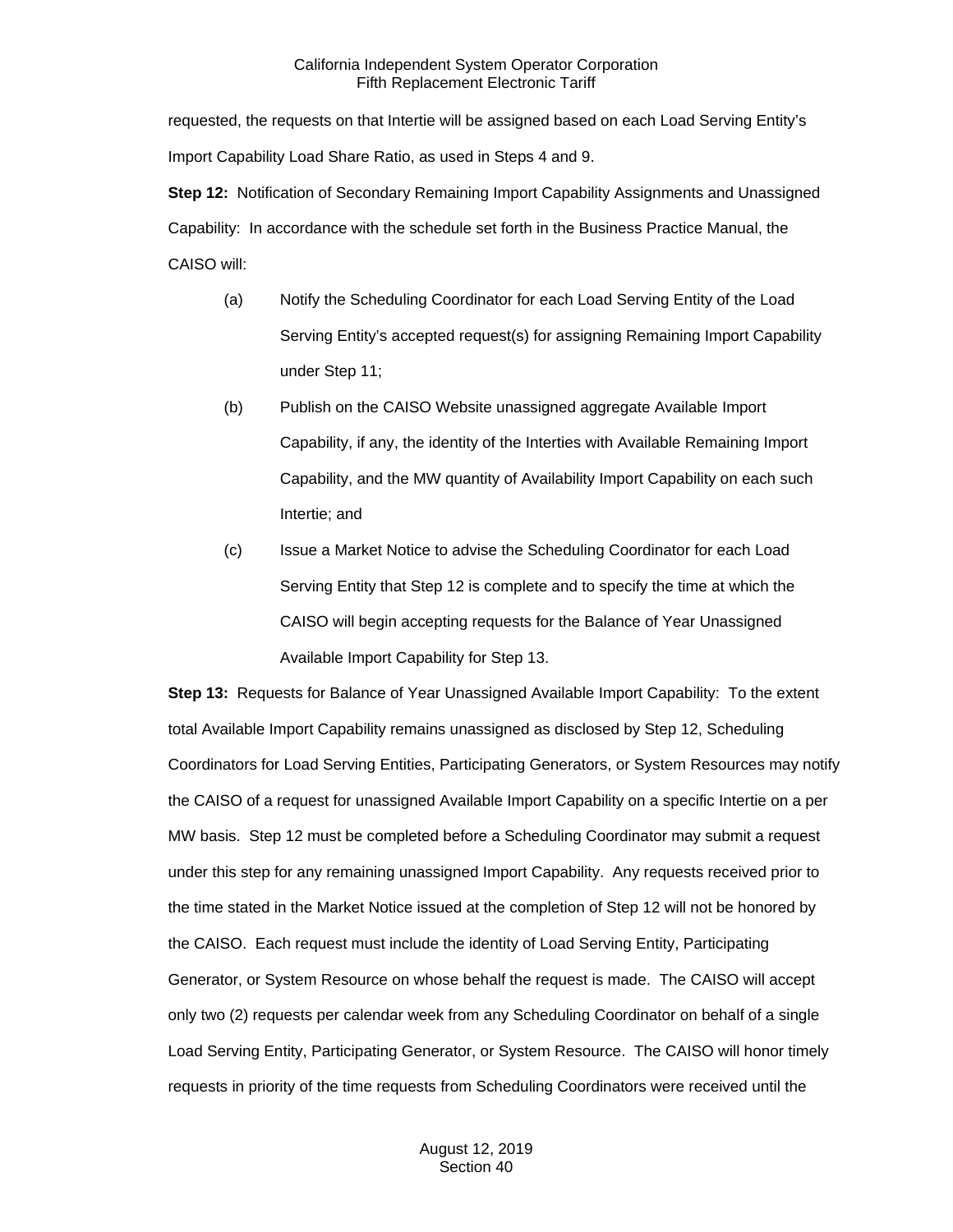requested, the requests on that Intertie will be assigned based on each Load Serving Entity's Import Capability Load Share Ratio, as used in Steps 4 and 9.

**Step 12:** Notification of Secondary Remaining Import Capability Assignments and Unassigned Capability: In accordance with the schedule set forth in the Business Practice Manual, the CAISO will:

(a) Notify the Scheduling Coordinator for each Load Serving Entity of the Load Serving Entity's accepted request(s) for assigning Remaining Import Capability under Step 11;

(b) Publish on the CAISO Website unassigned aggregate Available Import Capability, if any, the identity of the Interties with Available Remaining Import Capability, and the MW quantity of Availability Import Capability on each such Intertie; and

(c) Issue a Market Notice to advise the Scheduling Coordinator for each Load Serving Entity that Step 12 is complete and to specify the time at which the CAISO will begin accepting requests for the Balance of Year Unassigned Available Import Capability for Step 13.

**Step 13:** Requests for Balance of Year Unassigned Available Import Capability: To the extent total Available Import Capability remains unassigned as disclosed by Step 12, Scheduling Coordinators for Load Serving Entities, Participating Generators, or System Resources may notify the CAISO of a request for unassigned Available Import Capability on a specific Intertie on a per MW basis. Step 12 must be completed before a Scheduling Coordinator may submit a request under this step for any remaining unassigned Import Capability. Any requests received prior to the time stated in the Market Notice issued at the completion of Step 12 will not be honored by the CAISO. Each request must include the identity of Load Serving Entity, Participating Generator, or System Resource on whose behalf the request is made. The CAISO will accept only two (2) requests per calendar week from any Scheduling Coordinator on behalf of a single Load Serving Entity, Participating Generator, or System Resource. The CAISO will honor timely requests in priority of the time requests from Scheduling Coordinators were received until the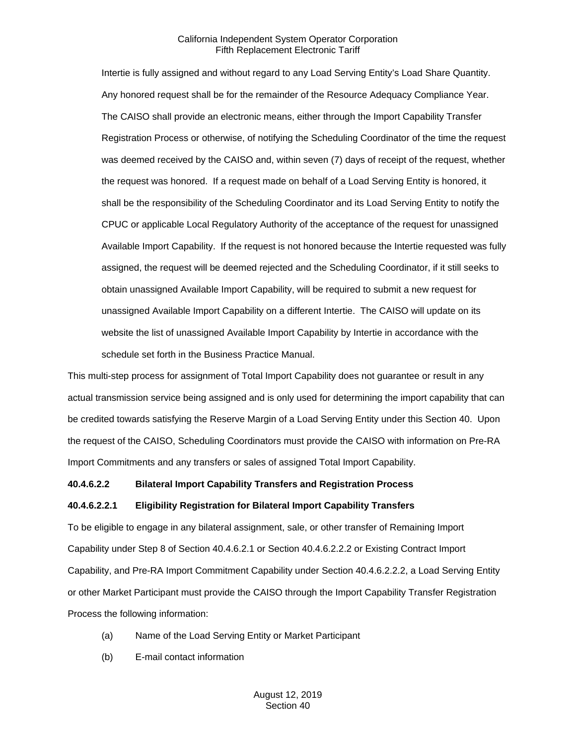Intertie is fully assigned and without regard to any Load Serving Entity's Load Share Quantity. Any honored request shall be for the remainder of the Resource Adequacy Compliance Year. The CAISO shall provide an electronic means, either through the Import Capability Transfer Registration Process or otherwise, of notifying the Scheduling Coordinator of the time the request was deemed received by the CAISO and, within seven (7) days of receipt of the request, whether the request was honored. If a request made on behalf of a Load Serving Entity is honored, it shall be the responsibility of the Scheduling Coordinator and its Load Serving Entity to notify the CPUC or applicable Local Regulatory Authority of the acceptance of the request for unassigned Available Import Capability. If the request is not honored because the Intertie requested was fully assigned, the request will be deemed rejected and the Scheduling Coordinator, if it still seeks to obtain unassigned Available Import Capability, will be required to submit a new request for unassigned Available Import Capability on a different Intertie. The CAISO will update on its website the list of unassigned Available Import Capability by Intertie in accordance with the schedule set forth in the Business Practice Manual.

This multi-step process for assignment of Total Import Capability does not guarantee or result in any actual transmission service being assigned and is only used for determining the import capability that can be credited towards satisfying the Reserve Margin of a Load Serving Entity under this Section 40. Upon the request of the CAISO, Scheduling Coordinators must provide the CAISO with information on Pre-RA Import Commitments and any transfers or sales of assigned Total Import Capability.

**40.4.6.2.2 Bilateral Import Capability Transfers and Registration Process**

**40.4.6.2.2.1 Eligibility Registration for Bilateral Import Capability Transfers**

To be eligible to engage in any bilateral assignment, sale, or other transfer of Remaining Import Capability under Step 8 of Section 40.4.6.2.1 or Section 40.4.6.2.2.2 or Existing Contract Import Capability, and Pre-RA Import Commitment Capability under Section 40.4.6.2.2.2, a Load Serving Entity or other Market Participant must provide the CAISO through the Import Capability Transfer Registration Process the following information:

(a) Name of the Load Serving Entity or Market Participant

(b) E-mail contact information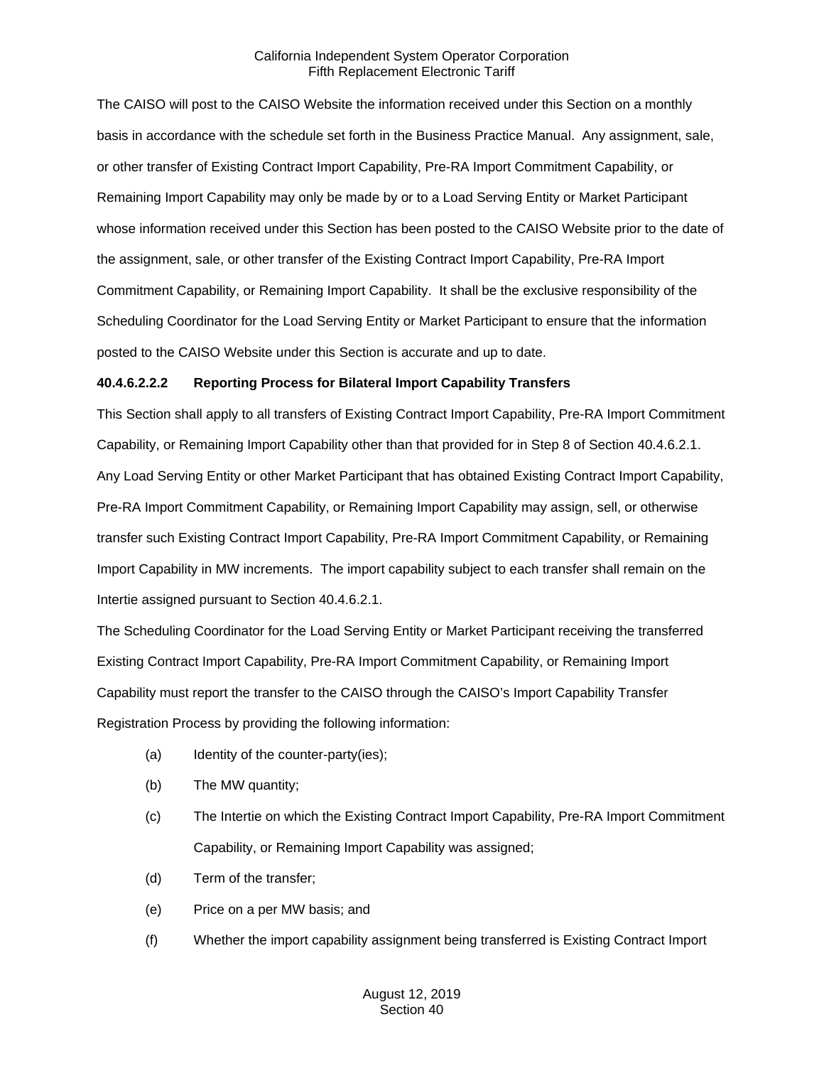The CAISO will post to the CAISO Website the information received under this Section on a monthly basis in accordance with the schedule set forth in the Business Practice Manual. Any assignment, sale, or other transfer of Existing Contract Import Capability, Pre-RA Import Commitment Capability, or Remaining Import Capability may only be made by or to a Load Serving Entity or Market Participant whose information received under this Section has been posted to the CAISO Website prior to the date of the assignment, sale, or other transfer of the Existing Contract Import Capability, Pre-RA Import Commitment Capability, or Remaining Import Capability. It shall be the exclusive responsibility of the Scheduling Coordinator for the Load Serving Entity or Market Participant to ensure that the information posted to the CAISO Website under this Section is accurate and up to date.

**40.4.6.2.2.2 Reporting Process for Bilateral Import Capability Transfers**

This Section shall apply to all transfers of Existing Contract Import Capability, Pre-RA Import Commitment Capability, or Remaining Import Capability other than that provided for in Step 8 of Section 40.4.6.2.1. Any Load Serving Entity or other Market Participant that has obtained Existing Contract Import Capability, Pre-RA Import Commitment Capability, or Remaining Import Capability may assign, sell, or otherwise transfer such Existing Contract Import Capability, Pre-RA Import Commitment Capability, or Remaining Import Capability in MW increments. The import capability subject to each transfer shall remain on the Intertie assigned pursuant to Section 40.4.6.2.1.

The Scheduling Coordinator for the Load Serving Entity or Market Participant receiving the transferred Existing Contract Import Capability, Pre-RA Import Commitment Capability, or Remaining Import Capability must report the transfer to the CAISO through the CAISO's Import Capability Transfer Registration Process by providing the following information:

(a) Identity of the counter-party(ies);

(b) The MW quantity;

(c) The Intertie on which the Existing Contract Import Capability, Pre-RA Import Commitment Capability, or Remaining Import Capability was assigned;

(d) Term of the transfer;

(e) Price on a per MW basis; and

(f) Whether the import capability assignment being transferred is Existing Contract Import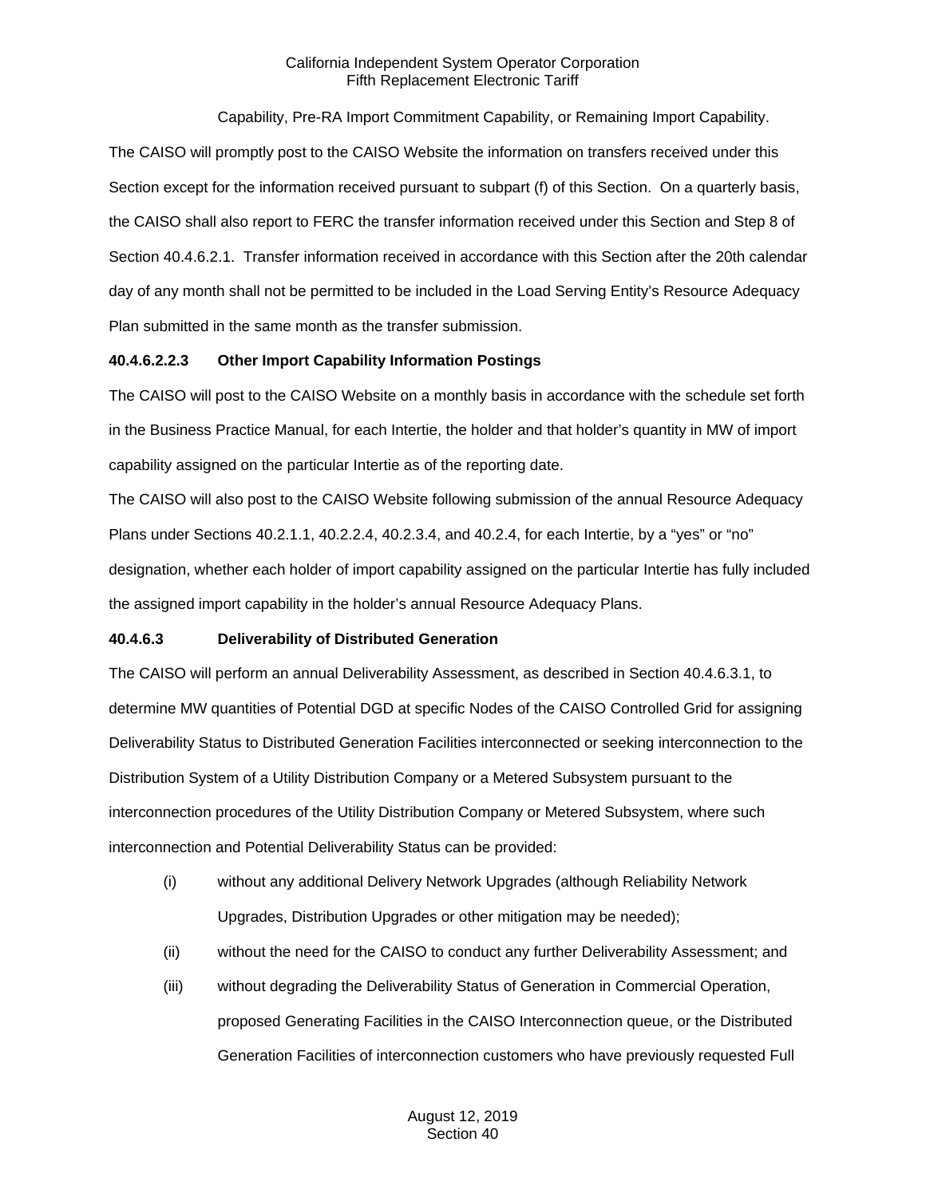Capability, Pre-RA Import Commitment Capability, or Remaining Import Capability.

The CAISO will promptly post to the CAISO Website the information on transfers received under this Section except for the information received pursuant to subpart (f) of this Section. On a quarterly basis, the CAISO shall also report to FERC the transfer information received under this Section and Step 8 of Section 40.4.6.2.1. Transfer information received in accordance with this Section after the 20th calendar day of any month shall not be permitted to be included in the Load Serving Entity's Resource Adequacy Plan submitted in the same month as the transfer submission.

**40.4.6.2.2.3 Other Import Capability Information Postings**

The CAISO will post to the CAISO Website on a monthly basis in accordance with the schedule set forth in the Business Practice Manual, for each Intertie, the holder and that holder's quantity in MW of import capability assigned on the particular Intertie as of the reporting date.

The CAISO will also post to the CAISO Website following submission of the annual Resource Adequacy Plans under Sections 40.2.1.1, 40.2.2.4, 40.2.3.4, and 40.2.4, for each Intertie, by a "yes" or "no" designation, whether each holder of import capability assigned on the particular Intertie has fully included the assigned import capability in the holder's annual Resource Adequacy Plans.

**40.4.6.3 Deliverability of Distributed Generation**

The CAISO will perform an annual Deliverability Assessment, as described in Section 40.4.6.3.1, to determine MW quantities of Potential DGD at specific Nodes of the CAISO Controlled Grid for assigning Deliverability Status to Distributed Generation Facilities interconnected or seeking interconnection to the Distribution System of a Utility Distribution Company or a Metered Subsystem pursuant to the interconnection procedures of the Utility Distribution Company or Metered Subsystem, where such interconnection and Potential Deliverability Status can be provided:

(i) without any additional Delivery Network Upgrades (although Reliability Network Upgrades, Distribution Upgrades or other mitigation may be needed);

(ii) without the need for the CAISO to conduct any further Deliverability Assessment; and

(iii) without degrading the Deliverability Status of Generation in Commercial Operation, proposed Generating Facilities in the CAISO Interconnection queue, or the Distributed Generation Facilities of interconnection customers who have previously requested Full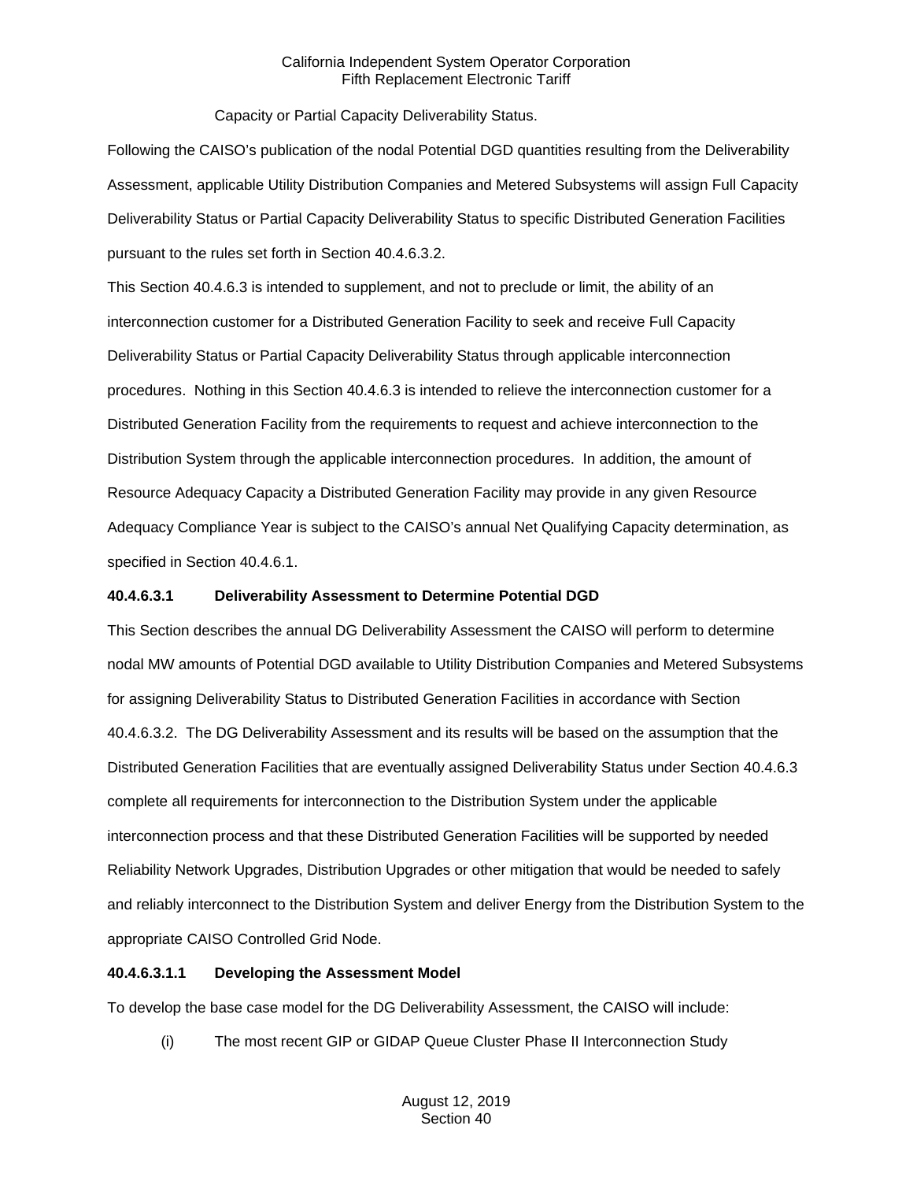Capacity or Partial Capacity Deliverability Status.

Following the CAISO's publication of the nodal Potential DGD quantities resulting from the Deliverability Assessment, applicable Utility Distribution Companies and Metered Subsystems will assign Full Capacity Deliverability Status or Partial Capacity Deliverability Status to specific Distributed Generation Facilities pursuant to the rules set forth in Section 40.4.6.3.2.

This Section 40.4.6.3 is intended to supplement, and not to preclude or limit, the ability of an interconnection customer for a Distributed Generation Facility to seek and receive Full Capacity Deliverability Status or Partial Capacity Deliverability Status through applicable interconnection procedures. Nothing in this Section 40.4.6.3 is intended to relieve the interconnection customer for a Distributed Generation Facility from the requirements to request and achieve interconnection to the Distribution System through the applicable interconnection procedures. In addition, the amount of Resource Adequacy Capacity a Distributed Generation Facility may provide in any given Resource Adequacy Compliance Year is subject to the CAISO's annual Net Qualifying Capacity determination, as specified in Section 40.4.6.1.

**40.4.6.3.1 Deliverability Assessment to Determine Potential DGD**

This Section describes the annual DG Deliverability Assessment the CAISO will perform to determine nodal MW amounts of Potential DGD available to Utility Distribution Companies and Metered Subsystems for assigning Deliverability Status to Distributed Generation Facilities in accordance with Section 40.4.6.3.2. The DG Deliverability Assessment and its results will be based on the assumption that the Distributed Generation Facilities that are eventually assigned Deliverability Status under Section 40.4.6.3 complete all requirements for interconnection to the Distribution System under the applicable interconnection process and that these Distributed Generation Facilities will be supported by needed Reliability Network Upgrades, Distribution Upgrades or other mitigation that would be needed to safely and reliably interconnect to the Distribution System and deliver Energy from the Distribution System to the appropriate CAISO Controlled Grid Node.

**40.4.6.3.1.1 Developing the Assessment Model**

To develop the base case model for the DG Deliverability Assessment, the CAISO will include:

(i) The most recent GIP or GIDAP Queue Cluster Phase II Interconnection Study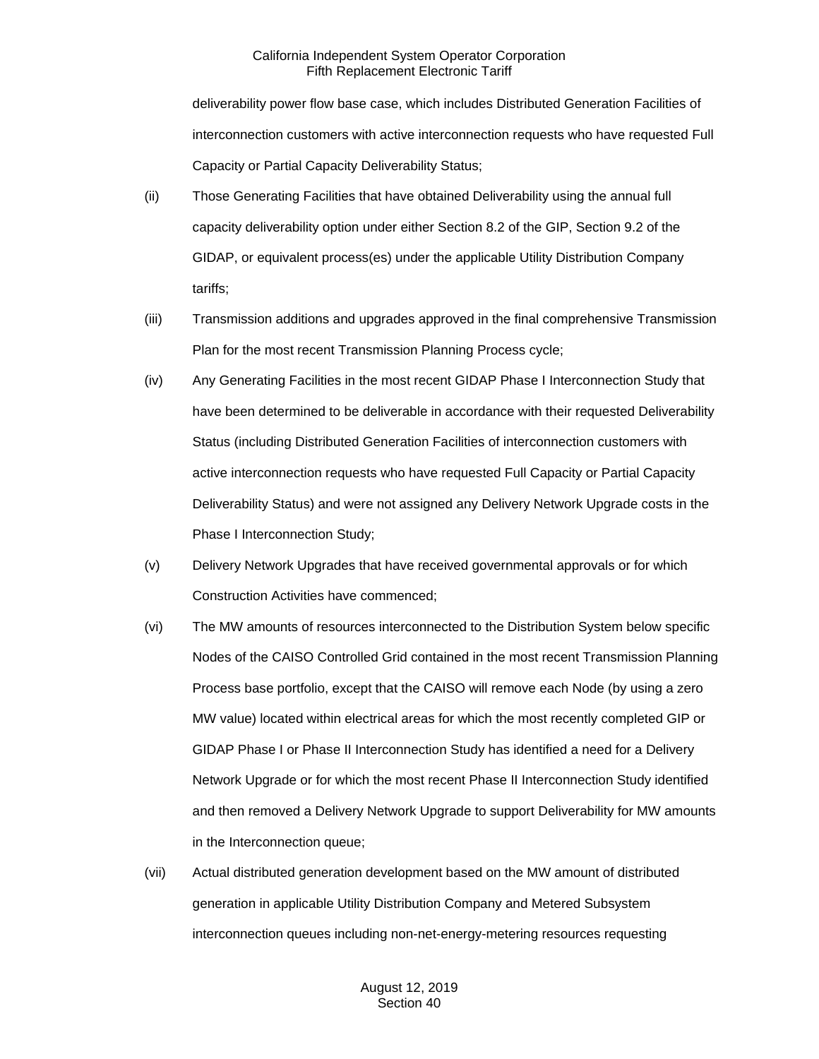deliverability power flow base case, which includes Distributed Generation Facilities of interconnection customers with active interconnection requests who have requested Full Capacity or Partial Capacity Deliverability Status;

(ii) Those Generating Facilities that have obtained Deliverability using the annual full capacity deliverability option under either Section 8.2 of the GIP, Section 9.2 of the GIDAP, or equivalent process(es) under the applicable Utility Distribution Company tariffs;

(iii) Transmission additions and upgrades approved in the final comprehensive Transmission Plan for the most recent Transmission Planning Process cycle;

(iv) Any Generating Facilities in the most recent GIDAP Phase I Interconnection Study that have been determined to be deliverable in accordance with their requested Deliverability Status (including Distributed Generation Facilities of interconnection customers with active interconnection requests who have requested Full Capacity or Partial Capacity Deliverability Status) and were not assigned any Delivery Network Upgrade costs in the Phase I Interconnection Study;

(v) Delivery Network Upgrades that have received governmental approvals or for which Construction Activities have commenced;

(vi) The MW amounts of resources interconnected to the Distribution System below specific Nodes of the CAISO Controlled Grid contained in the most recent Transmission Planning Process base portfolio, except that the CAISO will remove each Node (by using a zero MW value) located within electrical areas for which the most recently completed GIP or GIDAP Phase I or Phase II Interconnection Study has identified a need for a Delivery Network Upgrade or for which the most recent Phase II Interconnection Study identified and then removed a Delivery Network Upgrade to support Deliverability for MW amounts in the Interconnection queue;

(vii) Actual distributed generation development based on the MW amount of distributed generation in applicable Utility Distribution Company and Metered Subsystem interconnection queues including non-net-energy-metering resources requesting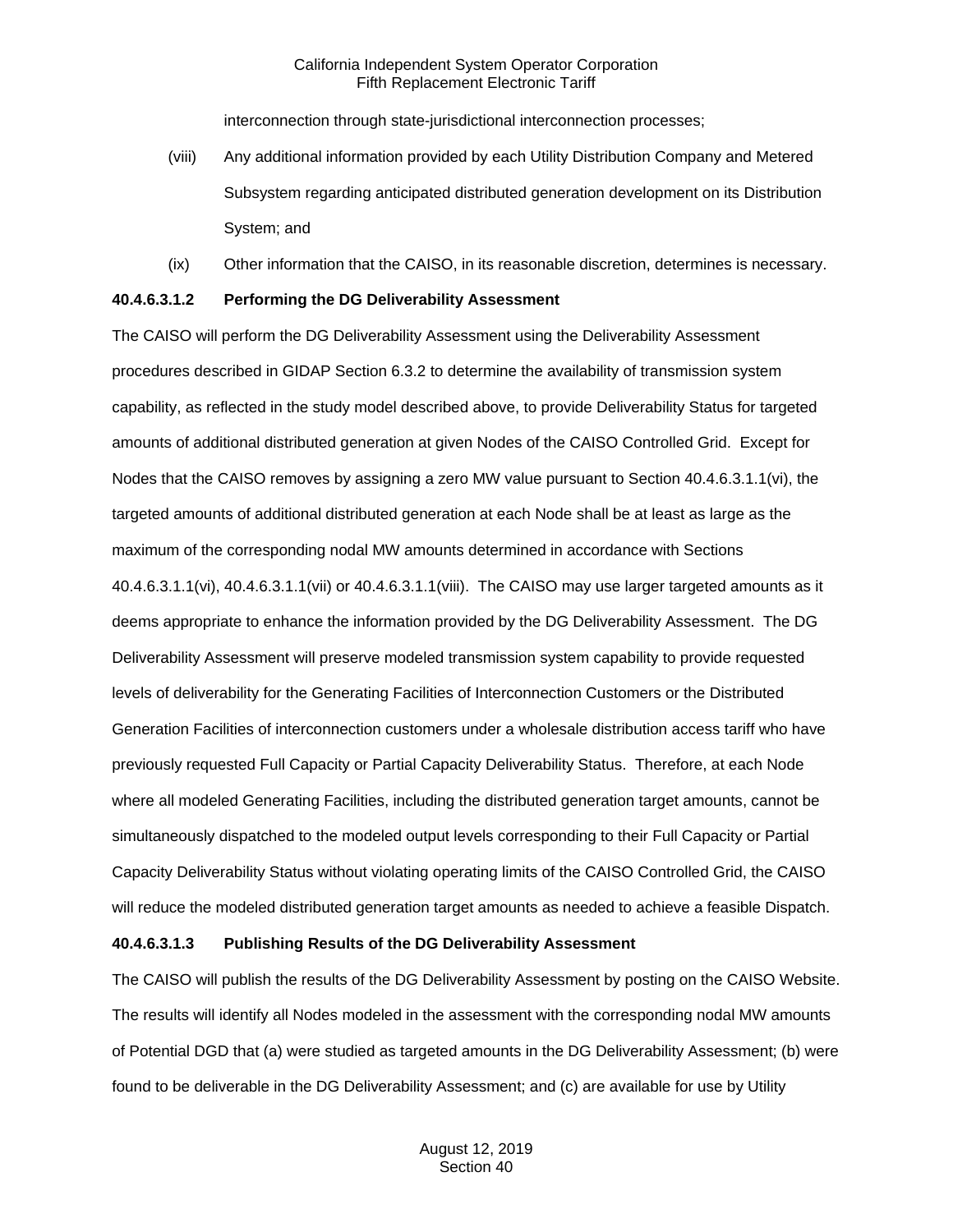interconnection through state-jurisdictional interconnection processes;

(viii) Any additional information provided by each Utility Distribution Company and Metered Subsystem regarding anticipated distributed generation development on its Distribution System; and

(ix) Other information that the CAISO, in its reasonable discretion, determines is necessary.

**40.4.6.3.1.2 Performing the DG Deliverability Assessment**

The CAISO will perform the DG Deliverability Assessment using the Deliverability Assessment procedures described in GIDAP Section 6.3.2 to determine the availability of transmission system capability, as reflected in the study model described above, to provide Deliverability Status for targeted amounts of additional distributed generation at given Nodes of the CAISO Controlled Grid. Except for Nodes that the CAISO removes by assigning a zero MW value pursuant to Section 40.4.6.3.1.1(vi), the targeted amounts of additional distributed generation at each Node shall be at least as large as the maximum of the corresponding nodal MW amounts determined in accordance with Sections 40.4.6.3.1.1(vi), 40.4.6.3.1.1(vii) or 40.4.6.3.1.1(viii). The CAISO may use larger targeted amounts as it deems appropriate to enhance the information provided by the DG Deliverability Assessment. The DG Deliverability Assessment will preserve modeled transmission system capability to provide requested levels of deliverability for the Generating Facilities of Interconnection Customers or the Distributed Generation Facilities of interconnection customers under a wholesale distribution access tariff who have previously requested Full Capacity or Partial Capacity Deliverability Status. Therefore, at each Node where all modeled Generating Facilities, including the distributed generation target amounts, cannot be simultaneously dispatched to the modeled output levels corresponding to their Full Capacity or Partial Capacity Deliverability Status without violating operating limits of the CAISO Controlled Grid, the CAISO will reduce the modeled distributed generation target amounts as needed to achieve a feasible Dispatch.

**40.4.6.3.1.3 Publishing Results of the DG Deliverability Assessment**

The CAISO will publish the results of the DG Deliverability Assessment by posting on the CAISO Website. The results will identify all Nodes modeled in the assessment with the corresponding nodal MW amounts of Potential DGD that (a) were studied as targeted amounts in the DG Deliverability Assessment; (b) were found to be deliverable in the DG Deliverability Assessment; and (c) are available for use by Utility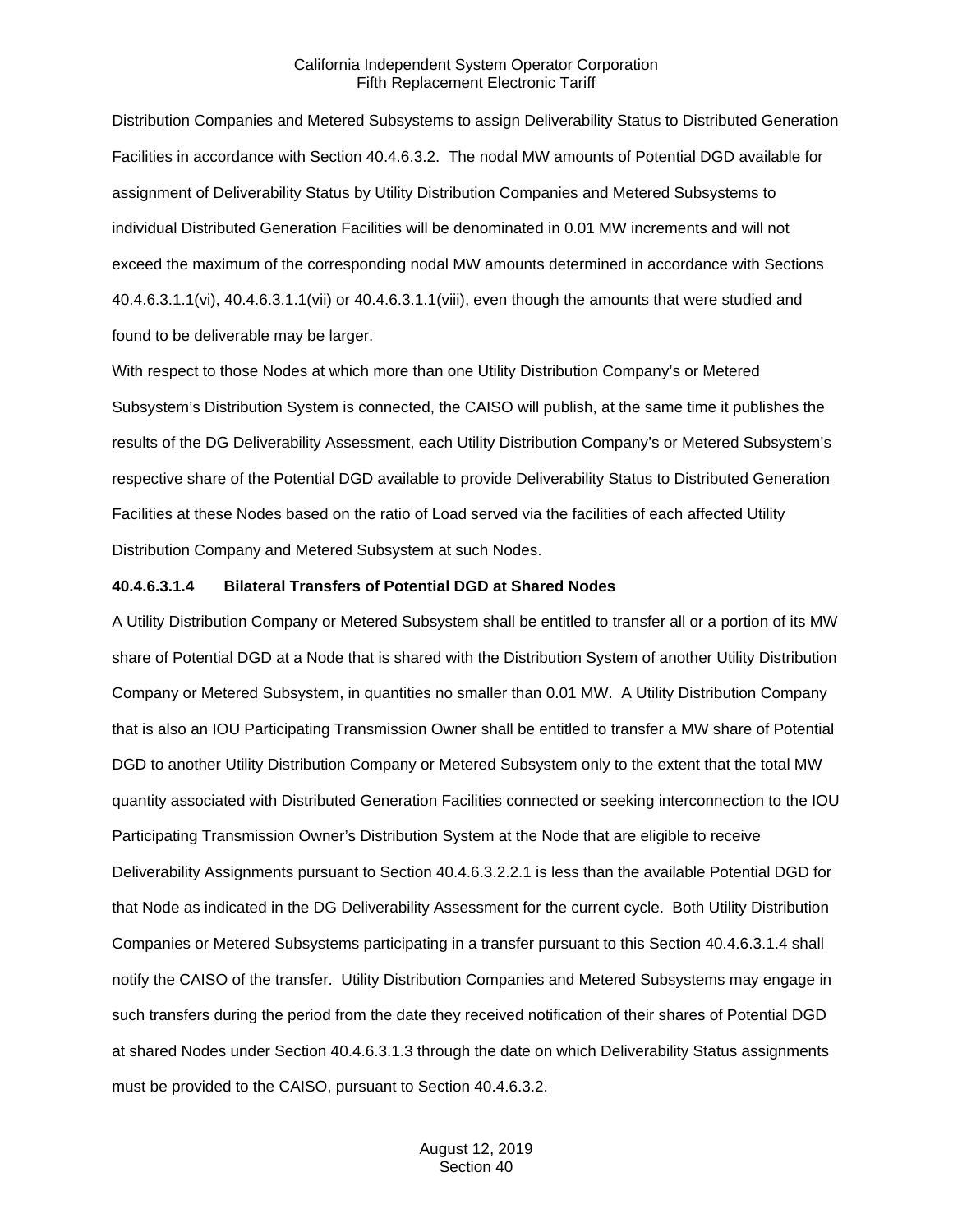Distribution Companies and Metered Subsystems to assign Deliverability Status to Distributed Generation Facilities in accordance with Section 40.4.6.3.2. The nodal MW amounts of Potential DGD available for assignment of Deliverability Status by Utility Distribution Companies and Metered Subsystems to individual Distributed Generation Facilities will be denominated in 0.01 MW increments and will not exceed the maximum of the corresponding nodal MW amounts determined in accordance with Sections 40.4.6.3.1.1(vi), 40.4.6.3.1.1(vii) or 40.4.6.3.1.1(viii), even though the amounts that were studied and found to be deliverable may be larger.

With respect to those Nodes at which more than one Utility Distribution Company's or Metered Subsystem's Distribution System is connected, the CAISO will publish, at the same time it publishes the results of the DG Deliverability Assessment, each Utility Distribution Company's or Metered Subsystem's respective share of the Potential DGD available to provide Deliverability Status to Distributed Generation Facilities at these Nodes based on the ratio of Load served via the facilities of each affected Utility Distribution Company and Metered Subsystem at such Nodes.

**40.4.6.3.1.4 Bilateral Transfers of Potential DGD at Shared Nodes**

A Utility Distribution Company or Metered Subsystem shall be entitled to transfer all or a portion of its MW share of Potential DGD at a Node that is shared with the Distribution System of another Utility Distribution Company or Metered Subsystem, in quantities no smaller than 0.01 MW. A Utility Distribution Company that is also an IOU Participating Transmission Owner shall be entitled to transfer a MW share of Potential DGD to another Utility Distribution Company or Metered Subsystem only to the extent that the total MW quantity associated with Distributed Generation Facilities connected or seeking interconnection to the IOU Participating Transmission Owner's Distribution System at the Node that are eligible to receive Deliverability Assignments pursuant to Section 40.4.6.3.2.2.1 is less than the available Potential DGD for that Node as indicated in the DG Deliverability Assessment for the current cycle. Both Utility Distribution Companies or Metered Subsystems participating in a transfer pursuant to this Section 40.4.6.3.1.4 shall notify the CAISO of the transfer. Utility Distribution Companies and Metered Subsystems may engage in such transfers during the period from the date they received notification of their shares of Potential DGD at shared Nodes under Section 40.4.6.3.1.3 through the date on which Deliverability Status assignments must be provided to the CAISO, pursuant to Section 40.4.6.3.2.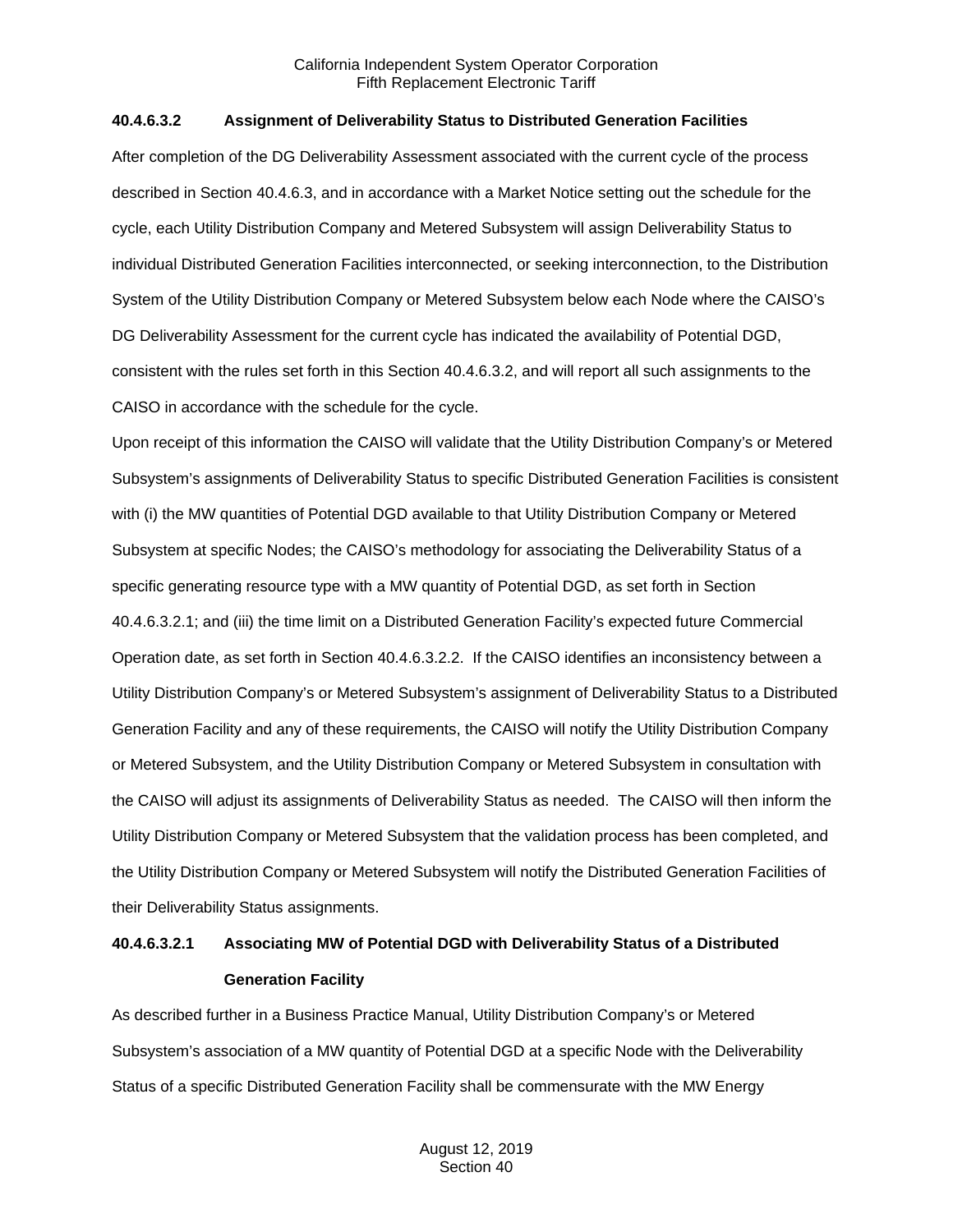### 40.4.6.3.2 Assignment of Deliverability Status to Distributed Generation Facilities

After completion of the DG Deliverability Assessment associated with the current cycle of the process described in Section 40.4.6.3, and in accordance with a Market Notice setting out the schedule for the cycle, each Utility Distribution Company and Metered Subsystem will assign Deliverability Status to individual Distributed Generation Facilities interconnected, or seeking interconnection, to the Distribution System of the Utility Distribution Company or Metered Subsystem below each Node where the CAISO's DG Deliverability Assessment for the current cycle has indicated the availability of Potential DGD, consistent with the rules set forth in this Section 40.4.6.3.2, and will report all such assignments to the CAISO in accordance with the schedule for the cycle.

Upon receipt of this information the CAISO will validate that the Utility Distribution Company's or Metered Subsystem's assignments of Deliverability Status to specific Distributed Generation Facilities is consistent with (i) the MW quantities of Potential DGD available to that Utility Distribution Company or Metered Subsystem at specific Nodes; the CAISO's methodology for associating the Deliverability Status of a specific generating resource type with a MW quantity of Potential DGD, as set forth in Section 40.4.6.3.2.1; and (iii) the time limit on a Distributed Generation Facility's expected future Commercial Operation date, as set forth in Section 40.4.6.3.2.2. If the CAISO identifies an inconsistency between a Utility Distribution Company's or Metered Subsystem's assignment of Deliverability Status to a Distributed Generation Facility and any of these requirements, the CAISO will notify the Utility Distribution Company or Metered Subsystem, and the Utility Distribution Company or Metered Subsystem in consultation with the CAISO will adjust its assignments of Deliverability Status as needed. The CAISO will then inform the Utility Distribution Company or Metered Subsystem that the validation process has been completed, and the Utility Distribution Company or Metered Subsystem will notify the Distributed Generation Facilities of their Deliverability Status assignments.

#### 40.4.6.3.2.1 Associating MW of Potential DGD with Deliverability Status of a Distributed Generation Facility

As described further in a Business Practice Manual, Utility Distribution Company's or Metered Subsystem's association of a MW quantity of Potential DGD at a specific Node with the Deliverability Status of a specific Distributed Generation Facility shall be commensurate with the MW Energy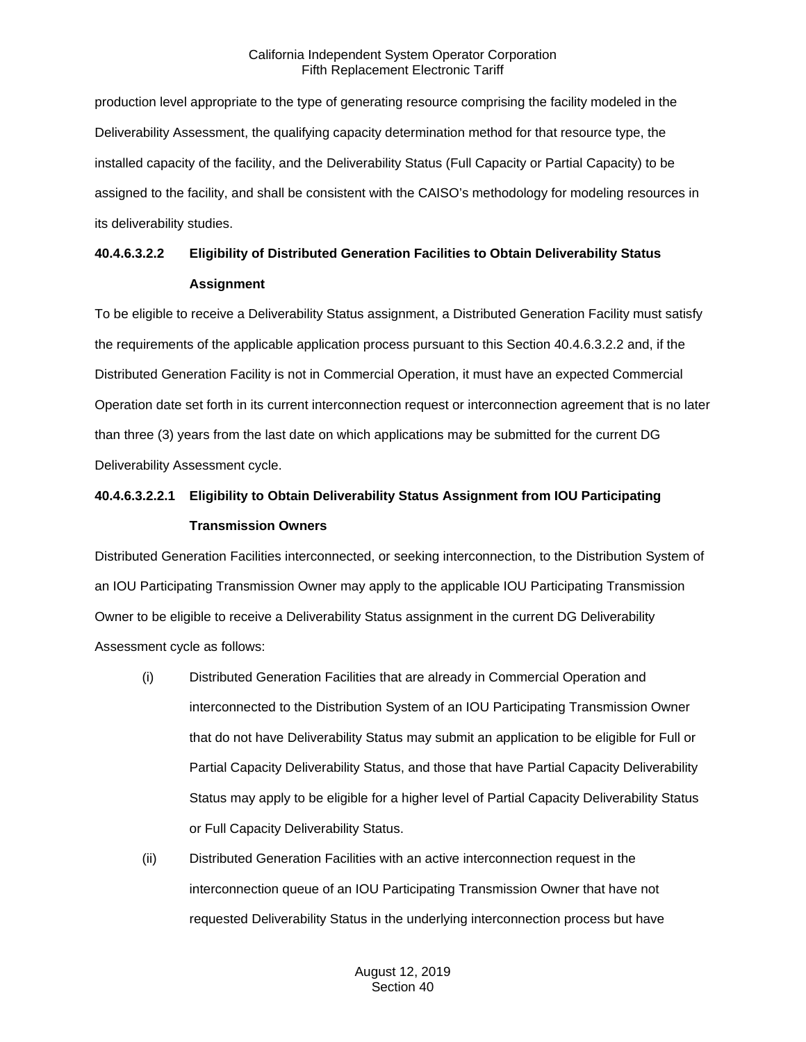production level appropriate to the type of generating resource comprising the facility modeled in the Deliverability Assessment, the qualifying capacity determination method for that resource type, the installed capacity of the facility, and the Deliverability Status (Full Capacity or Partial Capacity) to be assigned to the facility, and shall be consistent with the CAISO's methodology for modeling resources in its deliverability studies.

### 40.4.6.3.2.2 Eligibility of Distributed Generation Facilities to Obtain Deliverability Status Assignment

To be eligible to receive a Deliverability Status assignment, a Distributed Generation Facility must satisfy the requirements of the applicable application process pursuant to this Section 40.4.6.3.2.2 and, if the Distributed Generation Facility is not in Commercial Operation, it must have an expected Commercial Operation date set forth in its current interconnection request or interconnection agreement that is no later than three (3) years from the last date on which applications may be submitted for the current DG Deliverability Assessment cycle.

### 40.4.6.3.2.2.1 Eligibility to Obtain Deliverability Status Assignment from IOU Participating Transmission Owners

Distributed Generation Facilities interconnected, or seeking interconnection, to the Distribution System of an IOU Participating Transmission Owner may apply to the applicable IOU Participating Transmission Owner to be eligible to receive a Deliverability Status assignment in the current DG Deliverability Assessment cycle as follows:

(i) Distributed Generation Facilities that are already in Commercial Operation and interconnected to the Distribution System of an IOU Participating Transmission Owner that do not have Deliverability Status may submit an application to be eligible for Full or Partial Capacity Deliverability Status, and those that have Partial Capacity Deliverability Status may apply to be eligible for a higher level of Partial Capacity Deliverability Status or Full Capacity Deliverability Status.

(ii) Distributed Generation Facilities with an active interconnection request in the interconnection queue of an IOU Participating Transmission Owner that have not requested Deliverability Status in the underlying interconnection process but have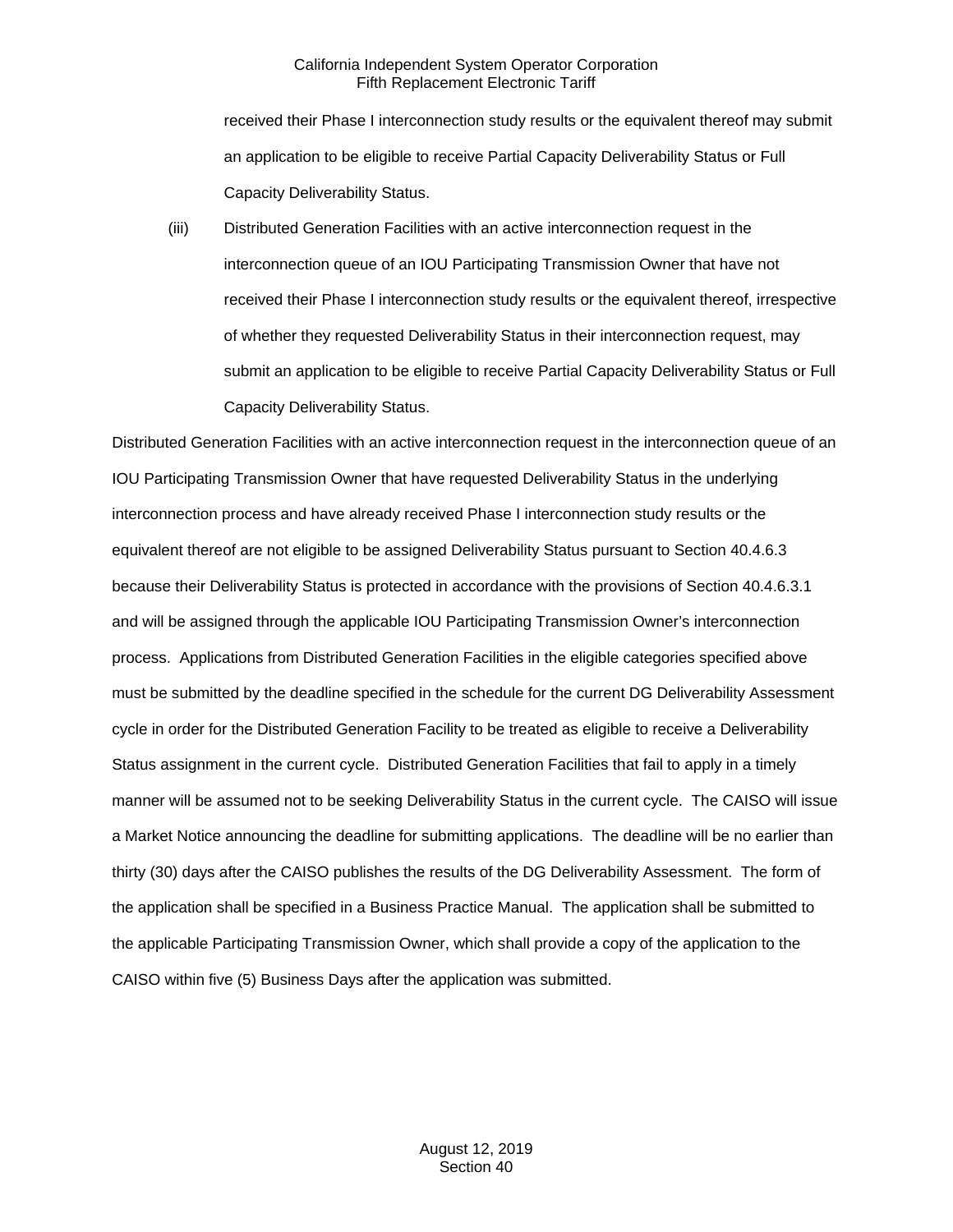received their Phase I interconnection study results or the equivalent thereof may submit an application to be eligible to receive Partial Capacity Deliverability Status or Full Capacity Deliverability Status.

(iii) Distributed Generation Facilities with an active interconnection request in the interconnection queue of an IOU Participating Transmission Owner that have not received their Phase I interconnection study results or the equivalent thereof, irrespective of whether they requested Deliverability Status in their interconnection request, may submit an application to be eligible to receive Partial Capacity Deliverability Status or Full Capacity Deliverability Status.

Distributed Generation Facilities with an active interconnection request in the interconnection queue of an IOU Participating Transmission Owner that have requested Deliverability Status in the underlying interconnection process and have already received Phase I interconnection study results or the equivalent thereof are not eligible to be assigned Deliverability Status pursuant to Section 40.4.6.3 because their Deliverability Status is protected in accordance with the provisions of Section 40.4.6.3.1 and will be assigned through the applicable IOU Participating Transmission Owner's interconnection process. Applications from Distributed Generation Facilities in the eligible categories specified above must be submitted by the deadline specified in the schedule for the current DG Deliverability Assessment cycle in order for the Distributed Generation Facility to be treated as eligible to receive a Deliverability Status assignment in the current cycle. Distributed Generation Facilities that fail to apply in a timely manner will be assumed not to be seeking Deliverability Status in the current cycle. The CAISO will issue a Market Notice announcing the deadline for submitting applications. The deadline will be no earlier than thirty (30) days after the CAISO publishes the results of the DG Deliverability Assessment. The form of the application shall be specified in a Business Practice Manual. The application shall be submitted to the applicable Participating Transmission Owner, which shall provide a copy of the application to the CAISO within five (5) Business Days after the application was submitted.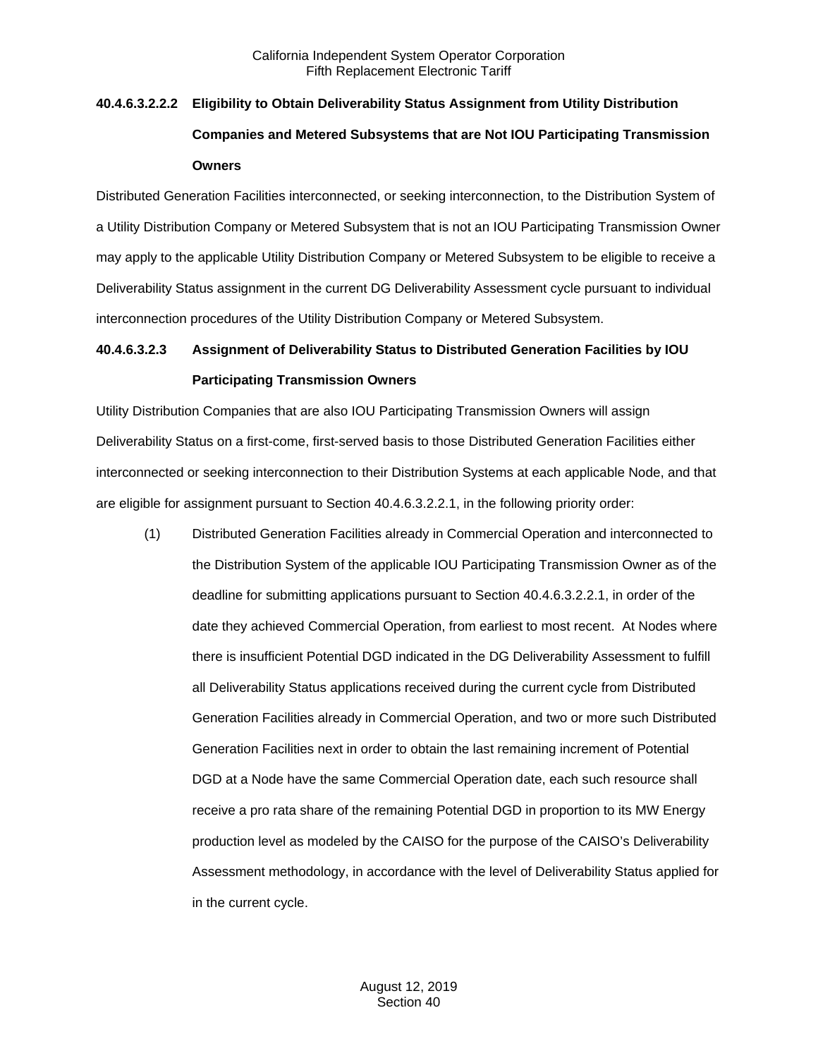**40.4.6.3.2.2.2 Eligibility to Obtain Deliverability Status Assignment from Utility Distribution Companies and Metered Subsystems that are Not IOU Participating Transmission Owners**

Distributed Generation Facilities interconnected, or seeking interconnection, to the Distribution System of a Utility Distribution Company or Metered Subsystem that is not an IOU Participating Transmission Owner may apply to the applicable Utility Distribution Company or Metered Subsystem to be eligible to receive a Deliverability Status assignment in the current DG Deliverability Assessment cycle pursuant to individual interconnection procedures of the Utility Distribution Company or Metered Subsystem.

**40.4.6.3.2.3 Assignment of Deliverability Status to Distributed Generation Facilities by IOU Participating Transmission Owners**

Utility Distribution Companies that are also IOU Participating Transmission Owners will assign Deliverability Status on a first-come, first-served basis to those Distributed Generation Facilities either interconnected or seeking interconnection to their Distribution Systems at each applicable Node, and that are eligible for assignment pursuant to Section 40.4.6.3.2.2.1, in the following priority order:

(1) Distributed Generation Facilities already in Commercial Operation and interconnected to the Distribution System of the applicable IOU Participating Transmission Owner as of the deadline for submitting applications pursuant to Section 40.4.6.3.2.2.1, in order of the date they achieved Commercial Operation, from earliest to most recent. At Nodes where there is insufficient Potential DGD indicated in the DG Deliverability Assessment to fulfill all Deliverability Status applications received during the current cycle from Distributed Generation Facilities already in Commercial Operation, and two or more such Distributed Generation Facilities next in order to obtain the last remaining increment of Potential DGD at a Node have the same Commercial Operation date, each such resource shall receive a pro rata share of the remaining Potential DGD in proportion to its MW Energy production level as modeled by the CAISO for the purpose of the CAISO's Deliverability Assessment methodology, in accordance with the level of Deliverability Status applied for in the current cycle.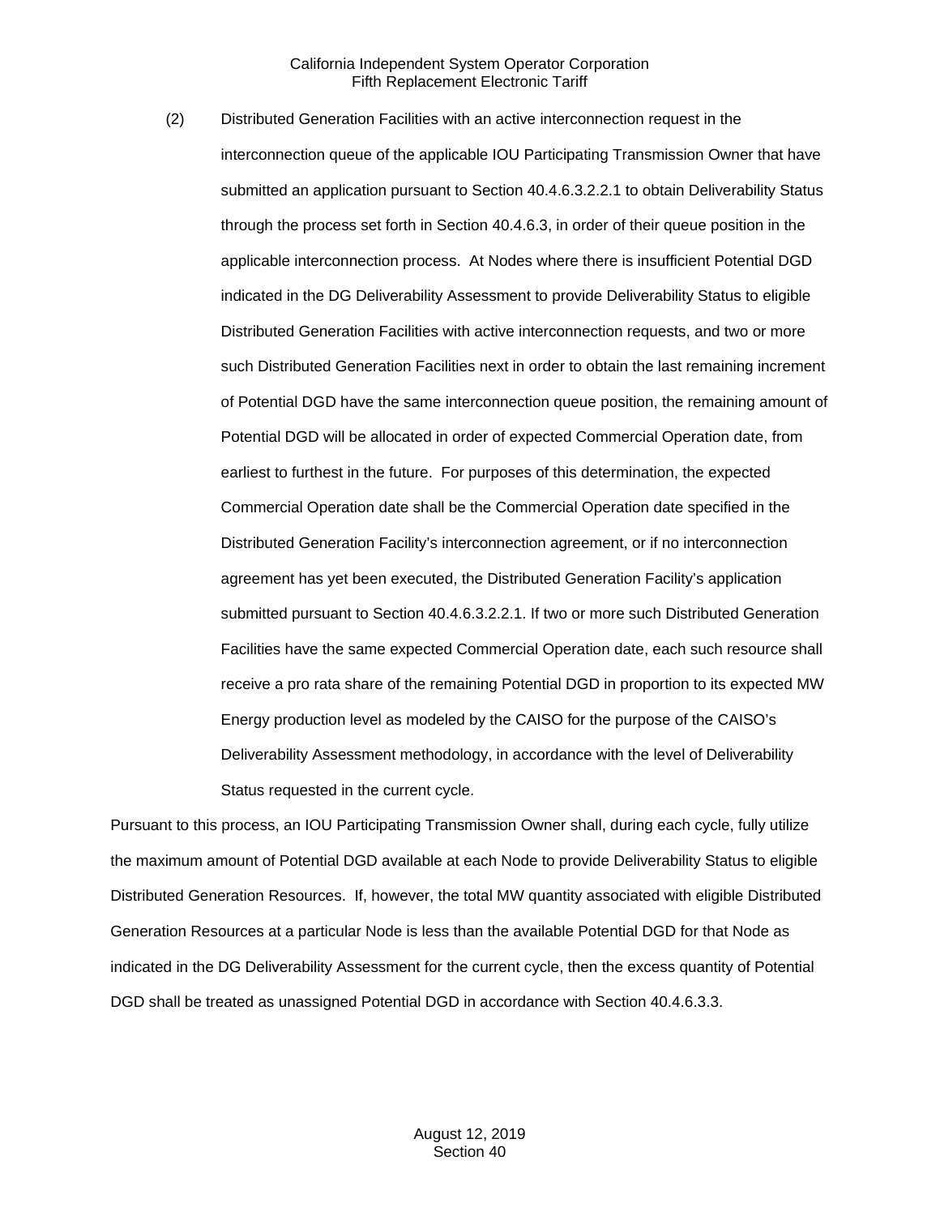(2) Distributed Generation Facilities with an active interconnection request in the interconnection queue of the applicable IOU Participating Transmission Owner that have submitted an application pursuant to Section 40.4.6.3.2.2.1 to obtain Deliverability Status through the process set forth in Section 40.4.6.3, in order of their queue position in the applicable interconnection process. At Nodes where there is insufficient Potential DGD indicated in the DG Deliverability Assessment to provide Deliverability Status to eligible Distributed Generation Facilities with active interconnection requests, and two or more such Distributed Generation Facilities next in order to obtain the last remaining increment of Potential DGD have the same interconnection queue position, the remaining amount of Potential DGD will be allocated in order of expected Commercial Operation date, from earliest to furthest in the future. For purposes of this determination, the expected Commercial Operation date shall be the Commercial Operation date specified in the Distributed Generation Facility's interconnection agreement, or if no interconnection agreement has yet been executed, the Distributed Generation Facility's application submitted pursuant to Section 40.4.6.3.2.2.1. If two or more such Distributed Generation Facilities have the same expected Commercial Operation date, each such resource shall receive a pro rata share of the remaining Potential DGD in proportion to its expected MW Energy production level as modeled by the CAISO for the purpose of the CAISO's Deliverability Assessment methodology, in accordance with the level of Deliverability Status requested in the current cycle.

Pursuant to this process, an IOU Participating Transmission Owner shall, during each cycle, fully utilize the maximum amount of Potential DGD available at each Node to provide Deliverability Status to eligible Distributed Generation Resources. If, however, the total MW quantity associated with eligible Distributed Generation Resources at a particular Node is less than the available Potential DGD for that Node as indicated in the DG Deliverability Assessment for the current cycle, then the excess quantity of Potential DGD shall be treated as unassigned Potential DGD in accordance with Section 40.4.6.3.3.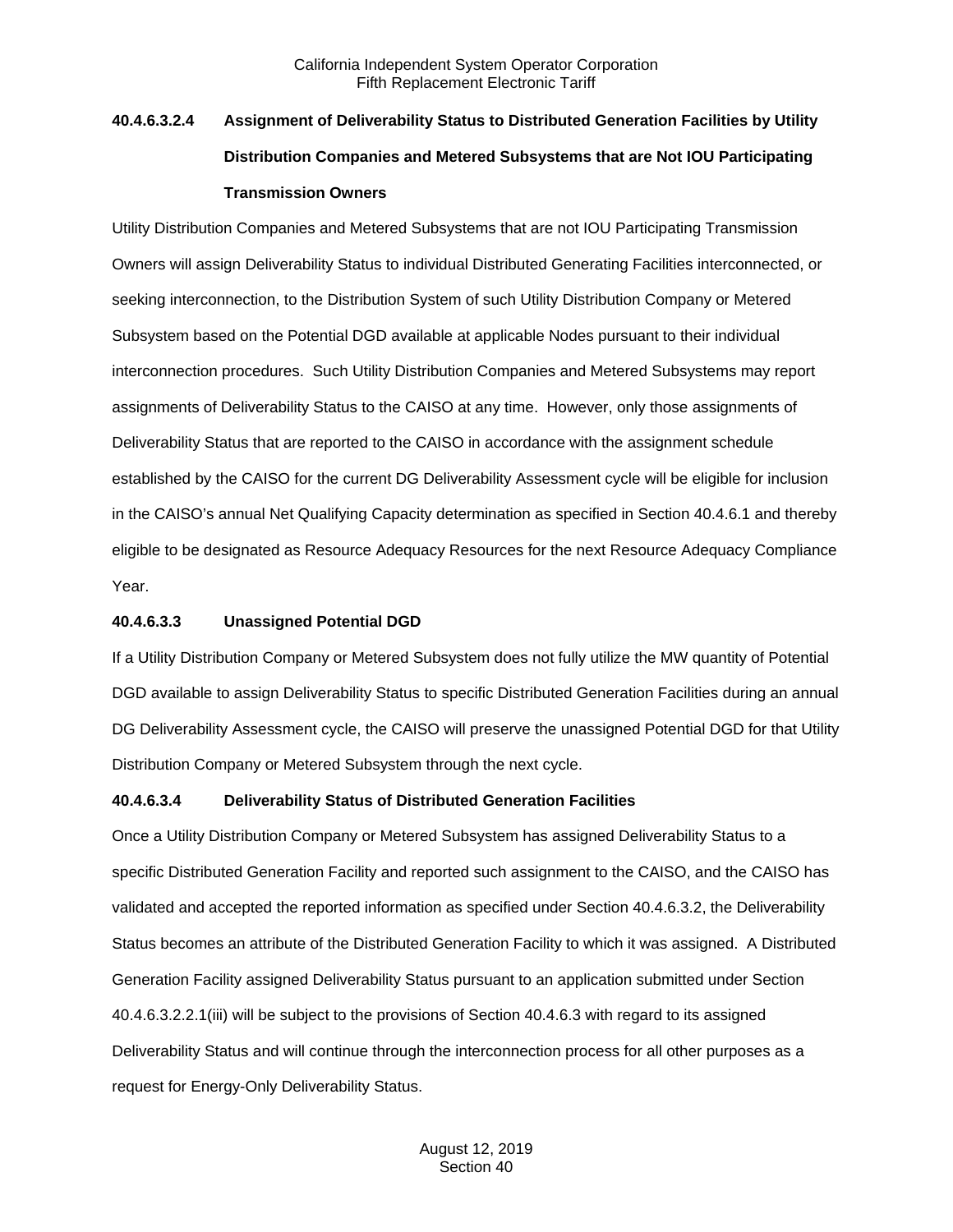### 40.4.6.3.2.4 Assignment of Deliverability Status to Distributed Generation Facilities by Utility Distribution Companies and Metered Subsystems that are Not IOU Participating Transmission Owners

Utility Distribution Companies and Metered Subsystems that are not IOU Participating Transmission Owners will assign Deliverability Status to individual Distributed Generating Facilities interconnected, or seeking interconnection, to the Distribution System of such Utility Distribution Company or Metered Subsystem based on the Potential DGD available at applicable Nodes pursuant to their individual interconnection procedures. Such Utility Distribution Companies and Metered Subsystems may report assignments of Deliverability Status to the CAISO at any time. However, only those assignments of Deliverability Status that are reported to the CAISO in accordance with the assignment schedule established by the CAISO for the current DG Deliverability Assessment cycle will be eligible for inclusion in the CAISO's annual Net Qualifying Capacity determination as specified in Section 40.4.6.1 and thereby eligible to be designated as Resource Adequacy Resources for the next Resource Adequacy Compliance Year.

### 40.4.6.3.3 Unassigned Potential DGD

If a Utility Distribution Company or Metered Subsystem does not fully utilize the MW quantity of Potential DGD available to assign Deliverability Status to specific Distributed Generation Facilities during an annual DG Deliverability Assessment cycle, the CAISO will preserve the unassigned Potential DGD for that Utility Distribution Company or Metered Subsystem through the next cycle.

### 40.4.6.3.4 Deliverability Status of Distributed Generation Facilities

Once a Utility Distribution Company or Metered Subsystem has assigned Deliverability Status to a specific Distributed Generation Facility and reported such assignment to the CAISO, and the CAISO has validated and accepted the reported information as specified under Section 40.4.6.3.2, the Deliverability Status becomes an attribute of the Distributed Generation Facility to which it was assigned. A Distributed Generation Facility assigned Deliverability Status pursuant to an application submitted under Section 40.4.6.3.2.2.1(iii) will be subject to the provisions of Section 40.4.6.3 with regard to its assigned Deliverability Status and will continue through the interconnection process for all other purposes as a request for Energy-Only Deliverability Status.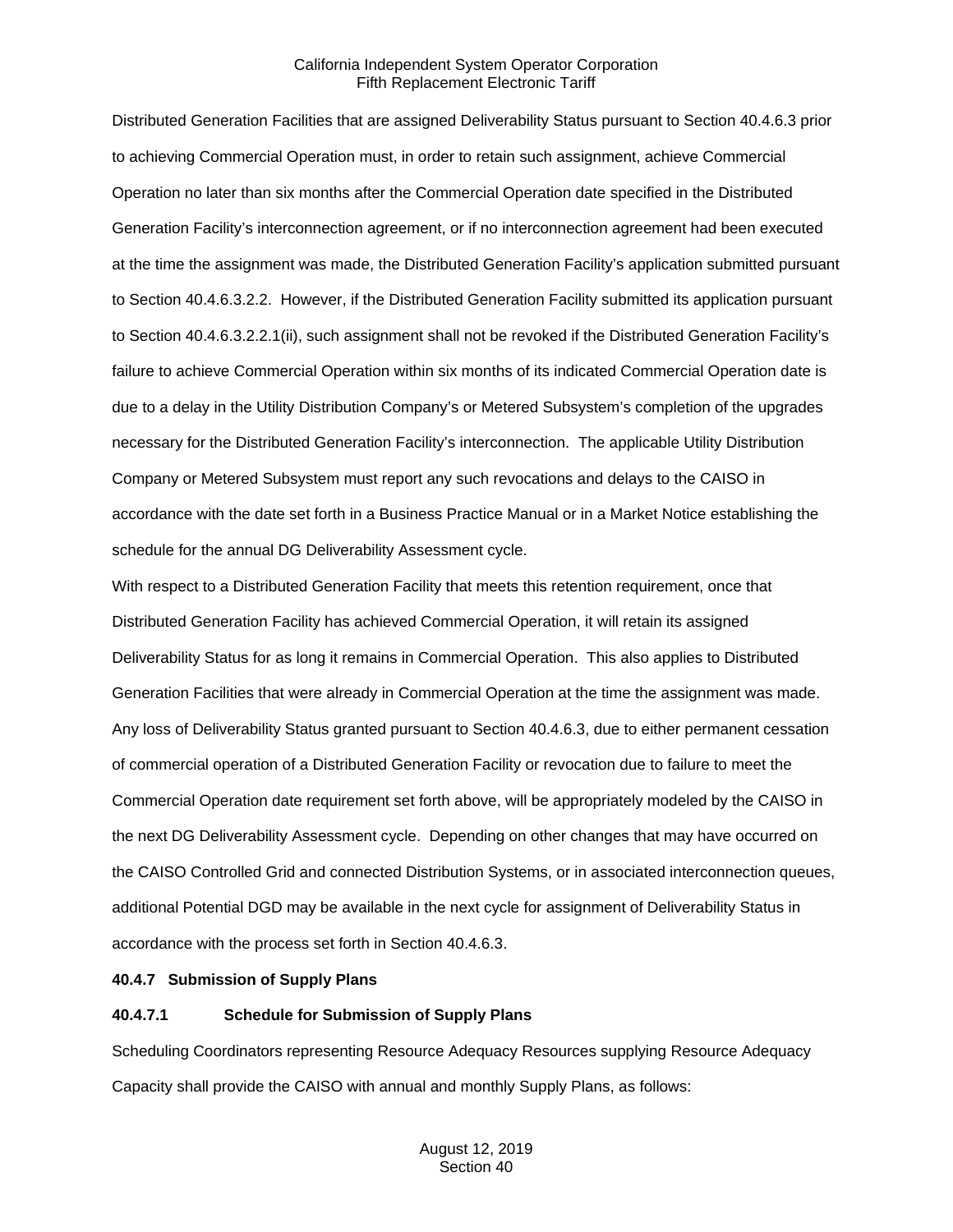Distributed Generation Facilities that are assigned Deliverability Status pursuant to Section 40.4.6.3 prior to achieving Commercial Operation must, in order to retain such assignment, achieve Commercial Operation no later than six months after the Commercial Operation date specified in the Distributed Generation Facility's interconnection agreement, or if no interconnection agreement had been executed at the time the assignment was made, the Distributed Generation Facility's application submitted pursuant to Section 40.4.6.3.2.2. However, if the Distributed Generation Facility submitted its application pursuant to Section 40.4.6.3.2.2.1(ii), such assignment shall not be revoked if the Distributed Generation Facility's failure to achieve Commercial Operation within six months of its indicated Commercial Operation date is due to a delay in the Utility Distribution Company's or Metered Subsystem's completion of the upgrades necessary for the Distributed Generation Facility's interconnection. The applicable Utility Distribution Company or Metered Subsystem must report any such revocations and delays to the CAISO in accordance with the date set forth in a Business Practice Manual or in a Market Notice establishing the schedule for the annual DG Deliverability Assessment cycle.

With respect to a Distributed Generation Facility that meets this retention requirement, once that Distributed Generation Facility has achieved Commercial Operation, it will retain its assigned Deliverability Status for as long it remains in Commercial Operation. This also applies to Distributed Generation Facilities that were already in Commercial Operation at the time the assignment was made. Any loss of Deliverability Status granted pursuant to Section 40.4.6.3, due to either permanent cessation of commercial operation of a Distributed Generation Facility or revocation due to failure to meet the Commercial Operation date requirement set forth above, will be appropriately modeled by the CAISO in the next DG Deliverability Assessment cycle. Depending on other changes that may have occurred on the CAISO Controlled Grid and connected Distribution Systems, or in associated interconnection queues, additional Potential DGD may be available in the next cycle for assignment of Deliverability Status in accordance with the process set forth in Section 40.4.6.3.

### 40.4.7 Submission of Supply Plans

#### 40.4.7.1 Schedule for Submission of Supply Plans

Scheduling Coordinators representing Resource Adequacy Resources supplying Resource Adequacy Capacity shall provide the CAISO with annual and monthly Supply Plans, as follows: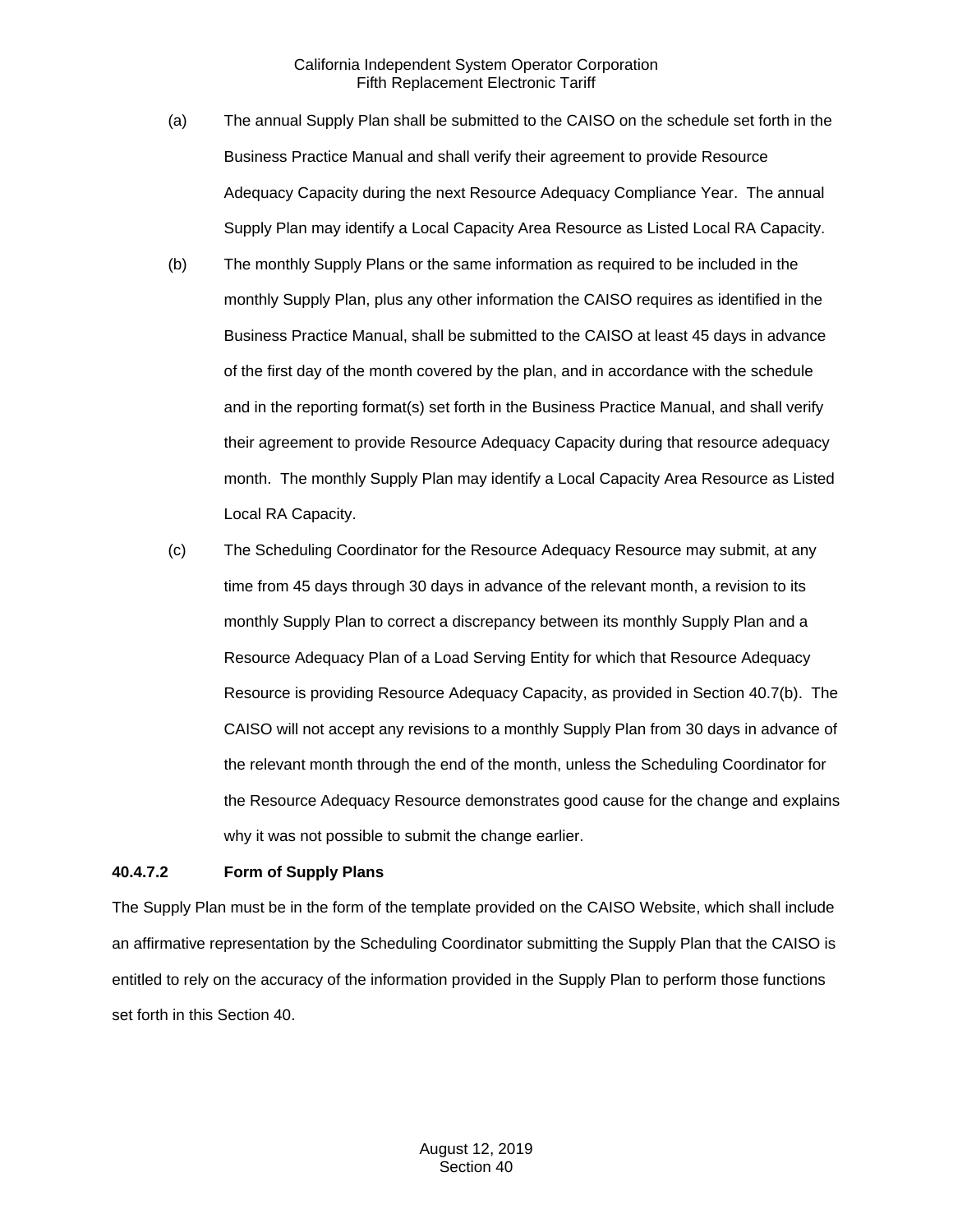(a) The annual Supply Plan shall be submitted to the CAISO on the schedule set forth in the Business Practice Manual and shall verify their agreement to provide Resource Adequacy Capacity during the next Resource Adequacy Compliance Year. The annual Supply Plan may identify a Local Capacity Area Resource as Listed Local RA Capacity.

(b) The monthly Supply Plans or the same information as required to be included in the monthly Supply Plan, plus any other information the CAISO requires as identified in the Business Practice Manual, shall be submitted to the CAISO at least 45 days in advance of the first day of the month covered by the plan, and in accordance with the schedule and in the reporting format(s) set forth in the Business Practice Manual, and shall verify their agreement to provide Resource Adequacy Capacity during that resource adequacy month. The monthly Supply Plan may identify a Local Capacity Area Resource as Listed Local RA Capacity.

(c) The Scheduling Coordinator for the Resource Adequacy Resource may submit, at any time from 45 days through 30 days in advance of the relevant month, a revision to its monthly Supply Plan to correct a discrepancy between its monthly Supply Plan and a Resource Adequacy Plan of a Load Serving Entity for which that Resource Adequacy Resource is providing Resource Adequacy Capacity, as provided in Section 40.7(b). The CAISO will not accept any revisions to a monthly Supply Plan from 30 days in advance of the relevant month through the end of the month, unless the Scheduling Coordinator for the Resource Adequacy Resource demonstrates good cause for the change and explains why it was not possible to submit the change earlier.

**40.4.7.2 Form of Supply Plans**

The Supply Plan must be in the form of the template provided on the CAISO Website, which shall include an affirmative representation by the Scheduling Coordinator submitting the Supply Plan that the CAISO is entitled to rely on the accuracy of the information provided in the Supply Plan to perform those functions set forth in this Section 40.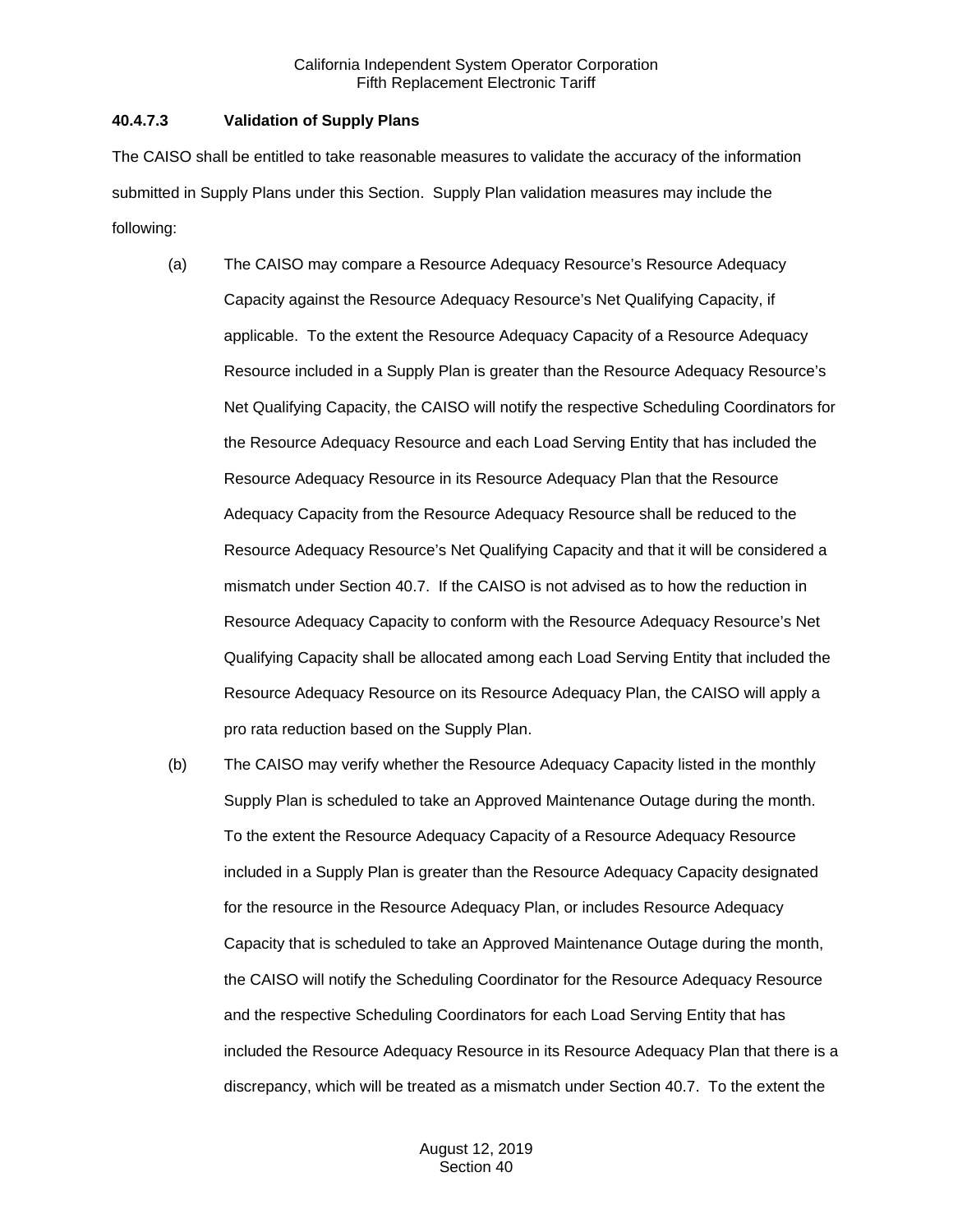**40.4.7.3 Validation of Supply Plans**

The CAISO shall be entitled to take reasonable measures to validate the accuracy of the information submitted in Supply Plans under this Section. Supply Plan validation measures may include the following:

(a) The CAISO may compare a Resource Adequacy Resource's Resource Adequacy Capacity against the Resource Adequacy Resource's Net Qualifying Capacity, if applicable. To the extent the Resource Adequacy Capacity of a Resource Adequacy Resource included in a Supply Plan is greater than the Resource Adequacy Resource's Net Qualifying Capacity, the CAISO will notify the respective Scheduling Coordinators for the Resource Adequacy Resource and each Load Serving Entity that has included the Resource Adequacy Resource in its Resource Adequacy Plan that the Resource Adequacy Capacity from the Resource Adequacy Resource shall be reduced to the Resource Adequacy Resource's Net Qualifying Capacity and that it will be considered a mismatch under Section 40.7. If the CAISO is not advised as to how the reduction in Resource Adequacy Capacity to conform with the Resource Adequacy Resource's Net Qualifying Capacity shall be allocated among each Load Serving Entity that included the Resource Adequacy Resource on its Resource Adequacy Plan, the CAISO will apply a pro rata reduction based on the Supply Plan.

(b) The CAISO may verify whether the Resource Adequacy Capacity listed in the monthly Supply Plan is scheduled to take an Approved Maintenance Outage during the month. To the extent the Resource Adequacy Capacity of a Resource Adequacy Resource included in a Supply Plan is greater than the Resource Adequacy Capacity designated for the resource in the Resource Adequacy Plan, or includes Resource Adequacy Capacity that is scheduled to take an Approved Maintenance Outage during the month, the CAISO will notify the Scheduling Coordinator for the Resource Adequacy Resource and the respective Scheduling Coordinators for each Load Serving Entity that has included the Resource Adequacy Resource in its Resource Adequacy Plan that there is a discrepancy, which will be treated as a mismatch under Section 40.7. To the extent the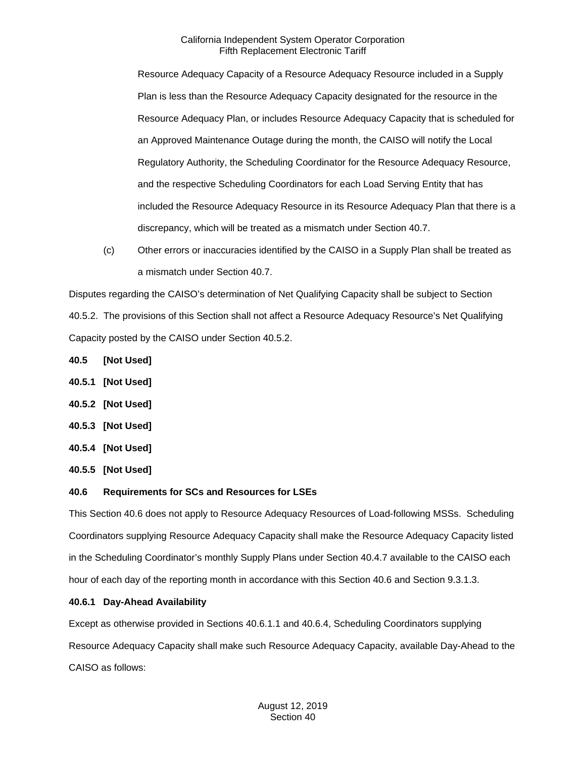Resource Adequacy Capacity of a Resource Adequacy Resource included in a Supply Plan is less than the Resource Adequacy Capacity designated for the resource in the Resource Adequacy Plan, or includes Resource Adequacy Capacity that is scheduled for an Approved Maintenance Outage during the month, the CAISO will notify the Local Regulatory Authority, the Scheduling Coordinator for the Resource Adequacy Resource, and the respective Scheduling Coordinators for each Load Serving Entity that has included the Resource Adequacy Resource in its Resource Adequacy Plan that there is a discrepancy, which will be treated as a mismatch under Section 40.7.

(c) Other errors or inaccuracies identified by the CAISO in a Supply Plan shall be treated as a mismatch under Section 40.7.

Disputes regarding the CAISO's determination of Net Qualifying Capacity shall be subject to Section 40.5.2. The provisions of this Section shall not affect a Resource Adequacy Resource's Net Qualifying Capacity posted by the CAISO under Section 40.5.2.

**40.5 [Not Used]**

**40.5.1 [Not Used]**

**40.5.2 [Not Used]**

**40.5.3 [Not Used]**

**40.5.4 [Not Used]**

**40.5.5 [Not Used]**

**40.6 Requirements for SCs and Resources for LSEs**

This Section 40.6 does not apply to Resource Adequacy Resources of Load-following MSSs. Scheduling Coordinators supplying Resource Adequacy Capacity shall make the Resource Adequacy Capacity listed in the Scheduling Coordinator's monthly Supply Plans under Section 40.4.7 available to the CAISO each hour of each day of the reporting month in accordance with this Section 40.6 and Section 9.3.1.3.

**40.6.1 Day-Ahead Availability**

Except as otherwise provided in Sections 40.6.1.1 and 40.6.4, Scheduling Coordinators supplying Resource Adequacy Capacity shall make such Resource Adequacy Capacity, available Day-Ahead to the CAISO as follows: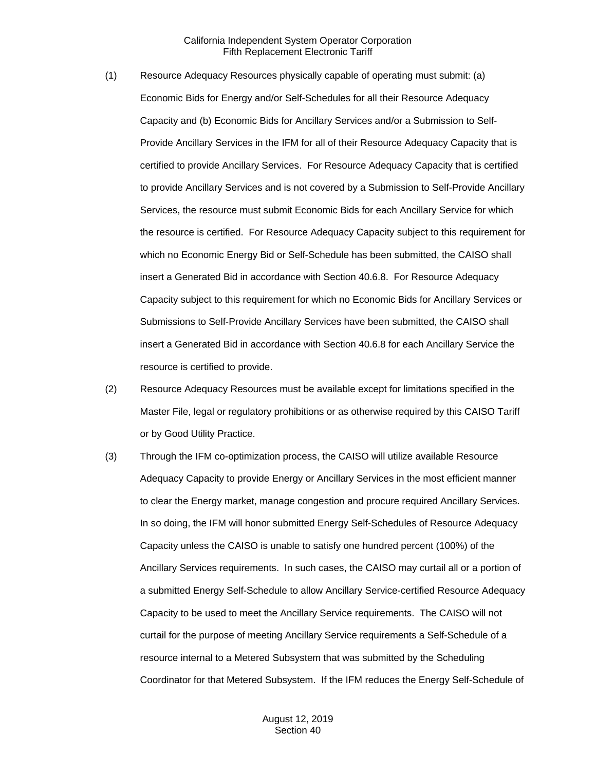(1) Resource Adequacy Resources physically capable of operating must submit: (a) Economic Bids for Energy and/or Self-Schedules for all their Resource Adequacy Capacity and (b) Economic Bids for Ancillary Services and/or a Submission to Self-Provide Ancillary Services in the IFM for all of their Resource Adequacy Capacity that is certified to provide Ancillary Services. For Resource Adequacy Capacity that is certified to provide Ancillary Services and is not covered by a Submission to Self-Provide Ancillary Services, the resource must submit Economic Bids for each Ancillary Service for which the resource is certified. For Resource Adequacy Capacity subject to this requirement for which no Economic Energy Bid or Self-Schedule has been submitted, the CAISO shall insert a Generated Bid in accordance with Section 40.6.8. For Resource Adequacy Capacity subject to this requirement for which no Economic Bids for Ancillary Services or Submissions to Self-Provide Ancillary Services have been submitted, the CAISO shall insert a Generated Bid in accordance with Section 40.6.8 for each Ancillary Service the resource is certified to provide.

(2) Resource Adequacy Resources must be available except for limitations specified in the Master File, legal or regulatory prohibitions or as otherwise required by this CAISO Tariff or by Good Utility Practice.

(3) Through the IFM co-optimization process, the CAISO will utilize available Resource Adequacy Capacity to provide Energy or Ancillary Services in the most efficient manner to clear the Energy market, manage congestion and procure required Ancillary Services. In so doing, the IFM will honor submitted Energy Self-Schedules of Resource Adequacy Capacity unless the CAISO is unable to satisfy one hundred percent (100%) of the Ancillary Services requirements. In such cases, the CAISO may curtail all or a portion of a submitted Energy Self-Schedule to allow Ancillary Service-certified Resource Adequacy Capacity to be used to meet the Ancillary Service requirements. The CAISO will not curtail for the purpose of meeting Ancillary Service requirements a Self-Schedule of a resource internal to a Metered Subsystem that was submitted by the Scheduling Coordinator for that Metered Subsystem. If the IFM reduces the Energy Self-Schedule of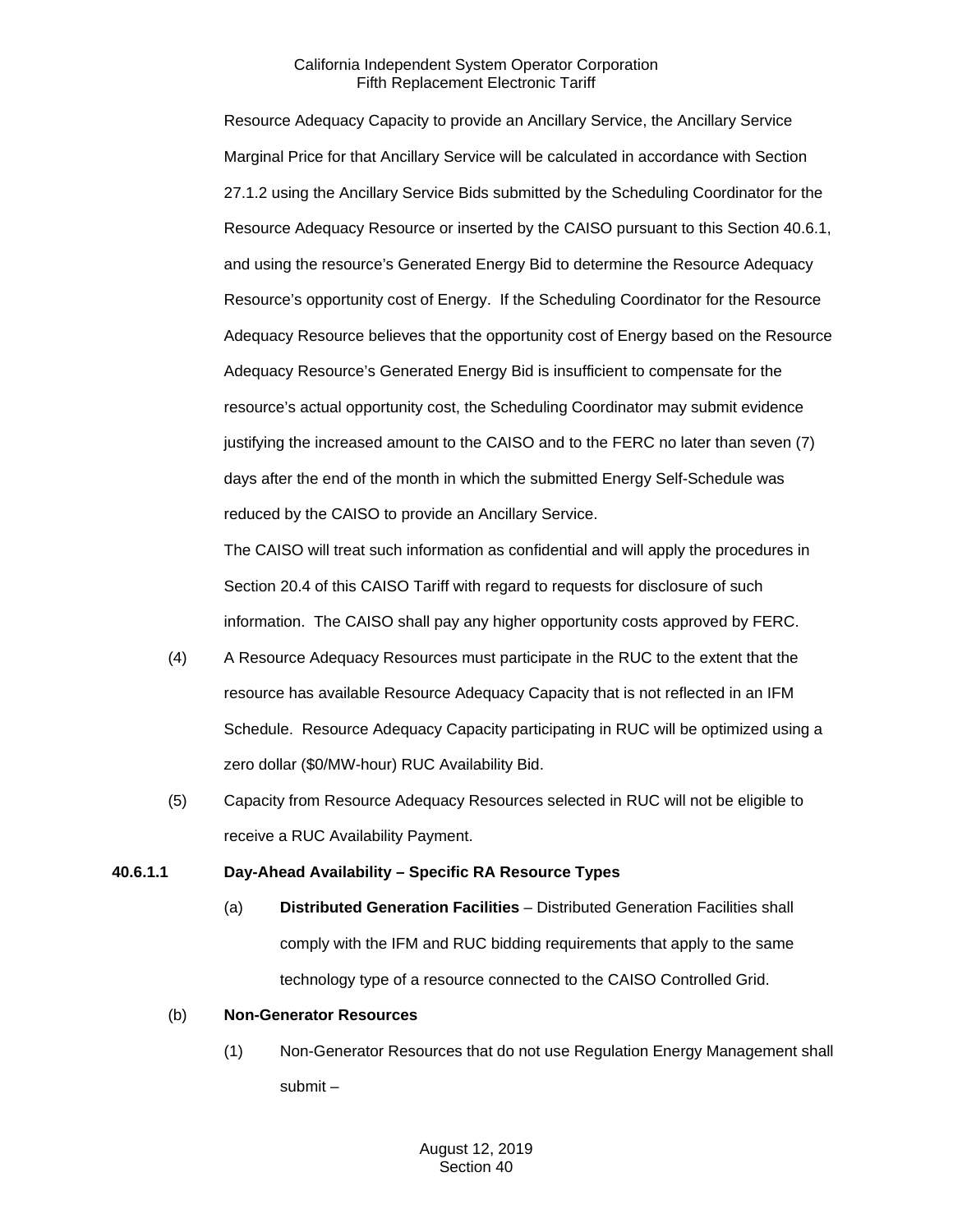Resource Adequacy Capacity to provide an Ancillary Service, the Ancillary Service Marginal Price for that Ancillary Service will be calculated in accordance with Section 27.1.2 using the Ancillary Service Bids submitted by the Scheduling Coordinator for the Resource Adequacy Resource or inserted by the CAISO pursuant to this Section 40.6.1, and using the resource's Generated Energy Bid to determine the Resource Adequacy Resource's opportunity cost of Energy. If the Scheduling Coordinator for the Resource Adequacy Resource believes that the opportunity cost of Energy based on the Resource Adequacy Resource's Generated Energy Bid is insufficient to compensate for the resource's actual opportunity cost, the Scheduling Coordinator may submit evidence justifying the increased amount to the CAISO and to the FERC no later than seven (7) days after the end of the month in which the submitted Energy Self-Schedule was reduced by the CAISO to provide an Ancillary Service.

The CAISO will treat such information as confidential and will apply the procedures in Section 20.4 of this CAISO Tariff with regard to requests for disclosure of such information. The CAISO shall pay any higher opportunity costs approved by FERC.

(4) A Resource Adequacy Resources must participate in the RUC to the extent that the resource has available Resource Adequacy Capacity that is not reflected in an IFM Schedule. Resource Adequacy Capacity participating in RUC will be optimized using a zero dollar ($0/MW-hour) RUC Availability Bid.

(5) Capacity from Resource Adequacy Resources selected in RUC will not be eligible to receive a RUC Availability Payment.

**40.6.1.1 Day-Ahead Availability – Specific RA Resource Types**

(a) **Distributed Generation Facilities** – Distributed Generation Facilities shall comply with the IFM and RUC bidding requirements that apply to the same technology type of a resource connected to the CAISO Controlled Grid.

(b) **Non-Generator Resources**

(1) Non-Generator Resources that do not use Regulation Energy Management shall submit –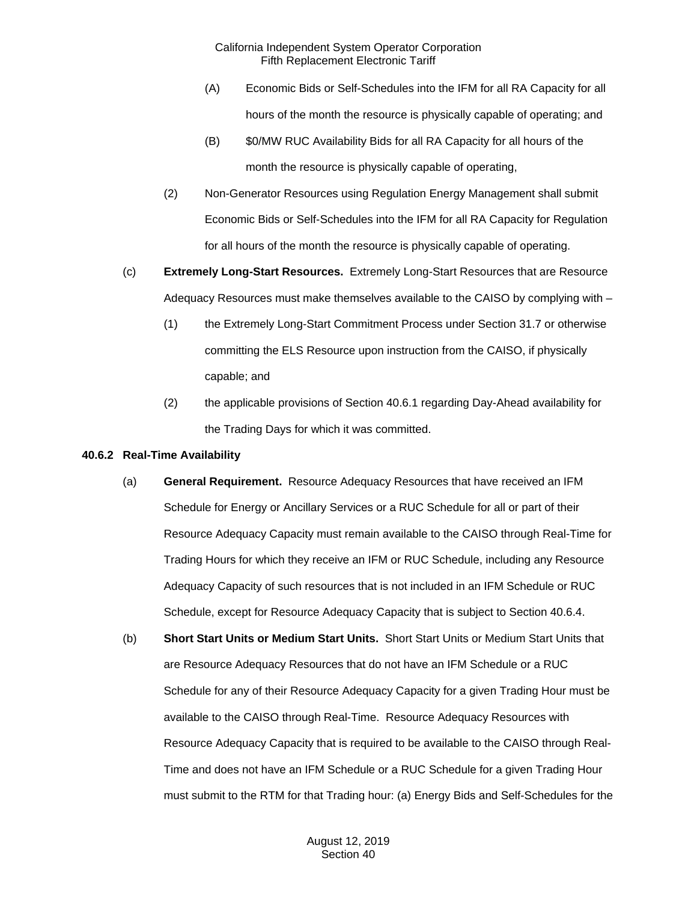(A) Economic Bids or Self-Schedules into the IFM for all RA Capacity for all hours of the month the resource is physically capable of operating; and

(B) $0/MW RUC Availability Bids for all RA Capacity for all hours of the month the resource is physically capable of operating,

(2) Non-Generator Resources using Regulation Energy Management shall submit Economic Bids or Self-Schedules into the IFM for all RA Capacity for Regulation for all hours of the month the resource is physically capable of operating.

(c) **Extremely Long-Start Resources.** Extremely Long-Start Resources that are Resource Adequacy Resources must make themselves available to the CAISO by complying with –

(1) the Extremely Long-Start Commitment Process under Section 31.7 or otherwise committing the ELS Resource upon instruction from the CAISO, if physically capable; and

(2) the applicable provisions of Section 40.6.1 regarding Day-Ahead availability for the Trading Days for which it was committed.

**40.6.2 Real-Time Availability**

(a) **General Requirement.** Resource Adequacy Resources that have received an IFM Schedule for Energy or Ancillary Services or a RUC Schedule for all or part of their Resource Adequacy Capacity must remain available to the CAISO through Real-Time for Trading Hours for which they receive an IFM or RUC Schedule, including any Resource Adequacy Capacity of such resources that is not included in an IFM Schedule or RUC Schedule, except for Resource Adequacy Capacity that is subject to Section 40.6.4.

(b) **Short Start Units or Medium Start Units.** Short Start Units or Medium Start Units that are Resource Adequacy Resources that do not have an IFM Schedule or a RUC Schedule for any of their Resource Adequacy Capacity for a given Trading Hour must be available to the CAISO through Real-Time. Resource Adequacy Resources with Resource Adequacy Capacity that is required to be available to the CAISO through Real-Time and does not have an IFM Schedule or a RUC Schedule for a given Trading Hour must submit to the RTM for that Trading hour: (a) Energy Bids and Self-Schedules for the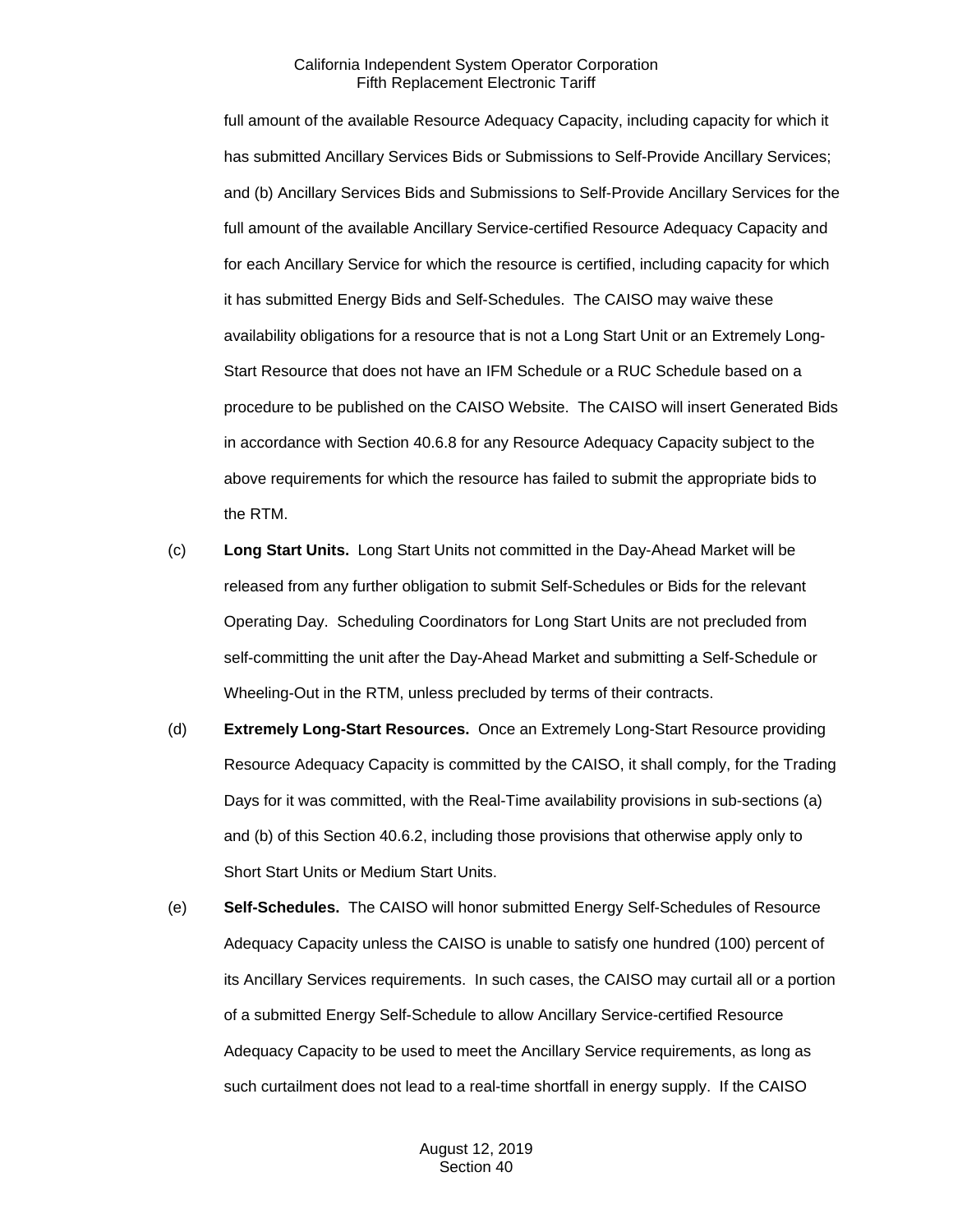full amount of the available Resource Adequacy Capacity, including capacity for which it has submitted Ancillary Services Bids or Submissions to Self-Provide Ancillary Services; and (b) Ancillary Services Bids and Submissions to Self-Provide Ancillary Services for the full amount of the available Ancillary Service-certified Resource Adequacy Capacity and for each Ancillary Service for which the resource is certified, including capacity for which it has submitted Energy Bids and Self-Schedules. The CAISO may waive these availability obligations for a resource that is not a Long Start Unit or an Extremely Long-Start Resource that does not have an IFM Schedule or a RUC Schedule based on a procedure to be published on the CAISO Website. The CAISO will insert Generated Bids in accordance with Section 40.6.8 for any Resource Adequacy Capacity subject to the above requirements for which the resource has failed to submit the appropriate bids to the RTM.

(c) **Long Start Units.** Long Start Units not committed in the Day-Ahead Market will be released from any further obligation to submit Self-Schedules or Bids for the relevant Operating Day. Scheduling Coordinators for Long Start Units are not precluded from self-committing the unit after the Day-Ahead Market and submitting a Self-Schedule or Wheeling-Out in the RTM, unless precluded by terms of their contracts.

(d) **Extremely Long-Start Resources.** Once an Extremely Long-Start Resource providing Resource Adequacy Capacity is committed by the CAISO, it shall comply, for the Trading Days for it was committed, with the Real-Time availability provisions in sub-sections (a) and (b) of this Section 40.6.2, including those provisions that otherwise apply only to Short Start Units or Medium Start Units.

(e) **Self-Schedules.** The CAISO will honor submitted Energy Self-Schedules of Resource Adequacy Capacity unless the CAISO is unable to satisfy one hundred (100) percent of its Ancillary Services requirements. In such cases, the CAISO may curtail all or a portion of a submitted Energy Self-Schedule to allow Ancillary Service-certified Resource Adequacy Capacity to be used to meet the Ancillary Service requirements, as long as such curtailment does not lead to a real-time shortfall in energy supply. If the CAISO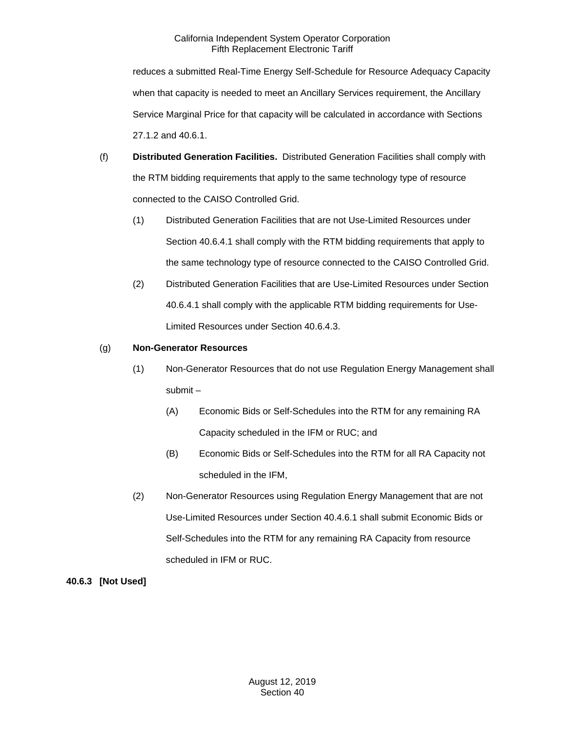reduces a submitted Real-Time Energy Self-Schedule for Resource Adequacy Capacity when that capacity is needed to meet an Ancillary Services requirement, the Ancillary Service Marginal Price for that capacity will be calculated in accordance with Sections 27.1.2 and 40.6.1.

(f) **Distributed Generation Facilities.** Distributed Generation Facilities shall comply with the RTM bidding requirements that apply to the same technology type of resource connected to the CAISO Controlled Grid.

(1) Distributed Generation Facilities that are not Use-Limited Resources under Section 40.6.4.1 shall comply with the RTM bidding requirements that apply to the same technology type of resource connected to the CAISO Controlled Grid.

(2) Distributed Generation Facilities that are Use-Limited Resources under Section 40.6.4.1 shall comply with the applicable RTM bidding requirements for Use-Limited Resources under Section 40.6.4.3.

(g) **Non-Generator Resources**

(1) Non-Generator Resources that do not use Regulation Energy Management shall submit –

(A) Economic Bids or Self-Schedules into the RTM for any remaining RA Capacity scheduled in the IFM or RUC; and

(B) Economic Bids or Self-Schedules into the RTM for all RA Capacity not scheduled in the IFM,

(2) Non-Generator Resources using Regulation Energy Management that are not Use-Limited Resources under Section 40.4.6.1 shall submit Economic Bids or Self-Schedules into the RTM for any remaining RA Capacity from resource scheduled in IFM or RUC.

**40.6.3 [Not Used]**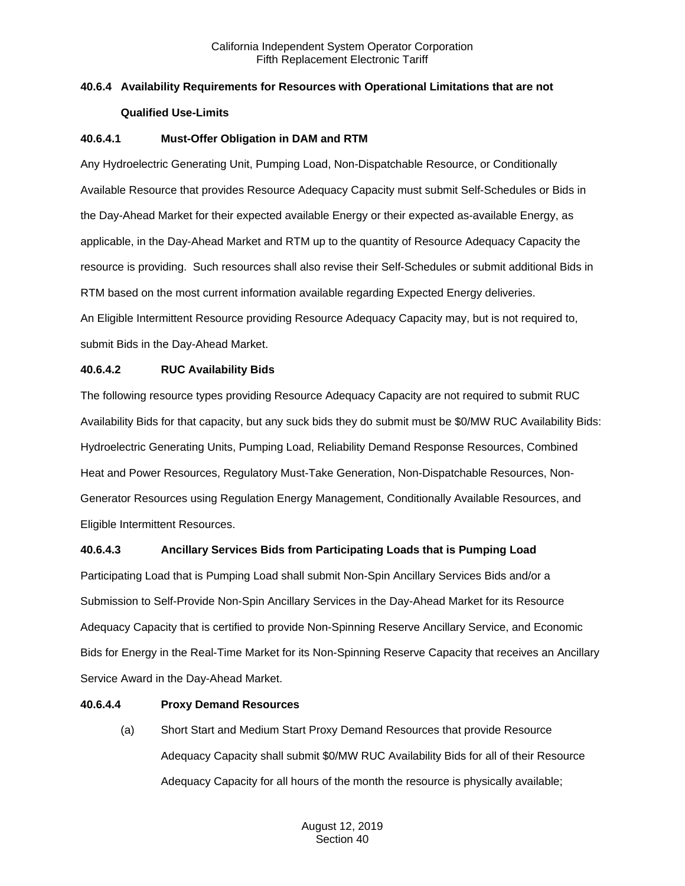### 40.6.4 Availability Requirements for Resources with Operational Limitations that are not Qualified Use-Limits

#### 40.6.4.1 Must-Offer Obligation in DAM and RTM

Any Hydroelectric Generating Unit, Pumping Load, Non-Dispatchable Resource, or Conditionally Available Resource that provides Resource Adequacy Capacity must submit Self-Schedules or Bids in the Day-Ahead Market for their expected available Energy or their expected as-available Energy, as applicable, in the Day-Ahead Market and RTM up to the quantity of Resource Adequacy Capacity the resource is providing. Such resources shall also revise their Self-Schedules or submit additional Bids in RTM based on the most current information available regarding Expected Energy deliveries.

An Eligible Intermittent Resource providing Resource Adequacy Capacity may, but is not required to, submit Bids in the Day-Ahead Market.

#### 40.6.4.2 RUC Availability Bids

The following resource types providing Resource Adequacy Capacity are not required to submit RUC Availability Bids for that capacity, but any suck bids they do submit must be $0/MW RUC Availability Bids: Hydroelectric Generating Units, Pumping Load, Reliability Demand Response Resources, Combined Heat and Power Resources, Regulatory Must-Take Generation, Non-Dispatchable Resources, Non-Generator Resources using Regulation Energy Management, Conditionally Available Resources, and Eligible Intermittent Resources.

#### 40.6.4.3 Ancillary Services Bids from Participating Loads that is Pumping Load

Participating Load that is Pumping Load shall submit Non-Spin Ancillary Services Bids and/or a Submission to Self-Provide Non-Spin Ancillary Services in the Day-Ahead Market for its Resource Adequacy Capacity that is certified to provide Non-Spinning Reserve Ancillary Service, and Economic Bids for Energy in the Real-Time Market for its Non-Spinning Reserve Capacity that receives an Ancillary Service Award in the Day-Ahead Market.

#### 40.6.4.4 Proxy Demand Resources

(a) Short Start and Medium Start Proxy Demand Resources that provide Resource Adequacy Capacity shall submit $0/MW RUC Availability Bids for all of their Resource Adequacy Capacity for all hours of the month the resource is physically available;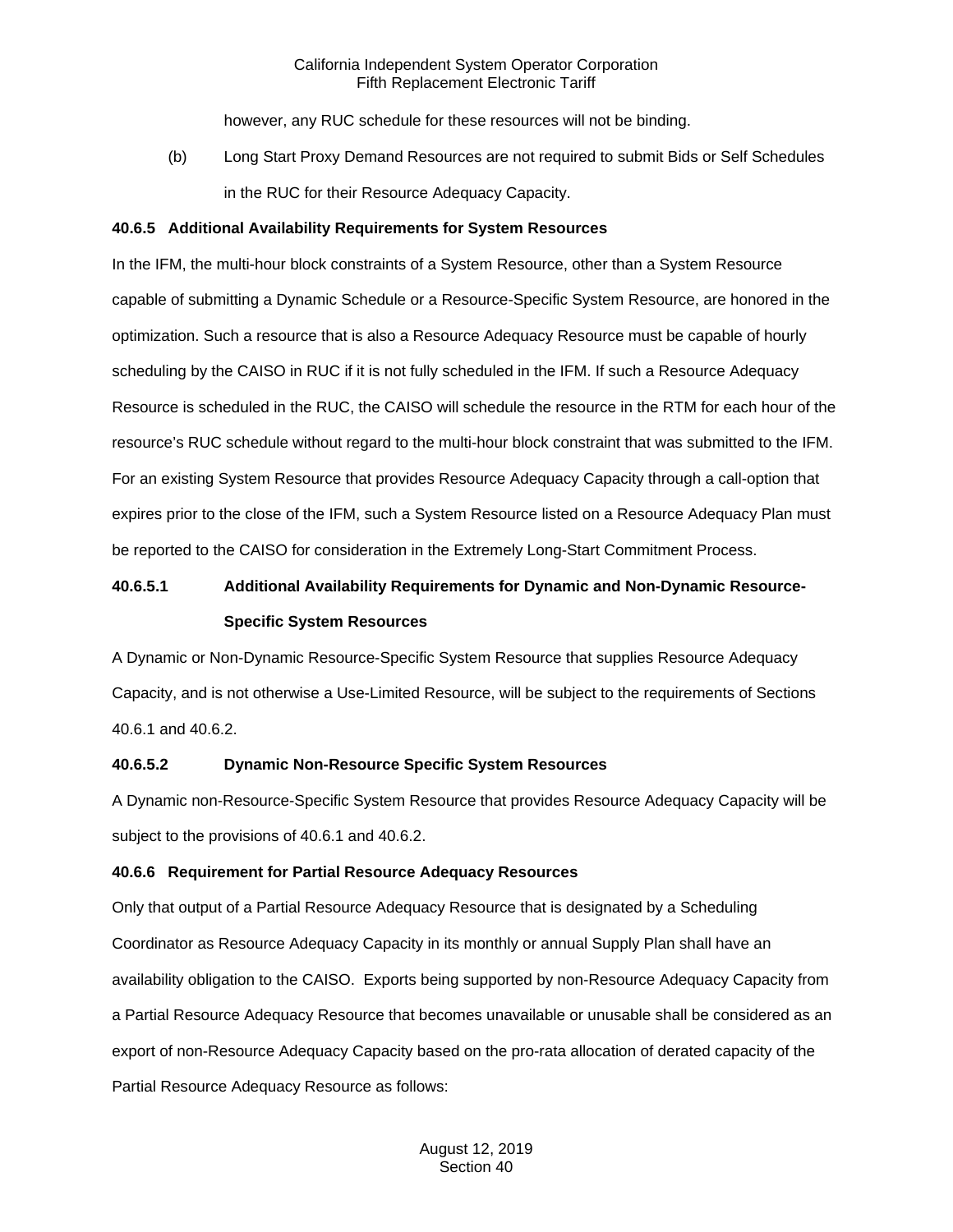however, any RUC schedule for these resources will not be binding.

(b) Long Start Proxy Demand Resources are not required to submit Bids or Self Schedules in the RUC for their Resource Adequacy Capacity.

**40.6.5 Additional Availability Requirements for System Resources**

In the IFM, the multi-hour block constraints of a System Resource, other than a System Resource capable of submitting a Dynamic Schedule or a Resource-Specific System Resource, are honored in the optimization. Such a resource that is also a Resource Adequacy Resource must be capable of hourly scheduling by the CAISO in RUC if it is not fully scheduled in the IFM. If such a Resource Adequacy Resource is scheduled in the RUC, the CAISO will schedule the resource in the RTM for each hour of the resource's RUC schedule without regard to the multi-hour block constraint that was submitted to the IFM. For an existing System Resource that provides Resource Adequacy Capacity through a call-option that expires prior to the close of the IFM, such a System Resource listed on a Resource Adequacy Plan must be reported to the CAISO for consideration in the Extremely Long-Start Commitment Process.

**40.6.5.1 Additional Availability Requirements for Dynamic and Non-Dynamic Resource-Specific System Resources**

A Dynamic or Non-Dynamic Resource-Specific System Resource that supplies Resource Adequacy Capacity, and is not otherwise a Use-Limited Resource, will be subject to the requirements of Sections 40.6.1 and 40.6.2.

**40.6.5.2 Dynamic Non-Resource Specific System Resources**

A Dynamic non-Resource-Specific System Resource that provides Resource Adequacy Capacity will be subject to the provisions of 40.6.1 and 40.6.2.

**40.6.6 Requirement for Partial Resource Adequacy Resources**

Only that output of a Partial Resource Adequacy Resource that is designated by a Scheduling Coordinator as Resource Adequacy Capacity in its monthly or annual Supply Plan shall have an availability obligation to the CAISO. Exports being supported by non-Resource Adequacy Capacity from a Partial Resource Adequacy Resource that becomes unavailable or unusable shall be considered as an export of non-Resource Adequacy Capacity based on the pro-rata allocation of derated capacity of the Partial Resource Adequacy Resource as follows: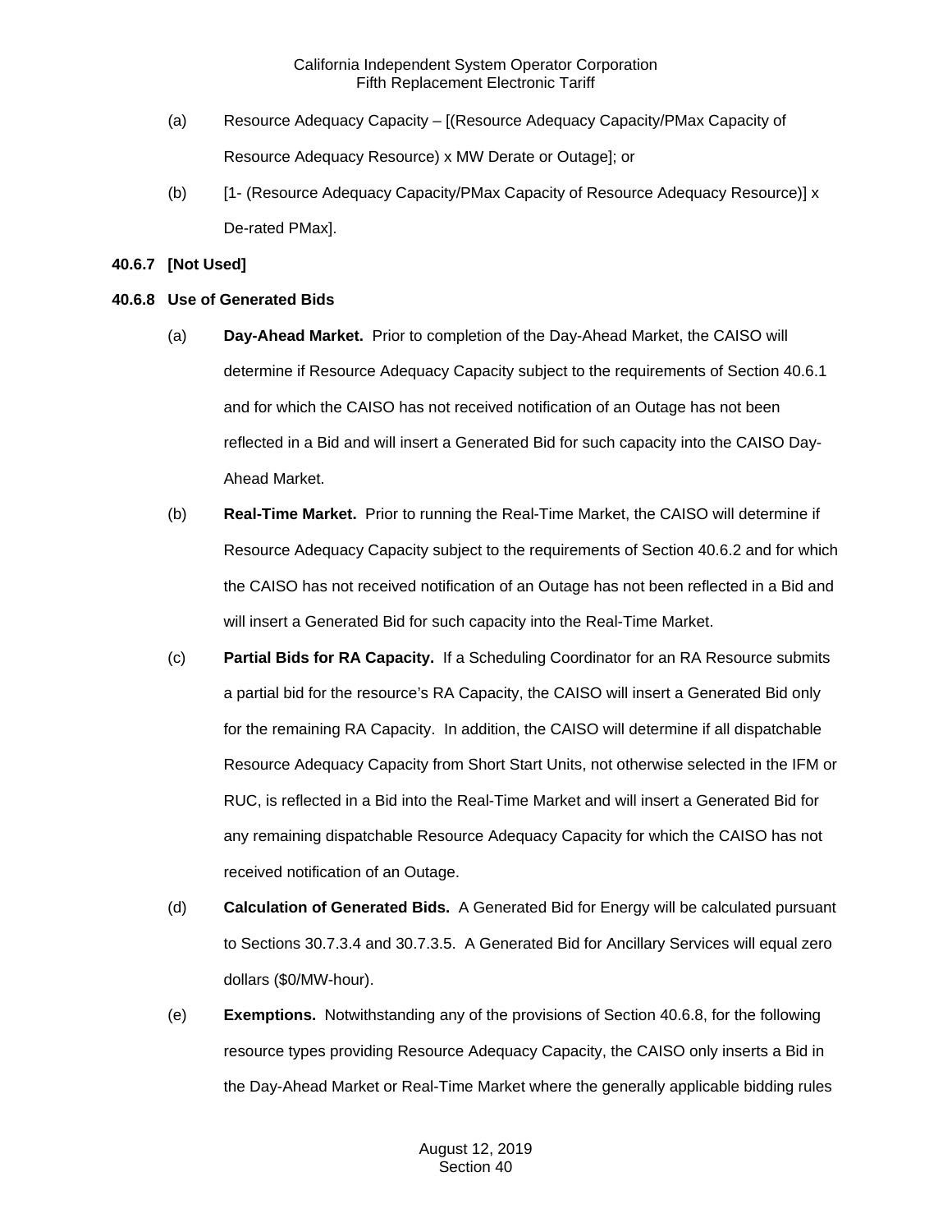(a) Resource Adequacy Capacity – [(Resource Adequacy Capacity/PMax Capacity of Resource Adequacy Resource) x MW Derate or Outage]; or

(b) [1- (Resource Adequacy Capacity/PMax Capacity of Resource Adequacy Resource)] x De-rated PMax].

**40.6.7 [Not Used]**

**40.6.8 Use of Generated Bids**

(a) **Day-Ahead Market.** Prior to completion of the Day-Ahead Market, the CAISO will determine if Resource Adequacy Capacity subject to the requirements of Section 40.6.1 and for which the CAISO has not received notification of an Outage has not been reflected in a Bid and will insert a Generated Bid for such capacity into the CAISO Day-Ahead Market.

(b) **Real-Time Market.** Prior to running the Real-Time Market, the CAISO will determine if Resource Adequacy Capacity subject to the requirements of Section 40.6.2 and for which the CAISO has not received notification of an Outage has not been reflected in a Bid and will insert a Generated Bid for such capacity into the Real-Time Market.

(c) **Partial Bids for RA Capacity.** If a Scheduling Coordinator for an RA Resource submits a partial bid for the resource's RA Capacity, the CAISO will insert a Generated Bid only for the remaining RA Capacity. In addition, the CAISO will determine if all dispatchable Resource Adequacy Capacity from Short Start Units, not otherwise selected in the IFM or RUC, is reflected in a Bid into the Real-Time Market and will insert a Generated Bid for any remaining dispatchable Resource Adequacy Capacity for which the CAISO has not received notification of an Outage.

(d) **Calculation of Generated Bids.** A Generated Bid for Energy will be calculated pursuant to Sections 30.7.3.4 and 30.7.3.5. A Generated Bid for Ancillary Services will equal zero dollars ($0/MW-hour).

(e) **Exemptions.** Notwithstanding any of the provisions of Section 40.6.8, for the following resource types providing Resource Adequacy Capacity, the CAISO only inserts a Bid in the Day-Ahead Market or Real-Time Market where the generally applicable bidding rules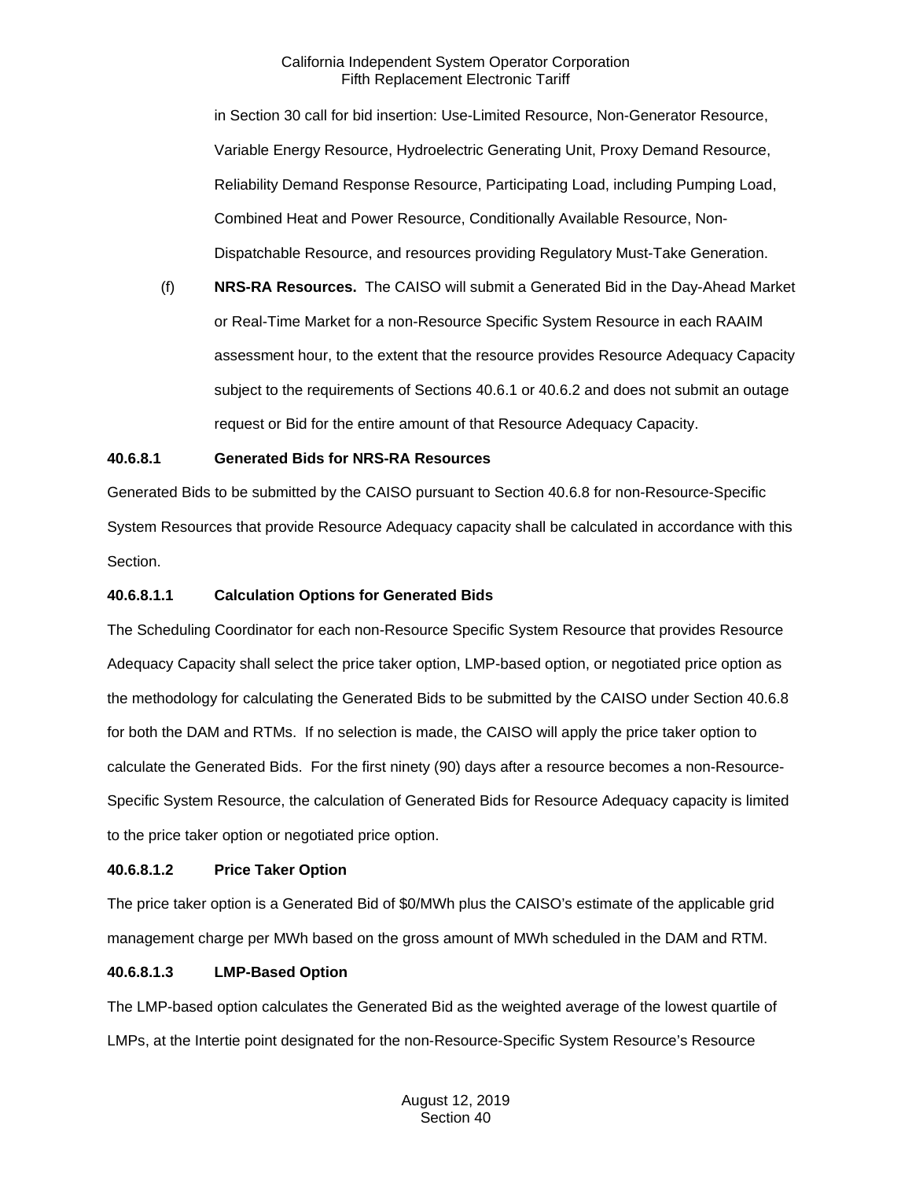in Section 30 call for bid insertion: Use-Limited Resource, Non-Generator Resource, Variable Energy Resource, Hydroelectric Generating Unit, Proxy Demand Resource, Reliability Demand Response Resource, Participating Load, including Pumping Load, Combined Heat and Power Resource, Conditionally Available Resource, Non-Dispatchable Resource, and resources providing Regulatory Must-Take Generation.

(f) **NRS-RA Resources.** The CAISO will submit a Generated Bid in the Day-Ahead Market or Real-Time Market for a non-Resource Specific System Resource in each RAAIM assessment hour, to the extent that the resource provides Resource Adequacy Capacity subject to the requirements of Sections 40.6.1 or 40.6.2 and does not submit an outage request or Bid for the entire amount of that Resource Adequacy Capacity.

**40.6.8.1 Generated Bids for NRS-RA Resources**

Generated Bids to be submitted by the CAISO pursuant to Section 40.6.8 for non-Resource-Specific System Resources that provide Resource Adequacy capacity shall be calculated in accordance with this Section.

**40.6.8.1.1 Calculation Options for Generated Bids**

The Scheduling Coordinator for each non-Resource Specific System Resource that provides Resource Adequacy Capacity shall select the price taker option, LMP-based option, or negotiated price option as the methodology for calculating the Generated Bids to be submitted by the CAISO under Section 40.6.8 for both the DAM and RTMs. If no selection is made, the CAISO will apply the price taker option to calculate the Generated Bids. For the first ninety (90) days after a resource becomes a non-Resource-Specific System Resource, the calculation of Generated Bids for Resource Adequacy capacity is limited to the price taker option or negotiated price option.

**40.6.8.1.2 Price Taker Option**

The price taker option is a Generated Bid of $0/MWh plus the CAISO's estimate of the applicable grid management charge per MWh based on the gross amount of MWh scheduled in the DAM and RTM.

**40.6.8.1.3 LMP-Based Option**

The LMP-based option calculates the Generated Bid as the weighted average of the lowest quartile of LMPs, at the Intertie point designated for the non-Resource-Specific System Resource's Resource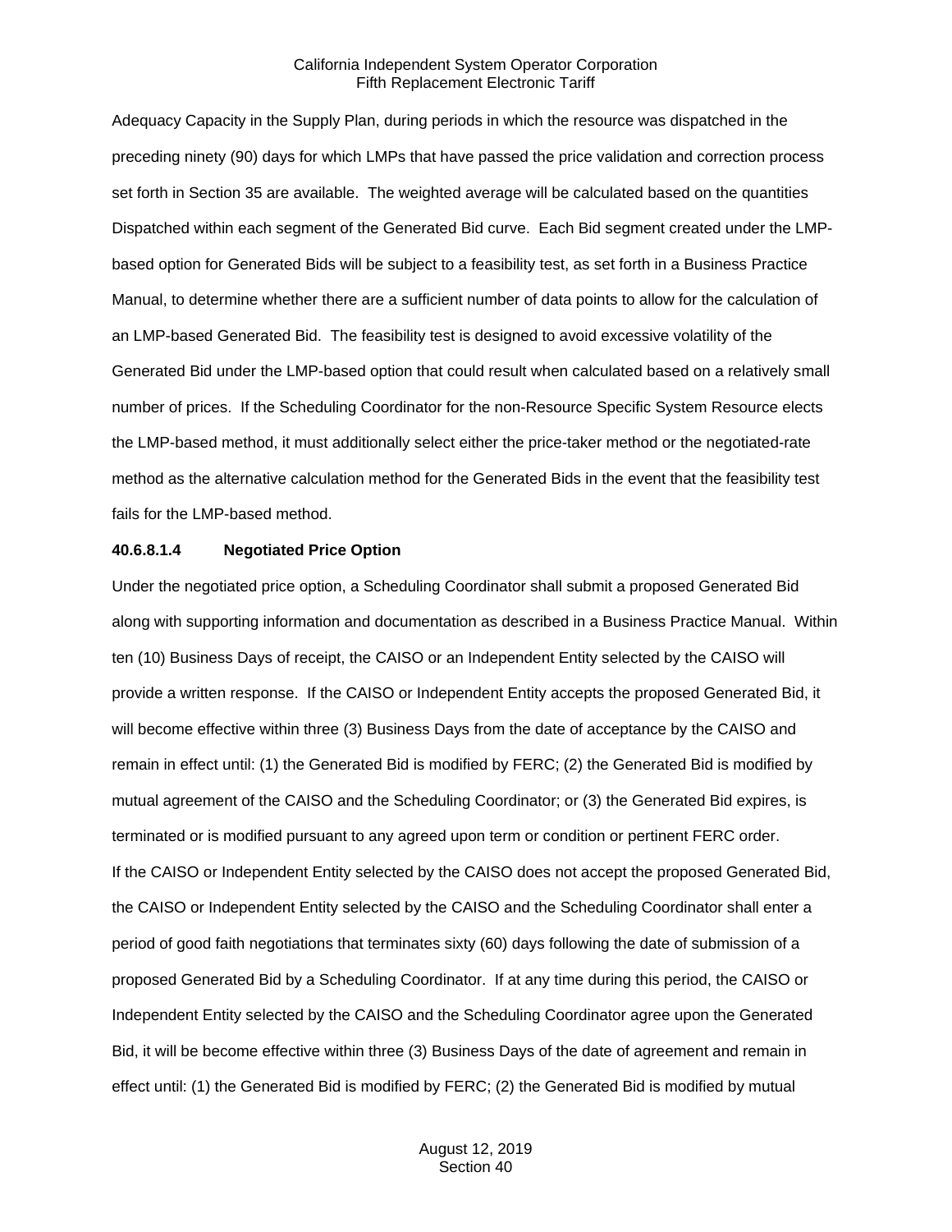Adequacy Capacity in the Supply Plan, during periods in which the resource was dispatched in the preceding ninety (90) days for which LMPs that have passed the price validation and correction process set forth in Section 35 are available. The weighted average will be calculated based on the quantities Dispatched within each segment of the Generated Bid curve. Each Bid segment created under the LMP-based option for Generated Bids will be subject to a feasibility test, as set forth in a Business Practice Manual, to determine whether there are a sufficient number of data points to allow for the calculation of an LMP-based Generated Bid. The feasibility test is designed to avoid excessive volatility of the Generated Bid under the LMP-based option that could result when calculated based on a relatively small number of prices. If the Scheduling Coordinator for the non-Resource Specific System Resource elects the LMP-based method, it must additionally select either the price-taker method or the negotiated-rate method as the alternative calculation method for the Generated Bids in the event that the feasibility test fails for the LMP-based method.

**40.6.8.1.4 Negotiated Price Option**

Under the negotiated price option, a Scheduling Coordinator shall submit a proposed Generated Bid along with supporting information and documentation as described in a Business Practice Manual. Within ten (10) Business Days of receipt, the CAISO or an Independent Entity selected by the CAISO will provide a written response. If the CAISO or Independent Entity accepts the proposed Generated Bid, it will become effective within three (3) Business Days from the date of acceptance by the CAISO and remain in effect until: (1) the Generated Bid is modified by FERC; (2) the Generated Bid is modified by mutual agreement of the CAISO and the Scheduling Coordinator; or (3) the Generated Bid expires, is terminated or is modified pursuant to any agreed upon term or condition or pertinent FERC order.
If the CAISO or Independent Entity selected by the CAISO does not accept the proposed Generated Bid, the CAISO or Independent Entity selected by the CAISO and the Scheduling Coordinator shall enter a period of good faith negotiations that terminates sixty (60) days following the date of submission of a proposed Generated Bid by a Scheduling Coordinator. If at any time during this period, the CAISO or Independent Entity selected by the CAISO and the Scheduling Coordinator agree upon the Generated Bid, it will be become effective within three (3) Business Days of the date of agreement and remain in effect until: (1) the Generated Bid is modified by FERC; (2) the Generated Bid is modified by mutual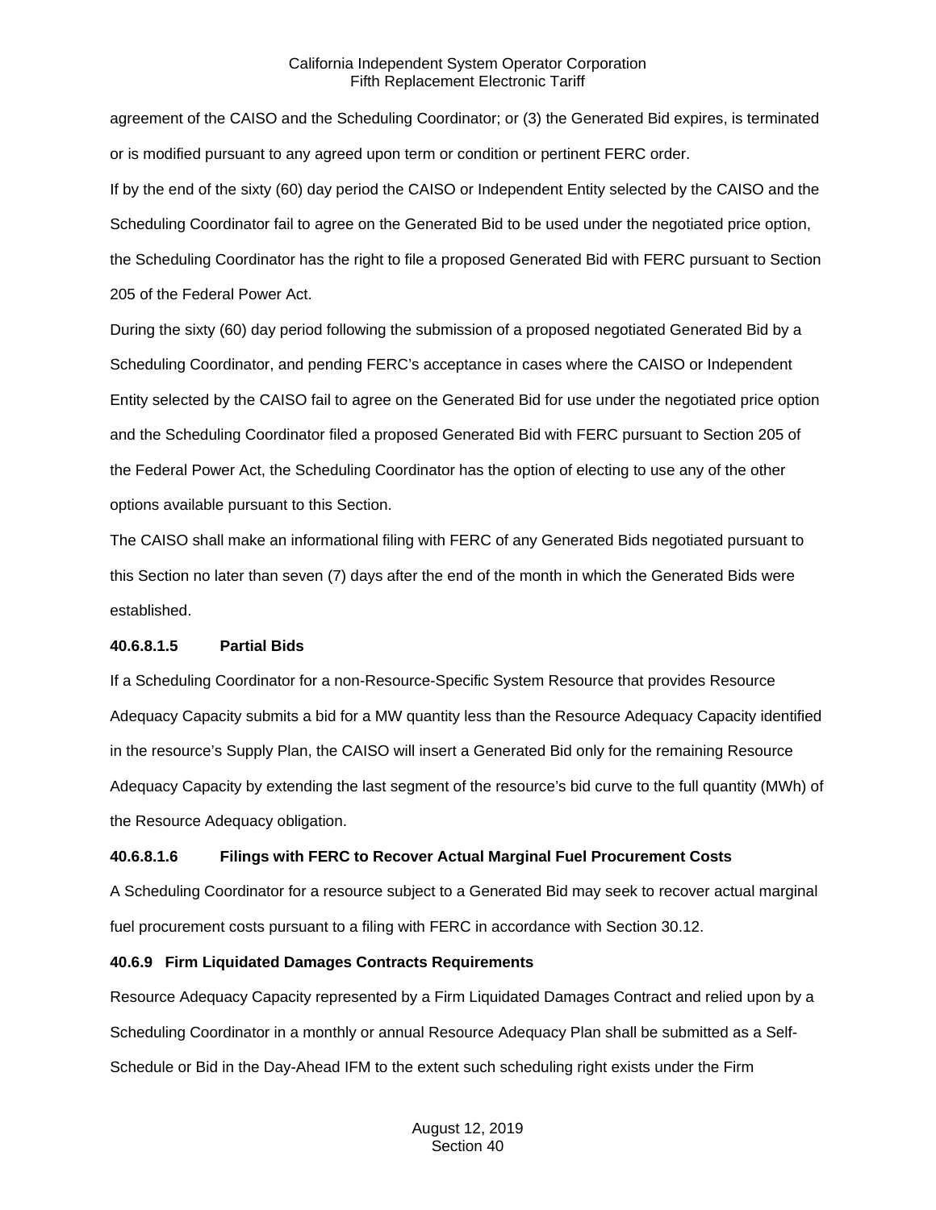agreement of the CAISO and the Scheduling Coordinator; or (3) the Generated Bid expires, is terminated or is modified pursuant to any agreed upon term or condition or pertinent FERC order.

If by the end of the sixty (60) day period the CAISO or Independent Entity selected by the CAISO and the Scheduling Coordinator fail to agree on the Generated Bid to be used under the negotiated price option, the Scheduling Coordinator has the right to file a proposed Generated Bid with FERC pursuant to Section 205 of the Federal Power Act.

During the sixty (60) day period following the submission of a proposed negotiated Generated Bid by a Scheduling Coordinator, and pending FERC's acceptance in cases where the CAISO or Independent Entity selected by the CAISO fail to agree on the Generated Bid for use under the negotiated price option and the Scheduling Coordinator filed a proposed Generated Bid with FERC pursuant to Section 205 of the Federal Power Act, the Scheduling Coordinator has the option of electing to use any of the other options available pursuant to this Section.

The CAISO shall make an informational filing with FERC of any Generated Bids negotiated pursuant to this Section no later than seven (7) days after the end of the month in which the Generated Bids were established.

**40.6.8.1.5 Partial Bids**

If a Scheduling Coordinator for a non-Resource-Specific System Resource that provides Resource Adequacy Capacity submits a bid for a MW quantity less than the Resource Adequacy Capacity identified in the resource's Supply Plan, the CAISO will insert a Generated Bid only for the remaining Resource Adequacy Capacity by extending the last segment of the resource's bid curve to the full quantity (MWh) of the Resource Adequacy obligation.

**40.6.8.1.6 Filings with FERC to Recover Actual Marginal Fuel Procurement Costs**

A Scheduling Coordinator for a resource subject to a Generated Bid may seek to recover actual marginal fuel procurement costs pursuant to a filing with FERC in accordance with Section 30.12.

**40.6.9 Firm Liquidated Damages Contracts Requirements**

Resource Adequacy Capacity represented by a Firm Liquidated Damages Contract and relied upon by a Scheduling Coordinator in a monthly or annual Resource Adequacy Plan shall be submitted as a Self-Schedule or Bid in the Day-Ahead IFM to the extent such scheduling right exists under the Firm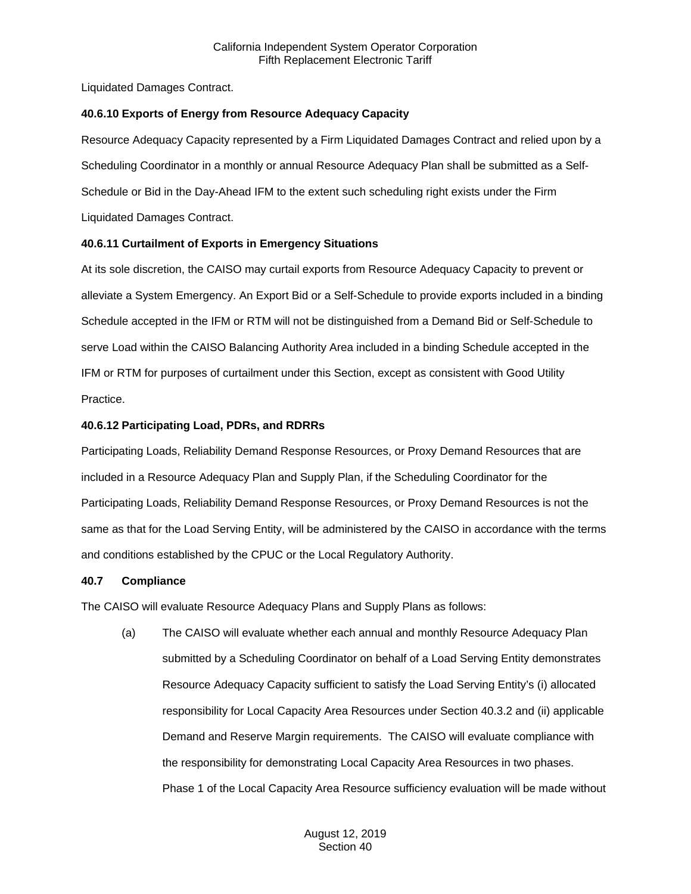Liquidated Damages Contract.

**40.6.10 Exports of Energy from Resource Adequacy Capacity**

Resource Adequacy Capacity represented by a Firm Liquidated Damages Contract and relied upon by a Scheduling Coordinator in a monthly or annual Resource Adequacy Plan shall be submitted as a Self-Schedule or Bid in the Day-Ahead IFM to the extent such scheduling right exists under the Firm Liquidated Damages Contract.

**40.6.11 Curtailment of Exports in Emergency Situations**

At its sole discretion, the CAISO may curtail exports from Resource Adequacy Capacity to prevent or alleviate a System Emergency. An Export Bid or a Self-Schedule to provide exports included in a binding Schedule accepted in the IFM or RTM will not be distinguished from a Demand Bid or Self-Schedule to serve Load within the CAISO Balancing Authority Area included in a binding Schedule accepted in the IFM or RTM for purposes of curtailment under this Section, except as consistent with Good Utility Practice.

**40.6.12 Participating Load, PDRs, and RDRRs**

Participating Loads, Reliability Demand Response Resources, or Proxy Demand Resources that are included in a Resource Adequacy Plan and Supply Plan, if the Scheduling Coordinator for the Participating Loads, Reliability Demand Response Resources, or Proxy Demand Resources is not the same as that for the Load Serving Entity, will be administered by the CAISO in accordance with the terms and conditions established by the CPUC or the Local Regulatory Authority.

**40.7 Compliance**

The CAISO will evaluate Resource Adequacy Plans and Supply Plans as follows:

(a) The CAISO will evaluate whether each annual and monthly Resource Adequacy Plan submitted by a Scheduling Coordinator on behalf of a Load Serving Entity demonstrates Resource Adequacy Capacity sufficient to satisfy the Load Serving Entity's (i) allocated responsibility for Local Capacity Area Resources under Section 40.3.2 and (ii) applicable Demand and Reserve Margin requirements. The CAISO will evaluate compliance with the responsibility for demonstrating Local Capacity Area Resources in two phases. Phase 1 of the Local Capacity Area Resource sufficiency evaluation will be made without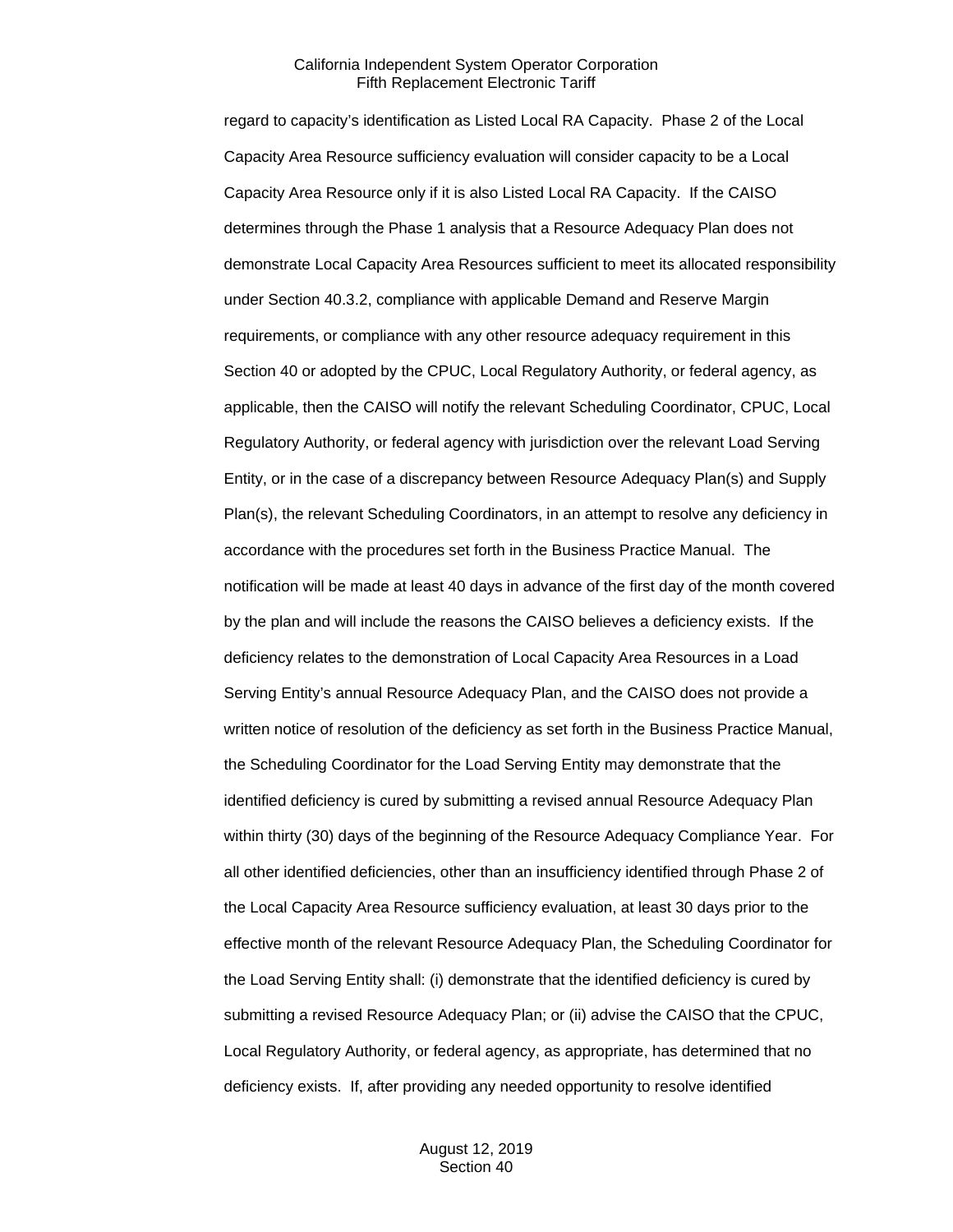regard to capacity's identification as Listed Local RA Capacity. Phase 2 of the Local Capacity Area Resource sufficiency evaluation will consider capacity to be a Local Capacity Area Resource only if it is also Listed Local RA Capacity. If the CAISO determines through the Phase 1 analysis that a Resource Adequacy Plan does not demonstrate Local Capacity Area Resources sufficient to meet its allocated responsibility under Section 40.3.2, compliance with applicable Demand and Reserve Margin requirements, or compliance with any other resource adequacy requirement in this Section 40 or adopted by the CPUC, Local Regulatory Authority, or federal agency, as applicable, then the CAISO will notify the relevant Scheduling Coordinator, CPUC, Local Regulatory Authority, or federal agency with jurisdiction over the relevant Load Serving Entity, or in the case of a discrepancy between Resource Adequacy Plan(s) and Supply Plan(s), the relevant Scheduling Coordinators, in an attempt to resolve any deficiency in accordance with the procedures set forth in the Business Practice Manual. The notification will be made at least 40 days in advance of the first day of the month covered by the plan and will include the reasons the CAISO believes a deficiency exists. If the deficiency relates to the demonstration of Local Capacity Area Resources in a Load Serving Entity's annual Resource Adequacy Plan, and the CAISO does not provide a written notice of resolution of the deficiency as set forth in the Business Practice Manual, the Scheduling Coordinator for the Load Serving Entity may demonstrate that the identified deficiency is cured by submitting a revised annual Resource Adequacy Plan within thirty (30) days of the beginning of the Resource Adequacy Compliance Year. For all other identified deficiencies, other than an insufficiency identified through Phase 2 of the Local Capacity Area Resource sufficiency evaluation, at least 30 days prior to the effective month of the relevant Resource Adequacy Plan, the Scheduling Coordinator for the Load Serving Entity shall: (i) demonstrate that the identified deficiency is cured by submitting a revised Resource Adequacy Plan; or (ii) advise the CAISO that the CPUC, Local Regulatory Authority, or federal agency, as appropriate, has determined that no deficiency exists. If, after providing any needed opportunity to resolve identified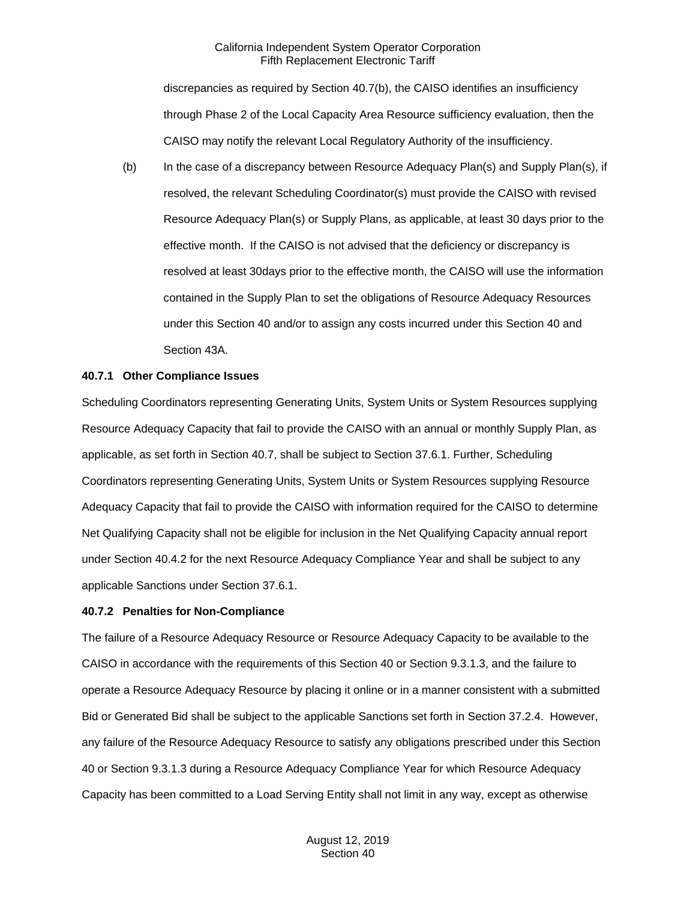discrepancies as required by Section 40.7(b), the CAISO identifies an insufficiency through Phase 2 of the Local Capacity Area Resource sufficiency evaluation, then the CAISO may notify the relevant Local Regulatory Authority of the insufficiency.

(b) In the case of a discrepancy between Resource Adequacy Plan(s) and Supply Plan(s), if resolved, the relevant Scheduling Coordinator(s) must provide the CAISO with revised Resource Adequacy Plan(s) or Supply Plans, as applicable, at least 30 days prior to the effective month. If the CAISO is not advised that the deficiency or discrepancy is resolved at least 30days prior to the effective month, the CAISO will use the information contained in the Supply Plan to set the obligations of Resource Adequacy Resources under this Section 40 and/or to assign any costs incurred under this Section 40 and Section 43A.

**40.7.1 Other Compliance Issues**

Scheduling Coordinators representing Generating Units, System Units or System Resources supplying Resource Adequacy Capacity that fail to provide the CAISO with an annual or monthly Supply Plan, as applicable, as set forth in Section 40.7, shall be subject to Section 37.6.1. Further, Scheduling Coordinators representing Generating Units, System Units or System Resources supplying Resource Adequacy Capacity that fail to provide the CAISO with information required for the CAISO to determine Net Qualifying Capacity shall not be eligible for inclusion in the Net Qualifying Capacity annual report under Section 40.4.2 for the next Resource Adequacy Compliance Year and shall be subject to any applicable Sanctions under Section 37.6.1.

**40.7.2 Penalties for Non-Compliance**

The failure of a Resource Adequacy Resource or Resource Adequacy Capacity to be available to the CAISO in accordance with the requirements of this Section 40 or Section 9.3.1.3, and the failure to operate a Resource Adequacy Resource by placing it online or in a manner consistent with a submitted Bid or Generated Bid shall be subject to the applicable Sanctions set forth in Section 37.2.4. However, any failure of the Resource Adequacy Resource to satisfy any obligations prescribed under this Section 40 or Section 9.3.1.3 during a Resource Adequacy Compliance Year for which Resource Adequacy Capacity has been committed to a Load Serving Entity shall not limit in any way, except as otherwise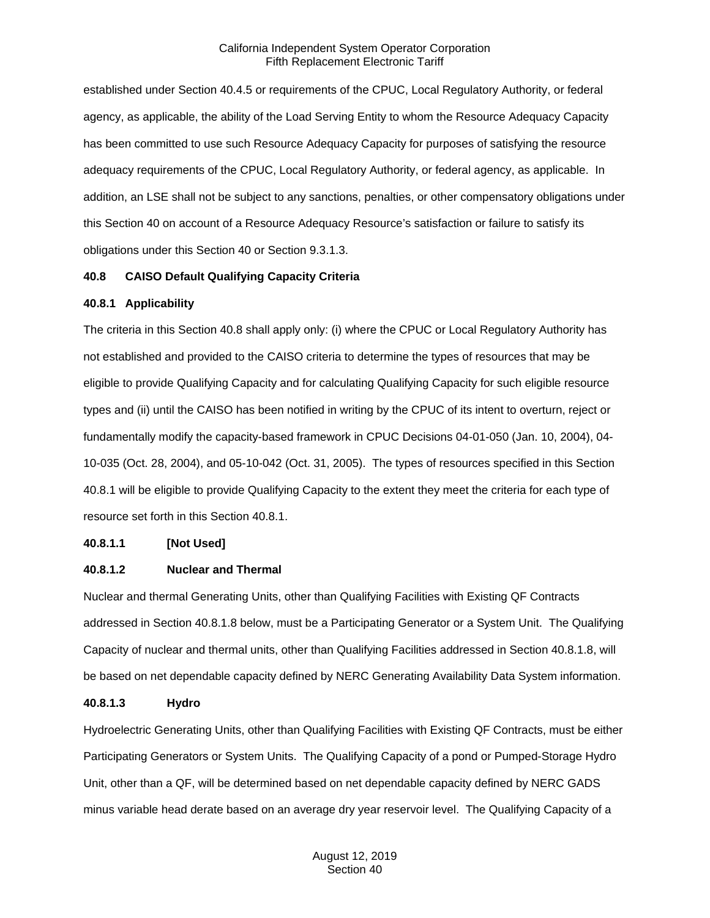established under Section 40.4.5 or requirements of the CPUC, Local Regulatory Authority, or federal agency, as applicable, the ability of the Load Serving Entity to whom the Resource Adequacy Capacity has been committed to use such Resource Adequacy Capacity for purposes of satisfying the resource adequacy requirements of the CPUC, Local Regulatory Authority, or federal agency, as applicable. In addition, an LSE shall not be subject to any sanctions, penalties, or other compensatory obligations under this Section 40 on account of a Resource Adequacy Resource's satisfaction or failure to satisfy its obligations under this Section 40 or Section 9.3.1.3.

## 40.8 CAISO Default Qualifying Capacity Criteria

### 40.8.1 Applicability

The criteria in this Section 40.8 shall apply only: (i) where the CPUC or Local Regulatory Authority has not established and provided to the CAISO criteria to determine the types of resources that may be eligible to provide Qualifying Capacity and for calculating Qualifying Capacity for such eligible resource types and (ii) until the CAISO has been notified in writing by the CPUC of its intent to overturn, reject or fundamentally modify the capacity-based framework in CPUC Decisions 04-01-050 (Jan. 10, 2004), 04-10-035 (Oct. 28, 2004), and 05-10-042 (Oct. 31, 2005). The types of resources specified in this Section 40.8.1 will be eligible to provide Qualifying Capacity to the extent they meet the criteria for each type of resource set forth in this Section 40.8.1.

#### 40.8.1.1 [Not Used]

#### 40.8.1.2 Nuclear and Thermal

Nuclear and thermal Generating Units, other than Qualifying Facilities with Existing QF Contracts addressed in Section 40.8.1.8 below, must be a Participating Generator or a System Unit. The Qualifying Capacity of nuclear and thermal units, other than Qualifying Facilities addressed in Section 40.8.1.8, will be based on net dependable capacity defined by NERC Generating Availability Data System information.

#### 40.8.1.3 Hydro

Hydroelectric Generating Units, other than Qualifying Facilities with Existing QF Contracts, must be either Participating Generators or System Units. The Qualifying Capacity of a pond or Pumped-Storage Hydro Unit, other than a QF, will be determined based on net dependable capacity defined by NERC GADS minus variable head derate based on an average dry year reservoir level. The Qualifying Capacity of a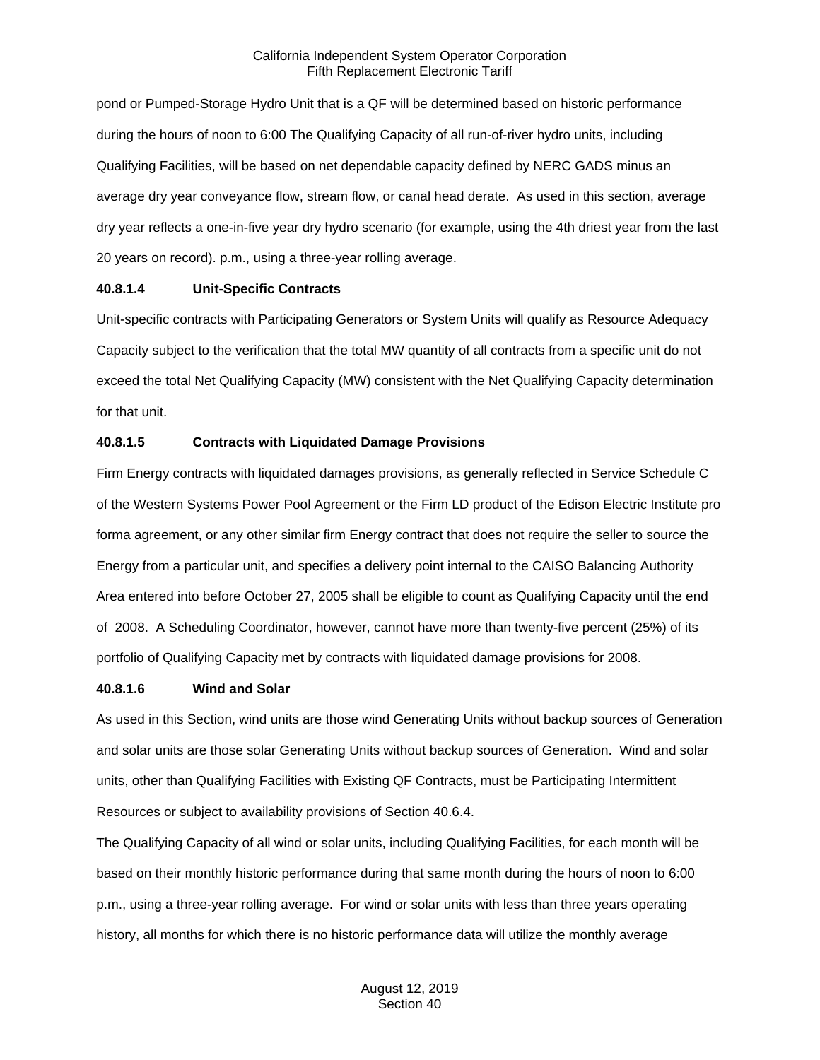pond or Pumped-Storage Hydro Unit that is a QF will be determined based on historic performance during the hours of noon to 6:00 The Qualifying Capacity of all run-of-river hydro units, including Qualifying Facilities, will be based on net dependable capacity defined by NERC GADS minus an average dry year conveyance flow, stream flow, or canal head derate. As used in this section, average dry year reflects a one-in-five year dry hydro scenario (for example, using the 4th driest year from the last 20 years on record). p.m., using a three-year rolling average.

**40.8.1.4 Unit-Specific Contracts**

Unit-specific contracts with Participating Generators or System Units will qualify as Resource Adequacy Capacity subject to the verification that the total MW quantity of all contracts from a specific unit do not exceed the total Net Qualifying Capacity (MW) consistent with the Net Qualifying Capacity determination for that unit.

**40.8.1.5 Contracts with Liquidated Damage Provisions**

Firm Energy contracts with liquidated damages provisions, as generally reflected in Service Schedule C of the Western Systems Power Pool Agreement or the Firm LD product of the Edison Electric Institute pro forma agreement, or any other similar firm Energy contract that does not require the seller to source the Energy from a particular unit, and specifies a delivery point internal to the CAISO Balancing Authority Area entered into before October 27, 2005 shall be eligible to count as Qualifying Capacity until the end of 2008. A Scheduling Coordinator, however, cannot have more than twenty-five percent (25%) of its portfolio of Qualifying Capacity met by contracts with liquidated damage provisions for 2008.

**40.8.1.6 Wind and Solar**

As used in this Section, wind units are those wind Generating Units without backup sources of Generation and solar units are those solar Generating Units without backup sources of Generation. Wind and solar units, other than Qualifying Facilities with Existing QF Contracts, must be Participating Intermittent Resources or subject to availability provisions of Section 40.6.4.

The Qualifying Capacity of all wind or solar units, including Qualifying Facilities, for each month will be based on their monthly historic performance during that same month during the hours of noon to 6:00 p.m., using a three-year rolling average. For wind or solar units with less than three years operating history, all months for which there is no historic performance data will utilize the monthly average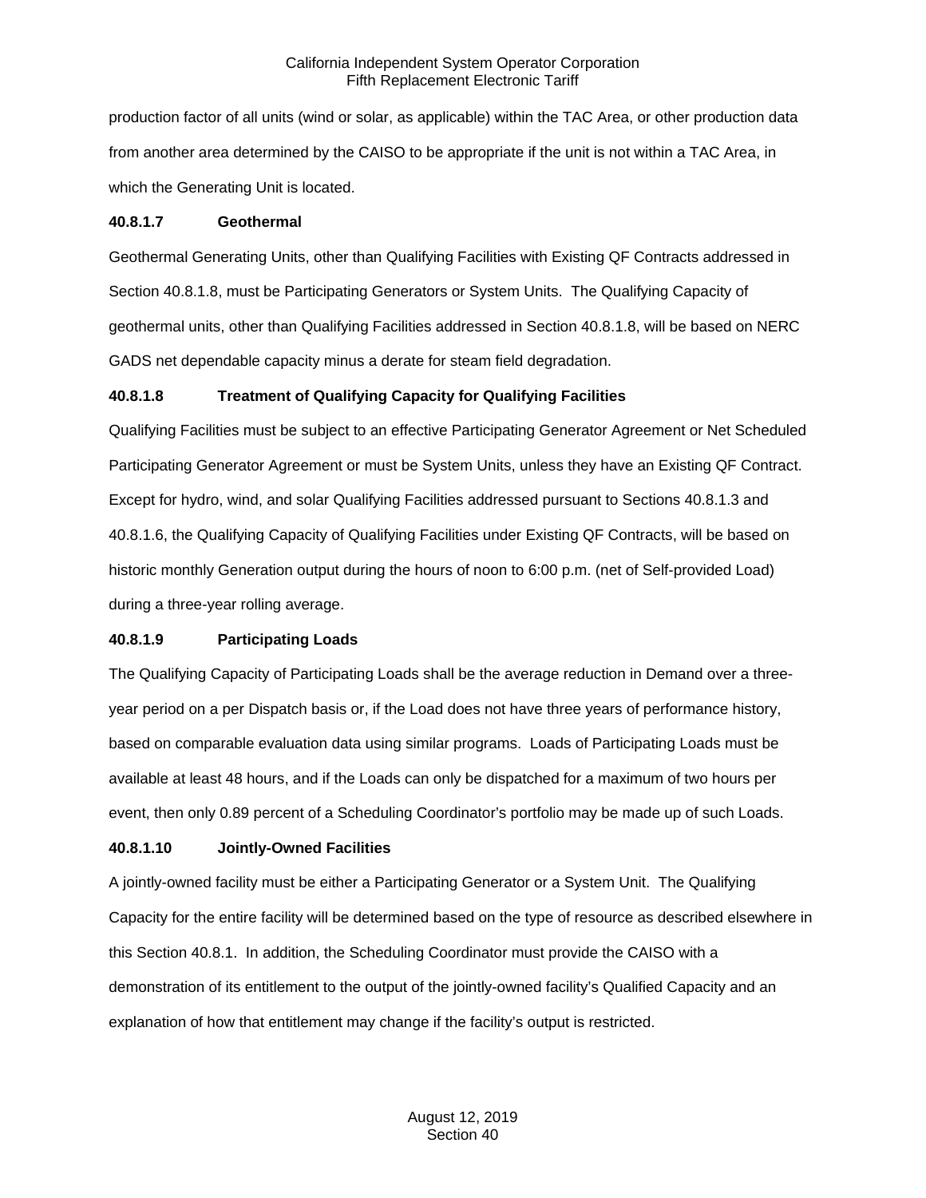production factor of all units (wind or solar, as applicable) within the TAC Area, or other production data from another area determined by the CAISO to be appropriate if the unit is not within a TAC Area, in which the Generating Unit is located.

**40.8.1.7 Geothermal**

Geothermal Generating Units, other than Qualifying Facilities with Existing QF Contracts addressed in Section 40.8.1.8, must be Participating Generators or System Units. The Qualifying Capacity of geothermal units, other than Qualifying Facilities addressed in Section 40.8.1.8, will be based on NERC GADS net dependable capacity minus a derate for steam field degradation.

**40.8.1.8 Treatment of Qualifying Capacity for Qualifying Facilities**

Qualifying Facilities must be subject to an effective Participating Generator Agreement or Net Scheduled Participating Generator Agreement or must be System Units, unless they have an Existing QF Contract. Except for hydro, wind, and solar Qualifying Facilities addressed pursuant to Sections 40.8.1.3 and 40.8.1.6, the Qualifying Capacity of Qualifying Facilities under Existing QF Contracts, will be based on historic monthly Generation output during the hours of noon to 6:00 p.m. (net of Self-provided Load) during a three-year rolling average.

**40.8.1.9 Participating Loads**

The Qualifying Capacity of Participating Loads shall be the average reduction in Demand over a three-year period on a per Dispatch basis or, if the Load does not have three years of performance history, based on comparable evaluation data using similar programs. Loads of Participating Loads must be available at least 48 hours, and if the Loads can only be dispatched for a maximum of two hours per event, then only 0.89 percent of a Scheduling Coordinator's portfolio may be made up of such Loads.

**40.8.1.10 Jointly-Owned Facilities**

A jointly-owned facility must be either a Participating Generator or a System Unit. The Qualifying Capacity for the entire facility will be determined based on the type of resource as described elsewhere in this Section 40.8.1. In addition, the Scheduling Coordinator must provide the CAISO with a demonstration of its entitlement to the output of the jointly-owned facility's Qualified Capacity and an explanation of how that entitlement may change if the facility's output is restricted.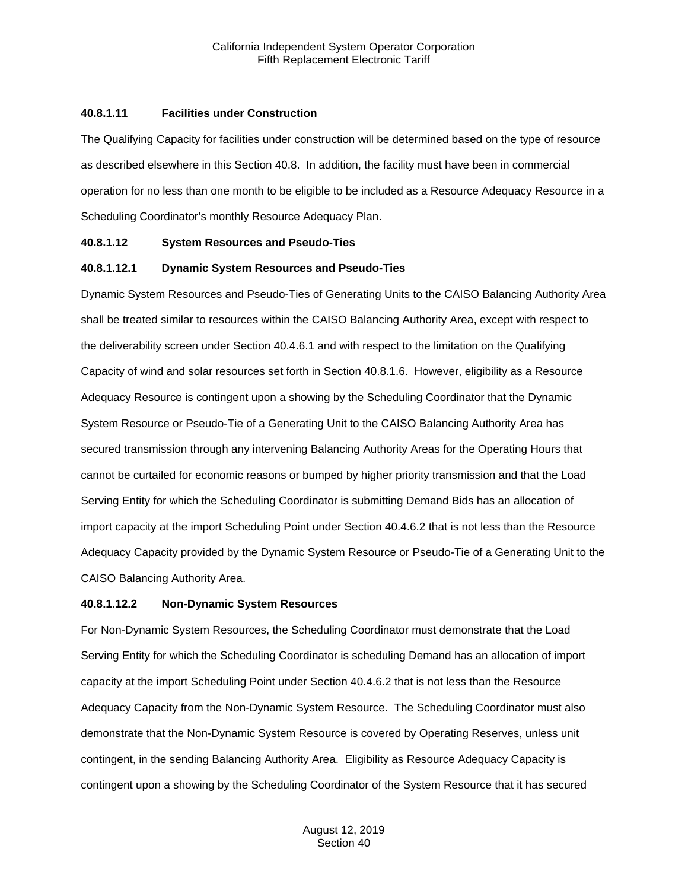#### 40.8.1.11 Facilities under Construction

The Qualifying Capacity for facilities under construction will be determined based on the type of resource as described elsewhere in this Section 40.8. In addition, the facility must have been in commercial operation for no less than one month to be eligible to be included as a Resource Adequacy Resource in a Scheduling Coordinator's monthly Resource Adequacy Plan.

#### 40.8.1.12 System Resources and Pseudo-Ties

##### 40.8.1.12.1 Dynamic System Resources and Pseudo-Ties

Dynamic System Resources and Pseudo-Ties of Generating Units to the CAISO Balancing Authority Area shall be treated similar to resources within the CAISO Balancing Authority Area, except with respect to the deliverability screen under Section 40.4.6.1 and with respect to the limitation on the Qualifying Capacity of wind and solar resources set forth in Section 40.8.1.6. However, eligibility as a Resource Adequacy Resource is contingent upon a showing by the Scheduling Coordinator that the Dynamic System Resource or Pseudo-Tie of a Generating Unit to the CAISO Balancing Authority Area has secured transmission through any intervening Balancing Authority Areas for the Operating Hours that cannot be curtailed for economic reasons or bumped by higher priority transmission and that the Load Serving Entity for which the Scheduling Coordinator is submitting Demand Bids has an allocation of import capacity at the import Scheduling Point under Section 40.4.6.2 that is not less than the Resource Adequacy Capacity provided by the Dynamic System Resource or Pseudo-Tie of a Generating Unit to the CAISO Balancing Authority Area.

##### 40.8.1.12.2 Non-Dynamic System Resources

For Non-Dynamic System Resources, the Scheduling Coordinator must demonstrate that the Load Serving Entity for which the Scheduling Coordinator is scheduling Demand has an allocation of import capacity at the import Scheduling Point under Section 40.4.6.2 that is not less than the Resource Adequacy Capacity from the Non-Dynamic System Resource. The Scheduling Coordinator must also demonstrate that the Non-Dynamic System Resource is covered by Operating Reserves, unless unit contingent, in the sending Balancing Authority Area. Eligibility as Resource Adequacy Capacity is contingent upon a showing by the Scheduling Coordinator of the System Resource that it has secured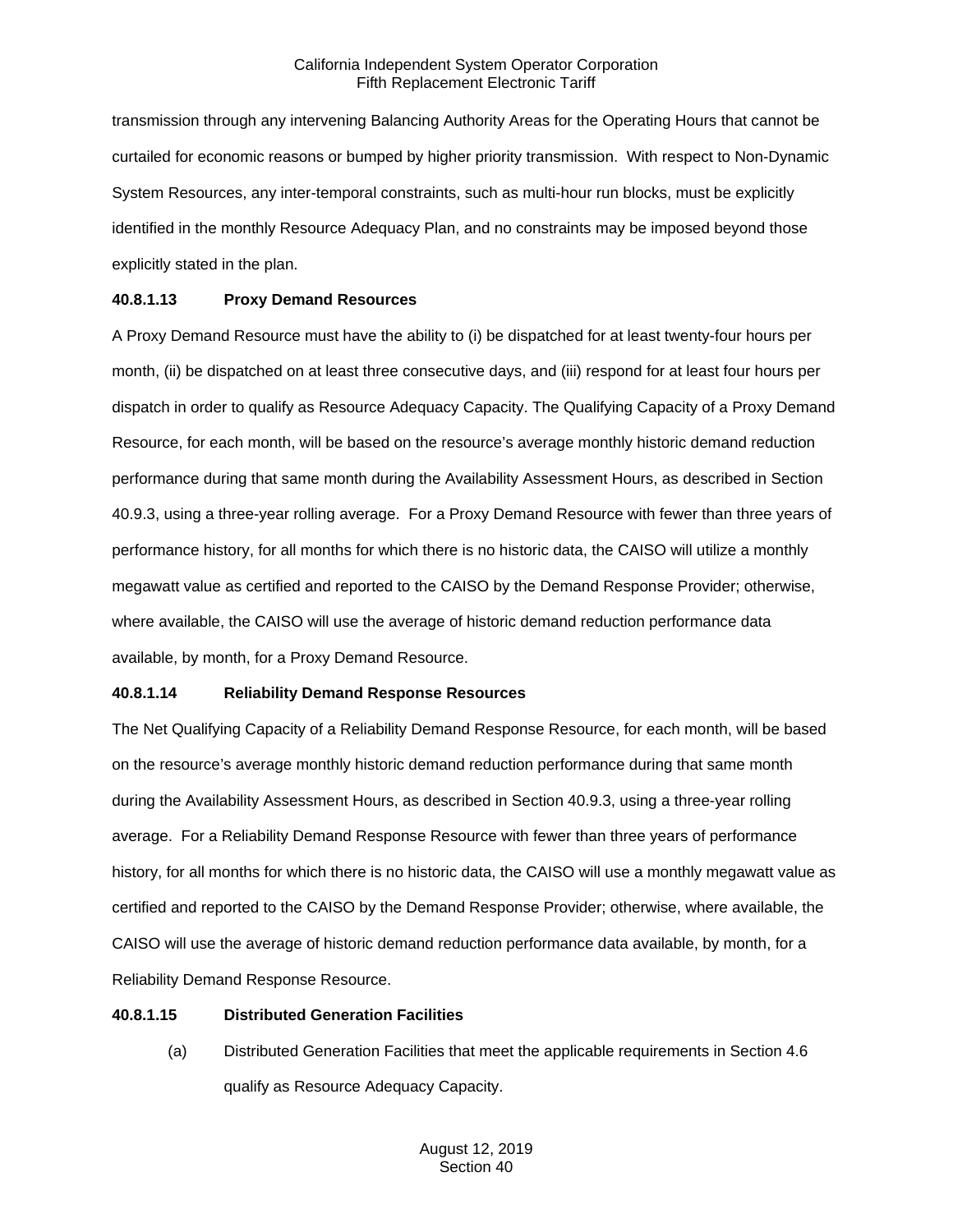transmission through any intervening Balancing Authority Areas for the Operating Hours that cannot be curtailed for economic reasons or bumped by higher priority transmission. With respect to Non-Dynamic System Resources, any inter-temporal constraints, such as multi-hour run blocks, must be explicitly identified in the monthly Resource Adequacy Plan, and no constraints may be imposed beyond those explicitly stated in the plan.

**40.8.1.13 Proxy Demand Resources**

A Proxy Demand Resource must have the ability to (i) be dispatched for at least twenty-four hours per month, (ii) be dispatched on at least three consecutive days, and (iii) respond for at least four hours per dispatch in order to qualify as Resource Adequacy Capacity. The Qualifying Capacity of a Proxy Demand Resource, for each month, will be based on the resource's average monthly historic demand reduction performance during that same month during the Availability Assessment Hours, as described in Section 40.9.3, using a three-year rolling average. For a Proxy Demand Resource with fewer than three years of performance history, for all months for which there is no historic data, the CAISO will utilize a monthly megawatt value as certified and reported to the CAISO by the Demand Response Provider; otherwise, where available, the CAISO will use the average of historic demand reduction performance data available, by month, for a Proxy Demand Resource.

**40.8.1.14 Reliability Demand Response Resources**

The Net Qualifying Capacity of a Reliability Demand Response Resource, for each month, will be based on the resource's average monthly historic demand reduction performance during that same month during the Availability Assessment Hours, as described in Section 40.9.3, using a three-year rolling average. For a Reliability Demand Response Resource with fewer than three years of performance history, for all months for which there is no historic data, the CAISO will use a monthly megawatt value as certified and reported to the CAISO by the Demand Response Provider; otherwise, where available, the CAISO will use the average of historic demand reduction performance data available, by month, for a Reliability Demand Response Resource.

**40.8.1.15 Distributed Generation Facilities**

(a) Distributed Generation Facilities that meet the applicable requirements in Section 4.6 qualify as Resource Adequacy Capacity.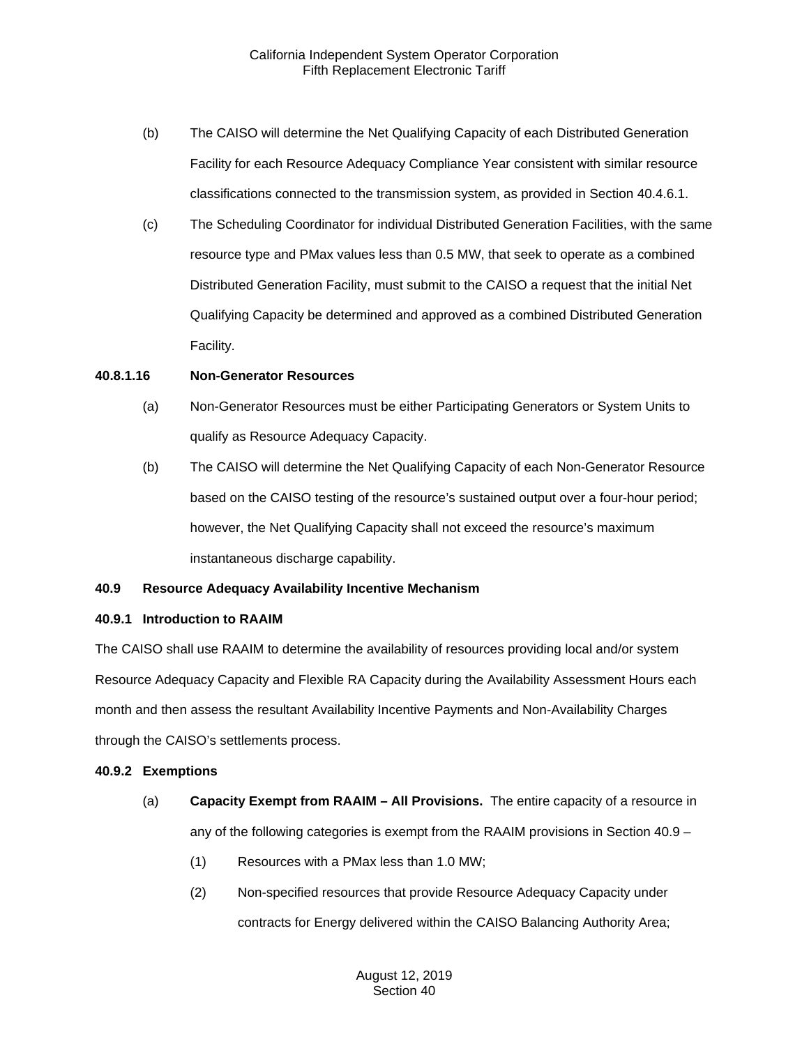(b) The CAISO will determine the Net Qualifying Capacity of each Distributed Generation Facility for each Resource Adequacy Compliance Year consistent with similar resource classifications connected to the transmission system, as provided in Section 40.4.6.1.

(c) The Scheduling Coordinator for individual Distributed Generation Facilities, with the same resource type and PMax values less than 0.5 MW, that seek to operate as a combined Distributed Generation Facility, must submit to the CAISO a request that the initial Net Qualifying Capacity be determined and approved as a combined Distributed Generation Facility.

**40.8.1.16 Non-Generator Resources**

(a) Non-Generator Resources must be either Participating Generators or System Units to qualify as Resource Adequacy Capacity.

(b) The CAISO will determine the Net Qualifying Capacity of each Non-Generator Resource based on the CAISO testing of the resource's sustained output over a four-hour period; however, the Net Qualifying Capacity shall not exceed the resource's maximum instantaneous discharge capability.

## 40.9 Resource Adequacy Availability Incentive Mechanism

### 40.9.1 Introduction to RAAIM

The CAISO shall use RAAIM to determine the availability of resources providing local and/or system Resource Adequacy Capacity and Flexible RA Capacity during the Availability Assessment Hours each month and then assess the resultant Availability Incentive Payments and Non-Availability Charges through the CAISO's settlements process.

### 40.9.2 Exemptions

(a) **Capacity Exempt from RAAIM – All Provisions.** The entire capacity of a resource in any of the following categories is exempt from the RAAIM provisions in Section 40.9 –

(1) Resources with a PMax less than 1.0 MW;

(2) Non-specified resources that provide Resource Adequacy Capacity under contracts for Energy delivered within the CAISO Balancing Authority Area;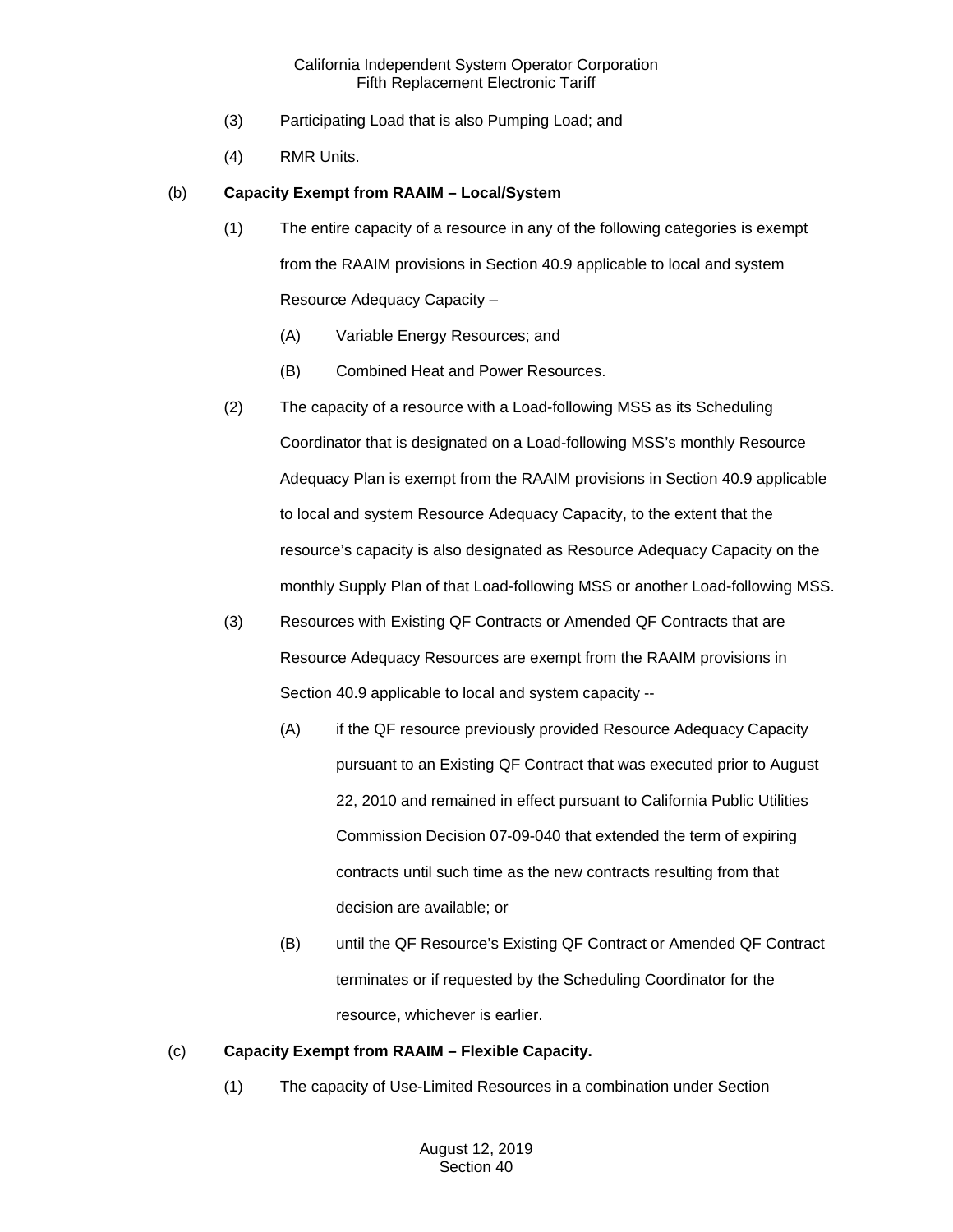(3) Participating Load that is also Pumping Load; and

(4) RMR Units.

(b) **Capacity Exempt from RAAIM – Local/System**

(1) The entire capacity of a resource in any of the following categories is exempt from the RAAIM provisions in Section 40.9 applicable to local and system Resource Adequacy Capacity –

(A) Variable Energy Resources; and

(B) Combined Heat and Power Resources.

(2) The capacity of a resource with a Load-following MSS as its Scheduling Coordinator that is designated on a Load-following MSS's monthly Resource Adequacy Plan is exempt from the RAAIM provisions in Section 40.9 applicable to local and system Resource Adequacy Capacity, to the extent that the resource's capacity is also designated as Resource Adequacy Capacity on the monthly Supply Plan of that Load-following MSS or another Load-following MSS.

(3) Resources with Existing QF Contracts or Amended QF Contracts that are Resource Adequacy Resources are exempt from the RAAIM provisions in Section 40.9 applicable to local and system capacity --

(A) if the QF resource previously provided Resource Adequacy Capacity pursuant to an Existing QF Contract that was executed prior to August 22, 2010 and remained in effect pursuant to California Public Utilities Commission Decision 07-09-040 that extended the term of expiring contracts until such time as the new contracts resulting from that decision are available; or

(B) until the QF Resource's Existing QF Contract or Amended QF Contract terminates or if requested by the Scheduling Coordinator for the resource, whichever is earlier.

(c) **Capacity Exempt from RAAIM – Flexible Capacity.**

(1) The capacity of Use-Limited Resources in a combination under Section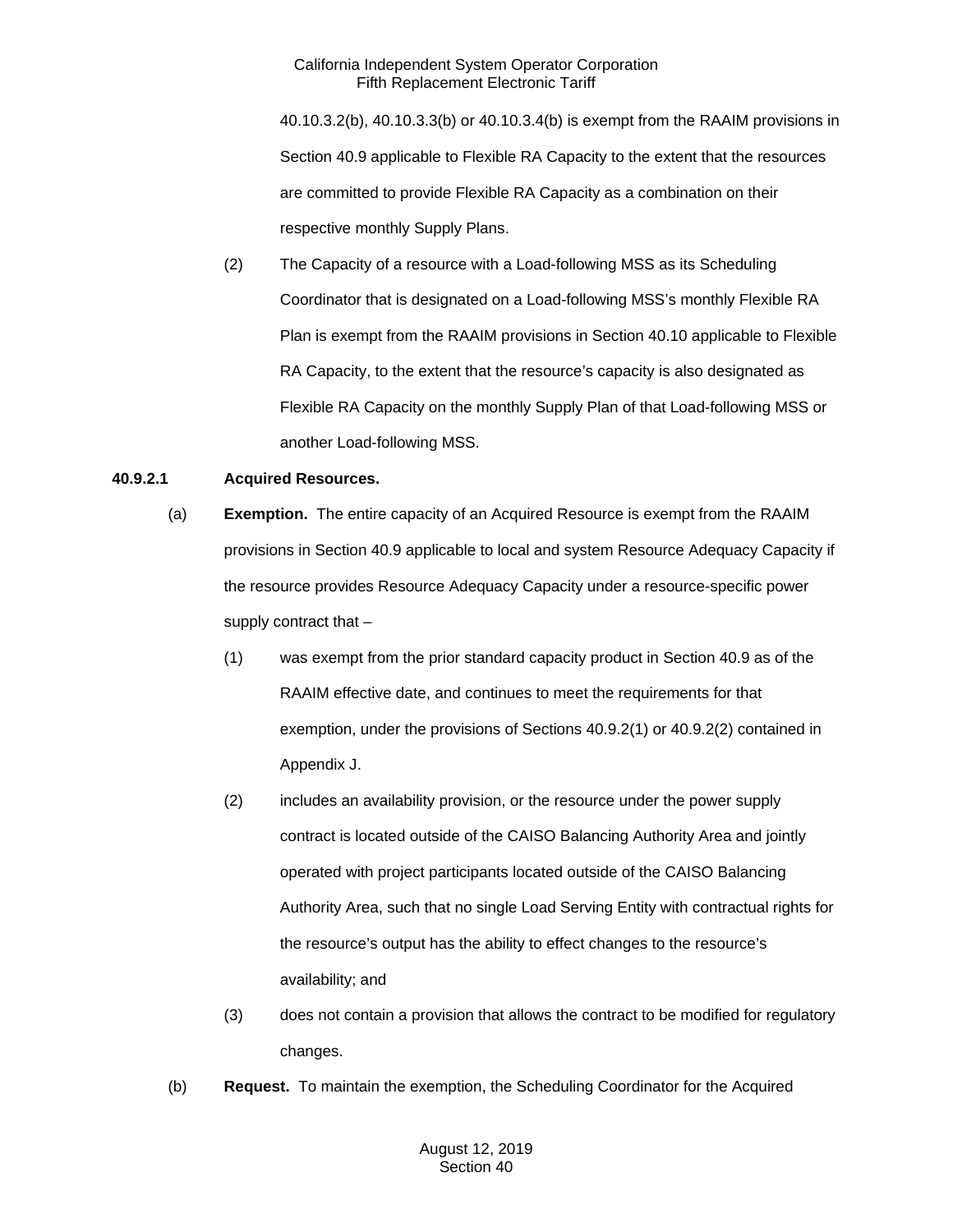40.10.3.2(b), 40.10.3.3(b) or 40.10.3.4(b) is exempt from the RAAIM provisions in Section 40.9 applicable to Flexible RA Capacity to the extent that the resources are committed to provide Flexible RA Capacity as a combination on their respective monthly Supply Plans.

(2) The Capacity of a resource with a Load-following MSS as its Scheduling Coordinator that is designated on a Load-following MSS's monthly Flexible RA Plan is exempt from the RAAIM provisions in Section 40.10 applicable to Flexible RA Capacity, to the extent that the resource's capacity is also designated as Flexible RA Capacity on the monthly Supply Plan of that Load-following MSS or another Load-following MSS.

**40.9.2.1 Acquired Resources.**

(a) **Exemption.** The entire capacity of an Acquired Resource is exempt from the RAAIM provisions in Section 40.9 applicable to local and system Resource Adequacy Capacity if the resource provides Resource Adequacy Capacity under a resource-specific power supply contract that –

(1) was exempt from the prior standard capacity product in Section 40.9 as of the RAAIM effective date, and continues to meet the requirements for that exemption, under the provisions of Sections 40.9.2(1) or 40.9.2(2) contained in Appendix J.

(2) includes an availability provision, or the resource under the power supply contract is located outside of the CAISO Balancing Authority Area and jointly operated with project participants located outside of the CAISO Balancing Authority Area, such that no single Load Serving Entity with contractual rights for the resource's output has the ability to effect changes to the resource's availability; and

(3) does not contain a provision that allows the contract to be modified for regulatory changes.

(b) **Request.** To maintain the exemption, the Scheduling Coordinator for the Acquired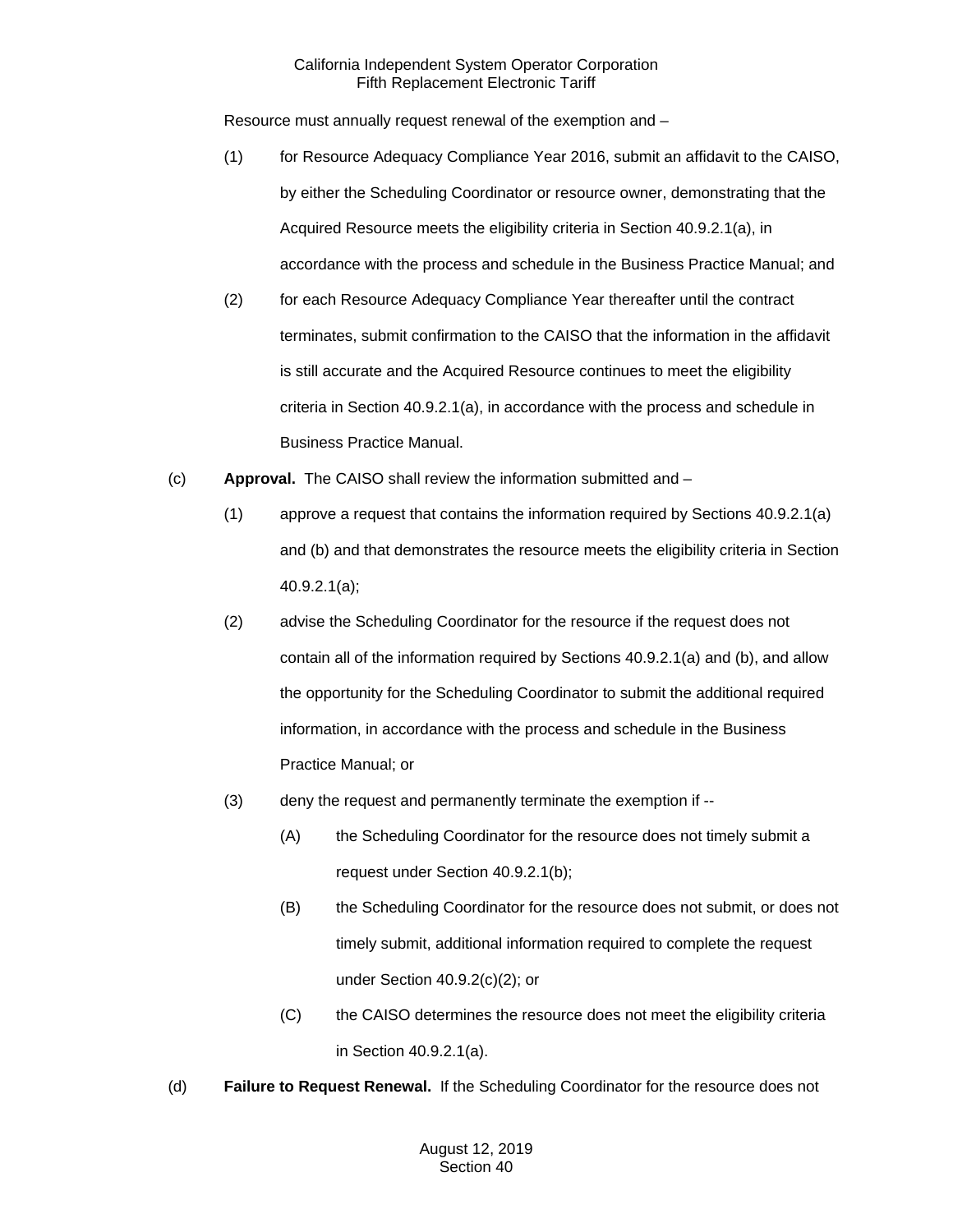Resource must annually request renewal of the exemption and –

(1) for Resource Adequacy Compliance Year 2016, submit an affidavit to the CAISO, by either the Scheduling Coordinator or resource owner, demonstrating that the Acquired Resource meets the eligibility criteria in Section 40.9.2.1(a), in accordance with the process and schedule in the Business Practice Manual; and

(2) for each Resource Adequacy Compliance Year thereafter until the contract terminates, submit confirmation to the CAISO that the information in the affidavit is still accurate and the Acquired Resource continues to meet the eligibility criteria in Section 40.9.2.1(a), in accordance with the process and schedule in Business Practice Manual.

(c) **Approval.** The CAISO shall review the information submitted and –

(1) approve a request that contains the information required by Sections 40.9.2.1(a) and (b) and that demonstrates the resource meets the eligibility criteria in Section 40.9.2.1(a);

(2) advise the Scheduling Coordinator for the resource if the request does not contain all of the information required by Sections 40.9.2.1(a) and (b), and allow the opportunity for the Scheduling Coordinator to submit the additional required information, in accordance with the process and schedule in the Business Practice Manual; or

(3) deny the request and permanently terminate the exemption if --

(A) the Scheduling Coordinator for the resource does not timely submit a request under Section 40.9.2.1(b);

(B) the Scheduling Coordinator for the resource does not submit, or does not timely submit, additional information required to complete the request under Section 40.9.2(c)(2); or

(C) the CAISO determines the resource does not meet the eligibility criteria in Section 40.9.2.1(a).

(d) **Failure to Request Renewal.** If the Scheduling Coordinator for the resource does not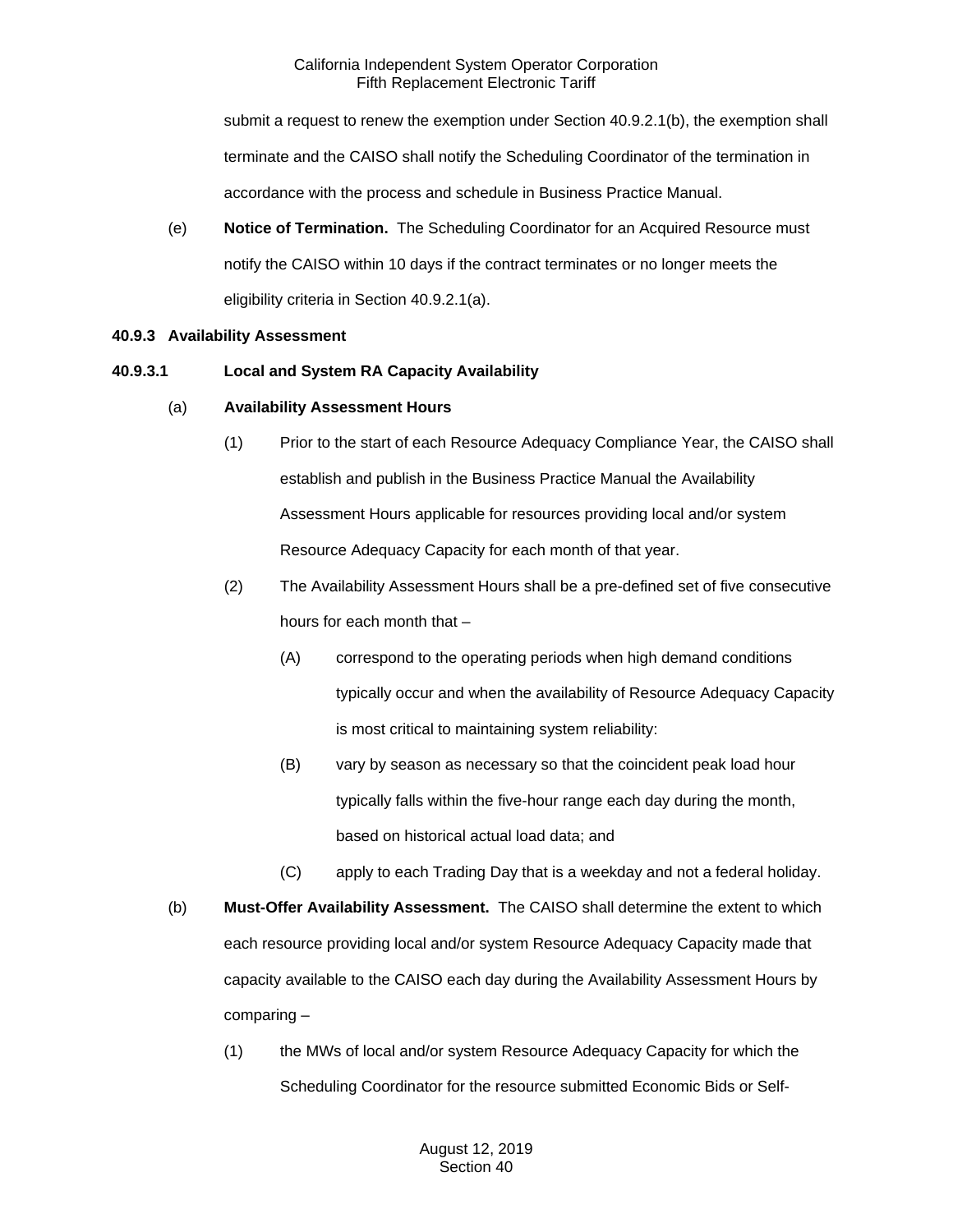submit a request to renew the exemption under Section 40.9.2.1(b), the exemption shall terminate and the CAISO shall notify the Scheduling Coordinator of the termination in accordance with the process and schedule in Business Practice Manual.

(e) **Notice of Termination.** The Scheduling Coordinator for an Acquired Resource must notify the CAISO within 10 days if the contract terminates or no longer meets the eligibility criteria in Section 40.9.2.1(a).

**40.9.3 Availability Assessment**

**40.9.3.1 Local and System RA Capacity Availability**

(a) **Availability Assessment Hours**

(1) Prior to the start of each Resource Adequacy Compliance Year, the CAISO shall establish and publish in the Business Practice Manual the Availability Assessment Hours applicable for resources providing local and/or system Resource Adequacy Capacity for each month of that year.

(2) The Availability Assessment Hours shall be a pre-defined set of five consecutive hours for each month that –

(A) correspond to the operating periods when high demand conditions typically occur and when the availability of Resource Adequacy Capacity is most critical to maintaining system reliability:

(B) vary by season as necessary so that the coincident peak load hour typically falls within the five-hour range each day during the month, based on historical actual load data; and

(C) apply to each Trading Day that is a weekday and not a federal holiday.

(b) **Must-Offer Availability Assessment.** The CAISO shall determine the extent to which each resource providing local and/or system Resource Adequacy Capacity made that capacity available to the CAISO each day during the Availability Assessment Hours by comparing –

(1) the MWs of local and/or system Resource Adequacy Capacity for which the Scheduling Coordinator for the resource submitted Economic Bids or Self-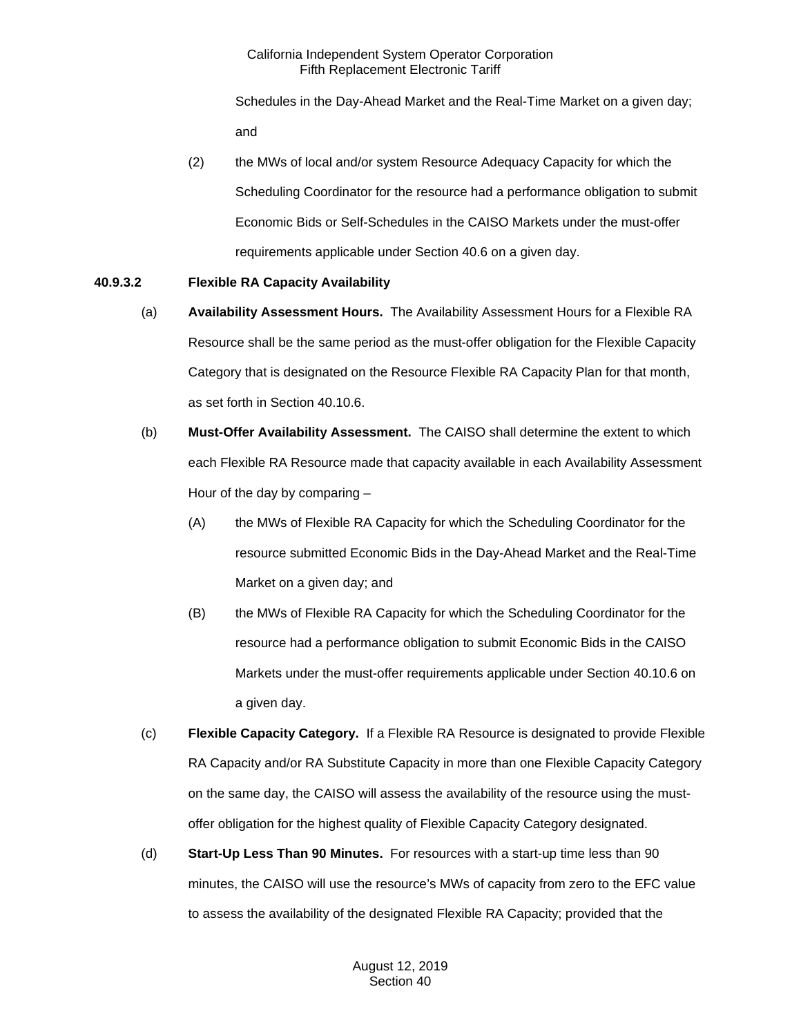Schedules in the Day-Ahead Market and the Real-Time Market on a given day; and

(2) the MWs of local and/or system Resource Adequacy Capacity for which the Scheduling Coordinator for the resource had a performance obligation to submit Economic Bids or Self-Schedules in the CAISO Markets under the must-offer requirements applicable under Section 40.6 on a given day.

**40.9.3.2 Flexible RA Capacity Availability**

(a) **Availability Assessment Hours.** The Availability Assessment Hours for a Flexible RA Resource shall be the same period as the must-offer obligation for the Flexible Capacity Category that is designated on the Resource Flexible RA Capacity Plan for that month, as set forth in Section 40.10.6.

(b) **Must-Offer Availability Assessment.** The CAISO shall determine the extent to which each Flexible RA Resource made that capacity available in each Availability Assessment Hour of the day by comparing –

(A) the MWs of Flexible RA Capacity for which the Scheduling Coordinator for the resource submitted Economic Bids in the Day-Ahead Market and the Real-Time Market on a given day; and

(B) the MWs of Flexible RA Capacity for which the Scheduling Coordinator for the resource had a performance obligation to submit Economic Bids in the CAISO Markets under the must-offer requirements applicable under Section 40.10.6 on a given day.

(c) **Flexible Capacity Category.** If a Flexible RA Resource is designated to provide Flexible RA Capacity and/or RA Substitute Capacity in more than one Flexible Capacity Category on the same day, the CAISO will assess the availability of the resource using the must-offer obligation for the highest quality of Flexible Capacity Category designated.

(d) **Start-Up Less Than 90 Minutes.** For resources with a start-up time less than 90 minutes, the CAISO will use the resource's MWs of capacity from zero to the EFC value to assess the availability of the designated Flexible RA Capacity; provided that the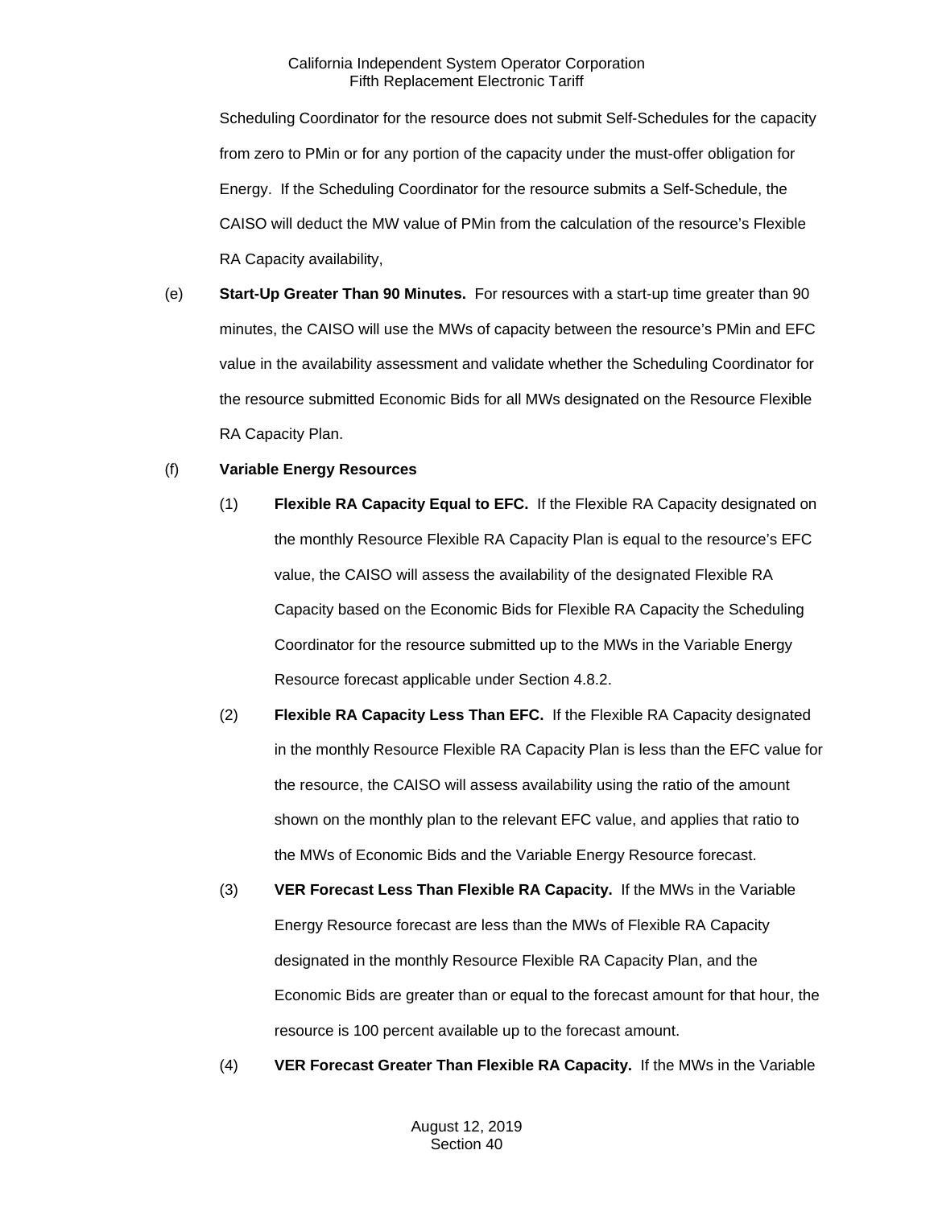Scheduling Coordinator for the resource does not submit Self-Schedules for the capacity from zero to PMin or for any portion of the capacity under the must-offer obligation for Energy. If the Scheduling Coordinator for the resource submits a Self-Schedule, the CAISO will deduct the MW value of PMin from the calculation of the resource's Flexible RA Capacity availability,

(e) **Start-Up Greater Than 90 Minutes.** For resources with a start-up time greater than 90 minutes, the CAISO will use the MWs of capacity between the resource's PMin and EFC value in the availability assessment and validate whether the Scheduling Coordinator for the resource submitted Economic Bids for all MWs designated on the Resource Flexible RA Capacity Plan.

(f) **Variable Energy Resources**

(1) **Flexible RA Capacity Equal to EFC.** If the Flexible RA Capacity designated on the monthly Resource Flexible RA Capacity Plan is equal to the resource's EFC value, the CAISO will assess the availability of the designated Flexible RA Capacity based on the Economic Bids for Flexible RA Capacity the Scheduling Coordinator for the resource submitted up to the MWs in the Variable Energy Resource forecast applicable under Section 4.8.2.

(2) **Flexible RA Capacity Less Than EFC.** If the Flexible RA Capacity designated in the monthly Resource Flexible RA Capacity Plan is less than the EFC value for the resource, the CAISO will assess availability using the ratio of the amount shown on the monthly plan to the relevant EFC value, and applies that ratio to the MWs of Economic Bids and the Variable Energy Resource forecast.

(3) **VER Forecast Less Than Flexible RA Capacity.** If the MWs in the Variable Energy Resource forecast are less than the MWs of Flexible RA Capacity designated in the monthly Resource Flexible RA Capacity Plan, and the Economic Bids are greater than or equal to the forecast amount for that hour, the resource is 100 percent available up to the forecast amount.

(4) **VER Forecast Greater Than Flexible RA Capacity.** If the MWs in the Variable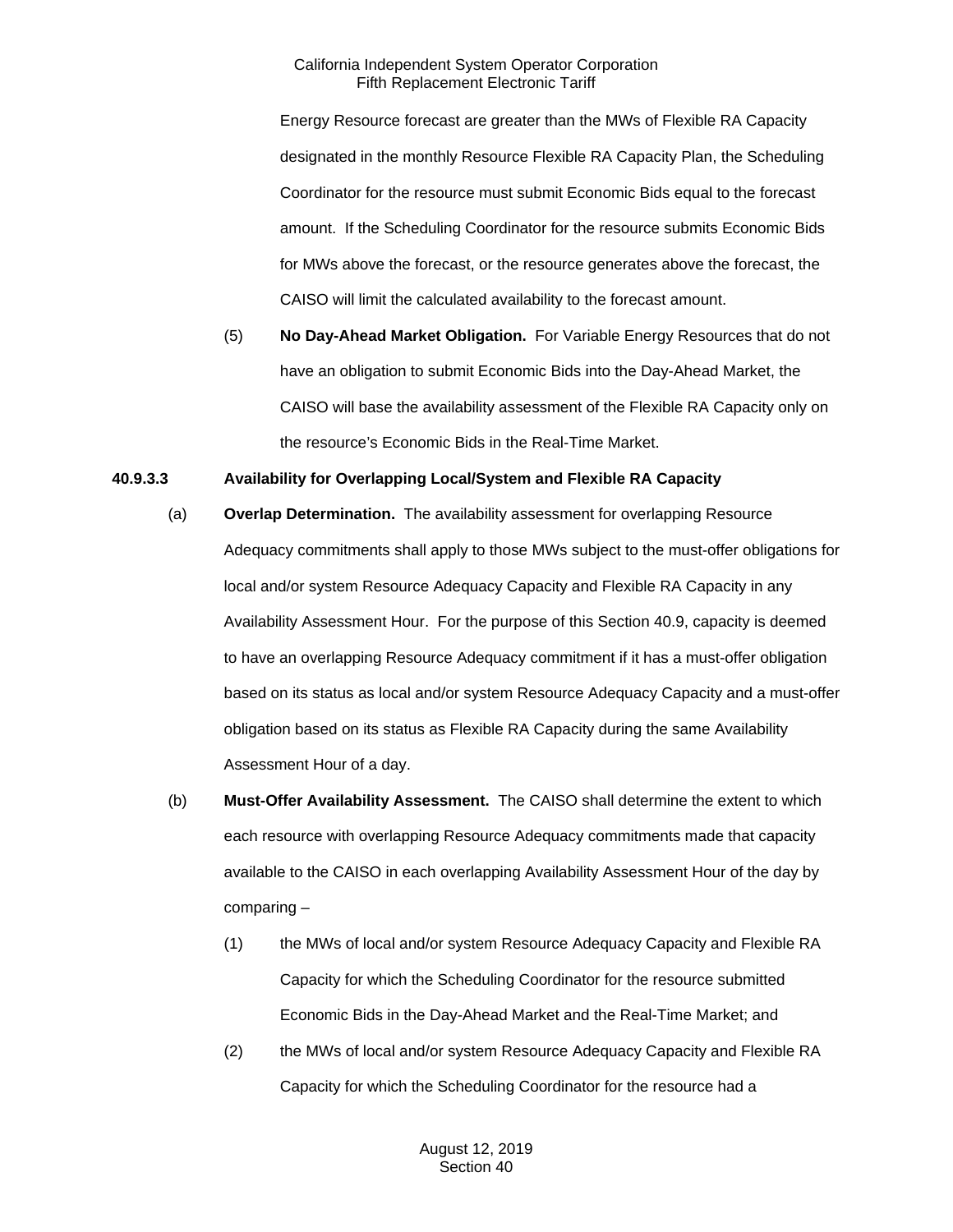Energy Resource forecast are greater than the MWs of Flexible RA Capacity designated in the monthly Resource Flexible RA Capacity Plan, the Scheduling Coordinator for the resource must submit Economic Bids equal to the forecast amount. If the Scheduling Coordinator for the resource submits Economic Bids for MWs above the forecast, or the resource generates above the forecast, the CAISO will limit the calculated availability to the forecast amount.

(5) **No Day-Ahead Market Obligation.** For Variable Energy Resources that do not have an obligation to submit Economic Bids into the Day-Ahead Market, the CAISO will base the availability assessment of the Flexible RA Capacity only on the resource's Economic Bids in the Real-Time Market.

**40.9.3.3 Availability for Overlapping Local/System and Flexible RA Capacity**

(a) **Overlap Determination.** The availability assessment for overlapping Resource Adequacy commitments shall apply to those MWs subject to the must-offer obligations for local and/or system Resource Adequacy Capacity and Flexible RA Capacity in any Availability Assessment Hour. For the purpose of this Section 40.9, capacity is deemed to have an overlapping Resource Adequacy commitment if it has a must-offer obligation based on its status as local and/or system Resource Adequacy Capacity and a must-offer obligation based on its status as Flexible RA Capacity during the same Availability Assessment Hour of a day.

(b) **Must-Offer Availability Assessment.** The CAISO shall determine the extent to which each resource with overlapping Resource Adequacy commitments made that capacity available to the CAISO in each overlapping Availability Assessment Hour of the day by comparing –

(1) the MWs of local and/or system Resource Adequacy Capacity and Flexible RA Capacity for which the Scheduling Coordinator for the resource submitted Economic Bids in the Day-Ahead Market and the Real-Time Market; and

(2) the MWs of local and/or system Resource Adequacy Capacity and Flexible RA Capacity for which the Scheduling Coordinator for the resource had a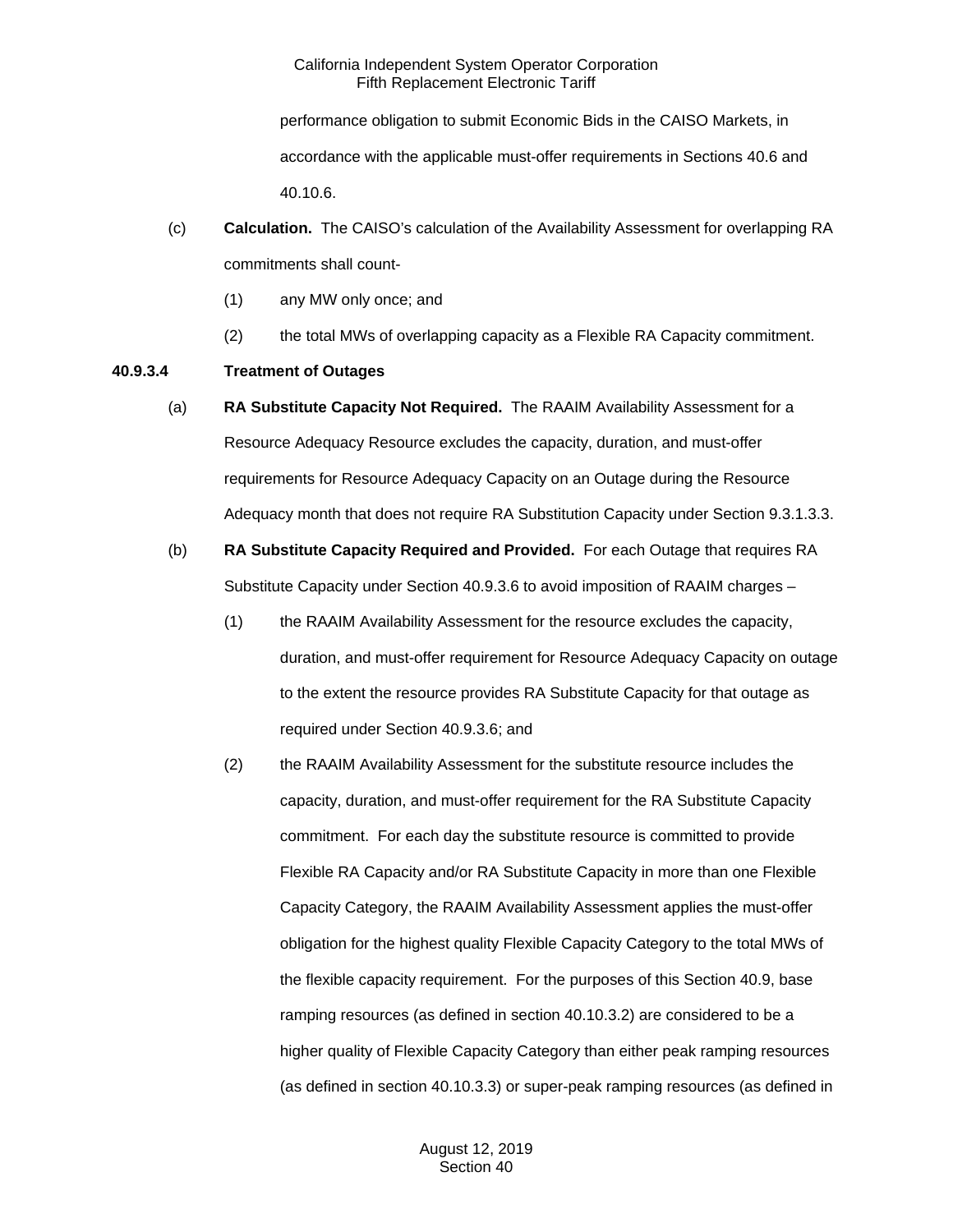performance obligation to submit Economic Bids in the CAISO Markets, in accordance with the applicable must-offer requirements in Sections 40.6 and 40.10.6.

(c) **Calculation.** The CAISO's calculation of the Availability Assessment for overlapping RA commitments shall count-

(1) any MW only once; and

(2) the total MWs of overlapping capacity as a Flexible RA Capacity commitment.

**40.9.3.4 Treatment of Outages**

(a) **RA Substitute Capacity Not Required.** The RAAIM Availability Assessment for a Resource Adequacy Resource excludes the capacity, duration, and must-offer requirements for Resource Adequacy Capacity on an Outage during the Resource Adequacy month that does not require RA Substitution Capacity under Section 9.3.1.3.3.

(b) **RA Substitute Capacity Required and Provided.** For each Outage that requires RA Substitute Capacity under Section 40.9.3.6 to avoid imposition of RAAIM charges –

(1) the RAAIM Availability Assessment for the resource excludes the capacity, duration, and must-offer requirement for Resource Adequacy Capacity on outage to the extent the resource provides RA Substitute Capacity for that outage as required under Section 40.9.3.6; and

(2) the RAAIM Availability Assessment for the substitute resource includes the capacity, duration, and must-offer requirement for the RA Substitute Capacity commitment. For each day the substitute resource is committed to provide Flexible RA Capacity and/or RA Substitute Capacity in more than one Flexible Capacity Category, the RAAIM Availability Assessment applies the must-offer obligation for the highest quality Flexible Capacity Category to the total MWs of the flexible capacity requirement. For the purposes of this Section 40.9, base ramping resources (as defined in section 40.10.3.2) are considered to be a higher quality of Flexible Capacity Category than either peak ramping resources (as defined in section 40.10.3.3) or super-peak ramping resources (as defined in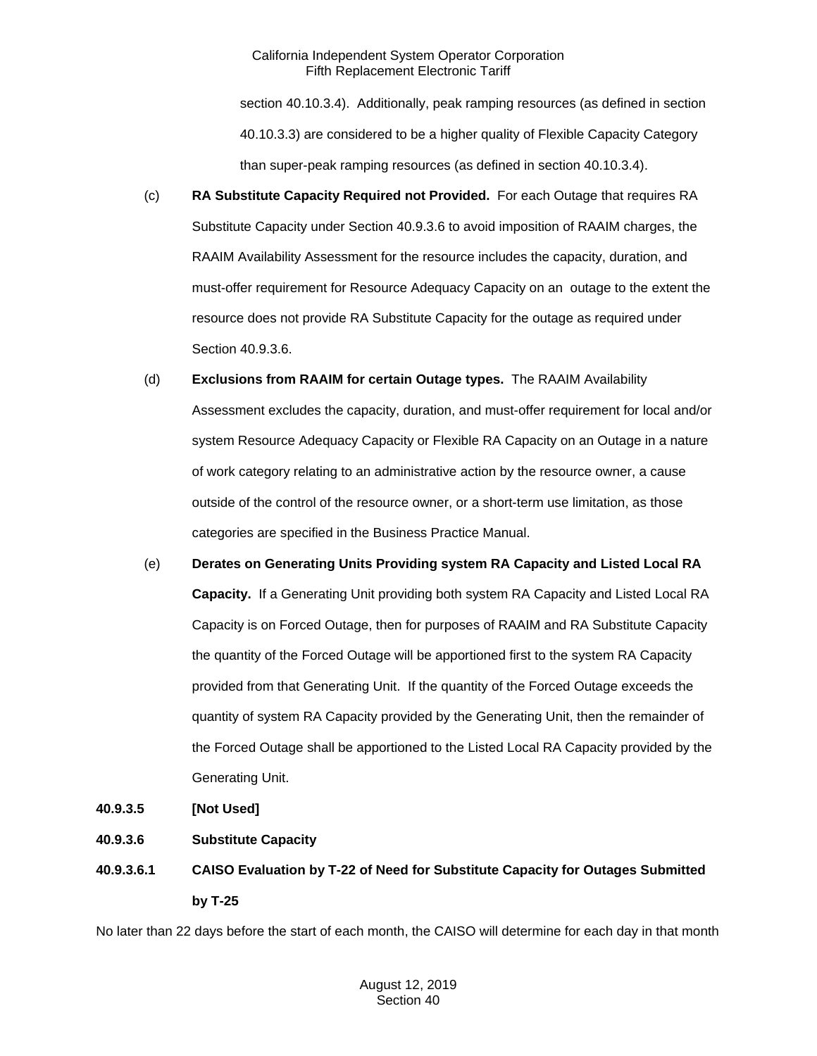section 40.10.3.4). Additionally, peak ramping resources (as defined in section 40.10.3.3) are considered to be a higher quality of Flexible Capacity Category than super-peak ramping resources (as defined in section 40.10.3.4).

(c) **RA Substitute Capacity Required not Provided.** For each Outage that requires RA Substitute Capacity under Section 40.9.3.6 to avoid imposition of RAAIM charges, the RAAIM Availability Assessment for the resource includes the capacity, duration, and must-offer requirement for Resource Adequacy Capacity on an outage to the extent the resource does not provide RA Substitute Capacity for the outage as required under Section 40.9.3.6.

(d) **Exclusions from RAAIM for certain Outage types.** The RAAIM Availability Assessment excludes the capacity, duration, and must-offer requirement for local and/or system Resource Adequacy Capacity or Flexible RA Capacity on an Outage in a nature of work category relating to an administrative action by the resource owner, a cause outside of the control of the resource owner, or a short-term use limitation, as those categories are specified in the Business Practice Manual.

(e) **Derates on Generating Units Providing system RA Capacity and Listed Local RA Capacity.** If a Generating Unit providing both system RA Capacity and Listed Local RA Capacity is on Forced Outage, then for purposes of RAAIM and RA Substitute Capacity the quantity of the Forced Outage will be apportioned first to the system RA Capacity provided from that Generating Unit. If the quantity of the Forced Outage exceeds the quantity of system RA Capacity provided by the Generating Unit, then the remainder of the Forced Outage shall be apportioned to the Listed Local RA Capacity provided by the Generating Unit.

**40.9.3.5 [Not Used]**

**40.9.3.6 Substitute Capacity**

**40.9.3.6.1 CAISO Evaluation by T-22 of Need for Substitute Capacity for Outages Submitted by T-25**

No later than 22 days before the start of each month, the CAISO will determine for each day in that month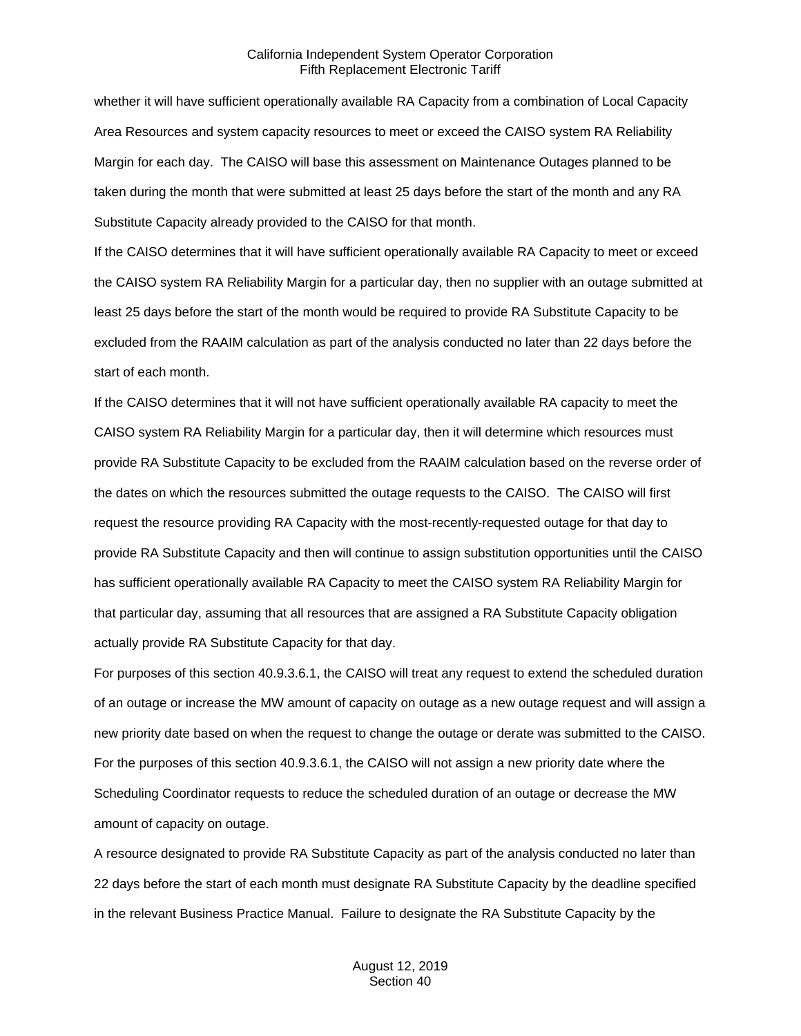whether it will have sufficient operationally available RA Capacity from a combination of Local Capacity Area Resources and system capacity resources to meet or exceed the CAISO system RA Reliability Margin for each day. The CAISO will base this assessment on Maintenance Outages planned to be taken during the month that were submitted at least 25 days before the start of the month and any RA Substitute Capacity already provided to the CAISO for that month.

If the CAISO determines that it will have sufficient operationally available RA Capacity to meet or exceed the CAISO system RA Reliability Margin for a particular day, then no supplier with an outage submitted at least 25 days before the start of the month would be required to provide RA Substitute Capacity to be excluded from the RAAIM calculation as part of the analysis conducted no later than 22 days before the start of each month.

If the CAISO determines that it will not have sufficient operationally available RA capacity to meet the CAISO system RA Reliability Margin for a particular day, then it will determine which resources must provide RA Substitute Capacity to be excluded from the RAAIM calculation based on the reverse order of the dates on which the resources submitted the outage requests to the CAISO. The CAISO will first request the resource providing RA Capacity with the most-recently-requested outage for that day to provide RA Substitute Capacity and then will continue to assign substitution opportunities until the CAISO has sufficient operationally available RA Capacity to meet the CAISO system RA Reliability Margin for that particular day, assuming that all resources that are assigned a RA Substitute Capacity obligation actually provide RA Substitute Capacity for that day.

For purposes of this section 40.9.3.6.1, the CAISO will treat any request to extend the scheduled duration of an outage or increase the MW amount of capacity on outage as a new outage request and will assign a new priority date based on when the request to change the outage or derate was submitted to the CAISO. For the purposes of this section 40.9.3.6.1, the CAISO will not assign a new priority date where the Scheduling Coordinator requests to reduce the scheduled duration of an outage or decrease the MW amount of capacity on outage.

A resource designated to provide RA Substitute Capacity as part of the analysis conducted no later than 22 days before the start of each month must designate RA Substitute Capacity by the deadline specified in the relevant Business Practice Manual. Failure to designate the RA Substitute Capacity by the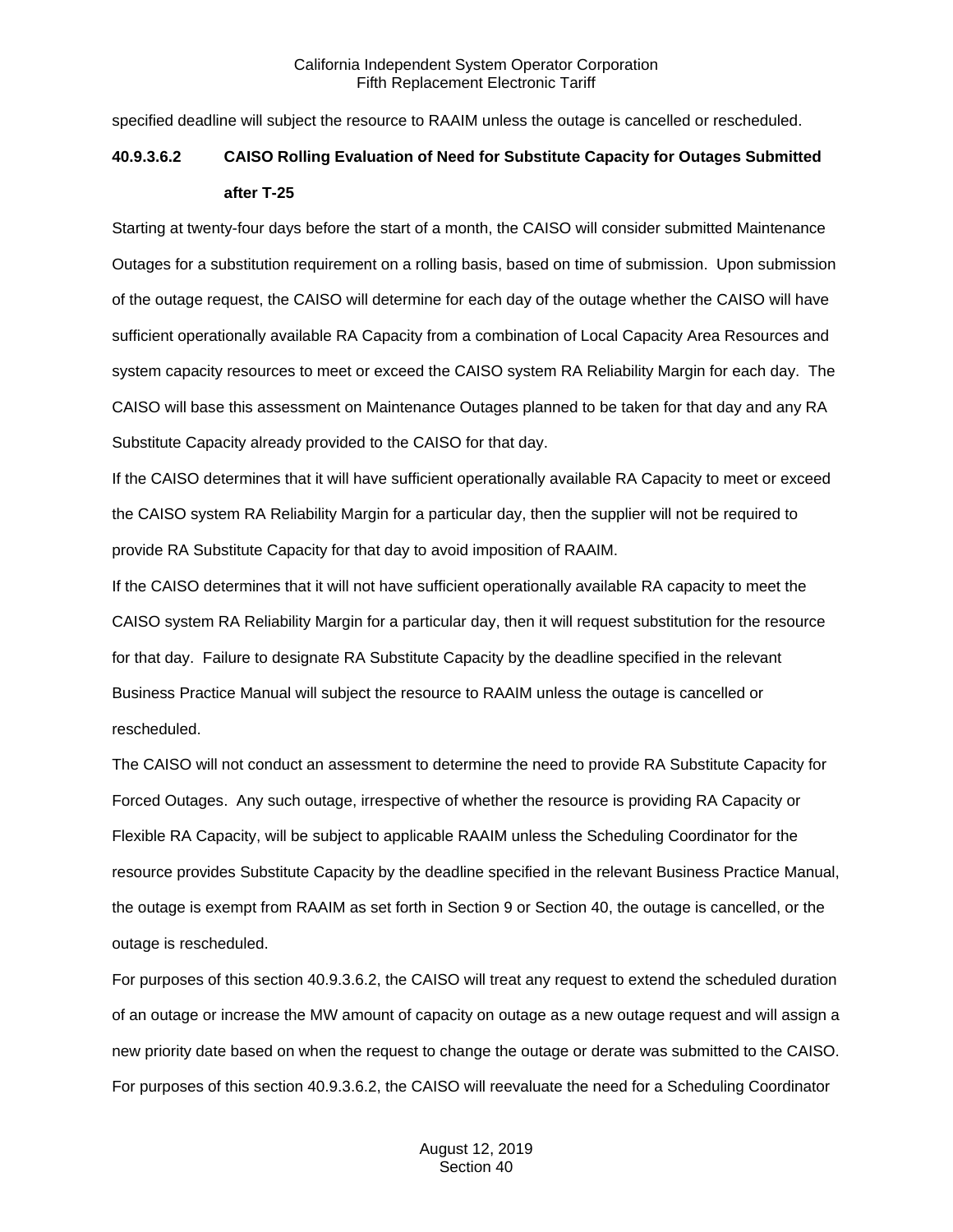specified deadline will subject the resource to RAAIM unless the outage is cancelled or rescheduled.

**40.9.3.6.2 CAISO Rolling Evaluation of Need for Substitute Capacity for Outages Submitted after T-25**

Starting at twenty-four days before the start of a month, the CAISO will consider submitted Maintenance Outages for a substitution requirement on a rolling basis, based on time of submission. Upon submission of the outage request, the CAISO will determine for each day of the outage whether the CAISO will have sufficient operationally available RA Capacity from a combination of Local Capacity Area Resources and system capacity resources to meet or exceed the CAISO system RA Reliability Margin for each day. The CAISO will base this assessment on Maintenance Outages planned to be taken for that day and any RA Substitute Capacity already provided to the CAISO for that day.

If the CAISO determines that it will have sufficient operationally available RA Capacity to meet or exceed the CAISO system RA Reliability Margin for a particular day, then the supplier will not be required to provide RA Substitute Capacity for that day to avoid imposition of RAAIM.

If the CAISO determines that it will not have sufficient operationally available RA capacity to meet the CAISO system RA Reliability Margin for a particular day, then it will request substitution for the resource for that day. Failure to designate RA Substitute Capacity by the deadline specified in the relevant Business Practice Manual will subject the resource to RAAIM unless the outage is cancelled or rescheduled.

The CAISO will not conduct an assessment to determine the need to provide RA Substitute Capacity for Forced Outages. Any such outage, irrespective of whether the resource is providing RA Capacity or Flexible RA Capacity, will be subject to applicable RAAIM unless the Scheduling Coordinator for the resource provides Substitute Capacity by the deadline specified in the relevant Business Practice Manual, the outage is exempt from RAAIM as set forth in Section 9 or Section 40, the outage is cancelled, or the outage is rescheduled.

For purposes of this section 40.9.3.6.2, the CAISO will treat any request to extend the scheduled duration of an outage or increase the MW amount of capacity on outage as a new outage request and will assign a new priority date based on when the request to change the outage or derate was submitted to the CAISO.

For purposes of this section 40.9.3.6.2, the CAISO will reevaluate the need for a Scheduling Coordinator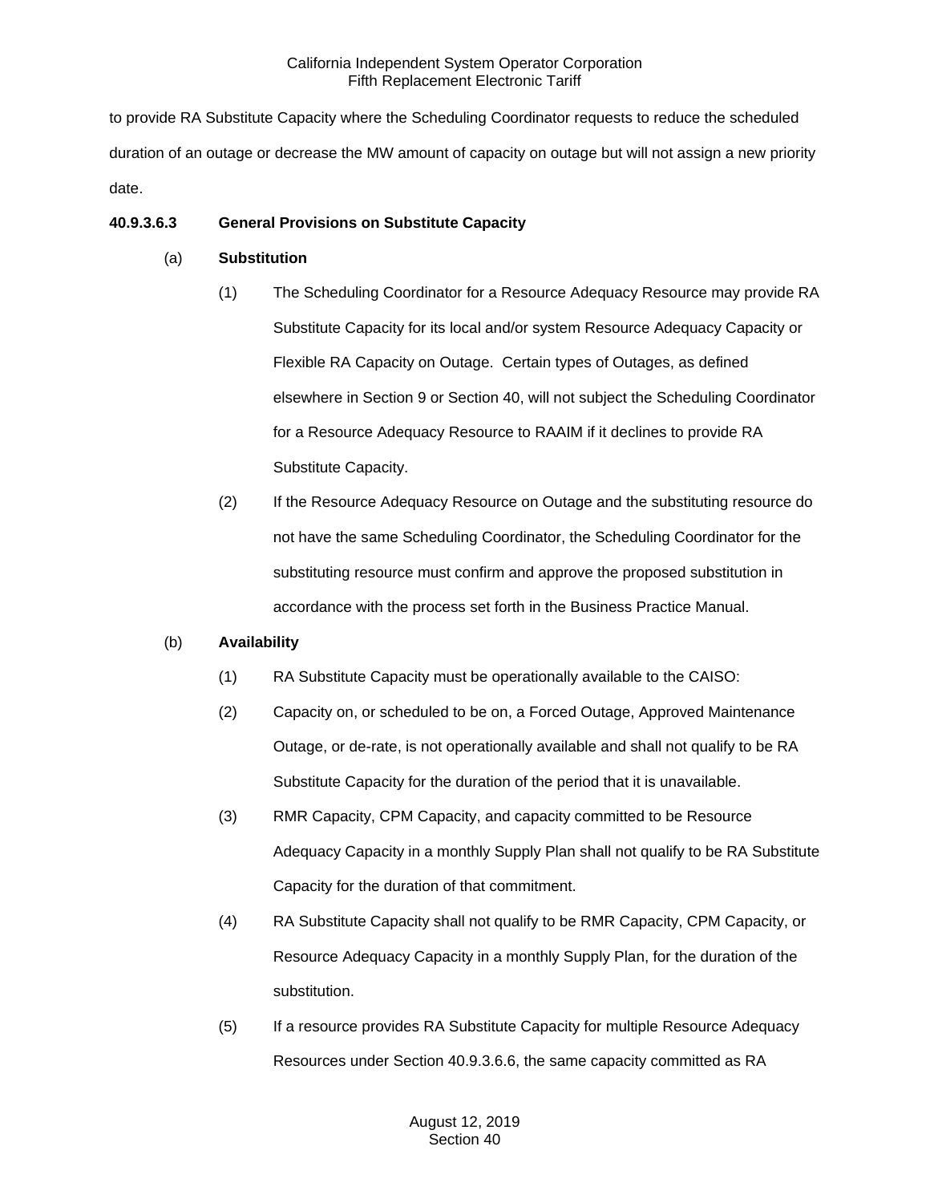to provide RA Substitute Capacity where the Scheduling Coordinator requests to reduce the scheduled duration of an outage or decrease the MW amount of capacity on outage but will not assign a new priority date.

**40.9.3.6.3 General Provisions on Substitute Capacity**

(a) **Substitution**

(1) The Scheduling Coordinator for a Resource Adequacy Resource may provide RA Substitute Capacity for its local and/or system Resource Adequacy Capacity or Flexible RA Capacity on Outage. Certain types of Outages, as defined elsewhere in Section 9 or Section 40, will not subject the Scheduling Coordinator for a Resource Adequacy Resource to RAAIM if it declines to provide RA Substitute Capacity.

(2) If the Resource Adequacy Resource on Outage and the substituting resource do not have the same Scheduling Coordinator, the Scheduling Coordinator for the substituting resource must confirm and approve the proposed substitution in accordance with the process set forth in the Business Practice Manual.

(b) **Availability**

(1) RA Substitute Capacity must be operationally available to the CAISO:

(2) Capacity on, or scheduled to be on, a Forced Outage, Approved Maintenance Outage, or de-rate, is not operationally available and shall not qualify to be RA Substitute Capacity for the duration of the period that it is unavailable.

(3) RMR Capacity, CPM Capacity, and capacity committed to be Resource Adequacy Capacity in a monthly Supply Plan shall not qualify to be RA Substitute Capacity for the duration of that commitment.

(4) RA Substitute Capacity shall not qualify to be RMR Capacity, CPM Capacity, or Resource Adequacy Capacity in a monthly Supply Plan, for the duration of the substitution.

(5) If a resource provides RA Substitute Capacity for multiple Resource Adequacy Resources under Section 40.9.3.6.6, the same capacity committed as RA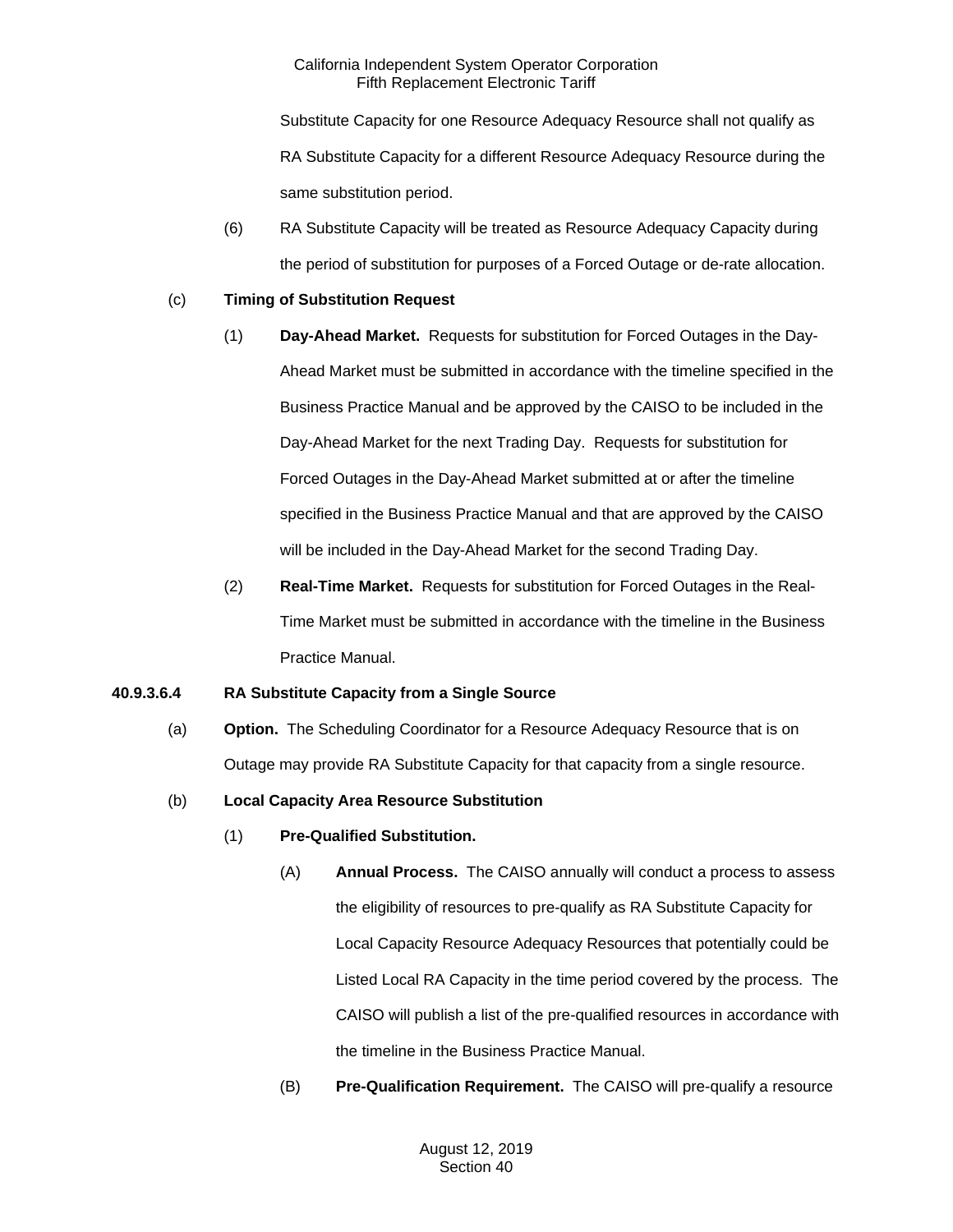Substitute Capacity for one Resource Adequacy Resource shall not qualify as RA Substitute Capacity for a different Resource Adequacy Resource during the same substitution period.

(6) RA Substitute Capacity will be treated as Resource Adequacy Capacity during the period of substitution for purposes of a Forced Outage or de-rate allocation.

(c) **Timing of Substitution Request**

(1) **Day-Ahead Market.** Requests for substitution for Forced Outages in the Day-Ahead Market must be submitted in accordance with the timeline specified in the Business Practice Manual and be approved by the CAISO to be included in the Day-Ahead Market for the next Trading Day. Requests for substitution for Forced Outages in the Day-Ahead Market submitted at or after the timeline specified in the Business Practice Manual and that are approved by the CAISO will be included in the Day-Ahead Market for the second Trading Day.

(2) **Real-Time Market.** Requests for substitution for Forced Outages in the Real-Time Market must be submitted in accordance with the timeline in the Business Practice Manual.

**40.9.3.6.4 RA Substitute Capacity from a Single Source**

(a) **Option.** The Scheduling Coordinator for a Resource Adequacy Resource that is on Outage may provide RA Substitute Capacity for that capacity from a single resource.

(b) **Local Capacity Area Resource Substitution**

(1) **Pre-Qualified Substitution.**

(A) **Annual Process.** The CAISO annually will conduct a process to assess the eligibility of resources to pre-qualify as RA Substitute Capacity for Local Capacity Resource Adequacy Resources that potentially could be Listed Local RA Capacity in the time period covered by the process. The CAISO will publish a list of the pre-qualified resources in accordance with the timeline in the Business Practice Manual.

(B) **Pre-Qualification Requirement.** The CAISO will pre-qualify a resource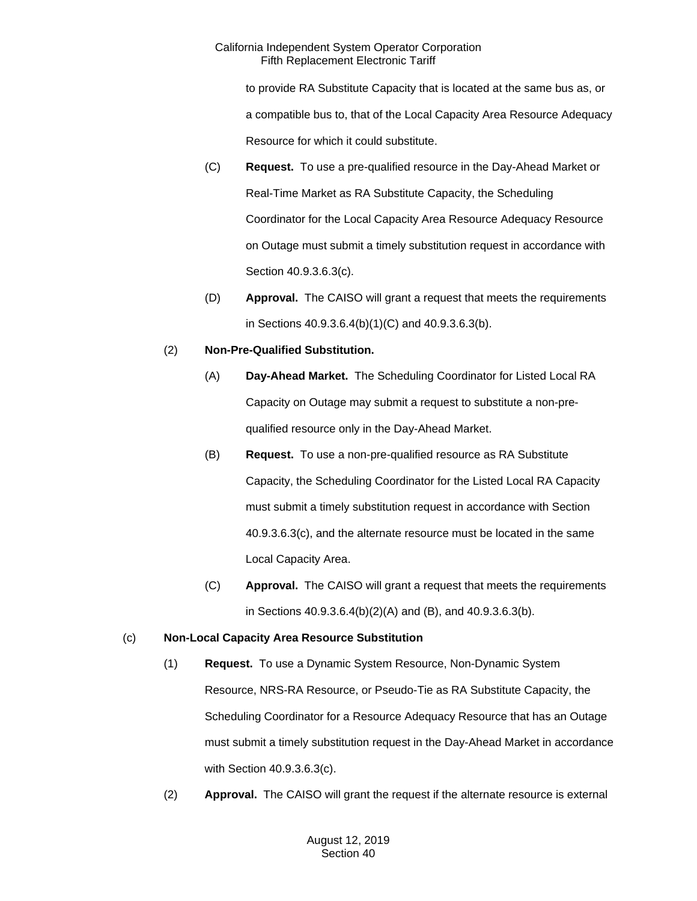to provide RA Substitute Capacity that is located at the same bus as, or a compatible bus to, that of the Local Capacity Area Resource Adequacy Resource for which it could substitute.

(C) **Request.** To use a pre-qualified resource in the Day-Ahead Market or Real-Time Market as RA Substitute Capacity, the Scheduling Coordinator for the Local Capacity Area Resource Adequacy Resource on Outage must submit a timely substitution request in accordance with Section 40.9.3.6.3(c).

(D) **Approval.** The CAISO will grant a request that meets the requirements in Sections 40.9.3.6.4(b)(1)(C) and 40.9.3.6.3(b).

(2) **Non-Pre-Qualified Substitution.**

(A) **Day-Ahead Market.** The Scheduling Coordinator for Listed Local RA Capacity on Outage may submit a request to substitute a non-pre-qualified resource only in the Day-Ahead Market.

(B) **Request.** To use a non-pre-qualified resource as RA Substitute Capacity, the Scheduling Coordinator for the Listed Local RA Capacity must submit a timely substitution request in accordance with Section 40.9.3.6.3(c), and the alternate resource must be located in the same Local Capacity Area.

(C) **Approval.** The CAISO will grant a request that meets the requirements in Sections 40.9.3.6.4(b)(2)(A) and (B), and 40.9.3.6.3(b).

(c) **Non-Local Capacity Area Resource Substitution**

(1) **Request.** To use a Dynamic System Resource, Non-Dynamic System Resource, NRS-RA Resource, or Pseudo-Tie as RA Substitute Capacity, the Scheduling Coordinator for a Resource Adequacy Resource that has an Outage must submit a timely substitution request in the Day-Ahead Market in accordance with Section 40.9.3.6.3(c).

(2) **Approval.** The CAISO will grant the request if the alternate resource is external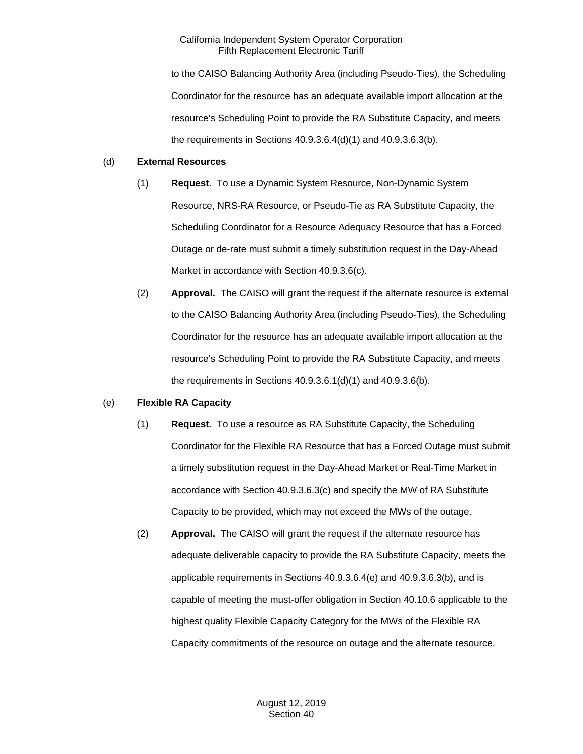to the CAISO Balancing Authority Area (including Pseudo-Ties), the Scheduling Coordinator for the resource has an adequate available import allocation at the resource's Scheduling Point to provide the RA Substitute Capacity, and meets the requirements in Sections 40.9.3.6.4(d)(1) and 40.9.3.6.3(b).

(d) **External Resources**

(1) **Request.** To use a Dynamic System Resource, Non-Dynamic System Resource, NRS-RA Resource, or Pseudo-Tie as RA Substitute Capacity, the Scheduling Coordinator for a Resource Adequacy Resource that has a Forced Outage or de-rate must submit a timely substitution request in the Day-Ahead Market in accordance with Section 40.9.3.6(c).

(2) **Approval.** The CAISO will grant the request if the alternate resource is external to the CAISO Balancing Authority Area (including Pseudo-Ties), the Scheduling Coordinator for the resource has an adequate available import allocation at the resource's Scheduling Point to provide the RA Substitute Capacity, and meets the requirements in Sections 40.9.3.6.1(d)(1) and 40.9.3.6(b).

(e) **Flexible RA Capacity**

(1) **Request.** To use a resource as RA Substitute Capacity, the Scheduling Coordinator for the Flexible RA Resource that has a Forced Outage must submit a timely substitution request in the Day-Ahead Market or Real-Time Market in accordance with Section 40.9.3.6.3(c) and specify the MW of RA Substitute Capacity to be provided, which may not exceed the MWs of the outage.

(2) **Approval.** The CAISO will grant the request if the alternate resource has adequate deliverable capacity to provide the RA Substitute Capacity, meets the applicable requirements in Sections 40.9.3.6.4(e) and 40.9.3.6.3(b), and is capable of meeting the must-offer obligation in Section 40.10.6 applicable to the highest quality Flexible Capacity Category for the MWs of the Flexible RA Capacity commitments of the resource on outage and the alternate resource.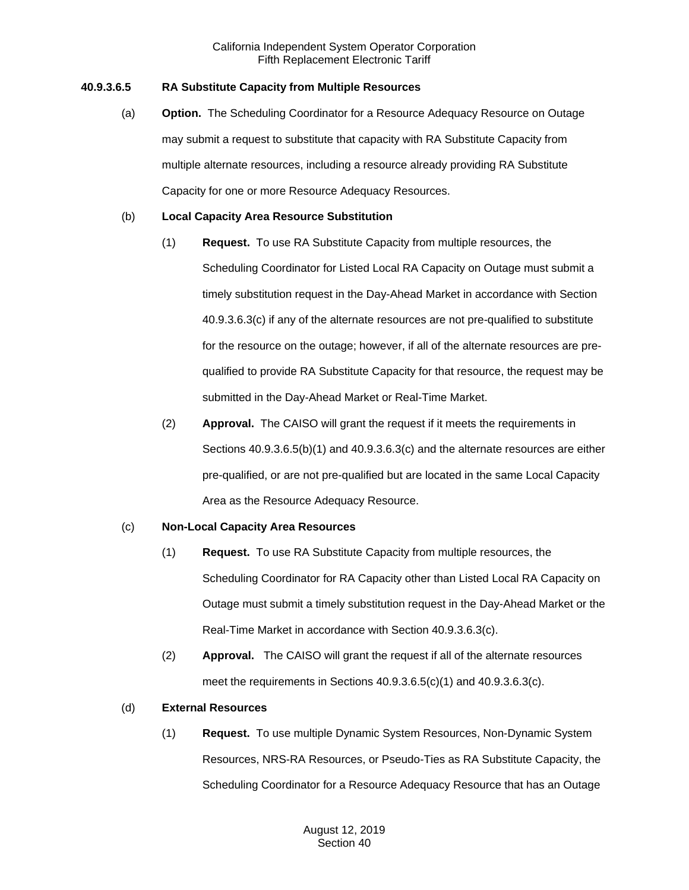**40.9.3.6.5 RA Substitute Capacity from Multiple Resources**

(a) **Option.** The Scheduling Coordinator for a Resource Adequacy Resource on Outage may submit a request to substitute that capacity with RA Substitute Capacity from multiple alternate resources, including a resource already providing RA Substitute Capacity for one or more Resource Adequacy Resources.

(b) **Local Capacity Area Resource Substitution**

(1) **Request.** To use RA Substitute Capacity from multiple resources, the Scheduling Coordinator for Listed Local RA Capacity on Outage must submit a timely substitution request in the Day-Ahead Market in accordance with Section 40.9.3.6.3(c) if any of the alternate resources are not pre-qualified to substitute for the resource on the outage; however, if all of the alternate resources are pre-qualified to provide RA Substitute Capacity for that resource, the request may be submitted in the Day-Ahead Market or Real-Time Market.

(2) **Approval.** The CAISO will grant the request if it meets the requirements in Sections 40.9.3.6.5(b)(1) and 40.9.3.6.3(c) and the alternate resources are either pre-qualified, or are not pre-qualified but are located in the same Local Capacity Area as the Resource Adequacy Resource.

(c) **Non-Local Capacity Area Resources**

(1) **Request.** To use RA Substitute Capacity from multiple resources, the Scheduling Coordinator for RA Capacity other than Listed Local RA Capacity on Outage must submit a timely substitution request in the Day-Ahead Market or the Real-Time Market in accordance with Section 40.9.3.6.3(c).

(2) **Approval.** The CAISO will grant the request if all of the alternate resources meet the requirements in Sections 40.9.3.6.5(c)(1) and 40.9.3.6.3(c).

(d) **External Resources**

(1) **Request.** To use multiple Dynamic System Resources, Non-Dynamic System Resources, NRS-RA Resources, or Pseudo-Ties as RA Substitute Capacity, the Scheduling Coordinator for a Resource Adequacy Resource that has an Outage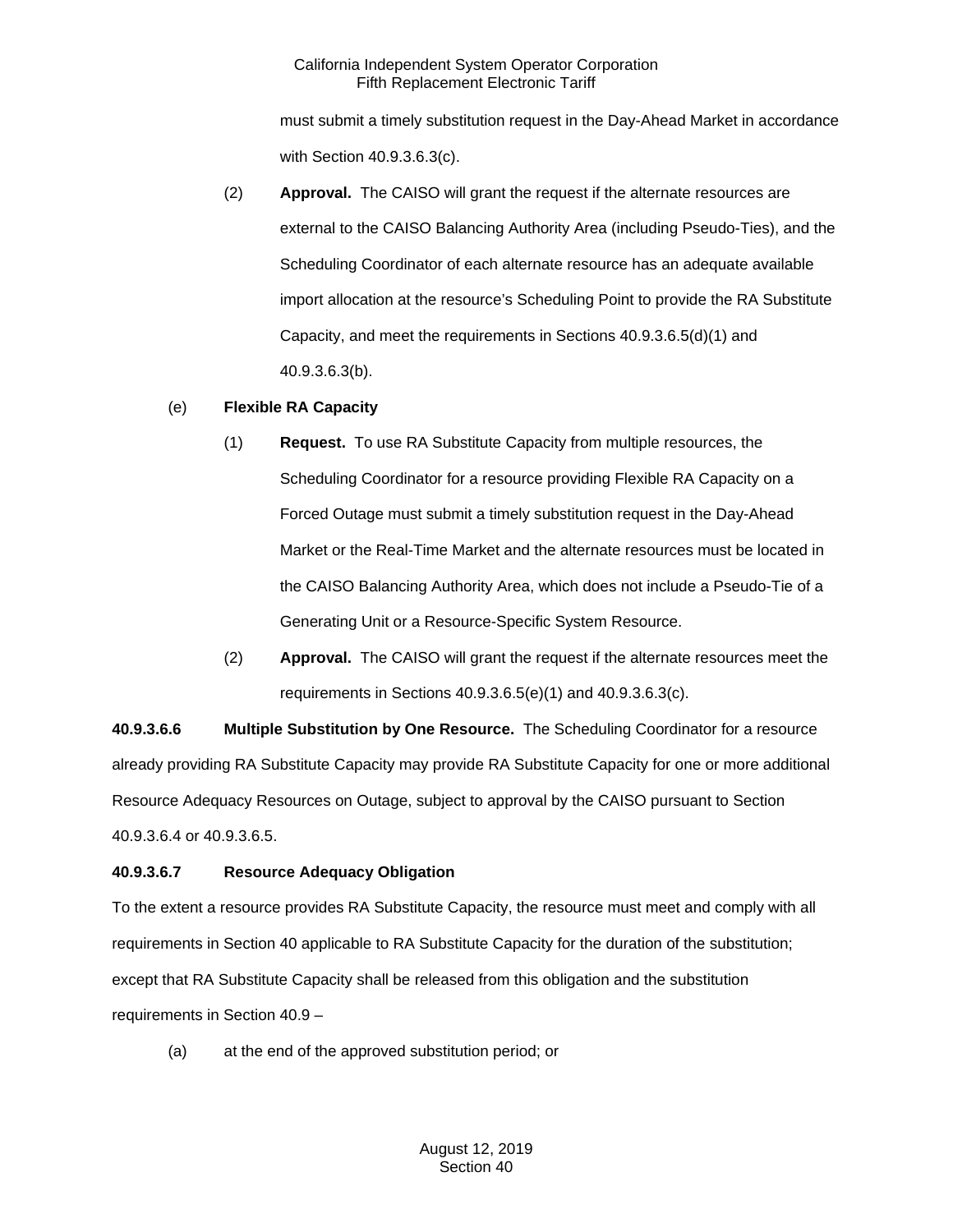must submit a timely substitution request in the Day-Ahead Market in accordance with Section 40.9.3.6.3(c).

(2) **Approval.** The CAISO will grant the request if the alternate resources are external to the CAISO Balancing Authority Area (including Pseudo-Ties), and the Scheduling Coordinator of each alternate resource has an adequate available import allocation at the resource's Scheduling Point to provide the RA Substitute Capacity, and meet the requirements in Sections 40.9.3.6.5(d)(1) and 40.9.3.6.3(b).

(e) **Flexible RA Capacity**

(1) **Request.** To use RA Substitute Capacity from multiple resources, the Scheduling Coordinator for a resource providing Flexible RA Capacity on a Forced Outage must submit a timely substitution request in the Day-Ahead Market or the Real-Time Market and the alternate resources must be located in the CAISO Balancing Authority Area, which does not include a Pseudo-Tie of a Generating Unit or a Resource-Specific System Resource.

(2) **Approval.** The CAISO will grant the request if the alternate resources meet the requirements in Sections 40.9.3.6.5(e)(1) and 40.9.3.6.3(c).

**40.9.3.6.6 Multiple Substitution by One Resource.** The Scheduling Coordinator for a resource already providing RA Substitute Capacity may provide RA Substitute Capacity for one or more additional Resource Adequacy Resources on Outage, subject to approval by the CAISO pursuant to Section 40.9.3.6.4 or 40.9.3.6.5.

**40.9.3.6.7 Resource Adequacy Obligation**

To the extent a resource provides RA Substitute Capacity, the resource must meet and comply with all requirements in Section 40 applicable to RA Substitute Capacity for the duration of the substitution; except that RA Substitute Capacity shall be released from this obligation and the substitution requirements in Section 40.9 –

(a) at the end of the approved substitution period; or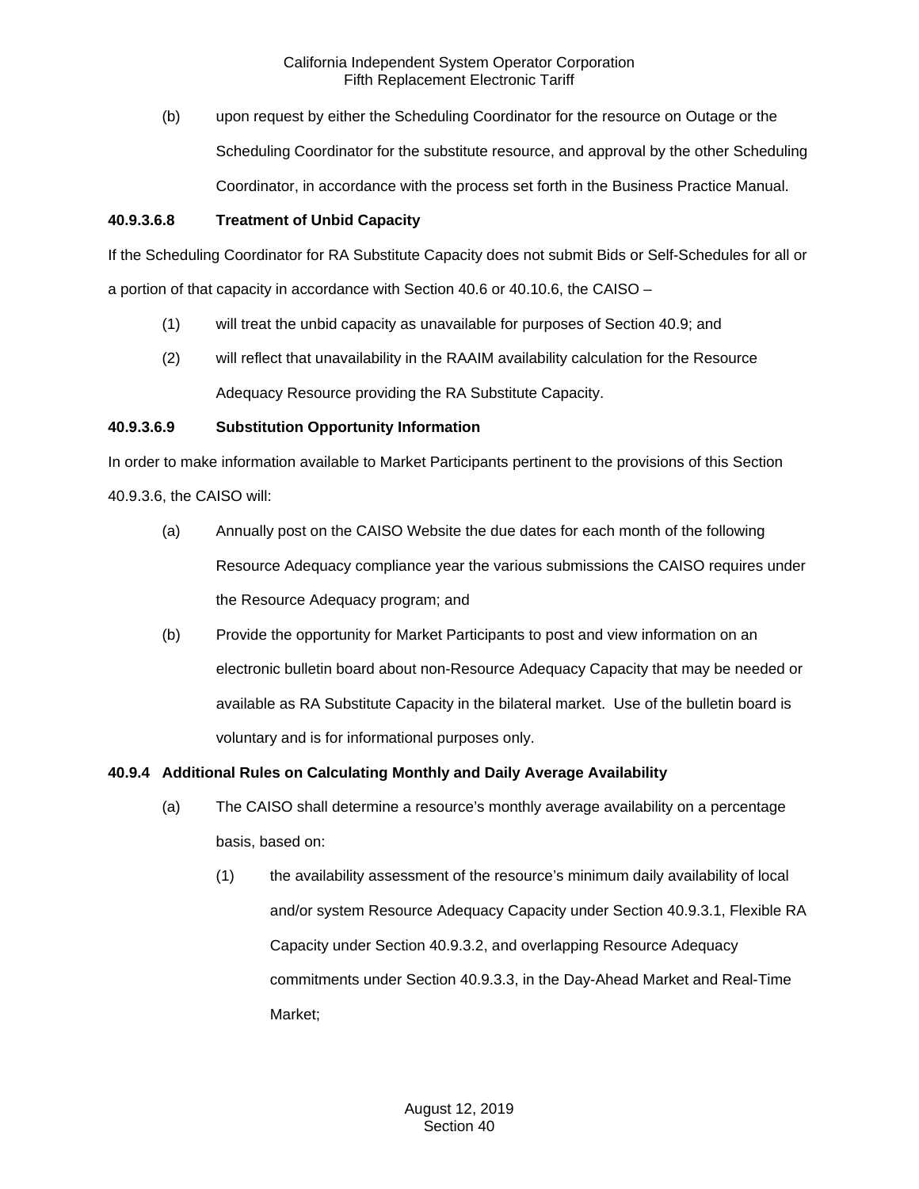(b) upon request by either the Scheduling Coordinator for the resource on Outage or the Scheduling Coordinator for the substitute resource, and approval by the other Scheduling Coordinator, in accordance with the process set forth in the Business Practice Manual.

**40.9.3.6.8 Treatment of Unbid Capacity**

If the Scheduling Coordinator for RA Substitute Capacity does not submit Bids or Self-Schedules for all or a portion of that capacity in accordance with Section 40.6 or 40.10.6, the CAISO –

(1) will treat the unbid capacity as unavailable for purposes of Section 40.9; and

(2) will reflect that unavailability in the RAAIM availability calculation for the Resource Adequacy Resource providing the RA Substitute Capacity.

**40.9.3.6.9 Substitution Opportunity Information**

In order to make information available to Market Participants pertinent to the provisions of this Section 40.9.3.6, the CAISO will:

(a) Annually post on the CAISO Website the due dates for each month of the following Resource Adequacy compliance year the various submissions the CAISO requires under the Resource Adequacy program; and

(b) Provide the opportunity for Market Participants to post and view information on an electronic bulletin board about non-Resource Adequacy Capacity that may be needed or available as RA Substitute Capacity in the bilateral market. Use of the bulletin board is voluntary and is for informational purposes only.

**40.9.4 Additional Rules on Calculating Monthly and Daily Average Availability**

(a) The CAISO shall determine a resource's monthly average availability on a percentage basis, based on:

(1) the availability assessment of the resource's minimum daily availability of local and/or system Resource Adequacy Capacity under Section 40.9.3.1, Flexible RA Capacity under Section 40.9.3.2, and overlapping Resource Adequacy commitments under Section 40.9.3.3, in the Day-Ahead Market and Real-Time Market;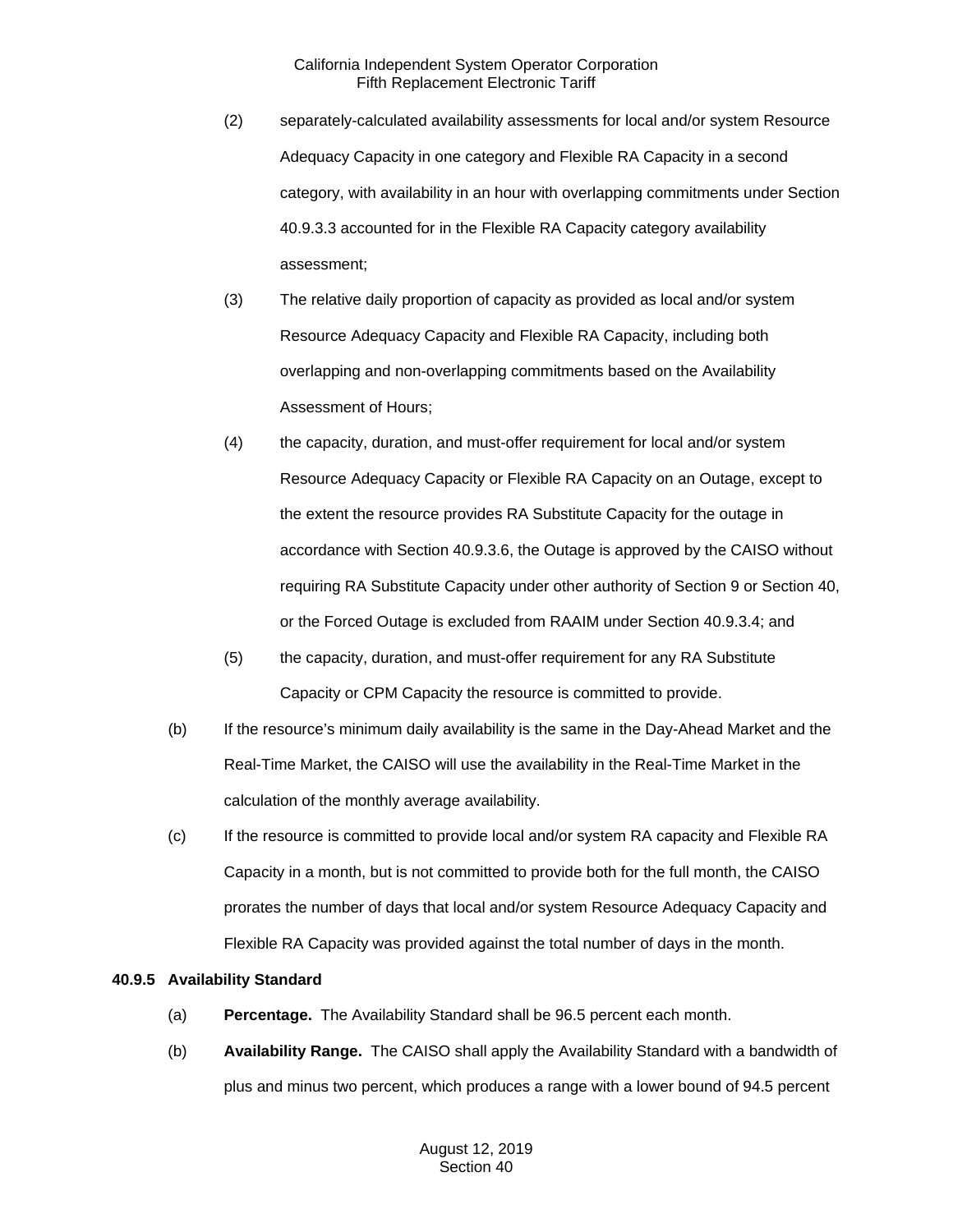(2) separately-calculated availability assessments for local and/or system Resource Adequacy Capacity in one category and Flexible RA Capacity in a second category, with availability in an hour with overlapping commitments under Section 40.9.3.3 accounted for in the Flexible RA Capacity category availability assessment;

(3) The relative daily proportion of capacity as provided as local and/or system Resource Adequacy Capacity and Flexible RA Capacity, including both overlapping and non-overlapping commitments based on the Availability Assessment of Hours;

(4) the capacity, duration, and must-offer requirement for local and/or system Resource Adequacy Capacity or Flexible RA Capacity on an Outage, except to the extent the resource provides RA Substitute Capacity for the outage in accordance with Section 40.9.3.6, the Outage is approved by the CAISO without requiring RA Substitute Capacity under other authority of Section 9 or Section 40, or the Forced Outage is excluded from RAAIM under Section 40.9.3.4; and

(5) the capacity, duration, and must-offer requirement for any RA Substitute Capacity or CPM Capacity the resource is committed to provide.

(b) If the resource's minimum daily availability is the same in the Day-Ahead Market and the Real-Time Market, the CAISO will use the availability in the Real-Time Market in the calculation of the monthly average availability.

(c) If the resource is committed to provide local and/or system RA capacity and Flexible RA Capacity in a month, but is not committed to provide both for the full month, the CAISO prorates the number of days that local and/or system Resource Adequacy Capacity and Flexible RA Capacity was provided against the total number of days in the month.

**40.9.5 Availability Standard**

(a) **Percentage.** The Availability Standard shall be 96.5 percent each month.

(b) **Availability Range.** The CAISO shall apply the Availability Standard with a bandwidth of plus and minus two percent, which produces a range with a lower bound of 94.5 percent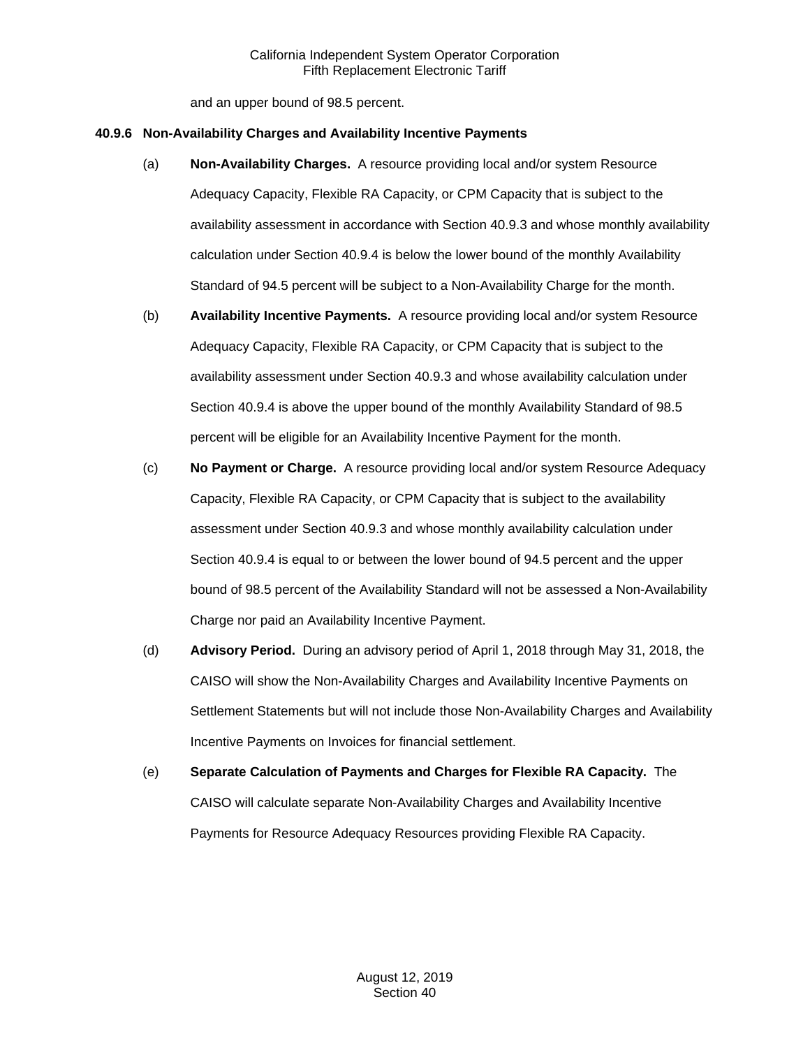and an upper bound of 98.5 percent.

### 40.9.6 Non-Availability Charges and Availability Incentive Payments

(a) **Non-Availability Charges.** A resource providing local and/or system Resource Adequacy Capacity, Flexible RA Capacity, or CPM Capacity that is subject to the availability assessment in accordance with Section 40.9.3 and whose monthly availability calculation under Section 40.9.4 is below the lower bound of the monthly Availability Standard of 94.5 percent will be subject to a Non-Availability Charge for the month.

(b) **Availability Incentive Payments.** A resource providing local and/or system Resource Adequacy Capacity, Flexible RA Capacity, or CPM Capacity that is subject to the availability assessment under Section 40.9.3 and whose availability calculation under Section 40.9.4 is above the upper bound of the monthly Availability Standard of 98.5 percent will be eligible for an Availability Incentive Payment for the month.

(c) **No Payment or Charge.** A resource providing local and/or system Resource Adequacy Capacity, Flexible RA Capacity, or CPM Capacity that is subject to the availability assessment under Section 40.9.3 and whose monthly availability calculation under Section 40.9.4 is equal to or between the lower bound of 94.5 percent and the upper bound of 98.5 percent of the Availability Standard will not be assessed a Non-Availability Charge nor paid an Availability Incentive Payment.

(d) **Advisory Period.** During an advisory period of April 1, 2018 through May 31, 2018, the CAISO will show the Non-Availability Charges and Availability Incentive Payments on Settlement Statements but will not include those Non-Availability Charges and Availability Incentive Payments on Invoices for financial settlement.

(e) **Separate Calculation of Payments and Charges for Flexible RA Capacity.** The CAISO will calculate separate Non-Availability Charges and Availability Incentive Payments for Resource Adequacy Resources providing Flexible RA Capacity.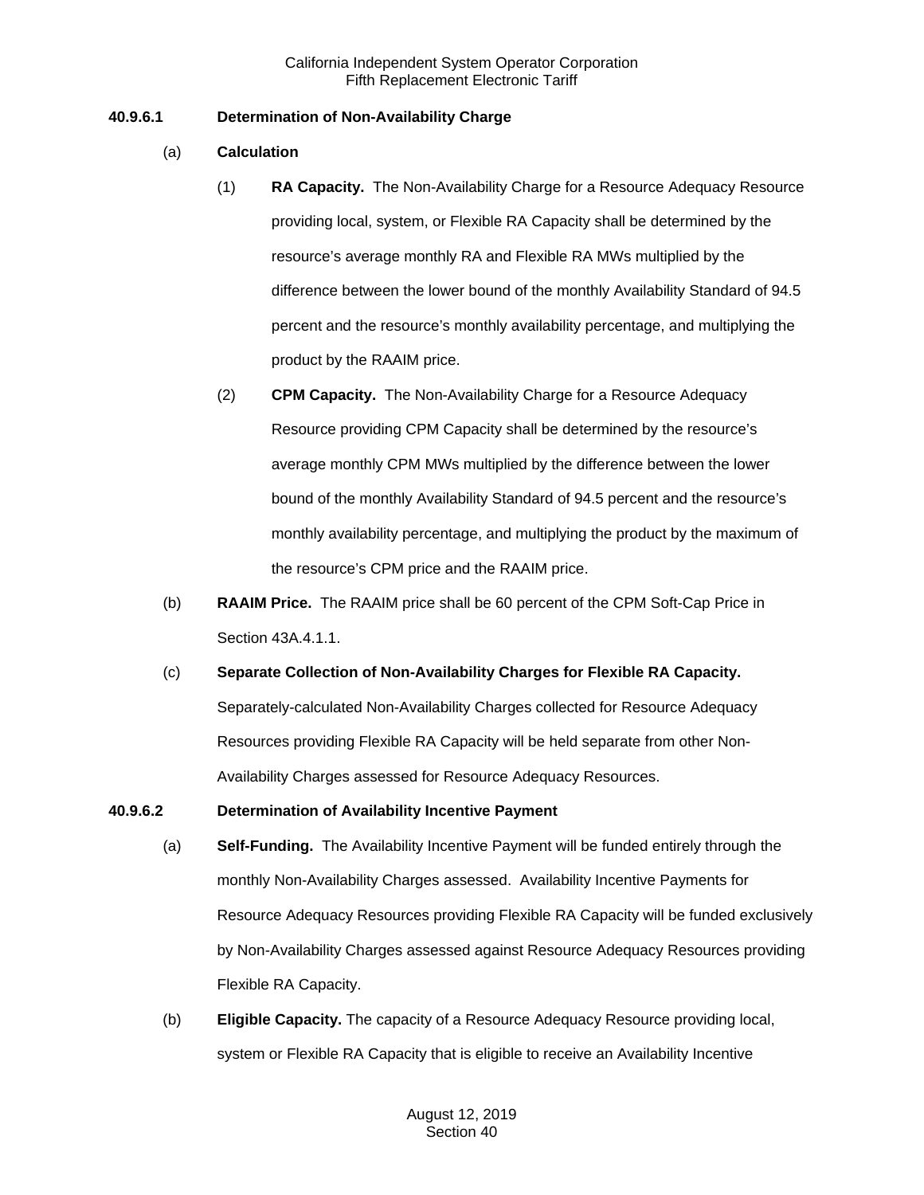**40.9.6.1 Determination of Non-Availability Charge**

(a) **Calculation**

(1) **RA Capacity.** The Non-Availability Charge for a Resource Adequacy Resource providing local, system, or Flexible RA Capacity shall be determined by the resource's average monthly RA and Flexible RA MWs multiplied by the difference between the lower bound of the monthly Availability Standard of 94.5 percent and the resource's monthly availability percentage, and multiplying the product by the RAAIM price.

(2) **CPM Capacity.** The Non-Availability Charge for a Resource Adequacy Resource providing CPM Capacity shall be determined by the resource's average monthly CPM MWs multiplied by the difference between the lower bound of the monthly Availability Standard of 94.5 percent and the resource's monthly availability percentage, and multiplying the product by the maximum of the resource's CPM price and the RAAIM price.

(b) **RAAIM Price.** The RAAIM price shall be 60 percent of the CPM Soft-Cap Price in Section 43A.4.1.1.

(c) **Separate Collection of Non-Availability Charges for Flexible RA Capacity.** Separately-calculated Non-Availability Charges collected for Resource Adequacy Resources providing Flexible RA Capacity will be held separate from other Non-Availability Charges assessed for Resource Adequacy Resources.

**40.9.6.2 Determination of Availability Incentive Payment**

(a) **Self-Funding.** The Availability Incentive Payment will be funded entirely through the monthly Non-Availability Charges assessed. Availability Incentive Payments for Resource Adequacy Resources providing Flexible RA Capacity will be funded exclusively by Non-Availability Charges assessed against Resource Adequacy Resources providing Flexible RA Capacity.

(b) **Eligible Capacity.** The capacity of a Resource Adequacy Resource providing local, system or Flexible RA Capacity that is eligible to receive an Availability Incentive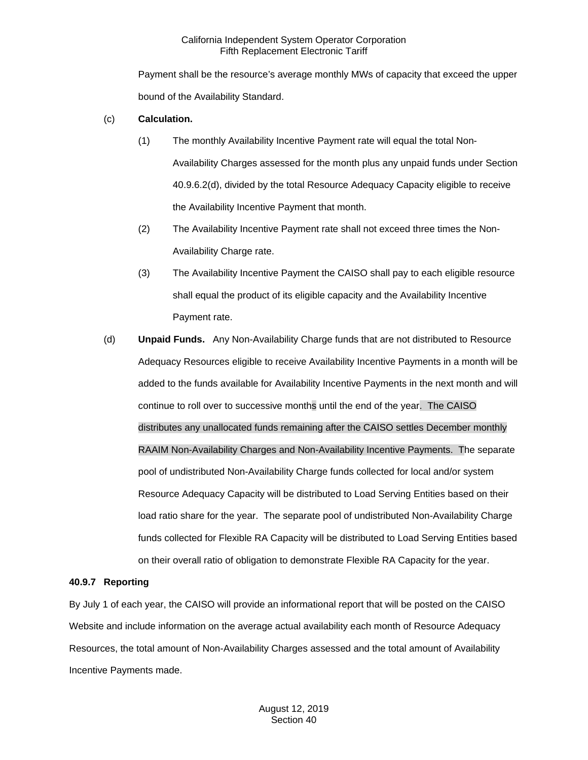Payment shall be the resource's average monthly MWs of capacity that exceed the upper bound of the Availability Standard.

(c) **Calculation.**

(1) The monthly Availability Incentive Payment rate will equal the total Non-Availability Charges assessed for the month plus any unpaid funds under Section 40.9.6.2(d), divided by the total Resource Adequacy Capacity eligible to receive the Availability Incentive Payment that month.

(2) The Availability Incentive Payment rate shall not exceed three times the Non-Availability Charge rate.

(3) The Availability Incentive Payment the CAISO shall pay to each eligible resource shall equal the product of its eligible capacity and the Availability Incentive Payment rate.

(d) **Unpaid Funds.** Any Non-Availability Charge funds that are not distributed to Resource Adequacy Resources eligible to receive Availability Incentive Payments in a month will be added to the funds available for Availability Incentive Payments in the next month and will continue to roll over to successive months until the end of the year. The CAISO distributes any unallocated funds remaining after the CAISO settles December monthly RAAIM Non-Availability Charges and Non-Availability Incentive Payments. The separate pool of undistributed Non-Availability Charge funds collected for local and/or system Resource Adequacy Capacity will be distributed to Load Serving Entities based on their load ratio share for the year. The separate pool of undistributed Non-Availability Charge funds collected for Flexible RA Capacity will be distributed to Load Serving Entities based on their overall ratio of obligation to demonstrate Flexible RA Capacity for the year.

### 40.9.7 Reporting

By July 1 of each year, the CAISO will provide an informational report that will be posted on the CAISO Website and include information on the average actual availability each month of Resource Adequacy Resources, the total amount of Non-Availability Charges assessed and the total amount of Availability Incentive Payments made.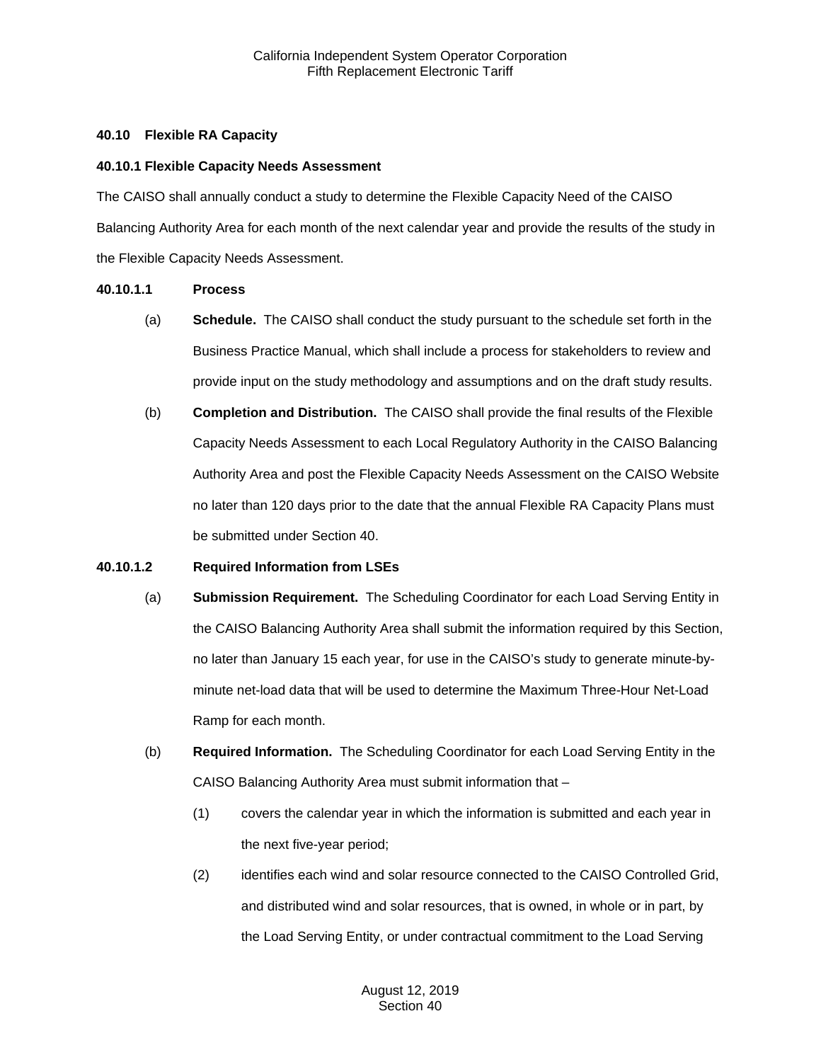### 40.10 Flexible RA Capacity

#### 40.10.1 Flexible Capacity Needs Assessment

The CAISO shall annually conduct a study to determine the Flexible Capacity Need of the CAISO Balancing Authority Area for each month of the next calendar year and provide the results of the study in the Flexible Capacity Needs Assessment.

##### 40.10.1.1 Process

(a) **Schedule.** The CAISO shall conduct the study pursuant to the schedule set forth in the Business Practice Manual, which shall include a process for stakeholders to review and provide input on the study methodology and assumptions and on the draft study results.

(b) **Completion and Distribution.** The CAISO shall provide the final results of the Flexible Capacity Needs Assessment to each Local Regulatory Authority in the CAISO Balancing Authority Area and post the Flexible Capacity Needs Assessment on the CAISO Website no later than 120 days prior to the date that the annual Flexible RA Capacity Plans must be submitted under Section 40.

##### 40.10.1.2 Required Information from LSEs

(a) **Submission Requirement.** The Scheduling Coordinator for each Load Serving Entity in the CAISO Balancing Authority Area shall submit the information required by this Section, no later than January 15 each year, for use in the CAISO's study to generate minute-by-minute net-load data that will be used to determine the Maximum Three-Hour Net-Load Ramp for each month.

(b) **Required Information.** The Scheduling Coordinator for each Load Serving Entity in the CAISO Balancing Authority Area must submit information that –

(1) covers the calendar year in which the information is submitted and each year in the next five-year period;

(2) identifies each wind and solar resource connected to the CAISO Controlled Grid, and distributed wind and solar resources, that is owned, in whole or in part, by the Load Serving Entity, or under contractual commitment to the Load Serving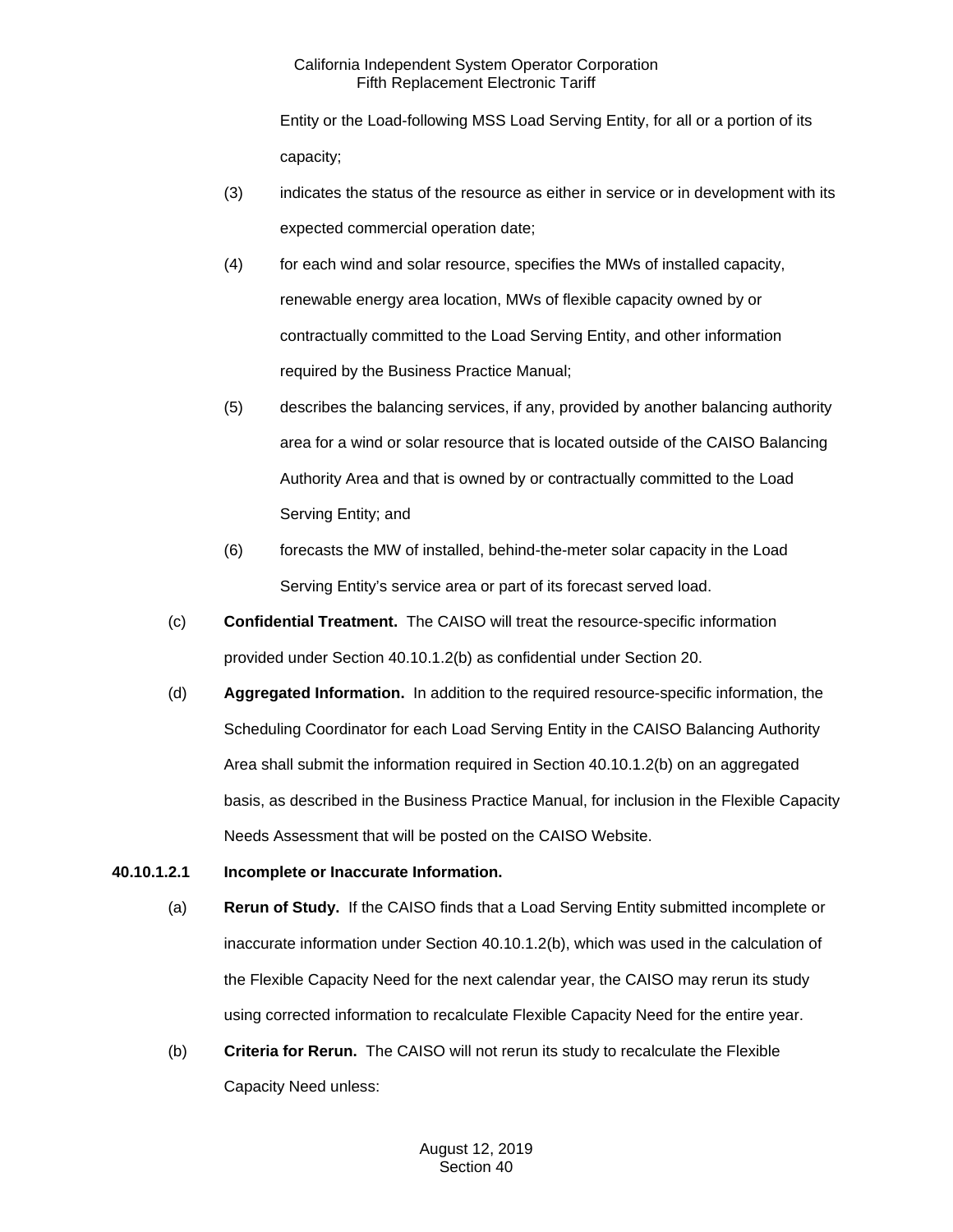Entity or the Load-following MSS Load Serving Entity, for all or a portion of its capacity;

(3) indicates the status of the resource as either in service or in development with its expected commercial operation date;

(4) for each wind and solar resource, specifies the MWs of installed capacity, renewable energy area location, MWs of flexible capacity owned by or contractually committed to the Load Serving Entity, and other information required by the Business Practice Manual;

(5) describes the balancing services, if any, provided by another balancing authority area for a wind or solar resource that is located outside of the CAISO Balancing Authority Area and that is owned by or contractually committed to the Load Serving Entity; and

(6) forecasts the MW of installed, behind-the-meter solar capacity in the Load Serving Entity's service area or part of its forecast served load.

(c) **Confidential Treatment.** The CAISO will treat the resource-specific information provided under Section 40.10.1.2(b) as confidential under Section 20.

(d) **Aggregated Information.** In addition to the required resource-specific information, the Scheduling Coordinator for each Load Serving Entity in the CAISO Balancing Authority Area shall submit the information required in Section 40.10.1.2(b) on an aggregated basis, as described in the Business Practice Manual, for inclusion in the Flexible Capacity Needs Assessment that will be posted on the CAISO Website.

**40.10.1.2.1 Incomplete or Inaccurate Information.**

(a) **Rerun of Study.** If the CAISO finds that a Load Serving Entity submitted incomplete or inaccurate information under Section 40.10.1.2(b), which was used in the calculation of the Flexible Capacity Need for the next calendar year, the CAISO may rerun its study using corrected information to recalculate Flexible Capacity Need for the entire year.

(b) **Criteria for Rerun.** The CAISO will not rerun its study to recalculate the Flexible Capacity Need unless: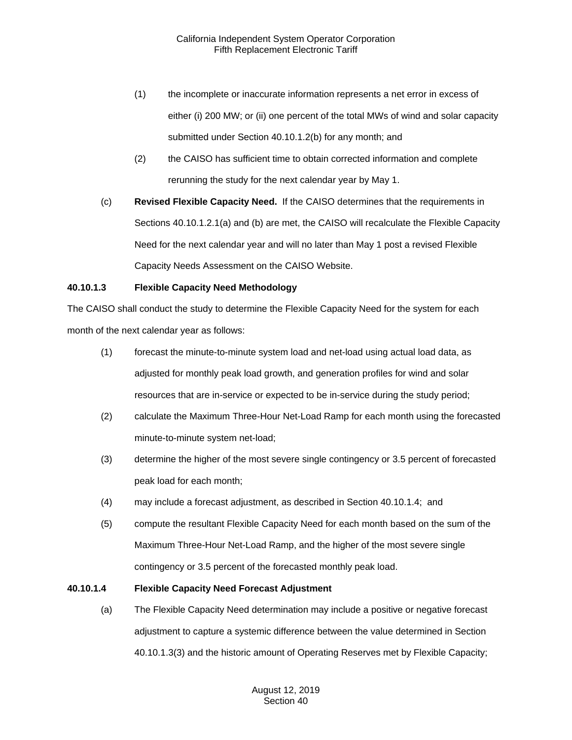(1) the incomplete or inaccurate information represents a net error in excess of either (i) 200 MW; or (ii) one percent of the total MWs of wind and solar capacity submitted under Section 40.10.1.2(b) for any month; and

(2) the CAISO has sufficient time to obtain corrected information and complete rerunning the study for the next calendar year by May 1.

(c) **Revised Flexible Capacity Need.** If the CAISO determines that the requirements in Sections 40.10.1.2.1(a) and (b) are met, the CAISO will recalculate the Flexible Capacity Need for the next calendar year and will no later than May 1 post a revised Flexible Capacity Needs Assessment on the CAISO Website.

**40.10.1.3 Flexible Capacity Need Methodology**

The CAISO shall conduct the study to determine the Flexible Capacity Need for the system for each month of the next calendar year as follows:

(1) forecast the minute-to-minute system load and net-load using actual load data, as adjusted for monthly peak load growth, and generation profiles for wind and solar resources that are in-service or expected to be in-service during the study period;

(2) calculate the Maximum Three-Hour Net-Load Ramp for each month using the forecasted minute-to-minute system net-load;

(3) determine the higher of the most severe single contingency or 3.5 percent of forecasted peak load for each month;

(4) may include a forecast adjustment, as described in Section 40.10.1.4; and

(5) compute the resultant Flexible Capacity Need for each month based on the sum of the Maximum Three-Hour Net-Load Ramp, and the higher of the most severe single contingency or 3.5 percent of the forecasted monthly peak load.

**40.10.1.4 Flexible Capacity Need Forecast Adjustment**

(a) The Flexible Capacity Need determination may include a positive or negative forecast adjustment to capture a systemic difference between the value determined in Section 40.10.1.3(3) and the historic amount of Operating Reserves met by Flexible Capacity;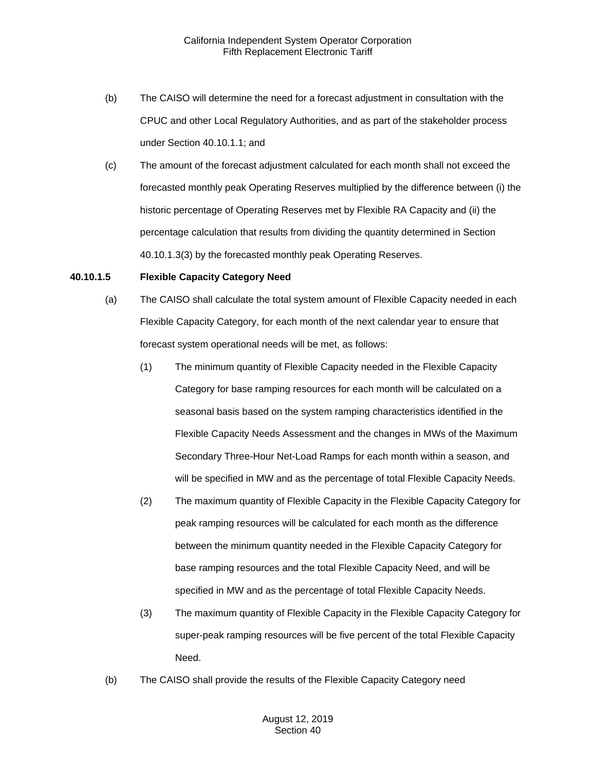(b) The CAISO will determine the need for a forecast adjustment in consultation with the CPUC and other Local Regulatory Authorities, and as part of the stakeholder process under Section 40.10.1.1; and

(c) The amount of the forecast adjustment calculated for each month shall not exceed the forecasted monthly peak Operating Reserves multiplied by the difference between (i) the historic percentage of Operating Reserves met by Flexible RA Capacity and (ii) the percentage calculation that results from dividing the quantity determined in Section 40.10.1.3(3) by the forecasted monthly peak Operating Reserves.

**40.10.1.5 Flexible Capacity Category Need**

(a) The CAISO shall calculate the total system amount of Flexible Capacity needed in each Flexible Capacity Category, for each month of the next calendar year to ensure that forecast system operational needs will be met, as follows:

(1) The minimum quantity of Flexible Capacity needed in the Flexible Capacity Category for base ramping resources for each month will be calculated on a seasonal basis based on the system ramping characteristics identified in the Flexible Capacity Needs Assessment and the changes in MWs of the Maximum Secondary Three-Hour Net-Load Ramps for each month within a season, and will be specified in MW and as the percentage of total Flexible Capacity Needs.

(2) The maximum quantity of Flexible Capacity in the Flexible Capacity Category for peak ramping resources will be calculated for each month as the difference between the minimum quantity needed in the Flexible Capacity Category for base ramping resources and the total Flexible Capacity Need, and will be specified in MW and as the percentage of total Flexible Capacity Needs.

(3) The maximum quantity of Flexible Capacity in the Flexible Capacity Category for super-peak ramping resources will be five percent of the total Flexible Capacity Need.

(b) The CAISO shall provide the results of the Flexible Capacity Category need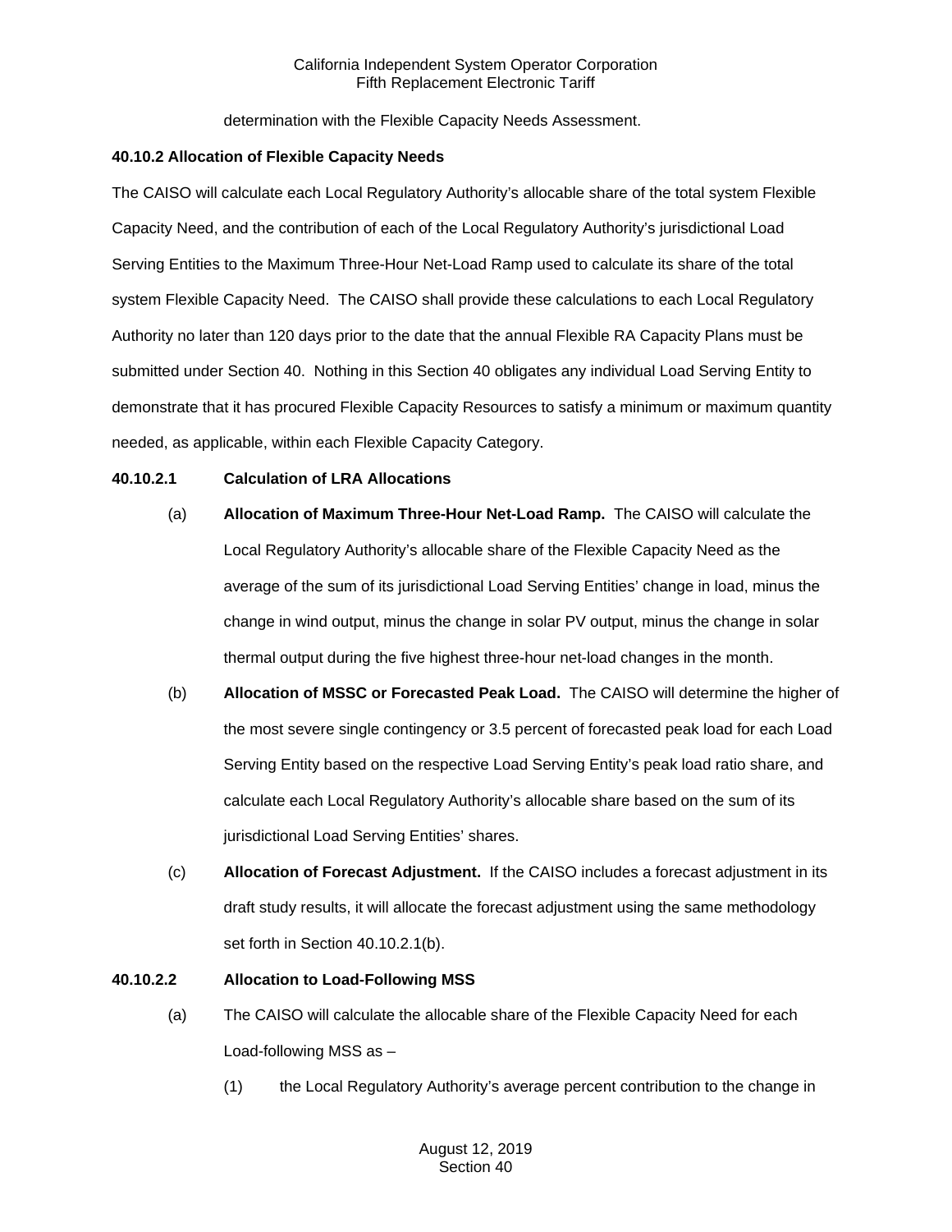determination with the Flexible Capacity Needs Assessment.

**40.10.2 Allocation of Flexible Capacity Needs**

The CAISO will calculate each Local Regulatory Authority's allocable share of the total system Flexible Capacity Need, and the contribution of each of the Local Regulatory Authority's jurisdictional Load Serving Entities to the Maximum Three-Hour Net-Load Ramp used to calculate its share of the total system Flexible Capacity Need. The CAISO shall provide these calculations to each Local Regulatory Authority no later than 120 days prior to the date that the annual Flexible RA Capacity Plans must be submitted under Section 40. Nothing in this Section 40 obligates any individual Load Serving Entity to demonstrate that it has procured Flexible Capacity Resources to satisfy a minimum or maximum quantity needed, as applicable, within each Flexible Capacity Category.

**40.10.2.1 Calculation of LRA Allocations**

(a) **Allocation of Maximum Three-Hour Net-Load Ramp.** The CAISO will calculate the Local Regulatory Authority's allocable share of the Flexible Capacity Need as the average of the sum of its jurisdictional Load Serving Entities' change in load, minus the change in wind output, minus the change in solar PV output, minus the change in solar thermal output during the five highest three-hour net-load changes in the month.

(b) **Allocation of MSSC or Forecasted Peak Load.** The CAISO will determine the higher of the most severe single contingency or 3.5 percent of forecasted peak load for each Load Serving Entity based on the respective Load Serving Entity's peak load ratio share, and calculate each Local Regulatory Authority's allocable share based on the sum of its jurisdictional Load Serving Entities' shares.

(c) **Allocation of Forecast Adjustment.** If the CAISO includes a forecast adjustment in its draft study results, it will allocate the forecast adjustment using the same methodology set forth in Section 40.10.2.1(b).

**40.10.2.2 Allocation to Load-Following MSS**

(a) The CAISO will calculate the allocable share of the Flexible Capacity Need for each Load-following MSS as –

(1) the Local Regulatory Authority's average percent contribution to the change in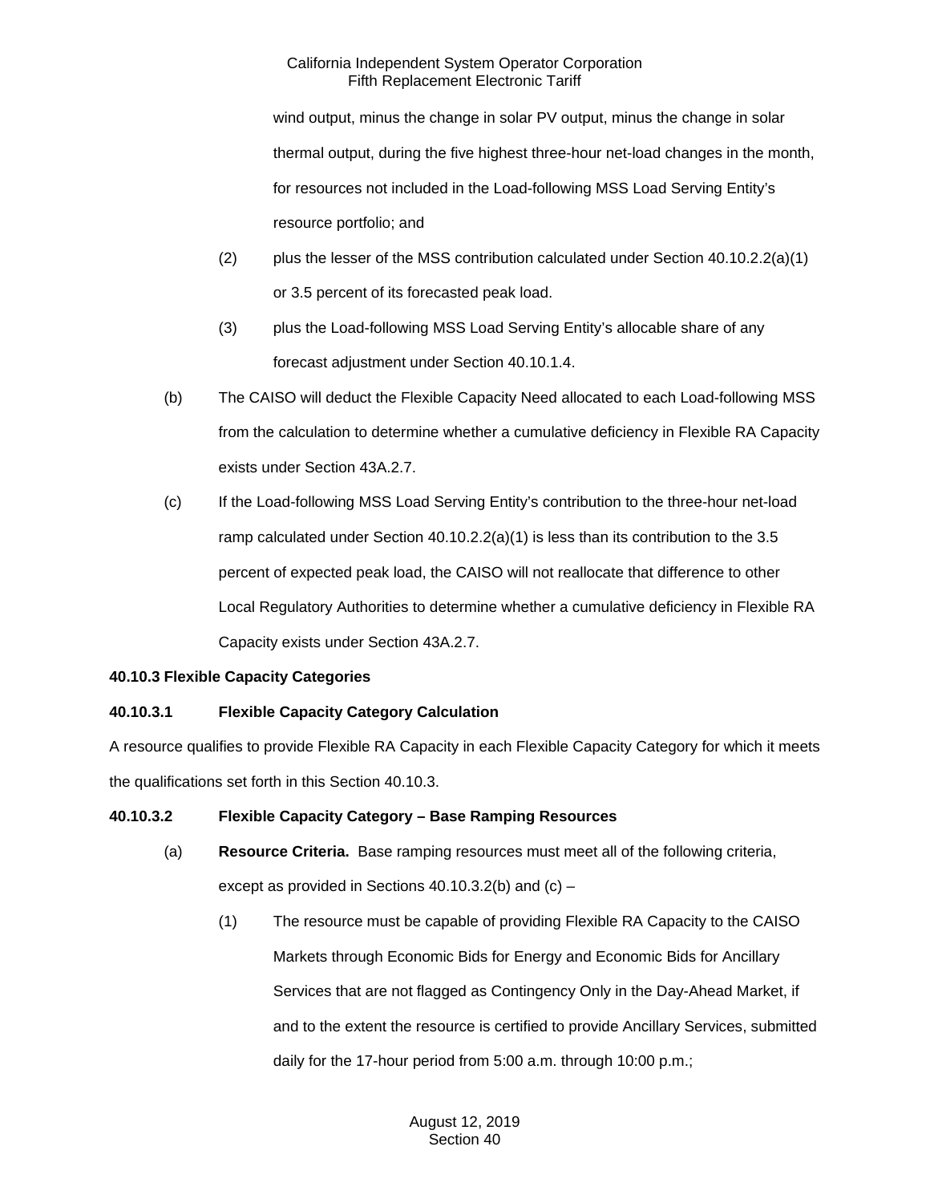wind output, minus the change in solar PV output, minus the change in solar thermal output, during the five highest three-hour net-load changes in the month, for resources not included in the Load-following MSS Load Serving Entity's resource portfolio; and

(2) plus the lesser of the MSS contribution calculated under Section 40.10.2.2(a)(1) or 3.5 percent of its forecasted peak load.

(3) plus the Load-following MSS Load Serving Entity's allocable share of any forecast adjustment under Section 40.10.1.4.

(b) The CAISO will deduct the Flexible Capacity Need allocated to each Load-following MSS from the calculation to determine whether a cumulative deficiency in Flexible RA Capacity exists under Section 43A.2.7.

(c) If the Load-following MSS Load Serving Entity's contribution to the three-hour net-load ramp calculated under Section 40.10.2.2(a)(1) is less than its contribution to the 3.5 percent of expected peak load, the CAISO will not reallocate that difference to other Local Regulatory Authorities to determine whether a cumulative deficiency in Flexible RA Capacity exists under Section 43A.2.7.

**40.10.3 Flexible Capacity Categories**

**40.10.3.1 Flexible Capacity Category Calculation**

A resource qualifies to provide Flexible RA Capacity in each Flexible Capacity Category for which it meets the qualifications set forth in this Section 40.10.3.

**40.10.3.2 Flexible Capacity Category – Base Ramping Resources**

(a) **Resource Criteria.** Base ramping resources must meet all of the following criteria, except as provided in Sections 40.10.3.2(b) and (c) –

(1) The resource must be capable of providing Flexible RA Capacity to the CAISO Markets through Economic Bids for Energy and Economic Bids for Ancillary Services that are not flagged as Contingency Only in the Day-Ahead Market, if and to the extent the resource is certified to provide Ancillary Services, submitted daily for the 17-hour period from 5:00 a.m. through 10:00 p.m.;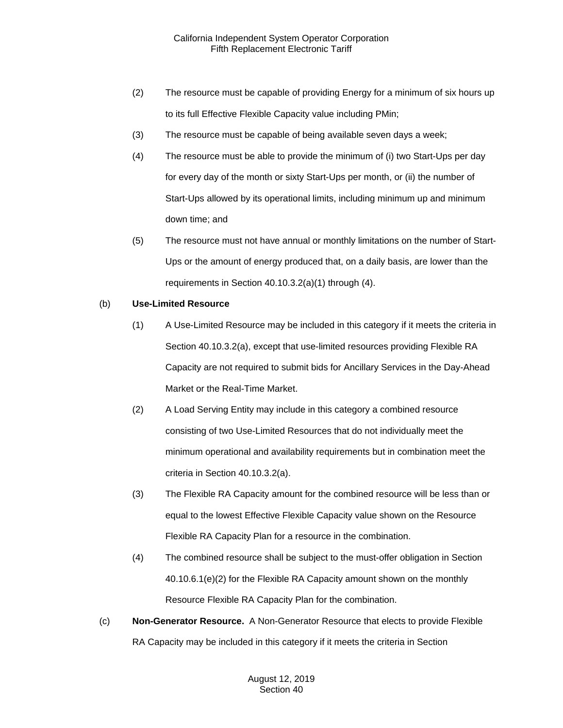(2) The resource must be capable of providing Energy for a minimum of six hours up to its full Effective Flexible Capacity value including PMin;

(3) The resource must be capable of being available seven days a week;

(4) The resource must be able to provide the minimum of (i) two Start-Ups per day for every day of the month or sixty Start-Ups per month, or (ii) the number of Start-Ups allowed by its operational limits, including minimum up and minimum down time; and

(5) The resource must not have annual or monthly limitations on the number of Start-Ups or the amount of energy produced that, on a daily basis, are lower than the requirements in Section 40.10.3.2(a)(1) through (4).

(b) **Use-Limited Resource**

(1) A Use-Limited Resource may be included in this category if it meets the criteria in Section 40.10.3.2(a), except that use-limited resources providing Flexible RA Capacity are not required to submit bids for Ancillary Services in the Day-Ahead Market or the Real-Time Market.

(2) A Load Serving Entity may include in this category a combined resource consisting of two Use-Limited Resources that do not individually meet the minimum operational and availability requirements but in combination meet the criteria in Section 40.10.3.2(a).

(3) The Flexible RA Capacity amount for the combined resource will be less than or equal to the lowest Effective Flexible Capacity value shown on the Resource Flexible RA Capacity Plan for a resource in the combination.

(4) The combined resource shall be subject to the must-offer obligation in Section 40.10.6.1(e)(2) for the Flexible RA Capacity amount shown on the monthly Resource Flexible RA Capacity Plan for the combination.

(c) **Non-Generator Resource.** A Non-Generator Resource that elects to provide Flexible RA Capacity may be included in this category if it meets the criteria in Section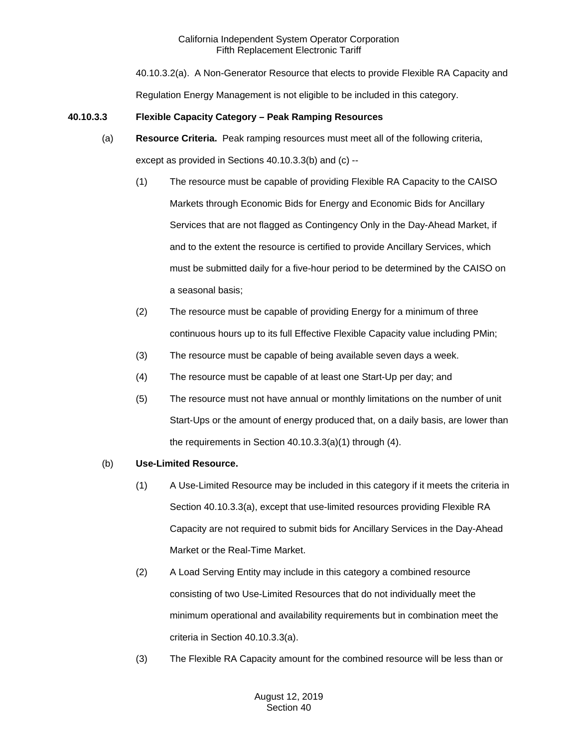40.10.3.2(a). A Non-Generator Resource that elects to provide Flexible RA Capacity and Regulation Energy Management is not eligible to be included in this category.

### 40.10.3.3 Flexible Capacity Category – Peak Ramping Resources

(a) **Resource Criteria.** Peak ramping resources must meet all of the following criteria, except as provided in Sections 40.10.3.3(b) and (c) --

(1) The resource must be capable of providing Flexible RA Capacity to the CAISO Markets through Economic Bids for Energy and Economic Bids for Ancillary Services that are not flagged as Contingency Only in the Day-Ahead Market, if and to the extent the resource is certified to provide Ancillary Services, which must be submitted daily for a five-hour period to be determined by the CAISO on a seasonal basis;

(2) The resource must be capable of providing Energy for a minimum of three continuous hours up to its full Effective Flexible Capacity value including PMin;

(3) The resource must be capable of being available seven days a week.

(4) The resource must be capable of at least one Start-Up per day; and

(5) The resource must not have annual or monthly limitations on the number of unit Start-Ups or the amount of energy produced that, on a daily basis, are lower than the requirements in Section 40.10.3.3(a)(1) through (4).

(b) **Use-Limited Resource.**

(1) A Use-Limited Resource may be included in this category if it meets the criteria in Section 40.10.3.3(a), except that use-limited resources providing Flexible RA Capacity are not required to submit bids for Ancillary Services in the Day-Ahead Market or the Real-Time Market.

(2) A Load Serving Entity may include in this category a combined resource consisting of two Use-Limited Resources that do not individually meet the minimum operational and availability requirements but in combination meet the criteria in Section 40.10.3.3(a).

(3) The Flexible RA Capacity amount for the combined resource will be less than or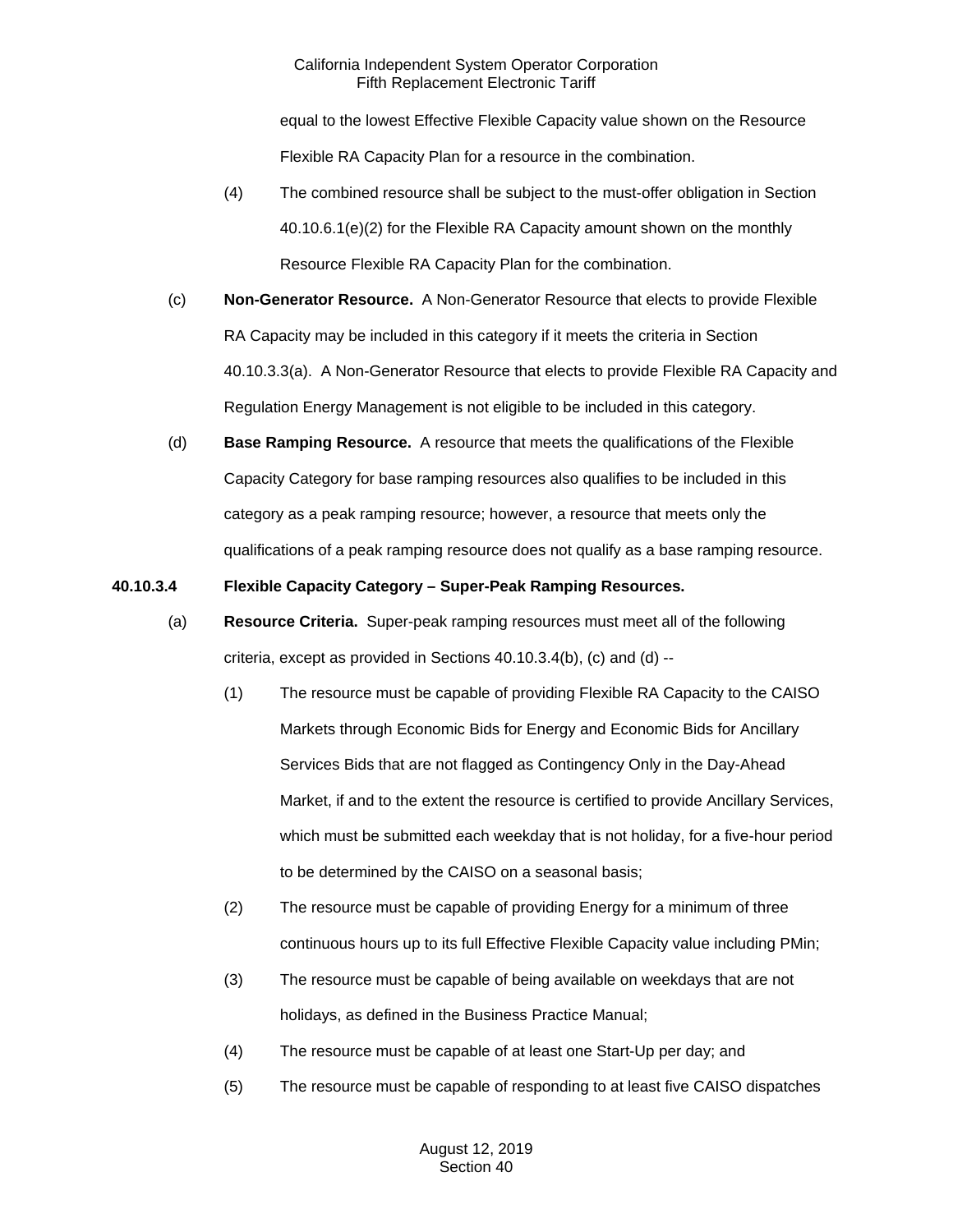equal to the lowest Effective Flexible Capacity value shown on the Resource Flexible RA Capacity Plan for a resource in the combination.

(4) The combined resource shall be subject to the must-offer obligation in Section 40.10.6.1(e)(2) for the Flexible RA Capacity amount shown on the monthly Resource Flexible RA Capacity Plan for the combination.

(c) **Non-Generator Resource.** A Non-Generator Resource that elects to provide Flexible RA Capacity may be included in this category if it meets the criteria in Section 40.10.3.3(a). A Non-Generator Resource that elects to provide Flexible RA Capacity and Regulation Energy Management is not eligible to be included in this category.

(d) **Base Ramping Resource.** A resource that meets the qualifications of the Flexible Capacity Category for base ramping resources also qualifies to be included in this category as a peak ramping resource; however, a resource that meets only the qualifications of a peak ramping resource does not qualify as a base ramping resource.

**40.10.3.4 Flexible Capacity Category – Super-Peak Ramping Resources.**

(a) **Resource Criteria.** Super-peak ramping resources must meet all of the following criteria, except as provided in Sections 40.10.3.4(b), (c) and (d) --

(1) The resource must be capable of providing Flexible RA Capacity to the CAISO Markets through Economic Bids for Energy and Economic Bids for Ancillary Services Bids that are not flagged as Contingency Only in the Day-Ahead Market, if and to the extent the resource is certified to provide Ancillary Services, which must be submitted each weekday that is not holiday, for a five-hour period to be determined by the CAISO on a seasonal basis;

(2) The resource must be capable of providing Energy for a minimum of three continuous hours up to its full Effective Flexible Capacity value including PMin;

(3) The resource must be capable of being available on weekdays that are not holidays, as defined in the Business Practice Manual;

(4) The resource must be capable of at least one Start-Up per day; and

(5) The resource must be capable of responding to at least five CAISO dispatches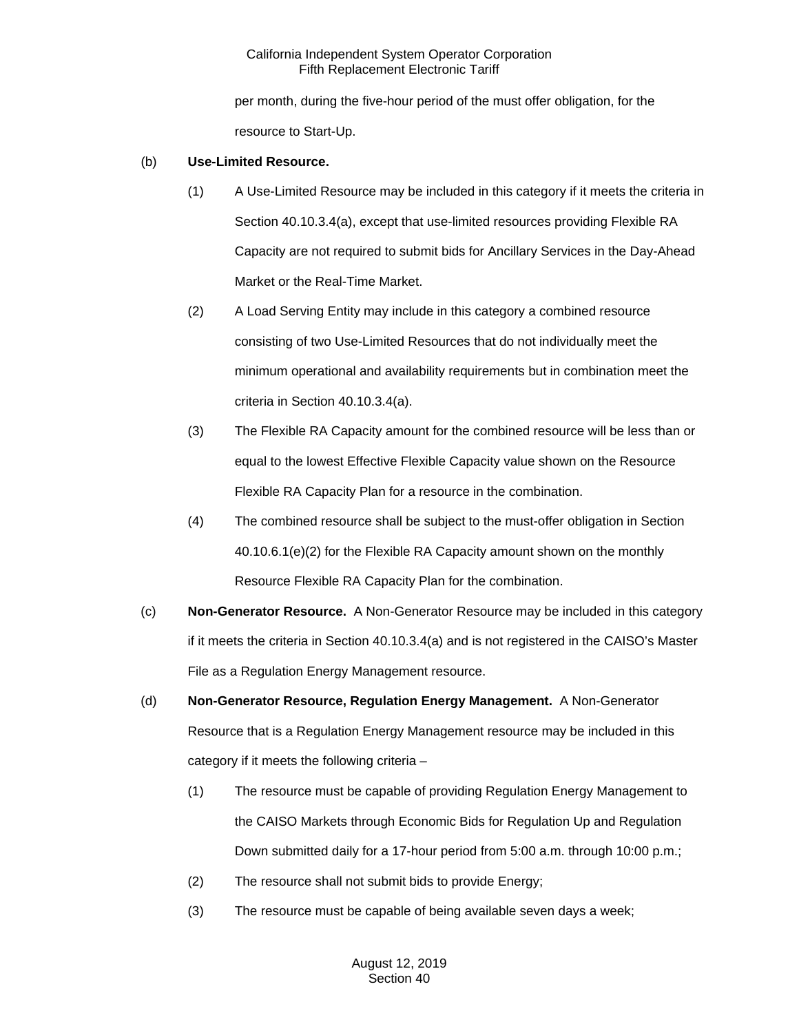per month, during the five-hour period of the must offer obligation, for the resource to Start-Up.

(b) **Use-Limited Resource.**

(1) A Use-Limited Resource may be included in this category if it meets the criteria in Section 40.10.3.4(a), except that use-limited resources providing Flexible RA Capacity are not required to submit bids for Ancillary Services in the Day-Ahead Market or the Real-Time Market.

(2) A Load Serving Entity may include in this category a combined resource consisting of two Use-Limited Resources that do not individually meet the minimum operational and availability requirements but in combination meet the criteria in Section 40.10.3.4(a).

(3) The Flexible RA Capacity amount for the combined resource will be less than or equal to the lowest Effective Flexible Capacity value shown on the Resource Flexible RA Capacity Plan for a resource in the combination.

(4) The combined resource shall be subject to the must-offer obligation in Section 40.10.6.1(e)(2) for the Flexible RA Capacity amount shown on the monthly Resource Flexible RA Capacity Plan for the combination.

(c) **Non-Generator Resource.** A Non-Generator Resource may be included in this category if it meets the criteria in Section 40.10.3.4(a) and is not registered in the CAISO's Master File as a Regulation Energy Management resource.

(d) **Non-Generator Resource, Regulation Energy Management.** A Non-Generator Resource that is a Regulation Energy Management resource may be included in this category if it meets the following criteria –

(1) The resource must be capable of providing Regulation Energy Management to the CAISO Markets through Economic Bids for Regulation Up and Regulation Down submitted daily for a 17-hour period from 5:00 a.m. through 10:00 p.m.;

(2) The resource shall not submit bids to provide Energy;

(3) The resource must be capable of being available seven days a week;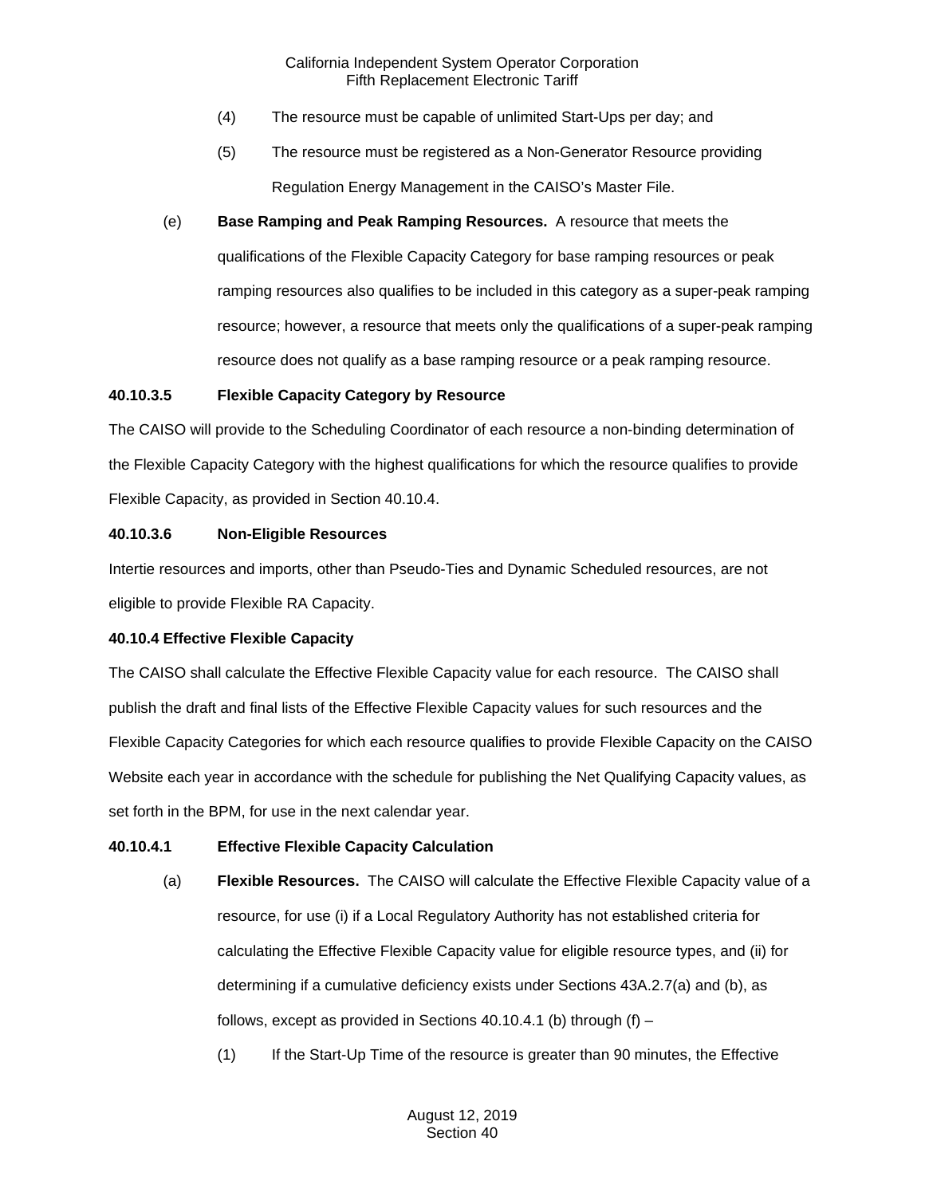(4) The resource must be capable of unlimited Start-Ups per day; and

(5) The resource must be registered as a Non-Generator Resource providing Regulation Energy Management in the CAISO's Master File.

(e) **Base Ramping and Peak Ramping Resources.** A resource that meets the qualifications of the Flexible Capacity Category for base ramping resources or peak ramping resources also qualifies to be included in this category as a super-peak ramping resource; however, a resource that meets only the qualifications of a super-peak ramping resource does not qualify as a base ramping resource or a peak ramping resource.

**40.10.3.5 Flexible Capacity Category by Resource**

The CAISO will provide to the Scheduling Coordinator of each resource a non-binding determination of the Flexible Capacity Category with the highest qualifications for which the resource qualifies to provide Flexible Capacity, as provided in Section 40.10.4.

**40.10.3.6 Non-Eligible Resources**

Intertie resources and imports, other than Pseudo-Ties and Dynamic Scheduled resources, are not eligible to provide Flexible RA Capacity.

**40.10.4 Effective Flexible Capacity**

The CAISO shall calculate the Effective Flexible Capacity value for each resource. The CAISO shall publish the draft and final lists of the Effective Flexible Capacity values for such resources and the Flexible Capacity Categories for which each resource qualifies to provide Flexible Capacity on the CAISO Website each year in accordance with the schedule for publishing the Net Qualifying Capacity values, as set forth in the BPM, for use in the next calendar year.

**40.10.4.1 Effective Flexible Capacity Calculation**

(a) **Flexible Resources.** The CAISO will calculate the Effective Flexible Capacity value of a resource, for use (i) if a Local Regulatory Authority has not established criteria for calculating the Effective Flexible Capacity value for eligible resource types, and (ii) for determining if a cumulative deficiency exists under Sections 43A.2.7(a) and (b), as follows, except as provided in Sections 40.10.4.1 (b) through (f) –

(1) If the Start-Up Time of the resource is greater than 90 minutes, the Effective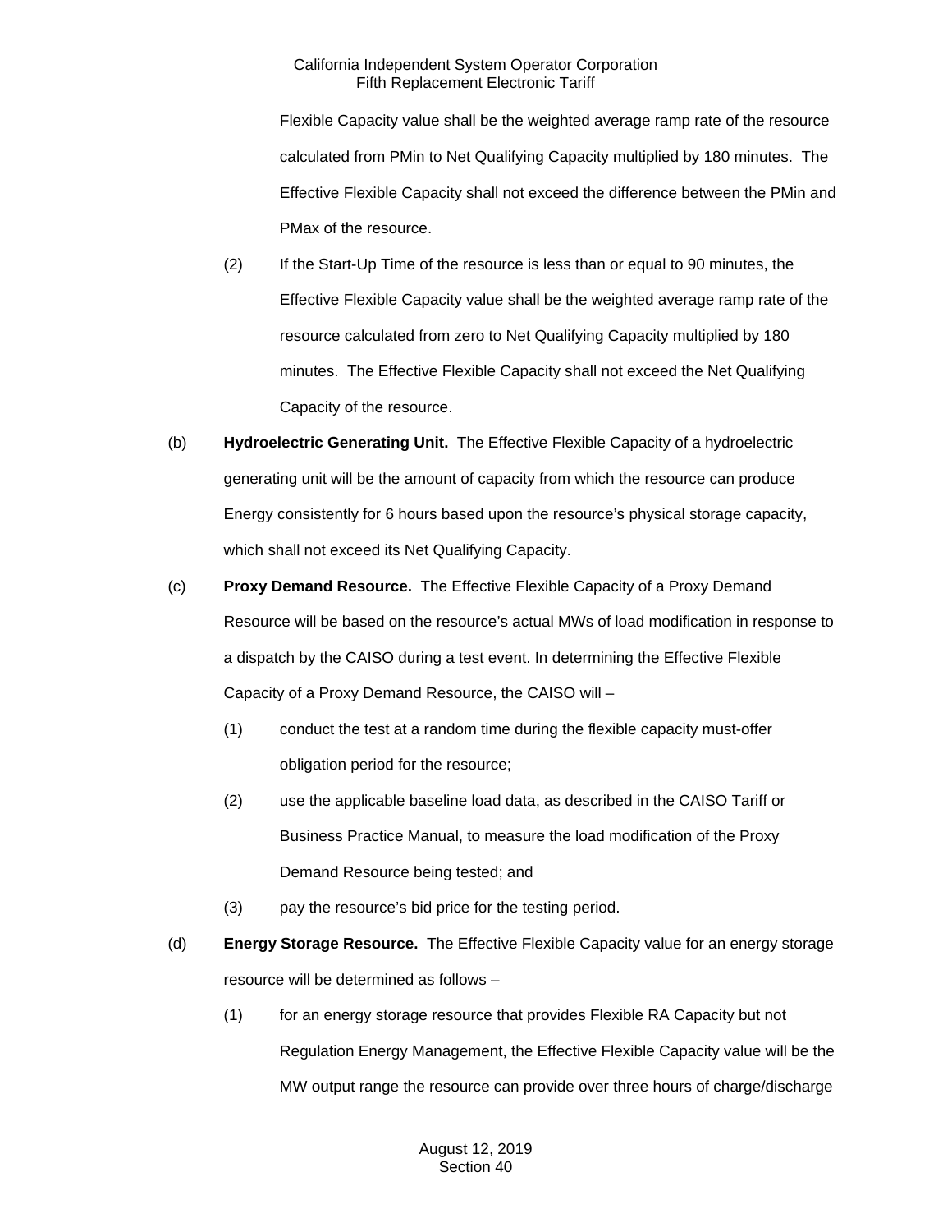Flexible Capacity value shall be the weighted average ramp rate of the resource calculated from PMin to Net Qualifying Capacity multiplied by 180 minutes. The Effective Flexible Capacity shall not exceed the difference between the PMin and PMax of the resource.

(2) If the Start-Up Time of the resource is less than or equal to 90 minutes, the Effective Flexible Capacity value shall be the weighted average ramp rate of the resource calculated from zero to Net Qualifying Capacity multiplied by 180 minutes. The Effective Flexible Capacity shall not exceed the Net Qualifying Capacity of the resource.

(b) **Hydroelectric Generating Unit.** The Effective Flexible Capacity of a hydroelectric generating unit will be the amount of capacity from which the resource can produce Energy consistently for 6 hours based upon the resource's physical storage capacity, which shall not exceed its Net Qualifying Capacity.

(c) **Proxy Demand Resource.** The Effective Flexible Capacity of a Proxy Demand Resource will be based on the resource's actual MWs of load modification in response to a dispatch by the CAISO during a test event. In determining the Effective Flexible Capacity of a Proxy Demand Resource, the CAISO will –

(1) conduct the test at a random time during the flexible capacity must-offer obligation period for the resource;

(2) use the applicable baseline load data, as described in the CAISO Tariff or Business Practice Manual, to measure the load modification of the Proxy Demand Resource being tested; and

(3) pay the resource's bid price for the testing period.

(d) **Energy Storage Resource.** The Effective Flexible Capacity value for an energy storage resource will be determined as follows –

(1) for an energy storage resource that provides Flexible RA Capacity but not Regulation Energy Management, the Effective Flexible Capacity value will be the MW output range the resource can provide over three hours of charge/discharge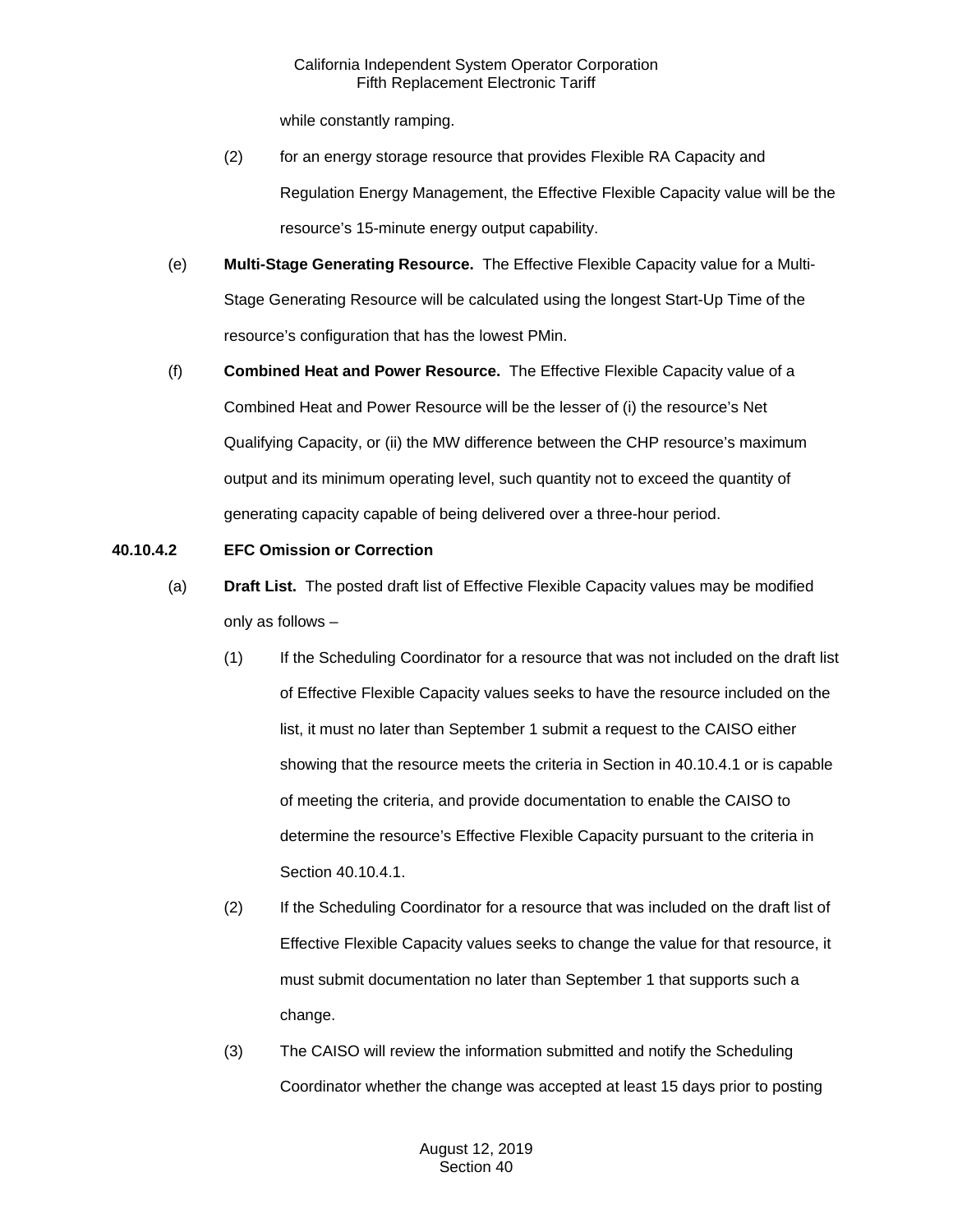while constantly ramping.

(2) for an energy storage resource that provides Flexible RA Capacity and Regulation Energy Management, the Effective Flexible Capacity value will be the resource's 15-minute energy output capability.

(e) **Multi-Stage Generating Resource.** The Effective Flexible Capacity value for a Multi-Stage Generating Resource will be calculated using the longest Start-Up Time of the resource's configuration that has the lowest PMin.

(f) **Combined Heat and Power Resource.** The Effective Flexible Capacity value of a Combined Heat and Power Resource will be the lesser of (i) the resource's Net Qualifying Capacity, or (ii) the MW difference between the CHP resource's maximum output and its minimum operating level, such quantity not to exceed the quantity of generating capacity capable of being delivered over a three-hour period.

**40.10.4.2 EFC Omission or Correction**

(a) **Draft List.** The posted draft list of Effective Flexible Capacity values may be modified only as follows –

(1) If the Scheduling Coordinator for a resource that was not included on the draft list of Effective Flexible Capacity values seeks to have the resource included on the list, it must no later than September 1 submit a request to the CAISO either showing that the resource meets the criteria in Section in 40.10.4.1 or is capable of meeting the criteria, and provide documentation to enable the CAISO to determine the resource's Effective Flexible Capacity pursuant to the criteria in Section 40.10.4.1.

(2) If the Scheduling Coordinator for a resource that was included on the draft list of Effective Flexible Capacity values seeks to change the value for that resource, it must submit documentation no later than September 1 that supports such a change.

(3) The CAISO will review the information submitted and notify the Scheduling Coordinator whether the change was accepted at least 15 days prior to posting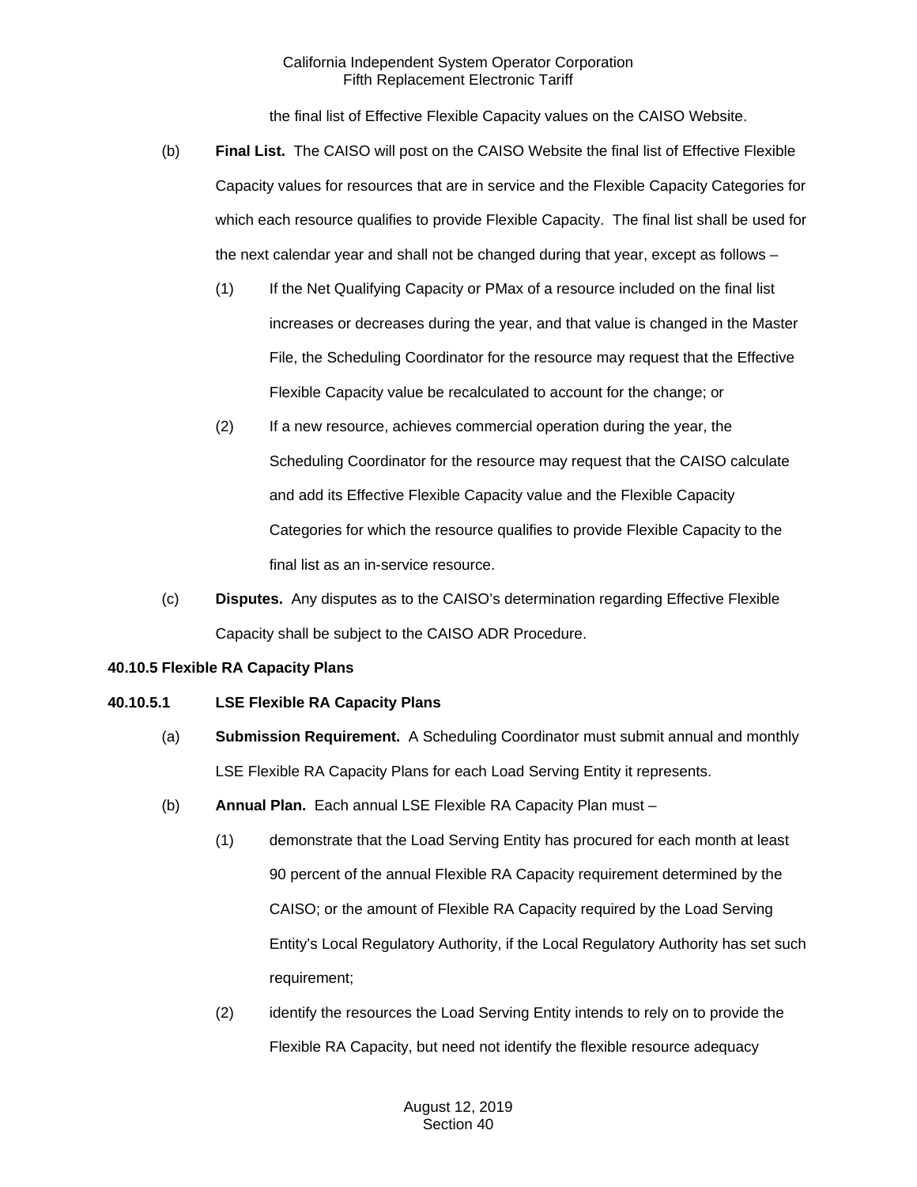the final list of Effective Flexible Capacity values on the CAISO Website.

(b) **Final List.** The CAISO will post on the CAISO Website the final list of Effective Flexible Capacity values for resources that are in service and the Flexible Capacity Categories for which each resource qualifies to provide Flexible Capacity. The final list shall be used for the next calendar year and shall not be changed during that year, except as follows –

(1) If the Net Qualifying Capacity or PMax of a resource included on the final list increases or decreases during the year, and that value is changed in the Master File, the Scheduling Coordinator for the resource may request that the Effective Flexible Capacity value be recalculated to account for the change; or

(2) If a new resource, achieves commercial operation during the year, the Scheduling Coordinator for the resource may request that the CAISO calculate and add its Effective Flexible Capacity value and the Flexible Capacity Categories for which the resource qualifies to provide Flexible Capacity to the final list as an in-service resource.

(c) **Disputes.** Any disputes as to the CAISO's determination regarding Effective Flexible Capacity shall be subject to the CAISO ADR Procedure.

**40.10.5 Flexible RA Capacity Plans**

**40.10.5.1 LSE Flexible RA Capacity Plans**

(a) **Submission Requirement.** A Scheduling Coordinator must submit annual and monthly LSE Flexible RA Capacity Plans for each Load Serving Entity it represents.

(b) **Annual Plan.** Each annual LSE Flexible RA Capacity Plan must –

(1) demonstrate that the Load Serving Entity has procured for each month at least 90 percent of the annual Flexible RA Capacity requirement determined by the CAISO; or the amount of Flexible RA Capacity required by the Load Serving Entity's Local Regulatory Authority, if the Local Regulatory Authority has set such requirement;

(2) identify the resources the Load Serving Entity intends to rely on to provide the Flexible RA Capacity, but need not identify the flexible resource adequacy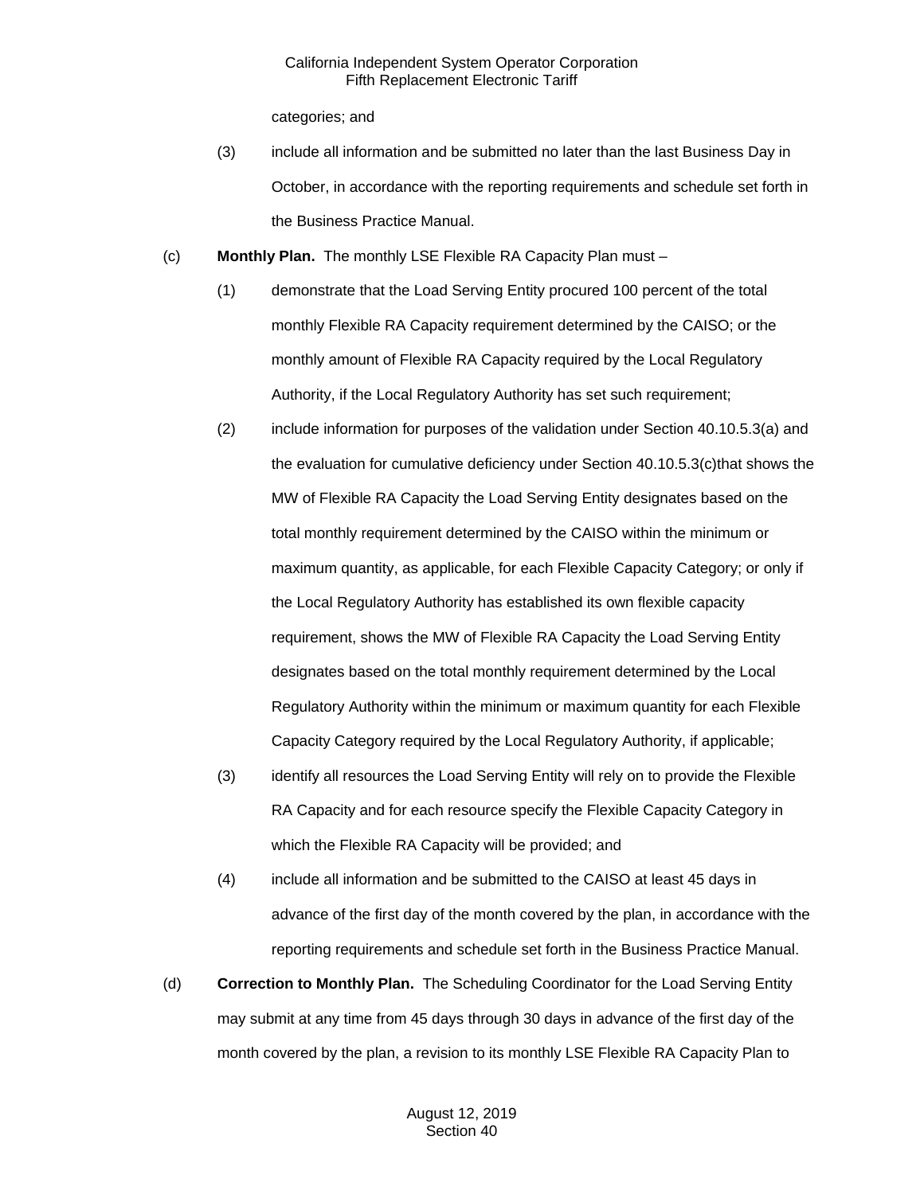categories; and

(3) include all information and be submitted no later than the last Business Day in October, in accordance with the reporting requirements and schedule set forth in the Business Practice Manual.

(c) **Monthly Plan.** The monthly LSE Flexible RA Capacity Plan must –

(1) demonstrate that the Load Serving Entity procured 100 percent of the total monthly Flexible RA Capacity requirement determined by the CAISO; or the monthly amount of Flexible RA Capacity required by the Local Regulatory Authority, if the Local Regulatory Authority has set such requirement;

(2) include information for purposes of the validation under Section 40.10.5.3(a) and the evaluation for cumulative deficiency under Section 40.10.5.3(c)that shows the MW of Flexible RA Capacity the Load Serving Entity designates based on the total monthly requirement determined by the CAISO within the minimum or maximum quantity, as applicable, for each Flexible Capacity Category; or only if the Local Regulatory Authority has established its own flexible capacity requirement, shows the MW of Flexible RA Capacity the Load Serving Entity designates based on the total monthly requirement determined by the Local Regulatory Authority within the minimum or maximum quantity for each Flexible Capacity Category required by the Local Regulatory Authority, if applicable;

(3) identify all resources the Load Serving Entity will rely on to provide the Flexible RA Capacity and for each resource specify the Flexible Capacity Category in which the Flexible RA Capacity will be provided; and

(4) include all information and be submitted to the CAISO at least 45 days in advance of the first day of the month covered by the plan, in accordance with the reporting requirements and schedule set forth in the Business Practice Manual.

(d) **Correction to Monthly Plan.** The Scheduling Coordinator for the Load Serving Entity may submit at any time from 45 days through 30 days in advance of the first day of the month covered by the plan, a revision to its monthly LSE Flexible RA Capacity Plan to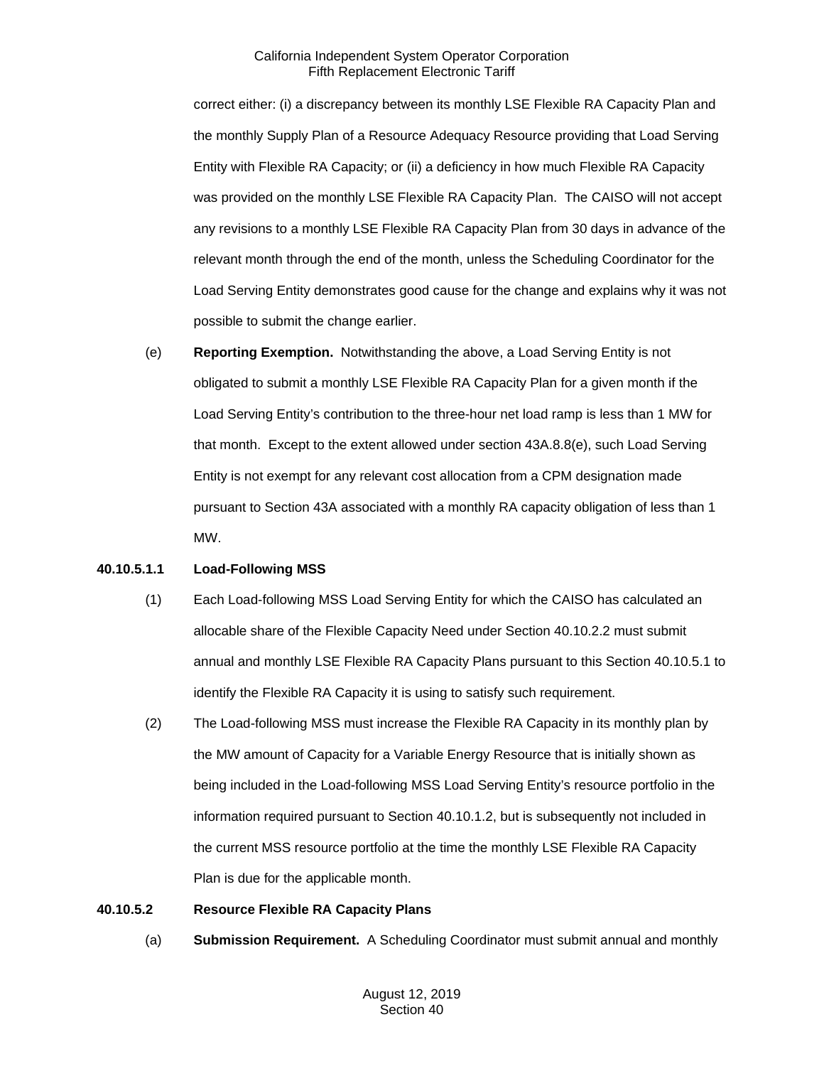correct either: (i) a discrepancy between its monthly LSE Flexible RA Capacity Plan and the monthly Supply Plan of a Resource Adequacy Resource providing that Load Serving Entity with Flexible RA Capacity; or (ii) a deficiency in how much Flexible RA Capacity was provided on the monthly LSE Flexible RA Capacity Plan. The CAISO will not accept any revisions to a monthly LSE Flexible RA Capacity Plan from 30 days in advance of the relevant month through the end of the month, unless the Scheduling Coordinator for the Load Serving Entity demonstrates good cause for the change and explains why it was not possible to submit the change earlier.

(e) **Reporting Exemption.** Notwithstanding the above, a Load Serving Entity is not obligated to submit a monthly LSE Flexible RA Capacity Plan for a given month if the Load Serving Entity's contribution to the three-hour net load ramp is less than 1 MW for that month. Except to the extent allowed under section 43A.8.8(e), such Load Serving Entity is not exempt for any relevant cost allocation from a CPM designation made pursuant to Section 43A associated with a monthly RA capacity obligation of less than 1 MW.

**40.10.5.1.1 Load-Following MSS**

(1) Each Load-following MSS Load Serving Entity for which the CAISO has calculated an allocable share of the Flexible Capacity Need under Section 40.10.2.2 must submit annual and monthly LSE Flexible RA Capacity Plans pursuant to this Section 40.10.5.1 to identify the Flexible RA Capacity it is using to satisfy such requirement.

(2) The Load-following MSS must increase the Flexible RA Capacity in its monthly plan by the MW amount of Capacity for a Variable Energy Resource that is initially shown as being included in the Load-following MSS Load Serving Entity's resource portfolio in the information required pursuant to Section 40.10.1.2, but is subsequently not included in the current MSS resource portfolio at the time the monthly LSE Flexible RA Capacity Plan is due for the applicable month.

**40.10.5.2 Resource Flexible RA Capacity Plans**

(a) **Submission Requirement.** A Scheduling Coordinator must submit annual and monthly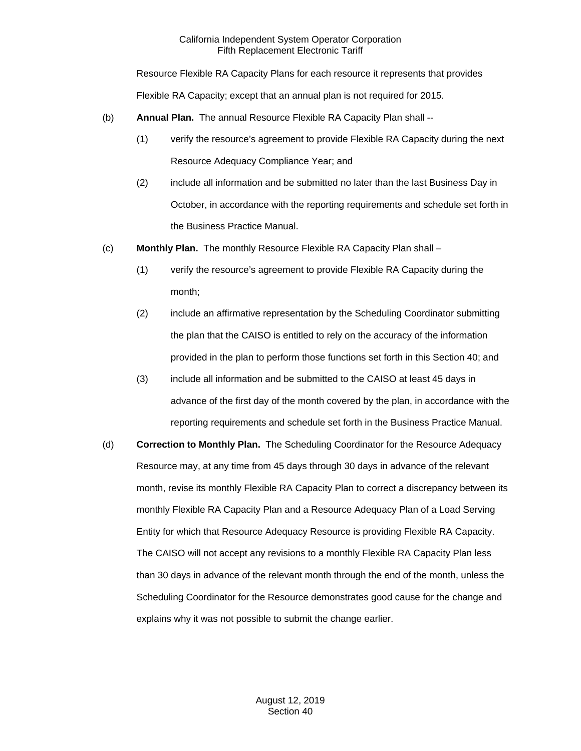Resource Flexible RA Capacity Plans for each resource it represents that provides Flexible RA Capacity; except that an annual plan is not required for 2015.

(b) **Annual Plan.** The annual Resource Flexible RA Capacity Plan shall --

(1) verify the resource's agreement to provide Flexible RA Capacity during the next Resource Adequacy Compliance Year; and

(2) include all information and be submitted no later than the last Business Day in October, in accordance with the reporting requirements and schedule set forth in the Business Practice Manual.

(c) **Monthly Plan.** The monthly Resource Flexible RA Capacity Plan shall –

(1) verify the resource's agreement to provide Flexible RA Capacity during the month;

(2) include an affirmative representation by the Scheduling Coordinator submitting the plan that the CAISO is entitled to rely on the accuracy of the information provided in the plan to perform those functions set forth in this Section 40; and

(3) include all information and be submitted to the CAISO at least 45 days in advance of the first day of the month covered by the plan, in accordance with the reporting requirements and schedule set forth in the Business Practice Manual.

(d) **Correction to Monthly Plan.** The Scheduling Coordinator for the Resource Adequacy Resource may, at any time from 45 days through 30 days in advance of the relevant month, revise its monthly Flexible RA Capacity Plan to correct a discrepancy between its monthly Flexible RA Capacity Plan and a Resource Adequacy Plan of a Load Serving Entity for which that Resource Adequacy Resource is providing Flexible RA Capacity. The CAISO will not accept any revisions to a monthly Flexible RA Capacity Plan less than 30 days in advance of the relevant month through the end of the month, unless the Scheduling Coordinator for the Resource demonstrates good cause for the change and explains why it was not possible to submit the change earlier.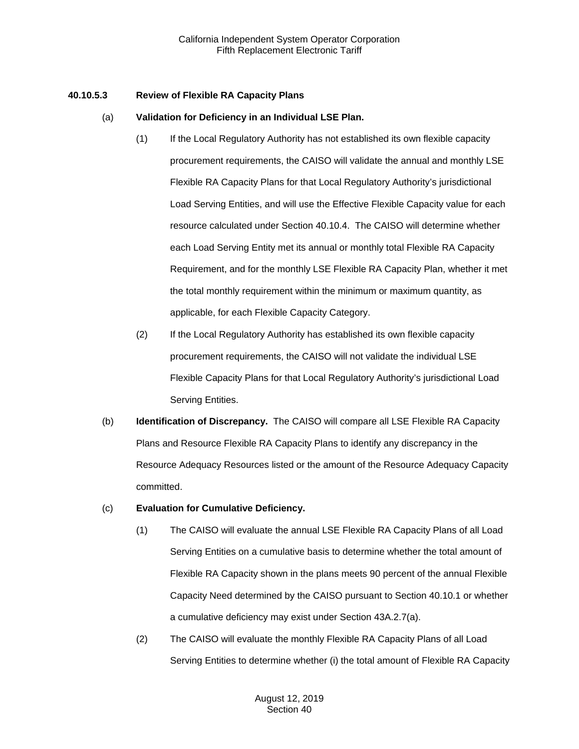### 40.10.5.3 Review of Flexible RA Capacity Plans

(a) **Validation for Deficiency in an Individual LSE Plan.**

(1) If the Local Regulatory Authority has not established its own flexible capacity procurement requirements, the CAISO will validate the annual and monthly LSE Flexible RA Capacity Plans for that Local Regulatory Authority's jurisdictional Load Serving Entities, and will use the Effective Flexible Capacity value for each resource calculated under Section 40.10.4. The CAISO will determine whether each Load Serving Entity met its annual or monthly total Flexible RA Capacity Requirement, and for the monthly LSE Flexible RA Capacity Plan, whether it met the total monthly requirement within the minimum or maximum quantity, as applicable, for each Flexible Capacity Category.

(2) If the Local Regulatory Authority has established its own flexible capacity procurement requirements, the CAISO will not validate the individual LSE Flexible Capacity Plans for that Local Regulatory Authority's jurisdictional Load Serving Entities.

(b) **Identification of Discrepancy.** The CAISO will compare all LSE Flexible RA Capacity Plans and Resource Flexible RA Capacity Plans to identify any discrepancy in the Resource Adequacy Resources listed or the amount of the Resource Adequacy Capacity committed.

(c) **Evaluation for Cumulative Deficiency.**

(1) The CAISO will evaluate the annual LSE Flexible RA Capacity Plans of all Load Serving Entities on a cumulative basis to determine whether the total amount of Flexible RA Capacity shown in the plans meets 90 percent of the annual Flexible Capacity Need determined by the CAISO pursuant to Section 40.10.1 or whether a cumulative deficiency may exist under Section 43A.2.7(a).

(2) The CAISO will evaluate the monthly Flexible RA Capacity Plans of all Load Serving Entities to determine whether (i) the total amount of Flexible RA Capacity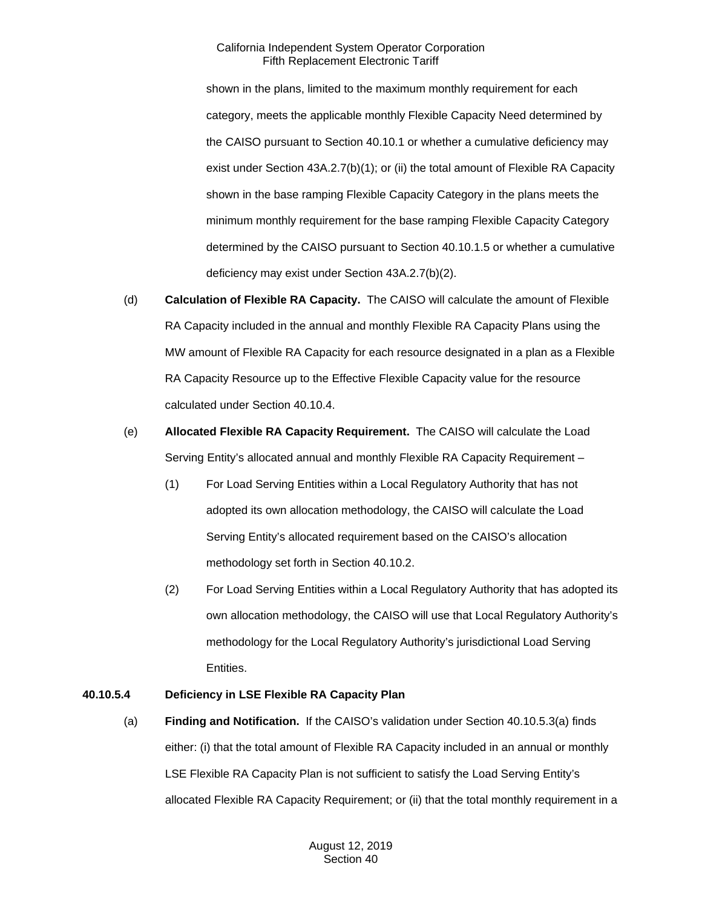shown in the plans, limited to the maximum monthly requirement for each category, meets the applicable monthly Flexible Capacity Need determined by the CAISO pursuant to Section 40.10.1 or whether a cumulative deficiency may exist under Section 43A.2.7(b)(1); or (ii) the total amount of Flexible RA Capacity shown in the base ramping Flexible Capacity Category in the plans meets the minimum monthly requirement for the base ramping Flexible Capacity Category determined by the CAISO pursuant to Section 40.10.1.5 or whether a cumulative deficiency may exist under Section 43A.2.7(b)(2).

(d) **Calculation of Flexible RA Capacity.** The CAISO will calculate the amount of Flexible RA Capacity included in the annual and monthly Flexible RA Capacity Plans using the MW amount of Flexible RA Capacity for each resource designated in a plan as a Flexible RA Capacity Resource up to the Effective Flexible Capacity value for the resource calculated under Section 40.10.4.

(e) **Allocated Flexible RA Capacity Requirement.** The CAISO will calculate the Load Serving Entity's allocated annual and monthly Flexible RA Capacity Requirement –

(1) For Load Serving Entities within a Local Regulatory Authority that has not adopted its own allocation methodology, the CAISO will calculate the Load Serving Entity's allocated requirement based on the CAISO's allocation methodology set forth in Section 40.10.2.

(2) For Load Serving Entities within a Local Regulatory Authority that has adopted its own allocation methodology, the CAISO will use that Local Regulatory Authority's methodology for the Local Regulatory Authority's jurisdictional Load Serving Entities.

**40.10.5.4 Deficiency in LSE Flexible RA Capacity Plan**

(a) **Finding and Notification.** If the CAISO's validation under Section 40.10.5.3(a) finds either: (i) that the total amount of Flexible RA Capacity included in an annual or monthly LSE Flexible RA Capacity Plan is not sufficient to satisfy the Load Serving Entity's allocated Flexible RA Capacity Requirement; or (ii) that the total monthly requirement in a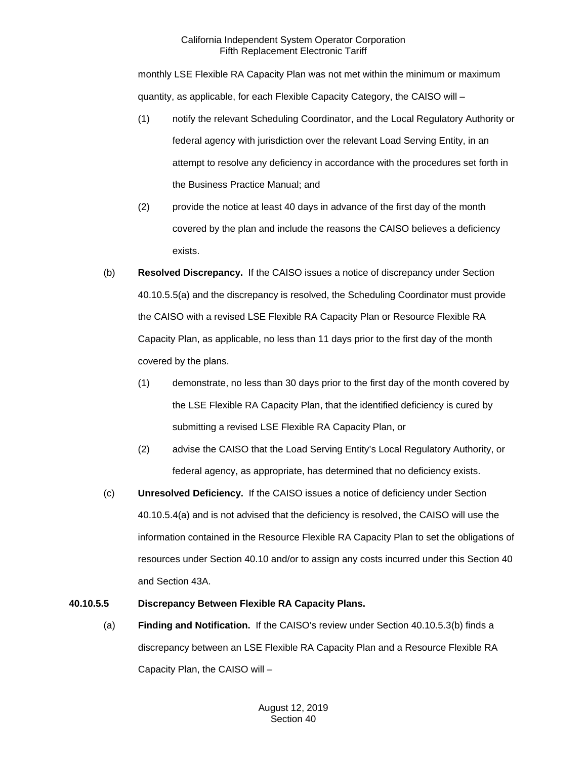monthly LSE Flexible RA Capacity Plan was not met within the minimum or maximum quantity, as applicable, for each Flexible Capacity Category, the CAISO will –

(1) notify the relevant Scheduling Coordinator, and the Local Regulatory Authority or federal agency with jurisdiction over the relevant Load Serving Entity, in an attempt to resolve any deficiency in accordance with the procedures set forth in the Business Practice Manual; and

(2) provide the notice at least 40 days in advance of the first day of the month covered by the plan and include the reasons the CAISO believes a deficiency exists.

(b) **Resolved Discrepancy.** If the CAISO issues a notice of discrepancy under Section 40.10.5.5(a) and the discrepancy is resolved, the Scheduling Coordinator must provide the CAISO with a revised LSE Flexible RA Capacity Plan or Resource Flexible RA Capacity Plan, as applicable, no less than 11 days prior to the first day of the month covered by the plans.

(1) demonstrate, no less than 30 days prior to the first day of the month covered by the LSE Flexible RA Capacity Plan, that the identified deficiency is cured by submitting a revised LSE Flexible RA Capacity Plan, or

(2) advise the CAISO that the Load Serving Entity's Local Regulatory Authority, or federal agency, as appropriate, has determined that no deficiency exists.

(c) **Unresolved Deficiency.** If the CAISO issues a notice of deficiency under Section 40.10.5.4(a) and is not advised that the deficiency is resolved, the CAISO will use the information contained in the Resource Flexible RA Capacity Plan to set the obligations of resources under Section 40.10 and/or to assign any costs incurred under this Section 40 and Section 43A.

**40.10.5.5 Discrepancy Between Flexible RA Capacity Plans.**

(a) **Finding and Notification.** If the CAISO's review under Section 40.10.5.3(b) finds a discrepancy between an LSE Flexible RA Capacity Plan and a Resource Flexible RA Capacity Plan, the CAISO will –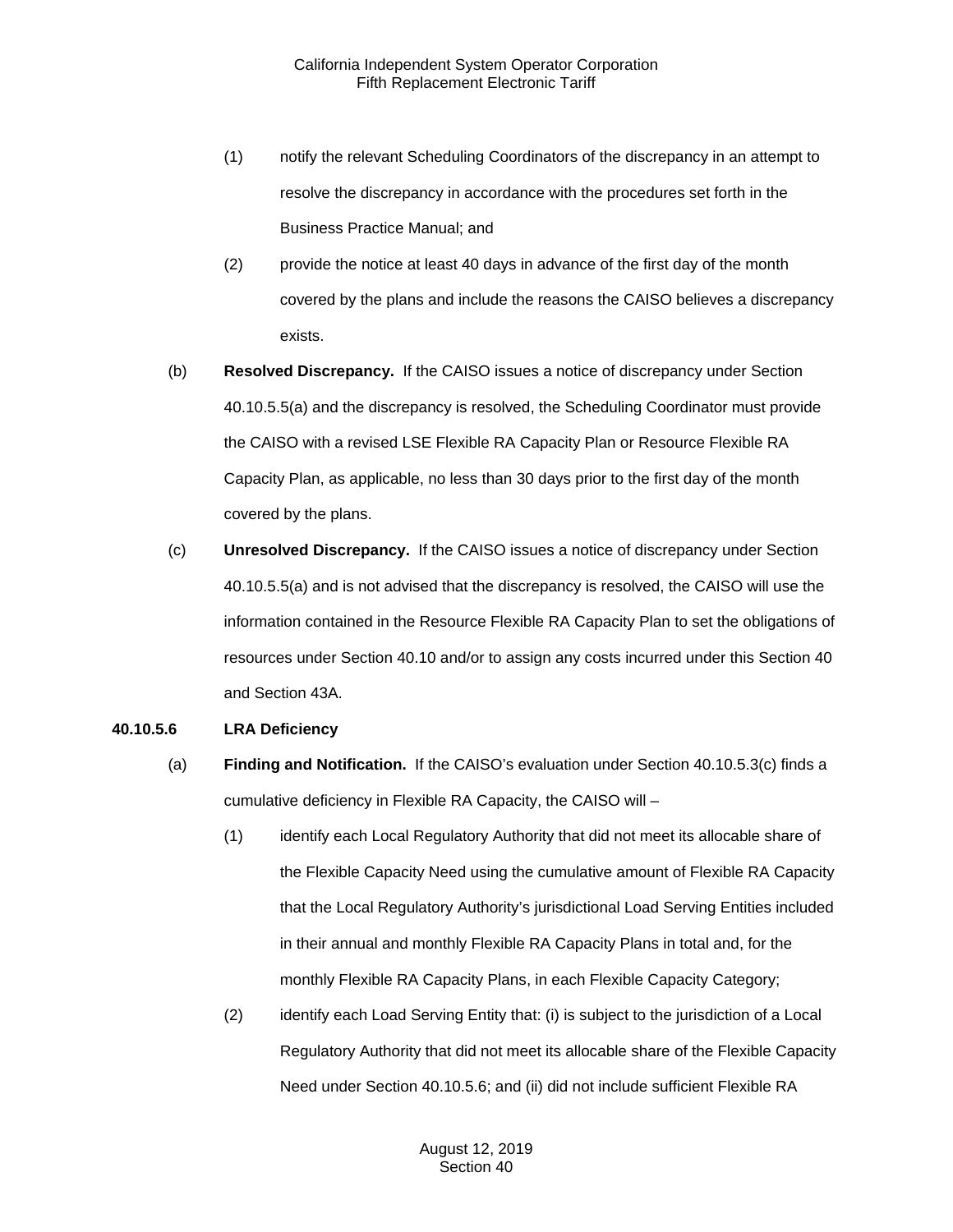(1) notify the relevant Scheduling Coordinators of the discrepancy in an attempt to resolve the discrepancy in accordance with the procedures set forth in the Business Practice Manual; and

(2) provide the notice at least 40 days in advance of the first day of the month covered by the plans and include the reasons the CAISO believes a discrepancy exists.

(b) **Resolved Discrepancy.** If the CAISO issues a notice of discrepancy under Section 40.10.5.5(a) and the discrepancy is resolved, the Scheduling Coordinator must provide the CAISO with a revised LSE Flexible RA Capacity Plan or Resource Flexible RA Capacity Plan, as applicable, no less than 30 days prior to the first day of the month covered by the plans.

(c) **Unresolved Discrepancy.** If the CAISO issues a notice of discrepancy under Section 40.10.5.5(a) and is not advised that the discrepancy is resolved, the CAISO will use the information contained in the Resource Flexible RA Capacity Plan to set the obligations of resources under Section 40.10 and/or to assign any costs incurred under this Section 40 and Section 43A.

**40.10.5.6 LRA Deficiency**

(a) **Finding and Notification.** If the CAISO's evaluation under Section 40.10.5.3(c) finds a cumulative deficiency in Flexible RA Capacity, the CAISO will –

(1) identify each Local Regulatory Authority that did not meet its allocable share of the Flexible Capacity Need using the cumulative amount of Flexible RA Capacity that the Local Regulatory Authority's jurisdictional Load Serving Entities included in their annual and monthly Flexible RA Capacity Plans in total and, for the monthly Flexible RA Capacity Plans, in each Flexible Capacity Category;

(2) identify each Load Serving Entity that: (i) is subject to the jurisdiction of a Local Regulatory Authority that did not meet its allocable share of the Flexible Capacity Need under Section 40.10.5.6; and (ii) did not include sufficient Flexible RA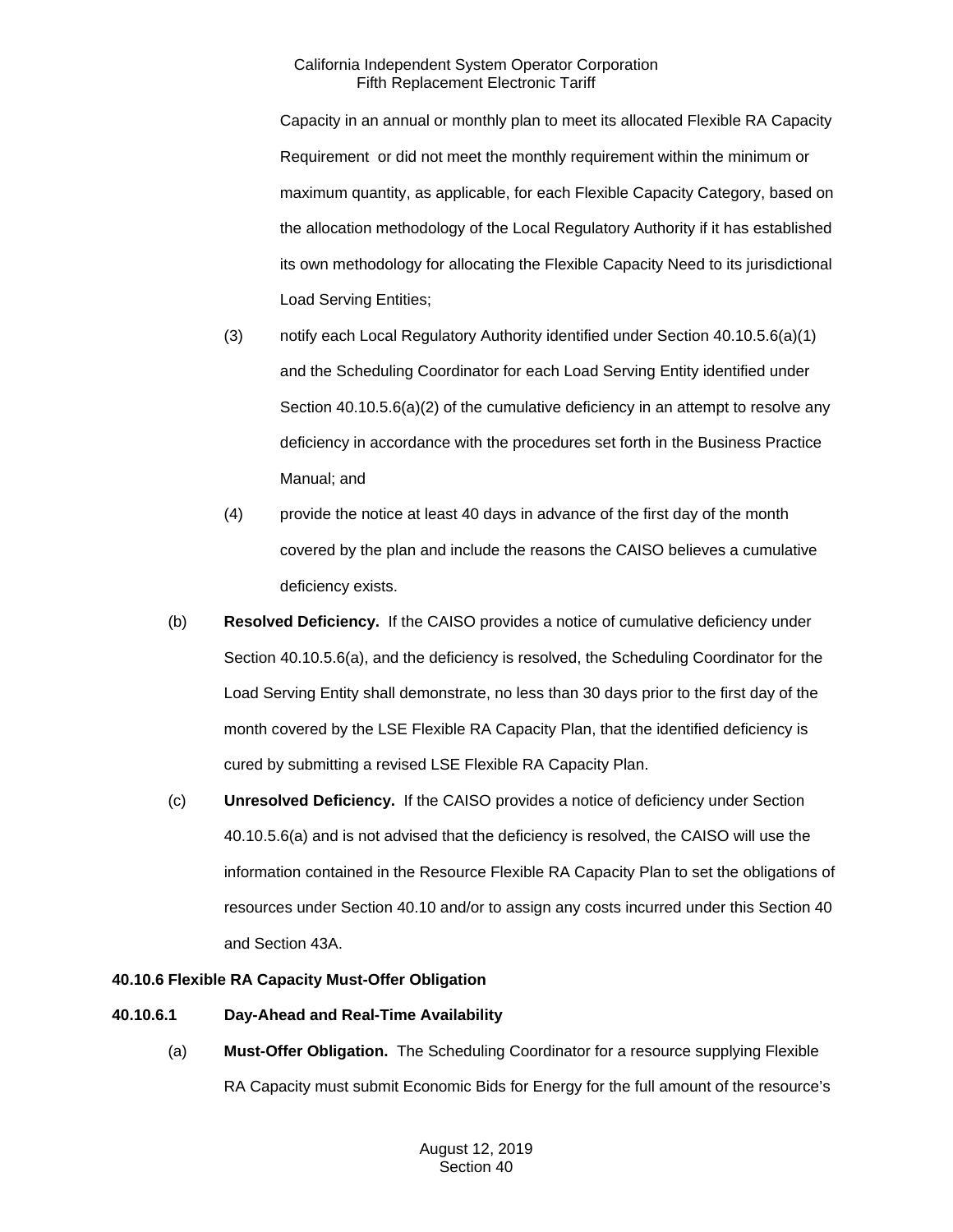Capacity in an annual or monthly plan to meet its allocated Flexible RA Capacity Requirement or did not meet the monthly requirement within the minimum or maximum quantity, as applicable, for each Flexible Capacity Category, based on the allocation methodology of the Local Regulatory Authority if it has established its own methodology for allocating the Flexible Capacity Need to its jurisdictional Load Serving Entities;

(3) notify each Local Regulatory Authority identified under Section 40.10.5.6(a)(1) and the Scheduling Coordinator for each Load Serving Entity identified under Section 40.10.5.6(a)(2) of the cumulative deficiency in an attempt to resolve any deficiency in accordance with the procedures set forth in the Business Practice Manual; and

(4) provide the notice at least 40 days in advance of the first day of the month covered by the plan and include the reasons the CAISO believes a cumulative deficiency exists.

(b) **Resolved Deficiency.** If the CAISO provides a notice of cumulative deficiency under Section 40.10.5.6(a), and the deficiency is resolved, the Scheduling Coordinator for the Load Serving Entity shall demonstrate, no less than 30 days prior to the first day of the month covered by the LSE Flexible RA Capacity Plan, that the identified deficiency is cured by submitting a revised LSE Flexible RA Capacity Plan.

(c) **Unresolved Deficiency.** If the CAISO provides a notice of deficiency under Section 40.10.5.6(a) and is not advised that the deficiency is resolved, the CAISO will use the information contained in the Resource Flexible RA Capacity Plan to set the obligations of resources under Section 40.10 and/or to assign any costs incurred under this Section 40 and Section 43A.

**40.10.6 Flexible RA Capacity Must-Offer Obligation**

**40.10.6.1 Day-Ahead and Real-Time Availability**

(a) **Must-Offer Obligation.** The Scheduling Coordinator for a resource supplying Flexible RA Capacity must submit Economic Bids for Energy for the full amount of the resource's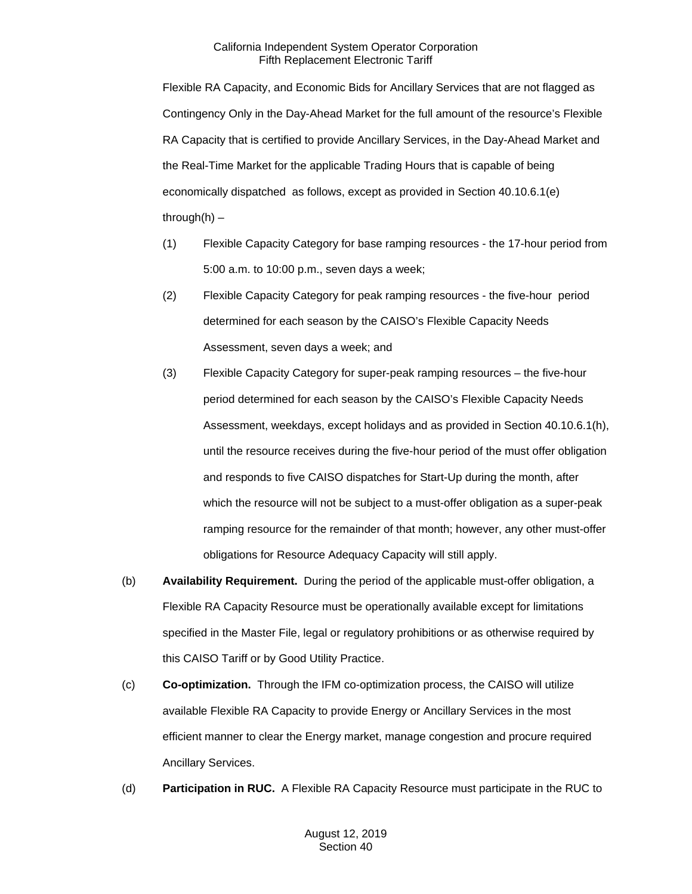Flexible RA Capacity, and Economic Bids for Ancillary Services that are not flagged as Contingency Only in the Day-Ahead Market for the full amount of the resource's Flexible RA Capacity that is certified to provide Ancillary Services, in the Day-Ahead Market and the Real-Time Market for the applicable Trading Hours that is capable of being economically dispatched as follows, except as provided in Section 40.10.6.1(e) through(h) –

(1) Flexible Capacity Category for base ramping resources - the 17-hour period from 5:00 a.m. to 10:00 p.m., seven days a week;

(2) Flexible Capacity Category for peak ramping resources - the five-hour period determined for each season by the CAISO's Flexible Capacity Needs Assessment, seven days a week; and

(3) Flexible Capacity Category for super-peak ramping resources – the five-hour period determined for each season by the CAISO's Flexible Capacity Needs Assessment, weekdays, except holidays and as provided in Section 40.10.6.1(h), until the resource receives during the five-hour period of the must offer obligation and responds to five CAISO dispatches for Start-Up during the month, after which the resource will not be subject to a must-offer obligation as a super-peak ramping resource for the remainder of that month; however, any other must-offer obligations for Resource Adequacy Capacity will still apply.

(b) **Availability Requirement.** During the period of the applicable must-offer obligation, a Flexible RA Capacity Resource must be operationally available except for limitations specified in the Master File, legal or regulatory prohibitions or as otherwise required by this CAISO Tariff or by Good Utility Practice.

(c) **Co-optimization.** Through the IFM co-optimization process, the CAISO will utilize available Flexible RA Capacity to provide Energy or Ancillary Services in the most efficient manner to clear the Energy market, manage congestion and procure required Ancillary Services.

(d) **Participation in RUC.** A Flexible RA Capacity Resource must participate in the RUC to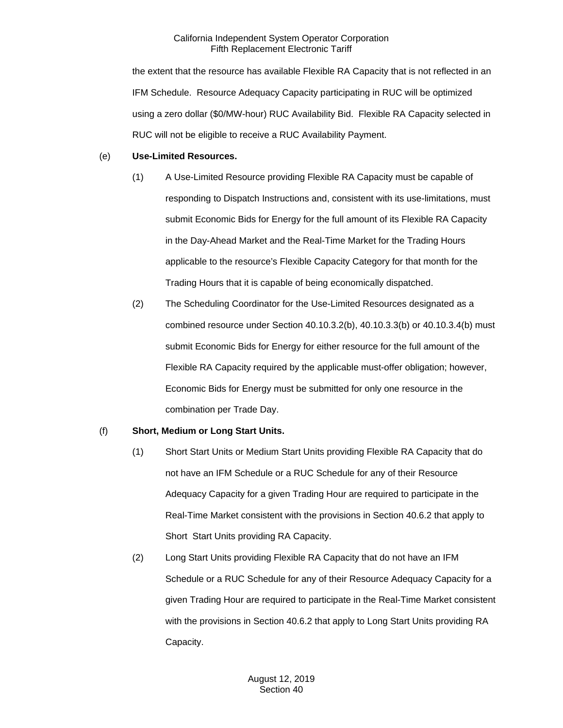the extent that the resource has available Flexible RA Capacity that is not reflected in an IFM Schedule. Resource Adequacy Capacity participating in RUC will be optimized using a zero dollar ($0/MW-hour) RUC Availability Bid. Flexible RA Capacity selected in RUC will not be eligible to receive a RUC Availability Payment.

(e) **Use-Limited Resources.**

(1) A Use-Limited Resource providing Flexible RA Capacity must be capable of responding to Dispatch Instructions and, consistent with its use-limitations, must submit Economic Bids for Energy for the full amount of its Flexible RA Capacity in the Day-Ahead Market and the Real-Time Market for the Trading Hours applicable to the resource's Flexible Capacity Category for that month for the Trading Hours that it is capable of being economically dispatched.

(2) The Scheduling Coordinator for the Use-Limited Resources designated as a combined resource under Section 40.10.3.2(b), 40.10.3.3(b) or 40.10.3.4(b) must submit Economic Bids for Energy for either resource for the full amount of the Flexible RA Capacity required by the applicable must-offer obligation; however, Economic Bids for Energy must be submitted for only one resource in the combination per Trade Day.

(f) **Short, Medium or Long Start Units.**

(1) Short Start Units or Medium Start Units providing Flexible RA Capacity that do not have an IFM Schedule or a RUC Schedule for any of their Resource Adequacy Capacity for a given Trading Hour are required to participate in the Real-Time Market consistent with the provisions in Section 40.6.2 that apply to Short Start Units providing RA Capacity.

(2) Long Start Units providing Flexible RA Capacity that do not have an IFM Schedule or a RUC Schedule for any of their Resource Adequacy Capacity for a given Trading Hour are required to participate in the Real-Time Market consistent with the provisions in Section 40.6.2 that apply to Long Start Units providing RA Capacity.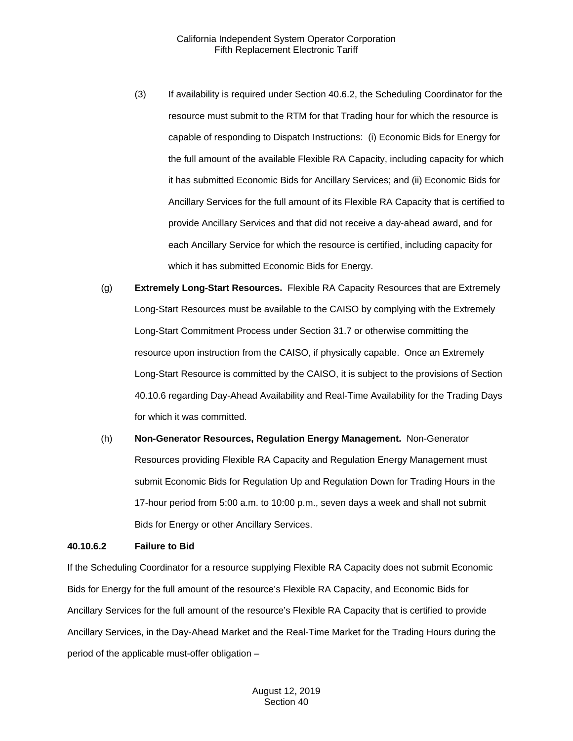(3) If availability is required under Section 40.6.2, the Scheduling Coordinator for the resource must submit to the RTM for that Trading hour for which the resource is capable of responding to Dispatch Instructions: (i) Economic Bids for Energy for the full amount of the available Flexible RA Capacity, including capacity for which it has submitted Economic Bids for Ancillary Services; and (ii) Economic Bids for Ancillary Services for the full amount of its Flexible RA Capacity that is certified to provide Ancillary Services and that did not receive a day-ahead award, and for each Ancillary Service for which the resource is certified, including capacity for which it has submitted Economic Bids for Energy.

(g) **Extremely Long-Start Resources.** Flexible RA Capacity Resources that are Extremely Long-Start Resources must be available to the CAISO by complying with the Extremely Long-Start Commitment Process under Section 31.7 or otherwise committing the resource upon instruction from the CAISO, if physically capable. Once an Extremely Long-Start Resource is committed by the CAISO, it is subject to the provisions of Section 40.10.6 regarding Day-Ahead Availability and Real-Time Availability for the Trading Days for which it was committed.

(h) **Non-Generator Resources, Regulation Energy Management.** Non-Generator Resources providing Flexible RA Capacity and Regulation Energy Management must submit Economic Bids for Regulation Up and Regulation Down for Trading Hours in the 17-hour period from 5:00 a.m. to 10:00 p.m., seven days a week and shall not submit Bids for Energy or other Ancillary Services.

**40.10.6.2 Failure to Bid**

If the Scheduling Coordinator for a resource supplying Flexible RA Capacity does not submit Economic Bids for Energy for the full amount of the resource's Flexible RA Capacity, and Economic Bids for Ancillary Services for the full amount of the resource's Flexible RA Capacity that is certified to provide Ancillary Services, in the Day-Ahead Market and the Real-Time Market for the Trading Hours during the period of the applicable must-offer obligation –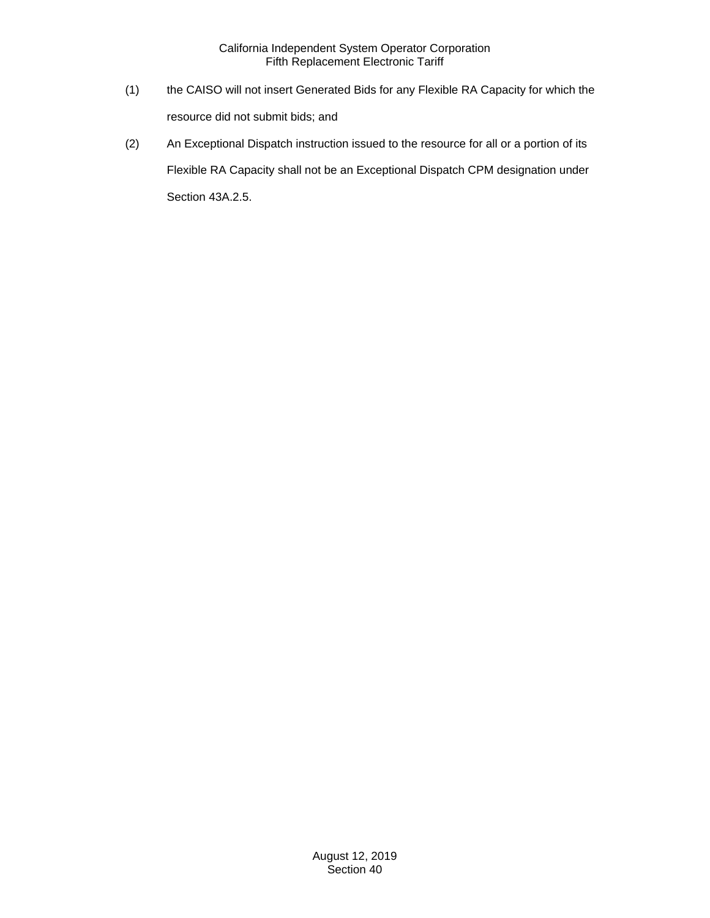(1) the CAISO will not insert Generated Bids for any Flexible RA Capacity for which the resource did not submit bids; and

(2) An Exceptional Dispatch instruction issued to the resource for all or a portion of its Flexible RA Capacity shall not be an Exceptional Dispatch CPM designation under Section 43A.2.5.